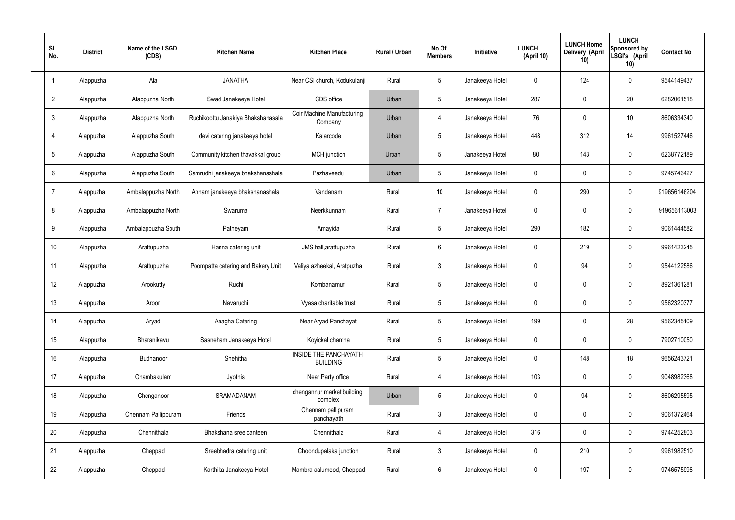| Sl. No. | District | Name of the LSGD (CDS) | Kitchen Name | Kitchen Place | Rural / Urban | No Of Members | Initiative | LUNCH (April 10) | LUNCH Home Delivery (April 10) | LUNCH Sponsored by LSGI's (April 10) | Contact No |
|---|---|---|---|---|---|---|---|---|---|---|---|
| 1 | Alappuzha | Ala | JANATHA | Near CSI church, Kodukulanji | Rural | 5 | Janakeeya Hotel | 0 | 124 | 0 | 9544149437 |
| 2 | Alappuzha | Alappuzha North | Swad Janakeeya Hotel | CDS office | Urban | 5 | Janakeeya Hotel | 287 | 0 | 20 | 6282061518 |
| 3 | Alappuzha | Alappuzha North | Ruchikoottu Janakiya Bhakshanasala | Coir Machine Manufacturing Company | Urban | 4 | Janakeeya Hotel | 76 | 0 | 10 | 8606334340 |
| 4 | Alappuzha | Alappuzha South | devi catering janakeeya hotel | Kalarcode | Urban | 5 | Janakeeya Hotel | 448 | 312 | 14 | 9961527446 |
| 5 | Alappuzha | Alappuzha South | Community kitchen thavakkal group | MCH junction | Urban | 5 | Janakeeya Hotel | 80 | 143 | 0 | 6238772189 |
| 6 | Alappuzha | Alappuzha South | Samrudhi janakeeya bhakshanashala | Pazhaveedu | Urban | 5 | Janakeeya Hotel | 0 | 0 | 0 | 9745746427 |
| 7 | Alappuzha | Ambalappuzha North | Annam janakeeya bhakshanashala | Vandanam | Rural | 10 | Janakeeya Hotel | 0 | 290 | 0 | 919656146204 |
| 8 | Alappuzha | Ambalappuzha North | Swaruma | Neerkkunnam | Rural | 7 | Janakeeya Hotel | 0 | 0 | 0 | 919656113003 |
| 9 | Alappuzha | Ambalappuzha South | Patheyam | Amayida | Rural | 5 | Janakeeya Hotel | 290 | 182 | 0 | 9061444582 |
| 10 | Alappuzha | Arattupuzha | Hanna catering unit | JMS hall,arattupuzha | Rural | 6 | Janakeeya Hotel | 0 | 219 | 0 | 9961423245 |
| 11 | Alappuzha | Arattupuzha | Poompatta catering and Bakery Unit | Valiya azheekal, Aratpuzha | Rural | 3 | Janakeeya Hotel | 0 | 94 | 0 | 9544122586 |
| 12 | Alappuzha | Arookutty | Ruchi | Kombanamuri | Rural | 5 | Janakeeya Hotel | 0 | 0 | 0 | 8921361281 |
| 13 | Alappuzha | Aroor | Navaruchi | Vyasa charitable trust | Rural | 5 | Janakeeya Hotel | 0 | 0 | 0 | 9562320377 |
| 14 | Alappuzha | Aryad | Anagha Catering | Near Aryad Panchayat | Rural | 5 | Janakeeya Hotel | 199 | 0 | 28 | 9562345109 |
| 15 | Alappuzha | Bharanikavu | Sasneham Janakeeya Hotel | Koyickal chantha | Rural | 5 | Janakeeya Hotel | 0 | 0 | 0 | 7902710050 |
| 16 | Alappuzha | Budhanoor | Snehitha | INSIDE THE PANCHAYATH BUILDING | Rural | 5 | Janakeeya Hotel | 0 | 148 | 18 | 9656243721 |
| 17 | Alappuzha | Chambakulam | Jyothis | Near Party office | Rural | 4 | Janakeeya Hotel | 103 | 0 | 0 | 9048982368 |
| 18 | Alappuzha | Chenganoor | SRAMADANAM | chengannur market building complex | Urban | 5 | Janakeeya Hotel | 0 | 94 | 0 | 8606295595 |
| 19 | Alappuzha | Chennam Pallippuram | Friends | Chennam pallipuram panchayath | Rural | 3 | Janakeeya Hotel | 0 | 0 | 0 | 9061372464 |
| 20 | Alappuzha | Chennithala | Bhakshana sree canteen | Chennithala | Rural | 4 | Janakeeya Hotel | 316 | 0 | 0 | 9744252803 |
| 21 | Alappuzha | Cheppad | Sreebhadra catering unit | Choondupalaka junction | Rural | 3 | Janakeeya Hotel | 0 | 210 | 0 | 9961982510 |
| 22 | Alappuzha | Cheppad | Karthika Janakeeya Hotel | Mambra aalumood, Cheppad | Rural | 6 | Janakeeya Hotel | 0 | 197 | 0 | 9746575998 |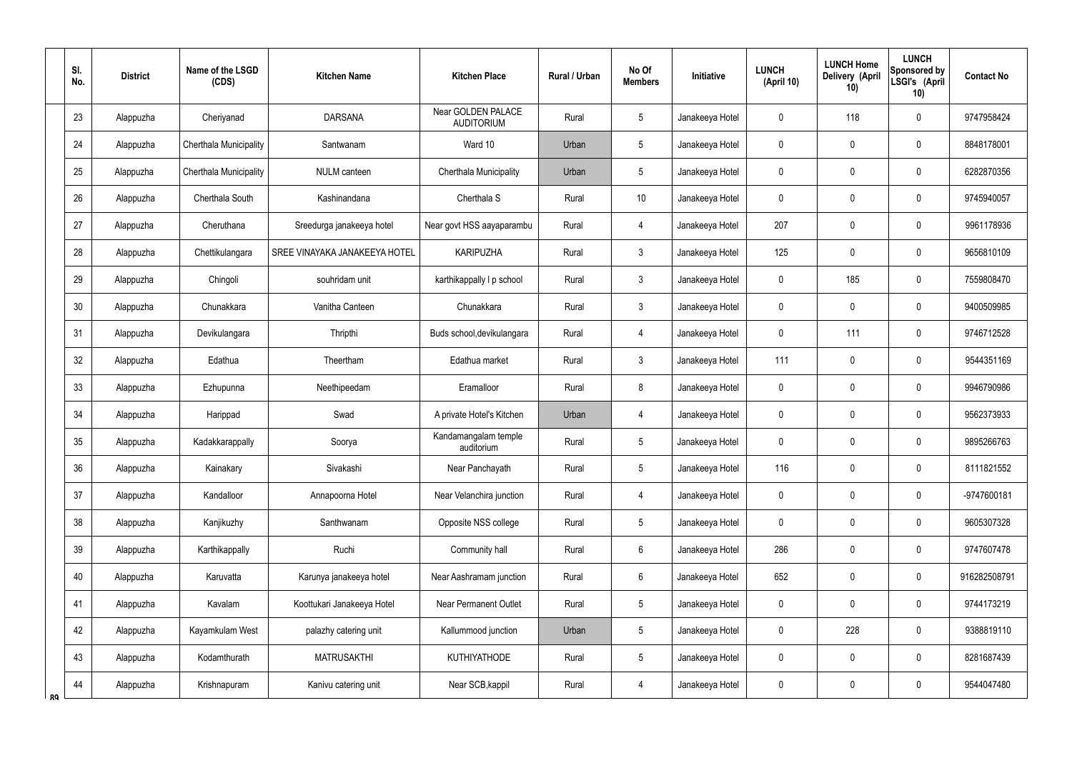| Sl. No. | District | Name of the LSGD (CDS) | Kitchen Name | Kitchen Place | Rural / Urban | No Of Members | Initiative | LUNCH (April 10) | LUNCH Home Delivery (April 10) | LUNCH Sponsored by LSGI's (April 10) | Contact No |
|---|---|---|---|---|---|---|---|---|---|---|---|
| 23 | Alappuzha | Cheriyanad | DARSANA | Near GOLDEN PALACE AUDITORIUM | Rural | 5 | Janakeeya Hotel | 0 | 118 | 0 | 9747958424 |
| 24 | Alappuzha | Cherthala Municipality | Santwanam | Ward 10 | Urban | 5 | Janakeeya Hotel | 0 | 0 | 0 | 8848178001 |
| 25 | Alappuzha | Cherthala Municipality | NULM canteen | Cherthala Municipality | Urban | 5 | Janakeeya Hotel | 0 | 0 | 0 | 6282870356 |
| 26 | Alappuzha | Cherthala South | Kashinandana | Cherthala S | Rural | 10 | Janakeeya Hotel | 0 | 0 | 0 | 9745940057 |
| 27 | Alappuzha | Cheruthana | Sreedurga janakeeya hotel | Near govt HSS aayaparambu | Rural | 4 | Janakeeya Hotel | 207 | 0 | 0 | 9961178936 |
| 28 | Alappuzha | Chettikulangara | SREE VINAYAKA JANAKEEYA HOTEL | KARIPUZHA | Rural | 3 | Janakeeya Hotel | 125 | 0 | 0 | 9656810109 |
| 29 | Alappuzha | Chingoli | souhridam unit | karthikappally l p school | Rural | 3 | Janakeeya Hotel | 0 | 185 | 0 | 7559808470 |
| 30 | Alappuzha | Chunakkara | Vanitha Canteen | Chunakkara | Rural | 3 | Janakeeya Hotel | 0 | 0 | 0 | 9400509985 |
| 31 | Alappuzha | Devikulangara | Thripthi | Buds school,devikulangara | Rural | 4 | Janakeeya Hotel | 0 | 111 | 0 | 9746712528 |
| 32 | Alappuzha | Edathua | Theertham | Edathua market | Rural | 3 | Janakeeya Hotel | 111 | 0 | 0 | 9544351169 |
| 33 | Alappuzha | Ezhupunna | Neethipeedam | Eramalloor | Rural | 8 | Janakeeya Hotel | 0 | 0 | 0 | 9946790986 |
| 34 | Alappuzha | Harippad | Swad | A private Hotel's Kitchen | Urban | 4 | Janakeeya Hotel | 0 | 0 | 0 | 9562373933 |
| 35 | Alappuzha | Kadakkarappally | Soorya | Kandamangalam temple auditorium | Rural | 5 | Janakeeya Hotel | 0 | 0 | 0 | 9895266763 |
| 36 | Alappuzha | Kainakary | Sivakashi | Near Panchayath | Rural | 5 | Janakeeya Hotel | 116 | 0 | 0 | 8111821552 |
| 37 | Alappuzha | Kandalloor | Annapoorna Hotel | Near Velanchira junction | Rural | 4 | Janakeeya Hotel | 0 | 0 | 0 | -9747600181 |
| 38 | Alappuzha | Kanjikuzhy | Santhwanam | Opposite NSS college | Rural | 5 | Janakeeya Hotel | 0 | 0 | 0 | 9605307328 |
| 39 | Alappuzha | Karthikappally | Ruchi | Community hall | Rural | 6 | Janakeeya Hotel | 286 | 0 | 0 | 9747607478 |
| 40 | Alappuzha | Karuvatta | Karunya janakeeya hotel | Near Aashramam junction | Rural | 6 | Janakeeya Hotel | 652 | 0 | 0 | 916282508791 |
| 41 | Alappuzha | Kavalam | Koottukari Janakeeya Hotel | Near Permanent Outlet | Rural | 5 | Janakeeya Hotel | 0 | 0 | 0 | 9744173219 |
| 42 | Alappuzha | Kayamkulam West | palazhy catering unit | Kallummood junction | Urban | 5 | Janakeeya Hotel | 0 | 228 | 0 | 9388819110 |
| 43 | Alappuzha | Kodamthurath | MATRUSAKTHI | KUTHIYATHODE | Rural | 5 | Janakeeya Hotel | 0 | 0 | 0 | 8281687439 |
| 44 | Alappuzha | Krishnapuram | Kanivu catering unit | Near SCB,kappil | Rural | 4 | Janakeeya Hotel | 0 | 0 | 0 | 9544047480 |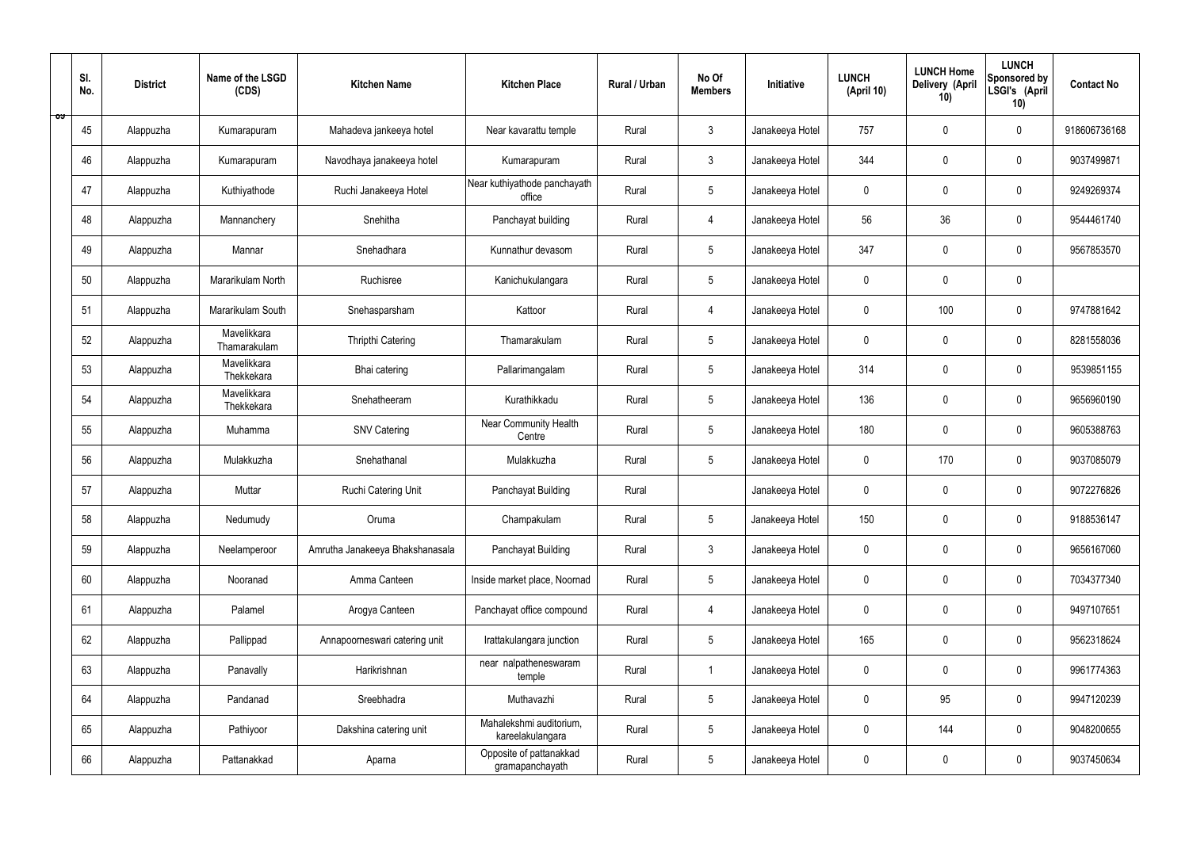| Sl. No. | District | Name of the LSGD (CDS) | Kitchen Name | Kitchen Place | Rural / Urban | No Of Members | Initiative | LUNCH (April 10) | LUNCH Home Delivery (April 10) | LUNCH Sponsored by LSGI's (April 10) | Contact No |
|---|---|---|---|---|---|---|---|---|---|---|---|
| 45 | Alappuzha | Kumarapuram | Mahadeva jankeeya hotel | Near kavarattu temple | Rural | 3 | Janakeeya Hotel | 757 | 0 | 0 | 918606736168 |
| 46 | Alappuzha | Kumarapuram | Navodhaya janakeeya hotel | Kumarapuram | Rural | 3 | Janakeeya Hotel | 344 | 0 | 0 | 9037499871 |
| 47 | Alappuzha | Kuthiyathode | Ruchi Janakeeya Hotel | Near kuthiyathode panchayath office | Rural | 5 | Janakeeya Hotel | 0 | 0 | 0 | 9249269374 |
| 48 | Alappuzha | Mannanchery | Snehitha | Panchayat building | Rural | 4 | Janakeeya Hotel | 56 | 36 | 0 | 9544461740 |
| 49 | Alappuzha | Mannar | Snehadhara | Kunnathur devasom | Rural | 5 | Janakeeya Hotel | 347 | 0 | 0 | 9567853570 |
| 50 | Alappuzha | Mararikulam North | Ruchisree | Kanichukulangara | Rural | 5 | Janakeeya Hotel | 0 | 0 | 0 | |
| 51 | Alappuzha | Mararikulam South | Snehasparsham | Kattoor | Rural | 4 | Janakeeya Hotel | 0 | 100 | 0 | 9747881642 |
| 52 | Alappuzha | Mavelikkara Thamarakulam | Thripthi Catering | Thamarakulam | Rural | 5 | Janakeeya Hotel | 0 | 0 | 0 | 8281558036 |
| 53 | Alappuzha | Mavelikkara Thekkekara | Bhai catering | Pallarimangalam | Rural | 5 | Janakeeya Hotel | 314 | 0 | 0 | 9539851155 |
| 54 | Alappuzha | Mavelikkara Thekkekara | Snehatheeram | Kurathikkadu | Rural | 5 | Janakeeya Hotel | 136 | 0 | 0 | 9656960190 |
| 55 | Alappuzha | Muhamma | SNV Catering | Near Community Health Centre | Rural | 5 | Janakeeya Hotel | 180 | 0 | 0 | 9605388763 |
| 56 | Alappuzha | Mulakkuzha | Snehathanal | Mulakkuzha | Rural | 5 | Janakeeya Hotel | 0 | 170 | 0 | 9037085079 |
| 57 | Alappuzha | Muttar | Ruchi Catering Unit | Panchayat Building | Rural | | Janakeeya Hotel | 0 | 0 | 0 | 9072276826 |
| 58 | Alappuzha | Nedumudy | Oruma | Champakulam | Rural | 5 | Janakeeya Hotel | 150 | 0 | 0 | 9188536147 |
| 59 | Alappuzha | Neelamperoor | Amrutha Janakeeya Bhakshanasala | Panchayat Building | Rural | 3 | Janakeeya Hotel | 0 | 0 | 0 | 9656167060 |
| 60 | Alappuzha | Nooranad | Amma Canteen | Inside market place, Noornad | Rural | 5 | Janakeeya Hotel | 0 | 0 | 0 | 7034377340 |
| 61 | Alappuzha | Palamel | Arogya Canteen | Panchayat office compound | Rural | 4 | Janakeeya Hotel | 0 | 0 | 0 | 9497107651 |
| 62 | Alappuzha | Pallippad | Annapoorneswari catering unit | Irattakulangara junction | Rural | 5 | Janakeeya Hotel | 165 | 0 | 0 | 9562318624 |
| 63 | Alappuzha | Panavally | Harikrishnan | near nalpatheneswaram temple | Rural | 1 | Janakeeya Hotel | 0 | 0 | 0 | 9961774363 |
| 64 | Alappuzha | Pandanad | Sreebhadra | Muthavazhi | Rural | 5 | Janakeeya Hotel | 0 | 95 | 0 | 9947120239 |
| 65 | Alappuzha | Pathiyoor | Dakshina catering unit | Mahalekshmi auditorium, kareelakulangara | Rural | 5 | Janakeeya Hotel | 0 | 144 | 0 | 9048200655 |
| 66 | Alappuzha | Pattanakkad | Aparna | Opposite of pattanakkad gramapanchayath | Rural | 5 | Janakeeya Hotel | 0 | 0 | 0 | 9037450634 |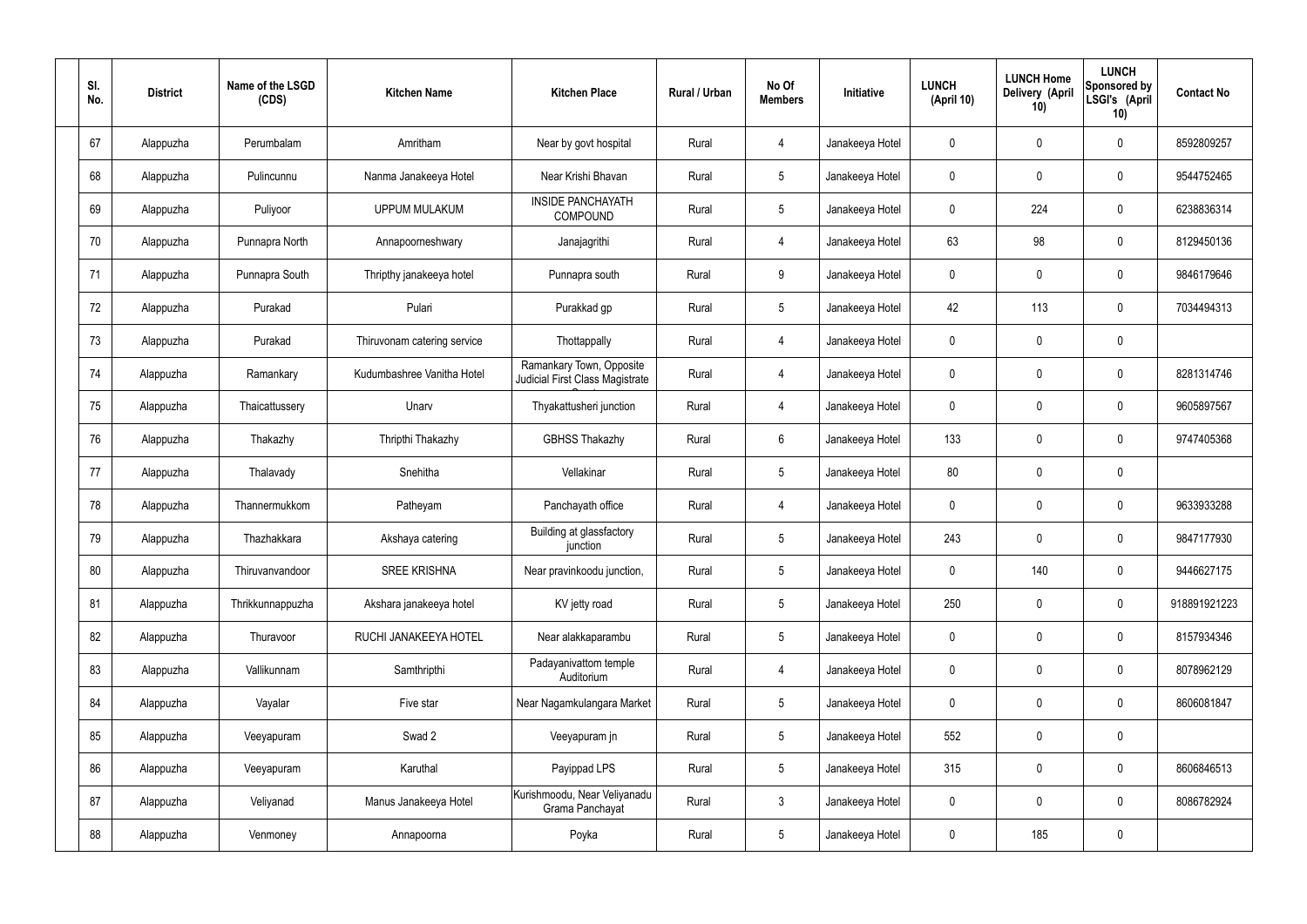| Sl. No. | District | Name of the LSGD (CDS) | Kitchen Name | Kitchen Place | Rural / Urban | No Of Members | Initiative | LUNCH (April 10) | LUNCH Home Delivery (April 10) | LUNCH Sponsored by LSGI's (April 10) | Contact No |
|---|---|---|---|---|---|---|---|---|---|---|---|
| 67 | Alappuzha | Perumbalam | Amritham | Near by govt hospital | Rural | 4 | Janakeeya Hotel | 0 | 0 | 0 | 8592809257 |
| 68 | Alappuzha | Pulincunnu | Nanma Janakeeya Hotel | Near Krishi Bhavan | Rural | 5 | Janakeeya Hotel | 0 | 0 | 0 | 9544752465 |
| 69 | Alappuzha | Puliyoor | UPPUM MULAKUM | INSIDE PANCHAYATH COMPOUND | Rural | 5 | Janakeeya Hotel | 0 | 224 | 0 | 6238836314 |
| 70 | Alappuzha | Punnapra North | Annapoorneshwary | Janajagrithi | Rural | 4 | Janakeeya Hotel | 63 | 98 | 0 | 8129450136 |
| 71 | Alappuzha | Punnapra South | Thripthy janakeeya hotel | Punnapra south | Rural | 9 | Janakeeya Hotel | 0 | 0 | 0 | 9846179646 |
| 72 | Alappuzha | Purakad | Pulari | Purakkad gp | Rural | 5 | Janakeeya Hotel | 42 | 113 | 0 | 7034494313 |
| 73 | Alappuzha | Purakad | Thiruvonam catering service | Thottappally | Rural | 4 | Janakeeya Hotel | 0 | 0 | 0 | |
| 74 | Alappuzha | Ramankary | Kudumbashree Vanitha Hotel | Ramankary Town, Opposite Judicial First Class Magistrate C | Rural | 4 | Janakeeya Hotel | 0 | 0 | 0 | 8281314746 |
| 75 | Alappuzha | Thaicattussery | Unarv | Thyakattusheri junction | Rural | 4 | Janakeeya Hotel | 0 | 0 | 0 | 9605897567 |
| 76 | Alappuzha | Thakazhy | Thripthi Thakazhy | GBHSS Thakazhy | Rural | 6 | Janakeeya Hotel | 133 | 0 | 0 | 9747405368 |
| 77 | Alappuzha | Thalavady | Snehitha | Vellakinar | Rural | 5 | Janakeeya Hotel | 80 | 0 | 0 | |
| 78 | Alappuzha | Thannermukkom | Patheyam | Panchayath office | Rural | 4 | Janakeeya Hotel | 0 | 0 | 0 | 9633933288 |
| 79 | Alappuzha | Thazhakkara | Akshaya catering | Building at glassfactory junction | Rural | 5 | Janakeeya Hotel | 243 | 0 | 0 | 9847177930 |
| 80 | Alappuzha | Thiruvanvandoor | SREE KRISHNA | Near pravinkoodu junction, | Rural | 5 | Janakeeya Hotel | 0 | 140 | 0 | 9446627175 |
| 81 | Alappuzha | Thrikkunnappuzha | Akshara janakeeya hotel | KV jetty road | Rural | 5 | Janakeeya Hotel | 250 | 0 | 0 | 918891921223 |
| 82 | Alappuzha | Thuravoor | RUCHI JANAKEEYA HOTEL | Near alakkaparambu | Rural | 5 | Janakeeya Hotel | 0 | 0 | 0 | 8157934346 |
| 83 | Alappuzha | Vallikunnam | Samthripthi | Padayanivattom temple Auditorium | Rural | 4 | Janakeeya Hotel | 0 | 0 | 0 | 8078962129 |
| 84 | Alappuzha | Vayalar | Five star | Near Nagamkulangara Market | Rural | 5 | Janakeeya Hotel | 0 | 0 | 0 | 8606081847 |
| 85 | Alappuzha | Veeyapuram | Swad 2 | Veeyapuram jn | Rural | 5 | Janakeeya Hotel | 552 | 0 | 0 | |
| 86 | Alappuzha | Veeyapuram | Karuthal | Payippad LPS | Rural | 5 | Janakeeya Hotel | 315 | 0 | 0 | 8606846513 |
| 87 | Alappuzha | Veliyanad | Manus Janakeeya Hotel | Kurishmoodu, Near Veliyanadu Grama Panchayat | Rural | 3 | Janakeeya Hotel | 0 | 0 | 0 | 8086782924 |
| 88 | Alappuzha | Venmoney | Annapoorna | Poyka | Rural | 5 | Janakeeya Hotel | 0 | 185 | 0 | |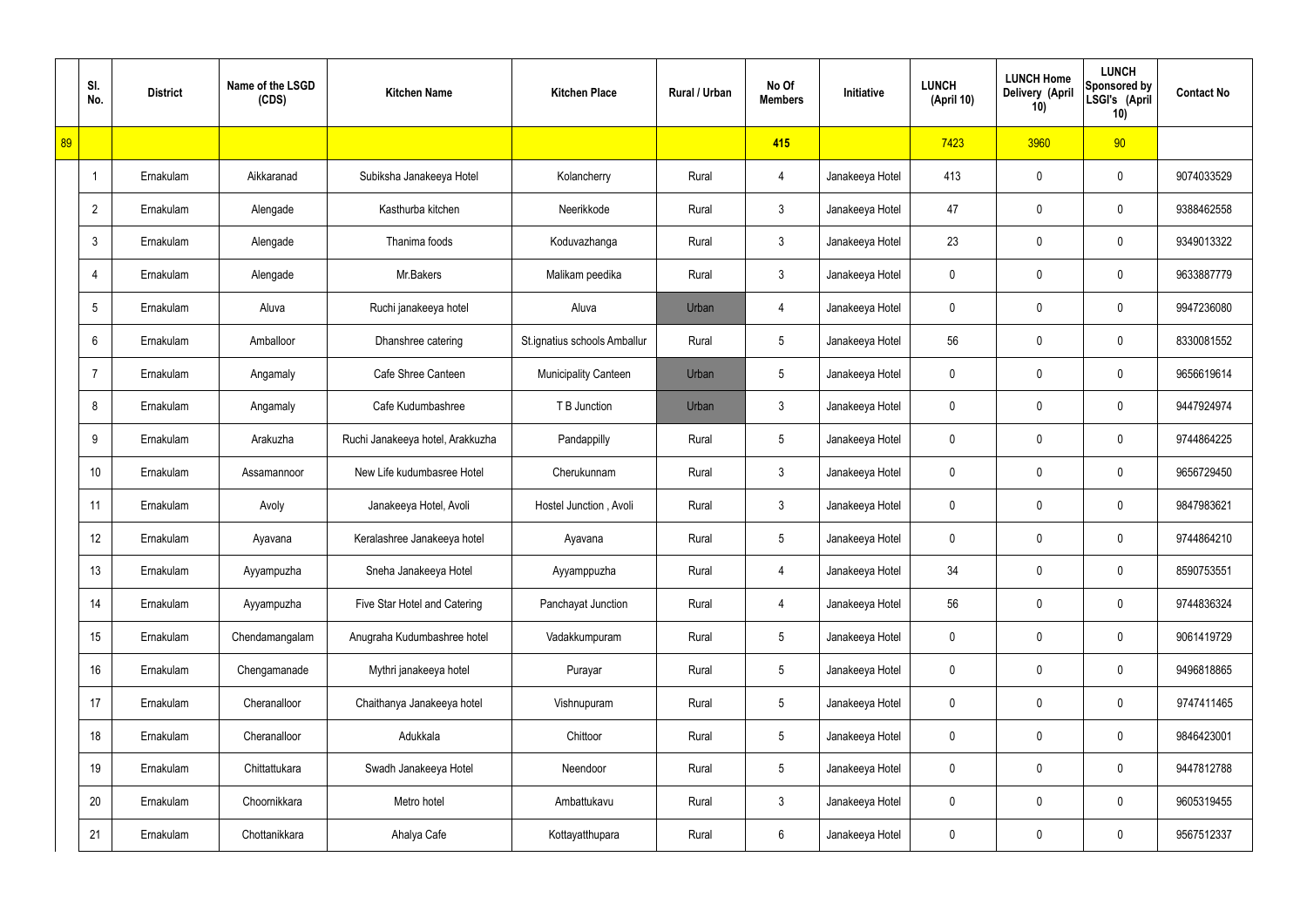|  | Sl. No. | District | Name of the LSGD (CDS) | Kitchen Name | Kitchen Place | Rural / Urban | No Of Members | Initiative | LUNCH (April 10) | LUNCH Home Delivery (April 10) | LUNCH Sponsored by LSGI's (April 10) | Contact No |
|---|---|---|---|---|---|---|---|---|---|---|---|---|
| 89 |  |  |  |  |  |  | 415 |  | 7423 | 3960 | 90 |  |
|  | 1 | Ernakulam | Aikkaranad | Subiksha Janakeeya Hotel | Kolancherry | Rural | 4 | Janakeeya Hotel | 413 | 0 | 0 | 9074033529 |
|  | 2 | Ernakulam | Alengade | Kasthurba kitchen | Neerikkode | Rural | 3 | Janakeeya Hotel | 47 | 0 | 0 | 9388462558 |
|  | 3 | Ernakulam | Alengade | Thanima foods | Koduvazhanga | Rural | 3 | Janakeeya Hotel | 23 | 0 | 0 | 9349013322 |
|  | 4 | Ernakulam | Alengade | Mr.Bakers | Malikam peedika | Rural | 3 | Janakeeya Hotel | 0 | 0 | 0 | 9633887779 |
|  | 5 | Ernakulam | Aluva | Ruchi janakeeya hotel | Aluva | Urban | 4 | Janakeeya Hotel | 0 | 0 | 0 | 9947236080 |
|  | 6 | Ernakulam | Amballoor | Dhanshree catering | St.ignatius schools Amballur | Rural | 5 | Janakeeya Hotel | 56 | 0 | 0 | 8330081552 |
|  | 7 | Ernakulam | Angamaly | Cafe Shree Canteen | Municipality Canteen | Urban | 5 | Janakeeya Hotel | 0 | 0 | 0 | 9656619614 |
|  | 8 | Ernakulam | Angamaly | Cafe Kudumbashree | T B Junction | Urban | 3 | Janakeeya Hotel | 0 | 0 | 0 | 9447924974 |
|  | 9 | Ernakulam | Arakuzha | Ruchi Janakeeya hotel, Arakkuzha | Pandappilly | Rural | 5 | Janakeeya Hotel | 0 | 0 | 0 | 9744864225 |
|  | 10 | Ernakulam | Assamannoor | New Life kudumbasree Hotel | Cherukunnam | Rural | 3 | Janakeeya Hotel | 0 | 0 | 0 | 9656729450 |
|  | 11 | Ernakulam | Avoly | Janakeeya Hotel, Avoli | Hostel Junction , Avoli | Rural | 3 | Janakeeya Hotel | 0 | 0 | 0 | 9847983621 |
|  | 12 | Ernakulam | Ayavana | Keralashree Janakeeya hotel | Ayavana | Rural | 5 | Janakeeya Hotel | 0 | 0 | 0 | 9744864210 |
|  | 13 | Ernakulam | Ayyampuzha | Sneha Janakeeya Hotel | Ayyamppuzha | Rural | 4 | Janakeeya Hotel | 34 | 0 | 0 | 8590753551 |
|  | 14 | Ernakulam | Ayyampuzha | Five Star Hotel and Catering | Panchayat Junction | Rural | 4 | Janakeeya Hotel | 56 | 0 | 0 | 9744836324 |
|  | 15 | Ernakulam | Chendamangalam | Anugraha Kudumbashree hotel | Vadakkumpuram | Rural | 5 | Janakeeya Hotel | 0 | 0 | 0 | 9061419729 |
|  | 16 | Ernakulam | Chengamanade | Mythri janakeeya hotel | Purayar | Rural | 5 | Janakeeya Hotel | 0 | 0 | 0 | 9496818865 |
|  | 17 | Ernakulam | Cheranalloor | Chaithanya Janakeeya hotel | Vishnupuram | Rural | 5 | Janakeeya Hotel | 0 | 0 | 0 | 9747411465 |
|  | 18 | Ernakulam | Cheranalloor | Adukkala | Chittoor | Rural | 5 | Janakeeya Hotel | 0 | 0 | 0 | 9846423001 |
|  | 19 | Ernakulam | Chittattukara | Swadh Janakeeya Hotel | Neendoor | Rural | 5 | Janakeeya Hotel | 0 | 0 | 0 | 9447812788 |
|  | 20 | Ernakulam | Choornikkara | Metro hotel | Ambattukavu | Rural | 3 | Janakeeya Hotel | 0 | 0 | 0 | 9605319455 |
|  | 21 | Ernakulam | Chottanikkara | Ahalya Cafe | Kottayatthupara | Rural | 6 | Janakeeya Hotel | 0 | 0 | 0 | 9567512337 |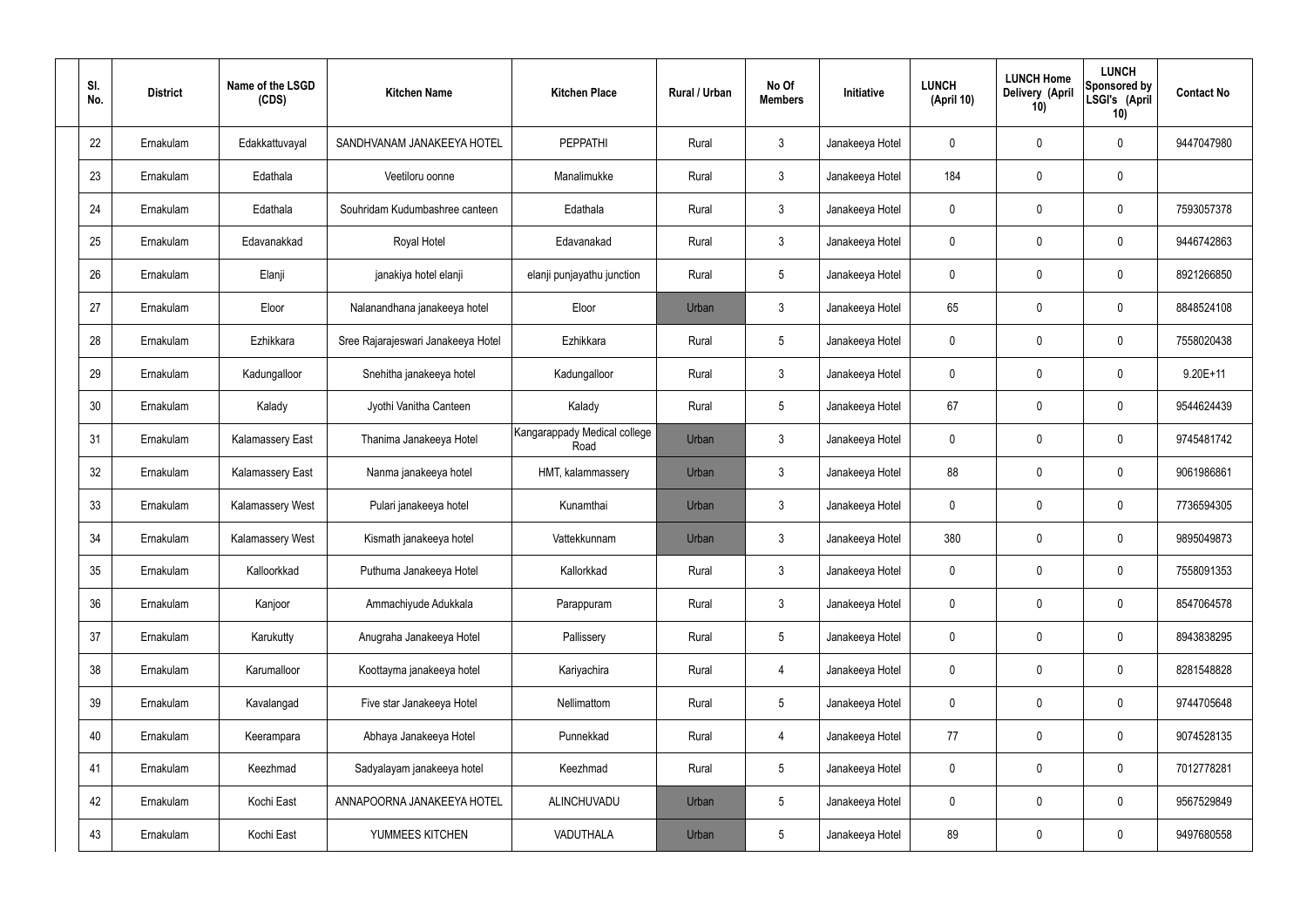| Sl. No. | District | Name of the LSGD (CDS) | Kitchen Name | Kitchen Place | Rural / Urban | No Of Members | Initiative | LUNCH (April 10) | LUNCH Home Delivery (April 10) | LUNCH Sponsored by LSGI's (April 10) | Contact No |
|---|---|---|---|---|---|---|---|---|---|---|---|
| 22 | Ernakulam | Edakkattuvayal | SANDHVANAM JANAKEEYA HOTEL | PEPPATHI | Rural | 3 | Janakeeya Hotel | 0 | 0 | 0 | 9447047980 |
| 23 | Ernakulam | Edathala | Veetiloru oonne | Manalimukke | Rural | 3 | Janakeeya Hotel | 184 | 0 | 0 | |
| 24 | Ernakulam | Edathala | Souhridam Kudumbashree canteen | Edathala | Rural | 3 | Janakeeya Hotel | 0 | 0 | 0 | 7593057378 |
| 25 | Ernakulam | Edavanakkad | Royal Hotel | Edavanakad | Rural | 3 | Janakeeya Hotel | 0 | 0 | 0 | 9446742863 |
| 26 | Ernakulam | Elanji | janakiya hotel elanji | elanji punjayathu junction | Rural | 5 | Janakeeya Hotel | 0 | 0 | 0 | 8921266850 |
| 27 | Ernakulam | Eloor | Nalanandhana janakeeya hotel | Eloor | Urban | 3 | Janakeeya Hotel | 65 | 0 | 0 | 8848524108 |
| 28 | Ernakulam | Ezhikkara | Sree Rajarajeswari Janakeeya Hotel | Ezhikkara | Rural | 5 | Janakeeya Hotel | 0 | 0 | 0 | 7558020438 |
| 29 | Ernakulam | Kadungalloor | Snehitha janakeeya hotel | Kadungalloor | Rural | 3 | Janakeeya Hotel | 0 | 0 | 0 | 9.20E+11 |
| 30 | Ernakulam | Kalady | Jyothi Vanitha Canteen | Kalady | Rural | 5 | Janakeeya Hotel | 67 | 0 | 0 | 9544624439 |
| 31 | Ernakulam | Kalamassery East | Thanima Janakeeya Hotel | Kangarappady Medical college Road | Urban | 3 | Janakeeya Hotel | 0 | 0 | 0 | 9745481742 |
| 32 | Ernakulam | Kalamassery East | Nanma janakeeya hotel | HMT, kalammassery | Urban | 3 | Janakeeya Hotel | 88 | 0 | 0 | 9061986861 |
| 33 | Ernakulam | Kalamassery West | Pulari janakeeya hotel | Kunamthai | Urban | 3 | Janakeeya Hotel | 0 | 0 | 0 | 7736594305 |
| 34 | Ernakulam | Kalamassery West | Kismath janakeeya hotel | Vattekkunnam | Urban | 3 | Janakeeya Hotel | 380 | 0 | 0 | 9895049873 |
| 35 | Ernakulam | Kalloorkkad | Puthuma Janakeeya Hotel | Kallorkkad | Rural | 3 | Janakeeya Hotel | 0 | 0 | 0 | 7558091353 |
| 36 | Ernakulam | Kanjoor | Ammachiyude Adukkala | Parappuram | Rural | 3 | Janakeeya Hotel | 0 | 0 | 0 | 8547064578 |
| 37 | Ernakulam | Karukutty | Anugraha Janakeeya Hotel | Pallissery | Rural | 5 | Janakeeya Hotel | 0 | 0 | 0 | 8943838295 |
| 38 | Ernakulam | Karumalloor | Koottayma janakeeya hotel | Kariyachira | Rural | 4 | Janakeeya Hotel | 0 | 0 | 0 | 8281548828 |
| 39 | Ernakulam | Kavalangad | Five star Janakeeya Hotel | Nellimattom | Rural | 5 | Janakeeya Hotel | 0 | 0 | 0 | 9744705648 |
| 40 | Ernakulam | Keerampara | Abhaya Janakeeya Hotel | Punnekkad | Rural | 4 | Janakeeya Hotel | 77 | 0 | 0 | 9074528135 |
| 41 | Ernakulam | Keezhmad | Sadyalayam janakeeya hotel | Keezhmad | Rural | 5 | Janakeeya Hotel | 0 | 0 | 0 | 7012778281 |
| 42 | Ernakulam | Kochi East | ANNAPOORNA JANAKEEYA HOTEL | ALINCHUVADU | Urban | 5 | Janakeeya Hotel | 0 | 0 | 0 | 9567529849 |
| 43 | Ernakulam | Kochi East | YUMMEES KITCHEN | VADUTHALA | Urban | 5 | Janakeeya Hotel | 89 | 0 | 0 | 9497680558 |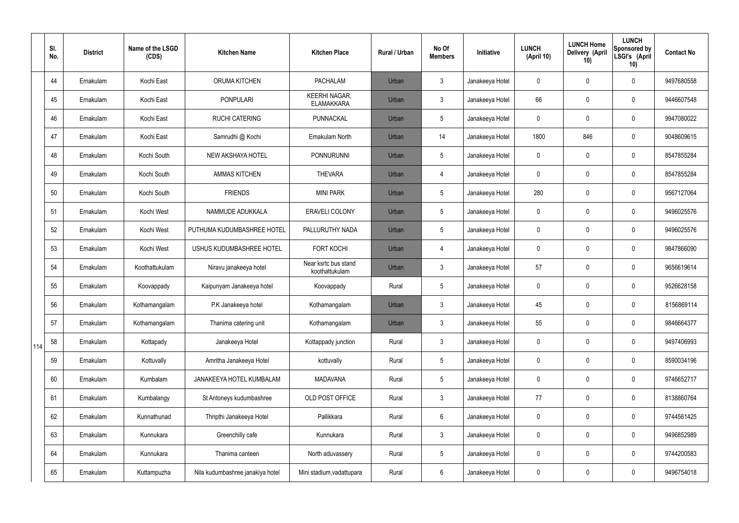|  | Sl. No. | District | Name of the LSGD (CDS) | Kitchen Name | Kitchen Place | Rural / Urban | No Of Members | Initiative | LUNCH (April 10) | LUNCH Home Delivery (April 10) | LUNCH Sponsored by LSGI's (April 10) | Contact No |
|---|---|---|---|---|---|---|---|---|---|---|---|---|
| 114 | 44 | Ernakulam | Kochi East | ORUMA KITCHEN | PACHALAM | Urban | 3 | Janakeeya Hotel | 0 | 0 | 0 | 9497680558 |
|  | 45 | Ernakulam | Kochi East | PONPULARI | KEERHI NAGAR, ELAMAKKARA | Urban | 3 | Janakeeya Hotel | 66 | 0 | 0 | 9446607548 |
|  | 46 | Ernakulam | Kochi East | RUCHI CATERING | PUNNACKAL | Urban | 5 | Janakeeya Hotel | 0 | 0 | 0 | 9947080022 |
|  | 47 | Ernakulam | Kochi East | Samrudhi @ Kochi | Ernakulam North | Urban | 14 | Janakeeya Hotel | 1800 | 846 | 0 | 9048609615 |
|  | 48 | Ernakulam | Kochi South | NEW AKSHAYA HOTEL | PONNURUNNI | Urban | 5 | Janakeeya Hotel | 0 | 0 | 0 | 8547855284 |
|  | 49 | Ernakulam | Kochi South | AMMAS KITCHEN | THEVARA | Urban | 4 | Janakeeya Hotel | 0 | 0 | 0 | 8547855284 |
|  | 50 | Ernakulam | Kochi South | FRIENDS | MINI PARK | Urban | 5 | Janakeeya Hotel | 280 | 0 | 0 | 9567127064 |
|  | 51 | Ernakulam | Kochi West | NAMMUDE ADUKKALA | ERAVELI COLONY | Urban | 5 | Janakeeya Hotel | 0 | 0 | 0 | 9496025576 |
|  | 52 | Ernakulam | Kochi West | PUTHUMA KUDUMBASHREE HOTEL | PALLURUTHY NADA | Urban | 5 | Janakeeya Hotel | 0 | 0 | 0 | 9496025576 |
|  | 53 | Ernakulam | Kochi West | USHUS KUDUMBASHREE HOTEL | FORT KOCHI | Urban | 4 | Janakeeya Hotel | 0 | 0 | 0 | 9847866090 |
|  | 54 | Ernakulam | Koothattukulam | Niravu janakeeya hotel | Near ksrtc bus stand koothattukulam | Urban | 3 | Janakeeya Hotel | 57 | 0 | 0 | 9656619614 |
|  | 55 | Ernakulam | Koovappady | Kaipunyam Janakeeya hotel | Koovappady | Rural | 5 | Janakeeya Hotel | 0 | 0 | 0 | 9526628158 |
|  | 56 | Ernakulam | Kothamangalam | P.K Janakeeya hotel | Kothamangalam | Urban | 3 | Janakeeya Hotel | 45 | 0 | 0 | 8156869114 |
|  | 57 | Ernakulam | Kothamangalam | Thanima catering unit | Kothamangalam | Urban | 3 | Janakeeya Hotel | 55 | 0 | 0 | 9846664377 |
|  | 58 | Ernakulam | Kottapady | Janakeeya Hotel | Kottappady junction | Rural | 3 | Janakeeya Hotel | 0 | 0 | 0 | 9497406993 |
|  | 59 | Ernakulam | Kottuvally | Amritha Janakeeya Hotel | kottuvally | Rural | 5 | Janakeeya Hotel | 0 | 0 | 0 | 8590034196 |
|  | 60 | Ernakulam | Kumbalam | JANAKEEYA HOTEL KUMBALAM | MADAVANA | Rural | 5 | Janakeeya Hotel | 0 | 0 | 0 | 9746652717 |
|  | 61 | Ernakulam | Kumbalangy | St Antoneys kudumbashree | OLD POST OFFICE | Rural | 3 | Janakeeya Hotel | 77 | 0 | 0 | 8138860764 |
|  | 62 | Ernakulam | Kunnathunad | Thripthi Janakeeya Hotel | Pallikkara | Rural | 6 | Janakeeya Hotel | 0 | 0 | 0 | 9744561425 |
|  | 63 | Ernakulam | Kunnukara | Greenchilly cafe | Kunnukara | Rural | 3 | Janakeeya Hotel | 0 | 0 | 0 | 9496852989 |
|  | 64 | Ernakulam | Kunnukara | Thanima canteen | North aduvassery | Rural | 5 | Janakeeya Hotel | 0 | 0 | 0 | 9744200583 |
|  | 65 | Ernakulam | Kuttampuzha | Nila kudumbashree janakiya hotel | Mini stadium,vadattupara | Rural | 6 | Janakeeya Hotel | 0 | 0 | 0 | 9496754018 |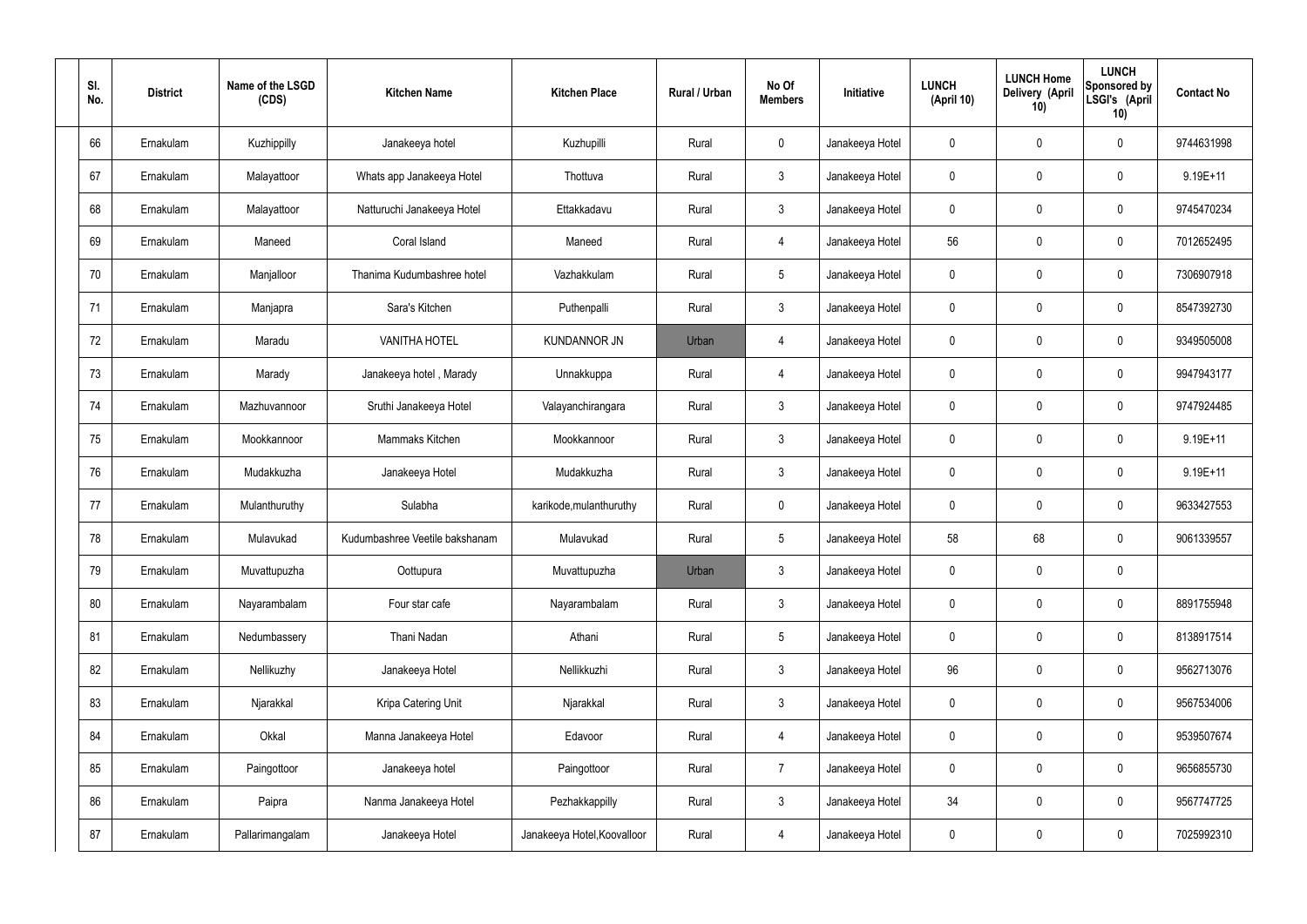| Sl. No. | District | Name of the LSGD (CDS) | Kitchen Name | Kitchen Place | Rural / Urban | No Of Members | Initiative | LUNCH (April 10) | LUNCH Home Delivery (April 10) | LUNCH Sponsored by LSGI's (April 10) | Contact No |
|---|---|---|---|---|---|---|---|---|---|---|---|
| 66 | Ernakulam | Kuzhippilly | Janakeeya hotel | Kuzhupilli | Rural | 0 | Janakeeya Hotel | 0 | 0 | 0 | 9744631998 |
| 67 | Ernakulam | Malayattoor | Whats app Janakeeya Hotel | Thottuva | Rural | 3 | Janakeeya Hotel | 0 | 0 | 0 | 9.19E+11 |
| 68 | Ernakulam | Malayattoor | Natturuchi Janakeeya Hotel | Ettakkadavu | Rural | 3 | Janakeeya Hotel | 0 | 0 | 0 | 9745470234 |
| 69 | Ernakulam | Maneed | Coral Island | Maneed | Rural | 4 | Janakeeya Hotel | 56 | 0 | 0 | 7012652495 |
| 70 | Ernakulam | Manjalloor | Thanima Kudumbashree hotel | Vazhakkulam | Rural | 5 | Janakeeya Hotel | 0 | 0 | 0 | 7306907918 |
| 71 | Ernakulam | Manjapra | Sara's Kitchen | Puthenpalli | Rural | 3 | Janakeeya Hotel | 0 | 0 | 0 | 8547392730 |
| 72 | Ernakulam | Maradu | VANITHA HOTEL | KUNDANNOR JN | Urban | 4 | Janakeeya Hotel | 0 | 0 | 0 | 9349505008 |
| 73 | Ernakulam | Marady | Janakeeya hotel , Marady | Unnakkuppa | Rural | 4 | Janakeeya Hotel | 0 | 0 | 0 | 9947943177 |
| 74 | Ernakulam | Mazhuvannoor | Sruthi Janakeeya Hotel | Valayanchirangara | Rural | 3 | Janakeeya Hotel | 0 | 0 | 0 | 9747924485 |
| 75 | Ernakulam | Mookkannoor | Mammaks Kitchen | Mookkannoor | Rural | 3 | Janakeeya Hotel | 0 | 0 | 0 | 9.19E+11 |
| 76 | Ernakulam | Mudakkuzha | Janakeeya Hotel | Mudakkuzha | Rural | 3 | Janakeeya Hotel | 0 | 0 | 0 | 9.19E+11 |
| 77 | Ernakulam | Mulanthuruthy | Sulabha | karikode,mulanthuruthy | Rural | 0 | Janakeeya Hotel | 0 | 0 | 0 | 9633427553 |
| 78 | Ernakulam | Mulavukad | Kudumbashree Veetile bakshanam | Mulavukad | Rural | 5 | Janakeeya Hotel | 58 | 68 | 0 | 9061339557 |
| 79 | Ernakulam | Muvattupuzha | Oottupura | Muvattupuzha | Urban | 3 | Janakeeya Hotel | 0 | 0 | 0 | |
| 80 | Ernakulam | Nayarambalam | Four star cafe | Nayarambalam | Rural | 3 | Janakeeya Hotel | 0 | 0 | 0 | 8891755948 |
| 81 | Ernakulam | Nedumbassery | Thani Nadan | Athani | Rural | 5 | Janakeeya Hotel | 0 | 0 | 0 | 8138917514 |
| 82 | Ernakulam | Nellikuzhy | Janakeeya Hotel | Nellikkuzhi | Rural | 3 | Janakeeya Hotel | 96 | 0 | 0 | 9562713076 |
| 83 | Ernakulam | Njarakkal | Kripa Catering Unit | Njarakkal | Rural | 3 | Janakeeya Hotel | 0 | 0 | 0 | 9567534006 |
| 84 | Ernakulam | Okkal | Manna Janakeeya Hotel | Edavoor | Rural | 4 | Janakeeya Hotel | 0 | 0 | 0 | 9539507674 |
| 85 | Ernakulam | Paingottoor | Janakeeya hotel | Paingottoor | Rural | 7 | Janakeeya Hotel | 0 | 0 | 0 | 9656855730 |
| 86 | Ernakulam | Paipra | Nanma Janakeeya Hotel | Pezhakkappilly | Rural | 3 | Janakeeya Hotel | 34 | 0 | 0 | 9567747725 |
| 87 | Ernakulam | Pallarimangalam | Janakeeya Hotel | Janakeeya Hotel,Koovalloor | Rural | 4 | Janakeeya Hotel | 0 | 0 | 0 | 7025992310 |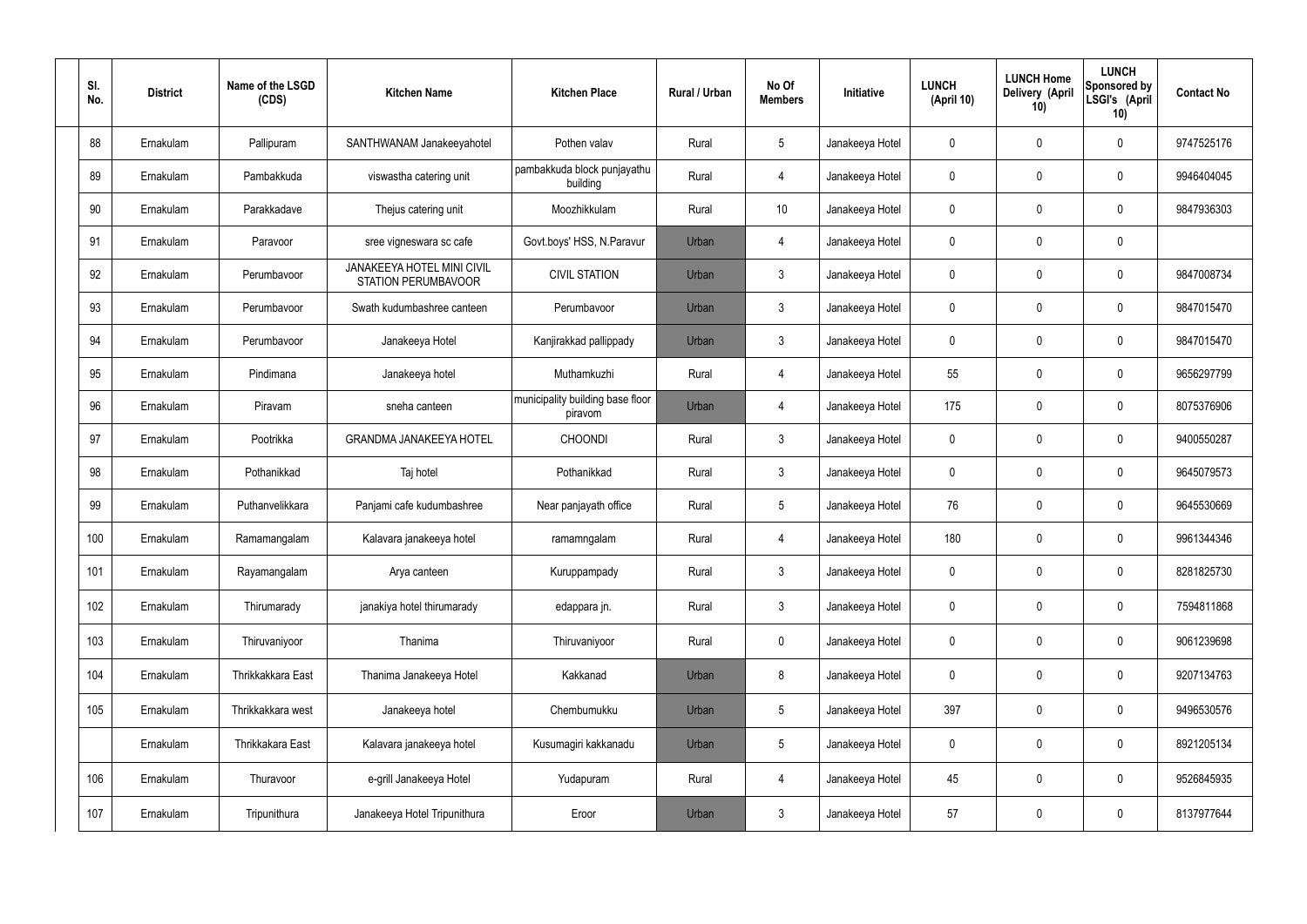| Sl. No. | District | Name of the LSGD (CDS) | Kitchen Name | Kitchen Place | Rural / Urban | No Of Members | Initiative | LUNCH (April 10) | LUNCH Home Delivery (April 10) | LUNCH Sponsored by LSGI's (April 10) | Contact No |
|---|---|---|---|---|---|---|---|---|---|---|---|
| 88 | Ernakulam | Pallipuram | SANTHWANAM Janakeeyahotel | Pothen valav | Rural | 5 | Janakeeya Hotel | 0 | 0 | 0 | 9747525176 |
| 89 | Ernakulam | Pambakkuda | viswastha catering unit | pambakkuda block punjayathu building | Rural | 4 | Janakeeya Hotel | 0 | 0 | 0 | 9946404045 |
| 90 | Ernakulam | Parakkadave | Thejus catering unit | Moozhikkulam | Rural | 10 | Janakeeya Hotel | 0 | 0 | 0 | 9847936303 |
| 91 | Ernakulam | Paravoor | sree vigneswara sc cafe | Govt.boys' HSS, N.Paravur | Urban | 4 | Janakeeya Hotel | 0 | 0 | 0 | |
| 92 | Ernakulam | Perumbavoor | JANAKEEYA HOTEL MINI CIVIL STATION PERUMBAVOOR | CIVIL STATION | Urban | 3 | Janakeeya Hotel | 0 | 0 | 0 | 9847008734 |
| 93 | Ernakulam | Perumbavoor | Swath kudumbashree canteen | Perumbavoor | Urban | 3 | Janakeeya Hotel | 0 | 0 | 0 | 9847015470 |
| 94 | Ernakulam | Perumbavoor | Janakeeya Hotel | Kanjirakkad pallippady | Urban | 3 | Janakeeya Hotel | 0 | 0 | 0 | 9847015470 |
| 95 | Ernakulam | Pindimana | Janakeeya hotel | Muthamkuzhi | Rural | 4 | Janakeeya Hotel | 55 | 0 | 0 | 9656297799 |
| 96 | Ernakulam | Piravam | sneha canteen | municipality building base floor piravom | Urban | 4 | Janakeeya Hotel | 175 | 0 | 0 | 8075376906 |
| 97 | Ernakulam | Pootrikka | GRANDMA JANAKEEYA HOTEL | CHOONDI | Rural | 3 | Janakeeya Hotel | 0 | 0 | 0 | 9400550287 |
| 98 | Ernakulam | Pothanikkad | Taj hotel | Pothanikkad | Rural | 3 | Janakeeya Hotel | 0 | 0 | 0 | 9645079573 |
| 99 | Ernakulam | Puthanvelikkara | Panjami cafe kudumbashree | Near panjayath office | Rural | 5 | Janakeeya Hotel | 76 | 0 | 0 | 9645530669 |
| 100 | Ernakulam | Ramamangalam | Kalavara janakeeya hotel | ramamngalam | Rural | 4 | Janakeeya Hotel | 180 | 0 | 0 | 9961344346 |
| 101 | Ernakulam | Rayamangalam | Arya canteen | Kuruppampady | Rural | 3 | Janakeeya Hotel | 0 | 0 | 0 | 8281825730 |
| 102 | Ernakulam | Thirumarady | janakiya hotel thirumarady | edappara jn. | Rural | 3 | Janakeeya Hotel | 0 | 0 | 0 | 7594811868 |
| 103 | Ernakulam | Thiruvaniyoor | Thanima | Thiruvaniyoor | Rural | 0 | Janakeeya Hotel | 0 | 0 | 0 | 9061239698 |
| 104 | Ernakulam | Thrikkakkara East | Thanima Janakeeya Hotel | Kakkanad | Urban | 8 | Janakeeya Hotel | 0 | 0 | 0 | 9207134763 |
| 105 | Ernakulam | Thrikkakkara west | Janakeeya hotel | Chembumukku | Urban | 5 | Janakeeya Hotel | 397 | 0 | 0 | 9496530576 |
| | Ernakulam | Thrikkakara East | Kalavara janakeeya hotel | Kusumagiri kakkanadu | Urban | 5 | Janakeeya Hotel | 0 | 0 | 0 | 8921205134 |
| 106 | Ernakulam | Thuravoor | e-grill Janakeeya Hotel | Yudapuram | Rural | 4 | Janakeeya Hotel | 45 | 0 | 0 | 9526845935 |
| 107 | Ernakulam | Tripunithura | Janakeeya Hotel Tripunithura | Eroor | Urban | 3 | Janakeeya Hotel | 57 | 0 | 0 | 8137977644 |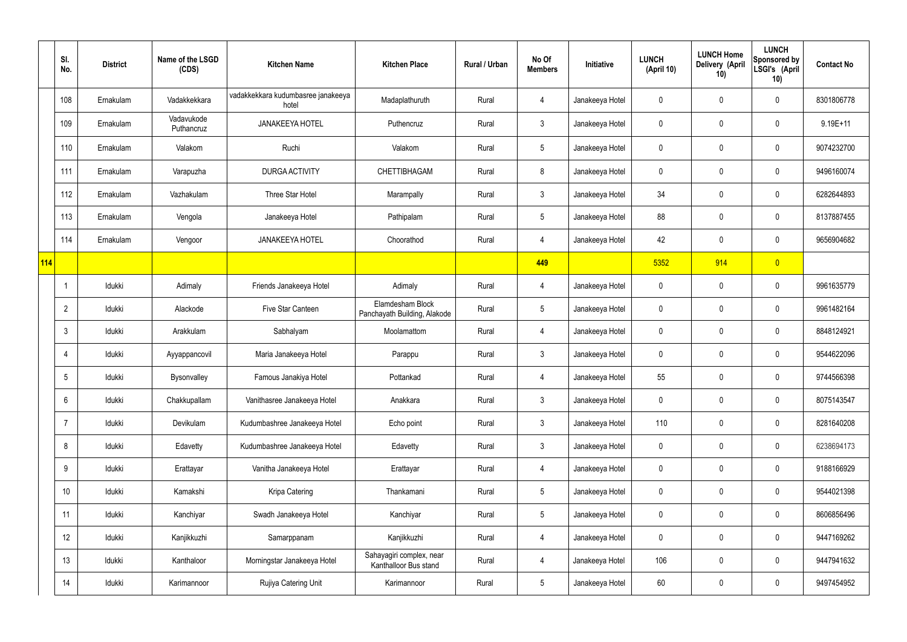| | Sl. No. | District | Name of the LSGD (CDS) | Kitchen Name | Kitchen Place | Rural / Urban | No Of Members | Initiative | LUNCH (April 10) | LUNCH Home Delivery (April 10) | LUNCH Sponsored by LSGI's (April 10) | Contact No |
|---|---|---|---|---|---|---|---|---|---|---|---|---|
| | 108 | Ernakulam | Vadakkekkara | vadakkekkara kudumbasree janakeeya hotel | Madaplathuruth | Rural | 4 | Janakeeya Hotel | 0 | 0 | 0 | 8301806778 |
| | 109 | Ernakulam | Vadavukode Puthancruz | JANAKEEYA HOTEL | Puthencruz | Rural | 3 | Janakeeya Hotel | 0 | 0 | 0 | 9.19E+11 |
| | 110 | Ernakulam | Valakom | Ruchi | Valakom | Rural | 5 | Janakeeya Hotel | 0 | 0 | 0 | 9074232700 |
| | 111 | Ernakulam | Varapuzha | DURGA ACTIVITY | CHETTIBHAGAM | Rural | 8 | Janakeeya Hotel | 0 | 0 | 0 | 9496160074 |
| | 112 | Ernakulam | Vazhakulam | Three Star Hotel | Marampally | Rural | 3 | Janakeeya Hotel | 34 | 0 | 0 | 6282644893 |
| | 113 | Ernakulam | Vengola | Janakeeya Hotel | Pathipalam | Rural | 5 | Janakeeya Hotel | 88 | 0 | 0 | 8137887455 |
| | 114 | Ernakulam | Vengoor | JANAKEEYA HOTEL | Choorathod | Rural | 4 | Janakeeya Hotel | 42 | 0 | 0 | 9656904682 |
| 114 | | | | | | | 449 | | 5352 | 914 | 0 | |
| | 1 | Idukki | Adimaly | Friends Janakeeya Hotel | Adimaly | Rural | 4 | Janakeeya Hotel | 0 | 0 | 0 | 9961635779 |
| | 2 | Idukki | Alackode | Five Star Canteen | Elamdesham Block Panchayath Building, Alakode | Rural | 5 | Janakeeya Hotel | 0 | 0 | 0 | 9961482164 |
| | 3 | Idukki | Arakkulam | Sabhalyam | Moolamattom | Rural | 4 | Janakeeya Hotel | 0 | 0 | 0 | 8848124921 |
| | 4 | Idukki | Ayyappancovil | Maria Janakeeya Hotel | Parappu | Rural | 3 | Janakeeya Hotel | 0 | 0 | 0 | 9544622096 |
| | 5 | Idukki | Bysonvalley | Famous Janakiya Hotel | Pottankad | Rural | 4 | Janakeeya Hotel | 55 | 0 | 0 | 9744566398 |
| | 6 | Idukki | Chakkupallam | Vanithasree Janakeeya Hotel | Anakkara | Rural | 3 | Janakeeya Hotel | 0 | 0 | 0 | 8075143547 |
| | 7 | Idukki | Devikulam | Kudumbashree Janakeeya Hotel | Echo point | Rural | 3 | Janakeeya Hotel | 110 | 0 | 0 | 8281640208 |
| | 8 | Idukki | Edavetty | Kudumbashree Janakeeya Hotel | Edavetty | Rural | 3 | Janakeeya Hotel | 0 | 0 | 0 | 6238694173 |
| | 9 | Idukki | Erattayar | Vanitha Janakeeya Hotel | Erattayar | Rural | 4 | Janakeeya Hotel | 0 | 0 | 0 | 9188166929 |
| | 10 | Idukki | Kamakshi | Kripa Catering | Thankamani | Rural | 5 | Janakeeya Hotel | 0 | 0 | 0 | 9544021398 |
| | 11 | Idukki | Kanchiyar | Swadh Janakeeya Hotel | Kanchiyar | Rural | 5 | Janakeeya Hotel | 0 | 0 | 0 | 8606856496 |
| | 12 | Idukki | Kanjikkuzhi | Samarppanam | Kanjikkuzhi | Rural | 4 | Janakeeya Hotel | 0 | 0 | 0 | 9447169262 |
| | 13 | Idukki | Kanthaloor | Morningstar Janakeeya Hotel | Sahayagiri complex, near Kanthalloor Bus stand | Rural | 4 | Janakeeya Hotel | 106 | 0 | 0 | 9447941632 |
| | 14 | Idukki | Karimannoor | Rujiya Catering Unit | Karimannoor | Rural | 5 | Janakeeya Hotel | 60 | 0 | 0 | 9497454952 |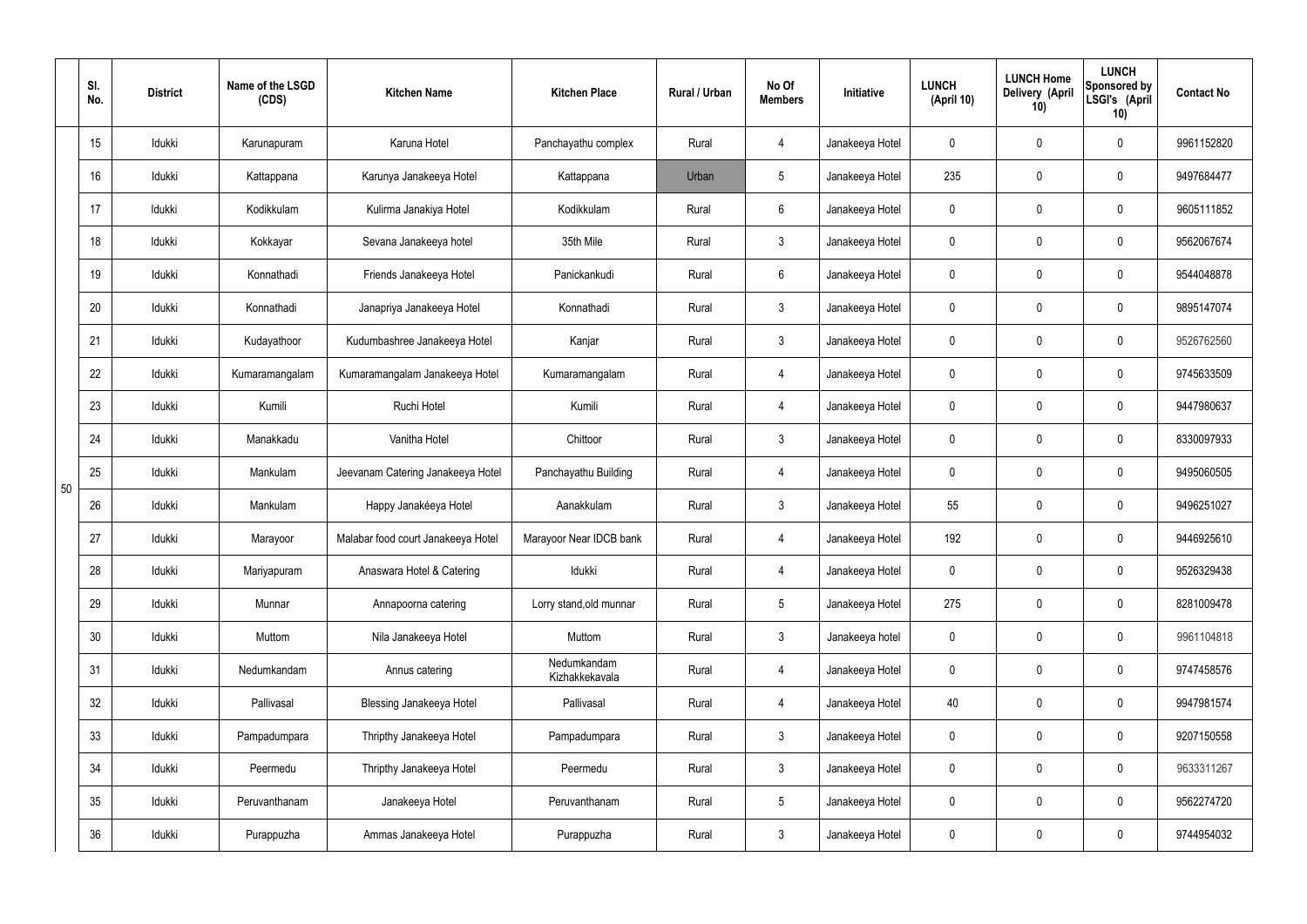|  | Sl. No. | District | Name of the LSGD (CDS) | Kitchen Name | Kitchen Place | Rural / Urban | No Of Members | Initiative | LUNCH (April 10) | LUNCH Home Delivery (April 10) | LUNCH Sponsored by LSGI's (April 10) | Contact No |
|---|---|---|---|---|---|---|---|---|---|---|---|---|
| 50 | 15 | Idukki | Karunapuram | Karuna Hotel | Panchayathu complex | Rural | 4 | Janakeeya Hotel | 0 | 0 | 0 | 9961152820 |
|  | 16 | Idukki | Kattappana | Karunya Janakeeya Hotel | Kattappana | Urban | 5 | Janakeeya Hotel | 235 | 0 | 0 | 9497684477 |
|  | 17 | Idukki | Kodikkulam | Kulirma Janakiya Hotel | Kodikkulam | Rural | 6 | Janakeeya Hotel | 0 | 0 | 0 | 9605111852 |
|  | 18 | Idukki | Kokkayar | Sevana Janakeeya hotel | 35th Mile | Rural | 3 | Janakeeya Hotel | 0 | 0 | 0 | 9562067674 |
|  | 19 | Idukki | Konnathadi | Friends Janakeeya Hotel | Panickankudi | Rural | 6 | Janakeeya Hotel | 0 | 0 | 0 | 9544048878 |
|  | 20 | Idukki | Konnathadi | Janapriya Janakeeya Hotel | Konnathadi | Rural | 3 | Janakeeya Hotel | 0 | 0 | 0 | 9895147074 |
|  | 21 | Idukki | Kudayathoor | Kudumbashree Janakeeya Hotel | Kanjar | Rural | 3 | Janakeeya Hotel | 0 | 0 | 0 | 9526762560 |
|  | 22 | Idukki | Kumaramangalam | Kumaramangalam Janakeeya Hotel | Kumaramangalam | Rural | 4 | Janakeeya Hotel | 0 | 0 | 0 | 9745633509 |
|  | 23 | Idukki | Kumili | Ruchi Hotel | Kumili | Rural | 4 | Janakeeya Hotel | 0 | 0 | 0 | 9447980637 |
|  | 24 | Idukki | Manakkadu | Vanitha Hotel | Chittoor | Rural | 3 | Janakeeya Hotel | 0 | 0 | 0 | 8330097933 |
|  | 25 | Idukki | Mankulam | Jeevanam Catering Janakeeya Hotel | Panchayathu Building | Rural | 4 | Janakeeya Hotel | 0 | 0 | 0 | 9495060505 |
|  | 26 | Idukki | Mankulam | Happy Janakéeya Hotel | Aanakkulam | Rural | 3 | Janakeeya Hotel | 55 | 0 | 0 | 9496251027 |
|  | 27 | Idukki | Marayoor | Malabar food court Janakeeya Hotel | Marayoor Near IDCB bank | Rural | 4 | Janakeeya Hotel | 192 | 0 | 0 | 9446925610 |
|  | 28 | Idukki | Mariyapuram | Anaswara Hotel & Catering | Idukki | Rural | 4 | Janakeeya Hotel | 0 | 0 | 0 | 9526329438 |
|  | 29 | Idukki | Munnar | Annapoorna catering | Lorry stand,old munnar | Rural | 5 | Janakeeya Hotel | 275 | 0 | 0 | 8281009478 |
|  | 30 | Idukki | Muttom | Nila Janakeeya Hotel | Muttom | Rural | 3 | Janakeeya hotel | 0 | 0 | 0 | 9961104818 |
|  | 31 | Idukki | Nedumkandam | Annus catering | Nedumkandam Kizhakkekavala | Rural | 4 | Janakeeya Hotel | 0 | 0 | 0 | 9747458576 |
|  | 32 | Idukki | Pallivasal | Blessing Janakeeya Hotel | Pallivasal | Rural | 4 | Janakeeya Hotel | 40 | 0 | 0 | 9947981574 |
|  | 33 | Idukki | Pampadumpara | Thripthy Janakeeya Hotel | Pampadumpara | Rural | 3 | Janakeeya Hotel | 0 | 0 | 0 | 9207150558 |
|  | 34 | Idukki | Peermedu | Thripthy Janakeeya Hotel | Peermedu | Rural | 3 | Janakeeya Hotel | 0 | 0 | 0 | 9633311267 |
|  | 35 | Idukki | Peruvanthanam | Janakeeya Hotel | Peruvanthanam | Rural | 5 | Janakeeya Hotel | 0 | 0 | 0 | 9562274720 |
|  | 36 | Idukki | Purappuzha | Ammas Janakeeya Hotel | Purappuzha | Rural | 3 | Janakeeya Hotel | 0 | 0 | 0 | 9744954032 |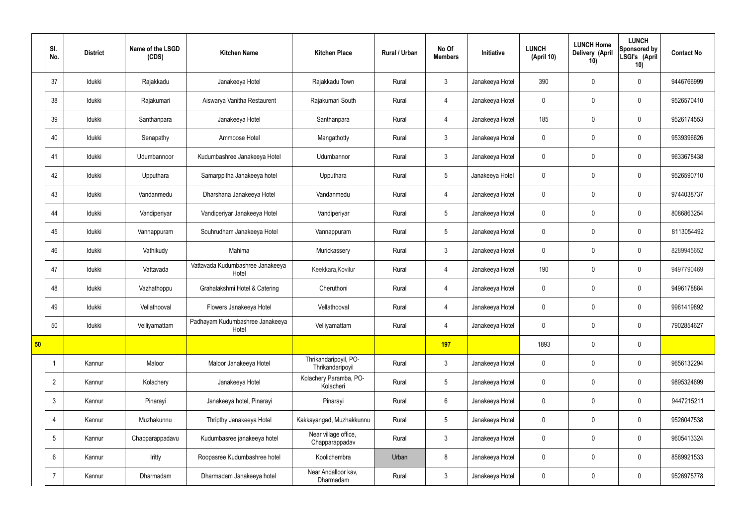|  | Sl. No. | District | Name of the LSGD (CDS) | Kitchen Name | Kitchen Place | Rural / Urban | No Of Members | Initiative | LUNCH (April 10) | LUNCH Home Delivery (April 10) | LUNCH Sponsored by LSGI's (April 10) | Contact No |
|---|---|---|---|---|---|---|---|---|---|---|---|---|
|  | 37 | Idukki | Rajakkadu | Janakeeya Hotel | Rajakkadu Town | Rural | 3 | Janakeeya Hotel | 390 | 0 | 0 | 9446766999 |
|  | 38 | Idukki | Rajakumari | Aiswarya Vanitha Restaurent | Rajakumari South | Rural | 4 | Janakeeya Hotel | 0 | 0 | 0 | 9526570410 |
|  | 39 | Idukki | Santhanpara | Janakeeya Hotel | Santhanpara | Rural | 4 | Janakeeya Hotel | 185 | 0 | 0 | 9526174553 |
|  | 40 | Idukki | Senapathy | Ammoose Hotel | Mangathotty | Rural | 3 | Janakeeya Hotel | 0 | 0 | 0 | 9539396626 |
|  | 41 | Idukki | Udumbannoor | Kudumbashree Janakeeya Hotel | Udumbannor | Rural | 3 | Janakeeya Hotel | 0 | 0 | 0 | 9633678438 |
|  | 42 | Idukki | Upputhara | Samarppitha Janakeeya hotel | Upputhara | Rural | 5 | Janakeeya Hotel | 0 | 0 | 0 | 9526590710 |
|  | 43 | Idukki | Vandanmedu | Dharshana Janakeeya Hotel | Vandanmedu | Rural | 4 | Janakeeya Hotel | 0 | 0 | 0 | 9744038737 |
|  | 44 | Idukki | Vandiperiyar | Vandiperiyar Janakeeya Hotel | Vandiperiyar | Rural | 5 | Janakeeya Hotel | 0 | 0 | 0 | 8086863254 |
|  | 45 | Idukki | Vannappuram | Souhrudham Janakeeya Hotel | Vannappuram | Rural | 5 | Janakeeya Hotel | 0 | 0 | 0 | 8113054492 |
|  | 46 | Idukki | Vathikudy | Mahima | Murickassery | Rural | 3 | Janakeeya Hotel | 0 | 0 | 0 | 8289945652 |
|  | 47 | Idukki | Vattavada | Vattavada Kudumbashree Janakeeya Hotel | Keekkara,Kovilur | Rural | 4 | Janakeeya Hotel | 190 | 0 | 0 | 9497790469 |
|  | 48 | Idukki | Vazhathoppu | Grahalakshmi Hotel & Catering | Cheruthoni | Rural | 4 | Janakeeya Hotel | 0 | 0 | 0 | 9496178884 |
|  | 49 | Idukki | Vellathooval | Flowers Janakeeya Hotel | Vellathooval | Rural | 4 | Janakeeya Hotel | 0 | 0 | 0 | 9961419892 |
|  | 50 | Idukki | Velliyamattam | Padhayam Kudumbashree Janakeeya Hotel | Velliyamattam | Rural | 4 | Janakeeya Hotel | 0 | 0 | 0 | 7902854627 |
| 50 |  |  |  |  |  |  | 197 |  | 1893 | 0 | 0 |  |
|  | 1 | Kannur | Maloor | Maloor Janakeeya Hotel | Thrikandaripoyil, PO-Thrikandaripoyil | Rural | 3 | Janakeeya Hotel | 0 | 0 | 0 | 9656132294 |
|  | 2 | Kannur | Kolachery | Janakeeya Hotel | Kolachery Paramba, PO-Kolacheri | Rural | 5 | Janakeeya Hotel | 0 | 0 | 0 | 9895324699 |
|  | 3 | Kannur | Pinarayi | Janakeeya hotel, Pinarayi | Pinarayi | Rural | 6 | Janakeeya Hotel | 0 | 0 | 0 | 9447215211 |
|  | 4 | Kannur | Muzhakunnu | Thripthy Janakeeya Hotel | Kakkayangad, Muzhakkunnu | Rural | 5 | Janakeeya Hotel | 0 | 0 | 0 | 9526047538 |
|  | 5 | Kannur | Chapparappadavu | Kudumbasree janakeeya hotel | Near village office, Chapparappadav | Rural | 3 | Janakeeya Hotel | 0 | 0 | 0 | 9605413324 |
|  | 6 | Kannur | Iritty | Roopasree Kudumbashree hotel | Koolichembra | Urban | 8 | Janakeeya Hotel | 0 | 0 | 0 | 8589921533 |
|  | 7 | Kannur | Dharmadam | Dharmadam Janakeeya hotel | Near Andalloor kav, Dharmadam | Rural | 3 | Janakeeya Hotel | 0 | 0 | 0 | 9526975778 |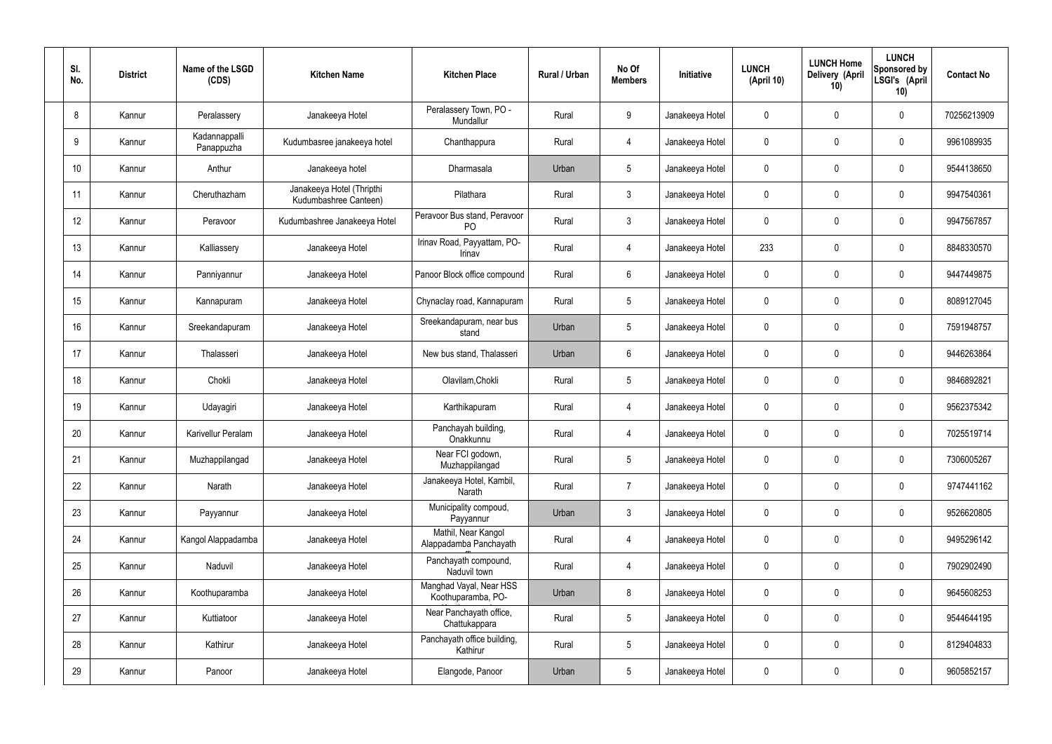| Sl. No. | District | Name of the LSGD (CDS) | Kitchen Name | Kitchen Place | Rural / Urban | No Of Members | Initiative | LUNCH (April 10) | LUNCH Home Delivery (April 10) | LUNCH Sponsored by LSGI's (April 10) | Contact No |
|---|---|---|---|---|---|---|---|---|---|---|---|
| 8 | Kannur | Peralassery | Janakeeya Hotel | Peralassery Town, PO - Mundallur | Rural | 9 | Janakeeya Hotel | 0 | 0 | 0 | 70256213909 |
| 9 | Kannur | Kadannappalli Panappuzha | Kudumbasree janakeeya hotel | Chanthappura | Rural | 4 | Janakeeya Hotel | 0 | 0 | 0 | 9961089935 |
| 10 | Kannur | Anthur | Janakeeya hotel | Dharmasala | Urban | 5 | Janakeeya Hotel | 0 | 0 | 0 | 9544138650 |
| 11 | Kannur | Cheruthazham | Janakeeya Hotel (Thripthi Kudumbashree Canteen) | Pilathara | Rural | 3 | Janakeeya Hotel | 0 | 0 | 0 | 9947540361 |
| 12 | Kannur | Peravoor | Kudumbashree Janakeeya Hotel | Peravoor Bus stand, Peravoor PO | Rural | 3 | Janakeeya Hotel | 0 | 0 | 0 | 9947567857 |
| 13 | Kannur | Kalliassery | Janakeeya Hotel | Irinav Road, Payyattam, PO- Irinav | Rural | 4 | Janakeeya Hotel | 233 | 0 | 0 | 8848330570 |
| 14 | Kannur | Panniyannur | Janakeeya Hotel | Panoor Block office compound | Rural | 6 | Janakeeya Hotel | 0 | 0 | 0 | 9447449875 |
| 15 | Kannur | Kannapuram | Janakeeya Hotel | Chynaclay road, Kannapuram | Rural | 5 | Janakeeya Hotel | 0 | 0 | 0 | 8089127045 |
| 16 | Kannur | Sreekandapuram | Janakeeya Hotel | Sreekandapuram, near bus stand | Urban | 5 | Janakeeya Hotel | 0 | 0 | 0 | 7591948757 |
| 17 | Kannur | Thalasseri | Janakeeya Hotel | New bus stand, Thalasseri | Urban | 6 | Janakeeya Hotel | 0 | 0 | 0 | 9446263864 |
| 18 | Kannur | Chokli | Janakeeya Hotel | Olavilam,Chokli | Rural | 5 | Janakeeya Hotel | 0 | 0 | 0 | 9846892821 |
| 19 | Kannur | Udayagiri | Janakeeya Hotel | Karthikapuram | Rural | 4 | Janakeeya Hotel | 0 | 0 | 0 | 9562375342 |
| 20 | Kannur | Karivellur Peralam | Janakeeya Hotel | Panchayah building, Onakkunnu | Rural | 4 | Janakeeya Hotel | 0 | 0 | 0 | 7025519714 |
| 21 | Kannur | Muzhappilangad | Janakeeya Hotel | Near FCI godown, Muzhappilangad | Rural | 5 | Janakeeya Hotel | 0 | 0 | 0 | 7306005267 |
| 22 | Kannur | Narath | Janakeeya Hotel | Janakeeya Hotel, Kambil, Narath | Rural | 7 | Janakeeya Hotel | 0 | 0 | 0 | 9747441162 |
| 23 | Kannur | Payyannur | Janakeeya Hotel | Municipality compoud, Payyannur | Urban | 3 | Janakeeya Hotel | 0 | 0 | 0 | 9526620805 |
| 24 | Kannur | Kangol Alappadamba | Janakeeya Hotel | Mathil, Near Kangol Alappadamba Panchayath | Rural | 4 | Janakeeya Hotel | 0 | 0 | 0 | 9495296142 |
| 25 | Kannur | Naduvil | Janakeeya Hotel | Panchayath compound, Naduvil town | Rural | 4 | Janakeeya Hotel | 0 | 0 | 0 | 7902902490 |
| 26 | Kannur | Koothuparamba | Janakeeya Hotel | Manghad Vayal, Near HSS Koothuparamba, PO- | Urban | 8 | Janakeeya Hotel | 0 | 0 | 0 | 9645608253 |
| 27 | Kannur | Kuttiatoor | Janakeeya Hotel | Near Panchayath office, Chattukappara | Rural | 5 | Janakeeya Hotel | 0 | 0 | 0 | 9544644195 |
| 28 | Kannur | Kathirur | Janakeeya Hotel | Panchayath office building, Kathirur | Rural | 5 | Janakeeya Hotel | 0 | 0 | 0 | 8129404833 |
| 29 | Kannur | Panoor | Janakeeya Hotel | Elangode, Panoor | Urban | 5 | Janakeeya Hotel | 0 | 0 | 0 | 9605852157 |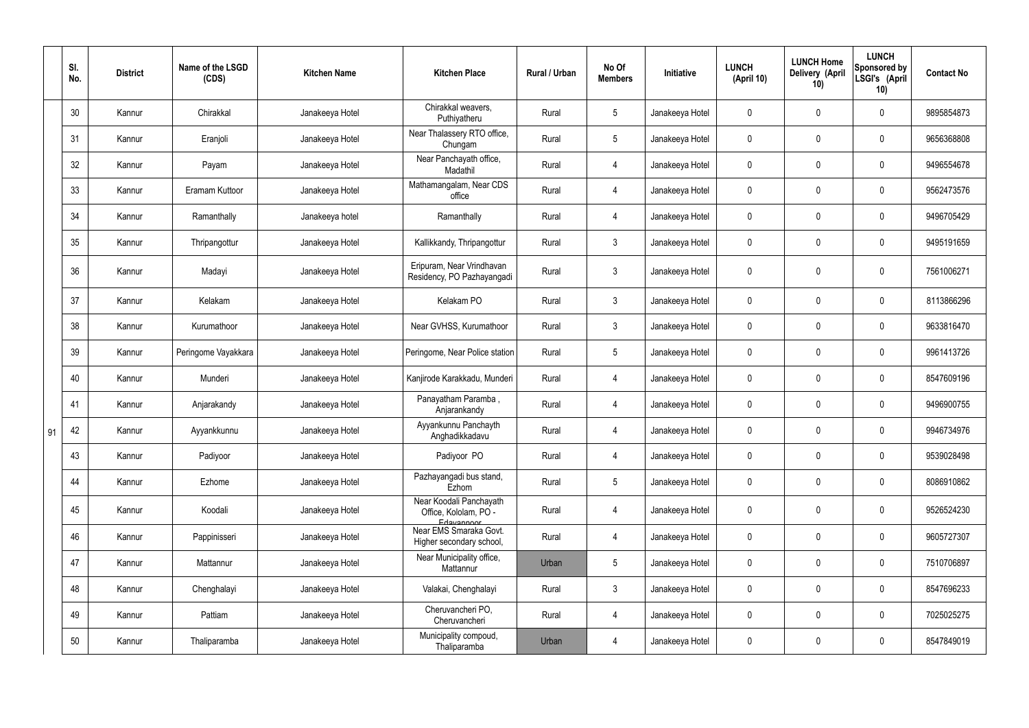| | Sl. No. | District | Name of the LSGD (CDS) | Kitchen Name | Kitchen Place | Rural / Urban | No Of Members | Initiative | LUNCH (April 10) | LUNCH Home Delivery (April 10) | LUNCH Sponsored by LSGI's (April 10) | Contact No |
|---|---|---|---|---|---|---|---|---|---|---|---|---|
| 91 | 30 | Kannur | Chirakkal | Janakeeya Hotel | Chirakkal weavers, Puthiyatheru | Rural | 5 | Janakeeya Hotel | 0 | 0 | 0 | 9895854873 |
| | 31 | Kannur | Eranjoli | Janakeeya Hotel | Near Thalassery RTO office, Chungam | Rural | 5 | Janakeeya Hotel | 0 | 0 | 0 | 9656368808 |
| | 32 | Kannur | Payam | Janakeeya Hotel | Near Panchayath office, Madathil | Rural | 4 | Janakeeya Hotel | 0 | 0 | 0 | 9496554678 |
| | 33 | Kannur | Eramam Kuttoor | Janakeeya Hotel | Mathamangalam, Near CDS office | Rural | 4 | Janakeeya Hotel | 0 | 0 | 0 | 9562473576 |
| | 34 | Kannur | Ramanthally | Janakeeya hotel | Ramanthally | Rural | 4 | Janakeeya Hotel | 0 | 0 | 0 | 9496705429 |
| | 35 | Kannur | Thripangottur | Janakeeya Hotel | Kallikkandy, Thripangottur | Rural | 3 | Janakeeya Hotel | 0 | 0 | 0 | 9495191659 |
| | 36 | Kannur | Madayi | Janakeeya Hotel | Eripuram, Near Vrindhavan Residency, PO Pazhayangadi | Rural | 3 | Janakeeya Hotel | 0 | 0 | 0 | 7561006271 |
| | 37 | Kannur | Kelakam | Janakeeya Hotel | Kelakam PO | Rural | 3 | Janakeeya Hotel | 0 | 0 | 0 | 8113866296 |
| | 38 | Kannur | Kurumathoor | Janakeeya Hotel | Near GVHSS, Kurumathoor | Rural | 3 | Janakeeya Hotel | 0 | 0 | 0 | 9633816470 |
| | 39 | Kannur | Peringome Vayakkara | Janakeeya Hotel | Peringome, Near Police station | Rural | 5 | Janakeeya Hotel | 0 | 0 | 0 | 9961413726 |
| | 40 | Kannur | Munderi | Janakeeya Hotel | Kanjirode Karakkadu, Munderi | Rural | 4 | Janakeeya Hotel | 0 | 0 | 0 | 8547609196 |
| | 41 | Kannur | Anjarakandy | Janakeeya Hotel | Panayatham Paramba , Anjarankandy | Rural | 4 | Janakeeya Hotel | 0 | 0 | 0 | 9496900755 |
| | 42 | Kannur | Ayyankkunnu | Janakeeya Hotel | Ayyankunnu Panchayth Anghadikkadavu | Rural | 4 | Janakeeya Hotel | 0 | 0 | 0 | 9946734976 |
| | 43 | Kannur | Padiyoor | Janakeeya Hotel | Padiyoor PO | Rural | 4 | Janakeeya Hotel | 0 | 0 | 0 | 9539028498 |
| | 44 | Kannur | Ezhome | Janakeeya Hotel | Pazhayangadi bus stand, Ezhom | Rural | 5 | Janakeeya Hotel | 0 | 0 | 0 | 8086910862 |
| | 45 | Kannur | Koodali | Janakeeya Hotel | Near Koodali Panchayath Office, Kololam, PO - Edavannoor | Rural | 4 | Janakeeya Hotel | 0 | 0 | 0 | 9526524230 |
| | 46 | Kannur | Pappinisseri | Janakeeya Hotel | Near EMS Smaraka Govt. Higher secondary school, | Rural | 4 | Janakeeya Hotel | 0 | 0 | 0 | 9605727307 |
| | 47 | Kannur | Mattannur | Janakeeya Hotel | Near Municipality office, Mattannur | Urban | 5 | Janakeeya Hotel | 0 | 0 | 0 | 7510706897 |
| | 48 | Kannur | Chenghalayi | Janakeeya Hotel | Valakai, Chenghalayi | Rural | 3 | Janakeeya Hotel | 0 | 0 | 0 | 8547696233 |
| | 49 | Kannur | Pattiam | Janakeeya Hotel | Cheruvancheri PO, Cheruvancheri | Rural | 4 | Janakeeya Hotel | 0 | 0 | 0 | 7025025275 |
| | 50 | Kannur | Thaliparamba | Janakeeya Hotel | Municipality compoud, Thaliparamba | Urban | 4 | Janakeeya Hotel | 0 | 0 | 0 | 8547849019 |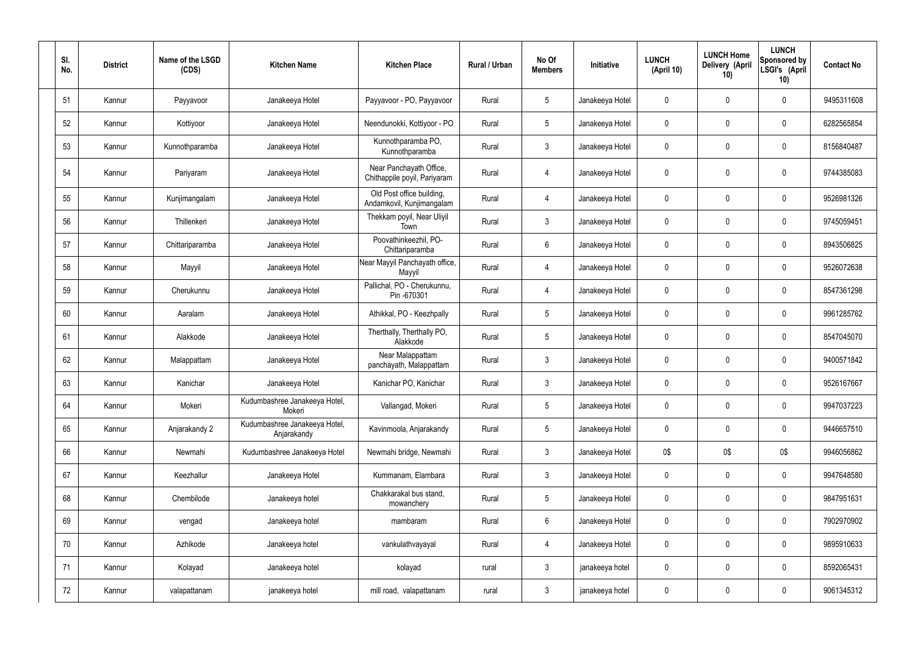| Sl. No. | District | Name of the LSGD (CDS) | Kitchen Name | Kitchen Place | Rural / Urban | No Of Members | Initiative | LUNCH (April 10) | LUNCH Home Delivery (April 10) | LUNCH Sponsored by LSGI's (April 10) | Contact No |
|---|---|---|---|---|---|---|---|---|---|---|---|
| 51 | Kannur | Payyavoor | Janakeeya Hotel | Payyavoor - PO, Payyavoor | Rural | 5 | Janakeeya Hotel | 0 | 0 | 0 | 9495311608 |
| 52 | Kannur | Kottiyoor | Janakeeya Hotel | Neendunokki, Kottiyoor - PO | Rural | 5 | Janakeeya Hotel | 0 | 0 | 0 | 6282565854 |
| 53 | Kannur | Kunnothparamba | Janakeeya Hotel | Kunnothparamba PO, Kunnothparamba | Rural | 3 | Janakeeya Hotel | 0 | 0 | 0 | 8156840487 |
| 54 | Kannur | Pariyaram | Janakeeya Hotel | Near Panchayath Office, Chithappile poyil, Pariyaram | Rural | 4 | Janakeeya Hotel | 0 | 0 | 0 | 9744385083 |
| 55 | Kannur | Kunjimangalam | Janakeeya Hotel | Old Post office building, Andamkovil, Kunjimangalam | Rural | 4 | Janakeeya Hotel | 0 | 0 | 0 | 9526981326 |
| 56 | Kannur | Thillenkeri | Janakeeya Hotel | Thekkam poyil, Near Uliyil Town | Rural | 3 | Janakeeya Hotel | 0 | 0 | 0 | 9745059451 |
| 57 | Kannur | Chittariparamba | Janakeeya Hotel | Poovathinkeezhil, PO-Chittariparamba | Rural | 6 | Janakeeya Hotel | 0 | 0 | 0 | 8943506825 |
| 58 | Kannur | Mayyil | Janakeeya Hotel | Near Mayyil Panchayath office, Mayyil | Rural | 4 | Janakeeya Hotel | 0 | 0 | 0 | 9526072638 |
| 59 | Kannur | Cherukunnu | Janakeeya Hotel | Pallichal, PO - Cherukunnu, Pin -670301 | Rural | 4 | Janakeeya Hotel | 0 | 0 | 0 | 8547361298 |
| 60 | Kannur | Aaralam | Janakeeya Hotel | Athikkal, PO - Keezhpally | Rural | 5 | Janakeeya Hotel | 0 | 0 | 0 | 9961285762 |
| 61 | Kannur | Alakkode | Janakeeya Hotel | Therthally, Therthally PO, Alakkode | Rural | 5 | Janakeeya Hotel | 0 | 0 | 0 | 8547045070 |
| 62 | Kannur | Malappattam | Janakeeya Hotel | Near Malappattam panchayath, Malappattam | Rural | 3 | Janakeeya Hotel | 0 | 0 | 0 | 9400571842 |
| 63 | Kannur | Kanichar | Janakeeya Hotel | Kanichar PO, Kanichar | Rural | 3 | Janakeeya Hotel | 0 | 0 | 0 | 9526167667 |
| 64 | Kannur | Mokeri | Kudumbashree Janakeeya Hotel, Mokeri | Vallangad, Mokeri | Rural | 5 | Janakeeya Hotel | 0 | 0 | 0 | 9947037223 |
| 65 | Kannur | Anjarakandy 2 | Kudumbashree Janakeeya Hotel, Anjarakandy | Kavinmoola, Anjarakandy | Rural | 5 | Janakeeya Hotel | 0 | 0 | 0 | 9446657510 |
| 66 | Kannur | Newmahi | Kudumbashree Janakeeya Hotel | Newmahi bridge, Newmahi | Rural | 3 | Janakeeya Hotel | 0$ | 0$ | 0$ | 9946056862 |
| 67 | Kannur | Keezhallur | Janakeeya Hotel | Kummanam, Elambara | Rural | 3 | Janakeeya Hotel | 0 | 0 | 0 | 9947648580 |
| 68 | Kannur | Chembilode | Janakeeya hotel | Chakkarakal bus stand, mowanchery | Rural | 5 | Janakeeya Hotel | 0 | 0 | 0 | 9847951631 |
| 69 | Kannur | vengad | Janakeeya hotel | mambaram | Rural | 6 | Janakeeya Hotel | 0 | 0 | 0 | 7902970902 |
| 70 | Kannur | Azhikode | Janakeeya hotel | vankulathvayayal | Rural | 4 | Janakeeya Hotel | 0 | 0 | 0 | 9895910633 |
| 71 | Kannur | Kolayad | Janakeeya hotel | kolayad | rural | 3 | janakeeya hotel | 0 | 0 | 0 | 8592065431 |
| 72 | Kannur | valapattanam | janakeeya hotel | mill road, valapattanam | rural | 3 | janakeeya hotel | 0 | 0 | 0 | 9061345312 |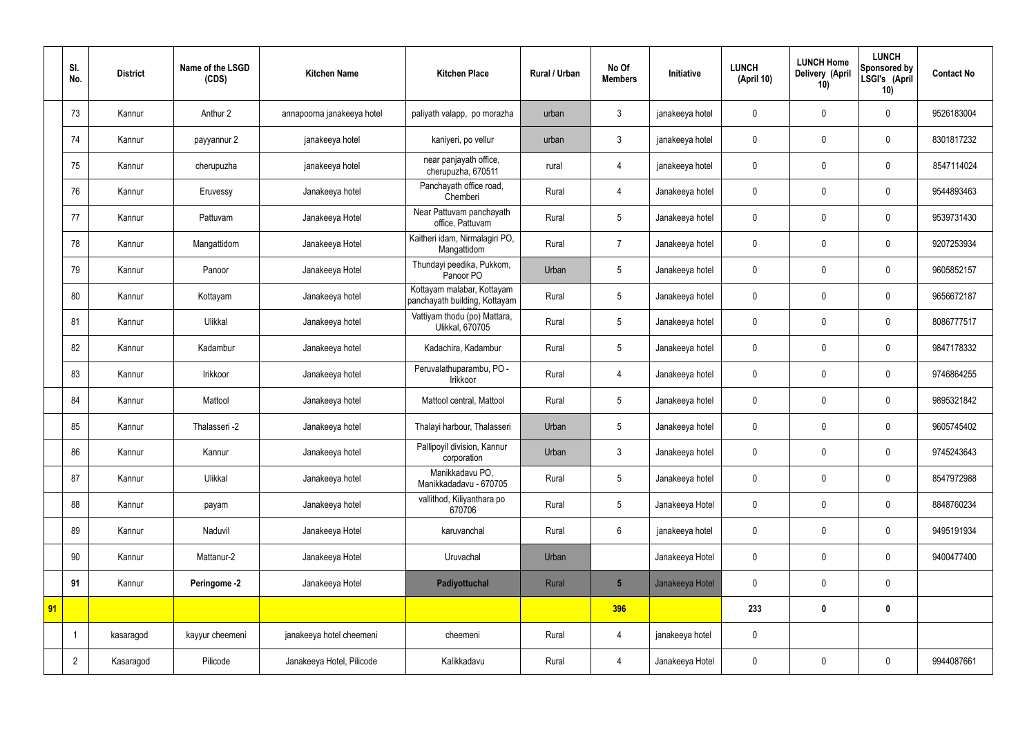| | Sl. No. | District | Name of the LSGD (CDS) | Kitchen Name | Kitchen Place | Rural / Urban | No Of Members | Initiative | LUNCH (April 10) | LUNCH Home Delivery (April 10) | LUNCH Sponsored by LSGI's (April 10) | Contact No |
|---|---|---|---|---|---|---|---|---|---|---|---|---|
| | 73 | Kannur | Anthur 2 | annapoorna janakeeya hotel | paliyath valapp, po morazha | urban | 3 | janakeeya hotel | 0 | 0 | 0 | 9526183004 |
| | 74 | Kannur | payyannur 2 | janakeeya hotel | kaniyeri, po vellur | urban | 3 | janakeeya hotel | 0 | 0 | 0 | 8301817232 |
| | 75 | Kannur | cherupuzha | janakeeya hotel | near panjayath office, cherupuzha, 670511 | rural | 4 | janakeeya hotel | 0 | 0 | 0 | 8547114024 |
| | 76 | Kannur | Eruvessy | Janakeeya hotel | Panchayath office road, Chemberi | Rural | 4 | Janakeeya hotel | 0 | 0 | 0 | 9544893463 |
| | 77 | Kannur | Pattuvam | Janakeeya Hotel | Near Pattuvam panchayath office, Pattuvam | Rural | 5 | Janakeeya hotel | 0 | 0 | 0 | 9539731430 |
| | 78 | Kannur | Mangattidom | Janakeeya Hotel | Kaitheri idam, Nirmalagiri PO, Mangattidom | Rural | 7 | Janakeeya hotel | 0 | 0 | 0 | 9207253934 |
| | 79 | Kannur | Panoor | Janakeeya Hotel | Thundayi peedika, Pukkom, Panoor PO | Urban | 5 | Janakeeya hotel | 0 | 0 | 0 | 9605852157 |
| | 80 | Kannur | Kottayam | Janakeeya hotel | Kottayam malabar, Kottayam panchayath building, Kottayam | Rural | 5 | Janakeeya hotel | 0 | 0 | 0 | 9656672187 |
| | 81 | Kannur | Ulikkal | Janakeeya hotel | Vattiyam thodu (po) Mattara, Ulikkal, 670705 | Rural | 5 | Janakeeya hotel | 0 | 0 | 0 | 8086777517 |
| | 82 | Kannur | Kadambur | Janakeeya hotel | Kadachira, Kadambur | Rural | 5 | Janakeeya hotel | 0 | 0 | 0 | 9847178332 |
| | 83 | Kannur | Irikkoor | Janakeeya hotel | Peruvalathuparambu, PO - Irikkoor | Rural | 4 | Janakeeya hotel | 0 | 0 | 0 | 9746864255 |
| | 84 | Kannur | Mattool | Janakeeya hotel | Mattool central, Mattool | Rural | 5 | Janakeeya hotel | 0 | 0 | 0 | 9895321842 |
| | 85 | Kannur | Thalasseri -2 | Janakeeya hotel | Thalayi harbour, Thalasseri | Urban | 5 | Janakeeya hotel | 0 | 0 | 0 | 9605745402 |
| | 86 | Kannur | Kannur | Janakeeya hotel | Pallipoyil division, Kannur corporation | Urban | 3 | Janakeeya hotel | 0 | 0 | 0 | 9745243643 |
| | 87 | Kannur | Ulikkal | Janakeeya hotel | Manikkadavu PO, Manikkadadavu - 670705 | Rural | 5 | Janakeeya hotel | 0 | 0 | 0 | 8547972988 |
| | 88 | Kannur | payam | Janakeeya hotel | vallithod, Kiliyanthara po 670706 | Rural | 5 | Janakeeya Hotel | 0 | 0 | 0 | 8848760234 |
| | 89 | Kannur | Naduvil | Janakeeya Hotel | karuvanchal | Rural | 6 | janakeeya hotel | 0 | 0 | 0 | 9495191934 |
| | 90 | Kannur | Mattanur-2 | Janakeeya Hotel | Uruvachal | Urban | | Janakeeya Hotel | 0 | 0 | 0 | 9400477400 |
| | **91** | Kannur | **Peringome -2** | Janakeeya Hotel | **Padiyottuchal** | Rural | **5** | Janakeeya Hotel | 0 | 0 | 0 | |
| **91** | | | | | | | **396** | | **233** | **0** | **0** | |
| | 1 | kasaragod | kayyur cheemeni | janakeeya hotel cheemeni | cheemeni | Rural | 4 | janakeeya hotel | 0 | | | |
| | 2 | Kasaragod | Pilicode | Janakeeya Hotel, Pilicode | Kalikkadavu | Rural | 4 | Janakeeya Hotel | 0 | 0 | 0 | 9944087661 |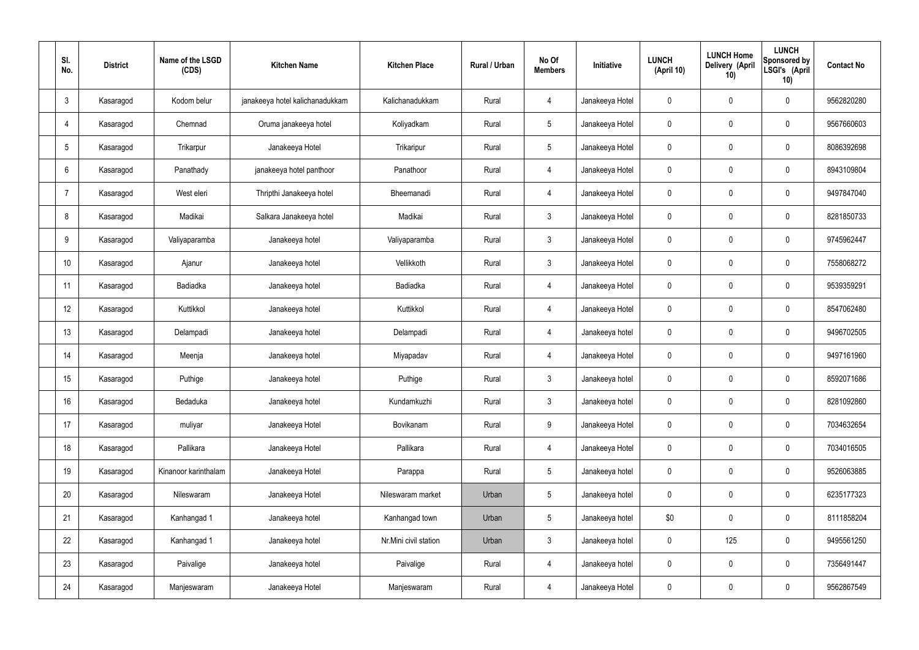| Sl. No. | District | Name of the LSGD (CDS) | Kitchen Name | Kitchen Place | Rural / Urban | No Of Members | Initiative | LUNCH (April 10) | LUNCH Home Delivery (April 10) | LUNCH Sponsored by LSGI's (April 10) | Contact No |
|---|---|---|---|---|---|---|---|---|---|---|---|
| 3 | Kasaragod | Kodom belur | janakeeya hotel kalichanadukkam | Kalichanadukkam | Rural | 4 | Janakeeya Hotel | 0 | 0 | 0 | 9562820280 |
| 4 | Kasaragod | Chemnad | Oruma janakeeya hotel | Koliyadkam | Rural | 5 | Janakeeya Hotel | 0 | 0 | 0 | 9567660603 |
| 5 | Kasaragod | Trikarpur | Janakeeya Hotel | Trikaripur | Rural | 5 | Janakeeya Hotel | 0 | 0 | 0 | 8086392698 |
| 6 | Kasaragod | Panathady | janakeeya hotel panthoor | Panathoor | Rural | 4 | Janakeeya Hotel | 0 | 0 | 0 | 8943109804 |
| 7 | Kasaragod | West eleri | Thripthi Janakeeya hotel | Bheemanadi | Rural | 4 | Janakeeya Hotel | 0 | 0 | 0 | 9497847040 |
| 8 | Kasaragod | Madikai | Salkara Janakeeya hotel | Madikai | Rural | 3 | Janakeeya Hotel | 0 | 0 | 0 | 8281850733 |
| 9 | Kasaragod | Valiyaparamba | Janakeeya hotel | Valiyaparamba | Rural | 3 | Janakeeya Hotel | 0 | 0 | 0 | 9745962447 |
| 10 | Kasaragod | Ajanur | Janakeeya hotel | Vellikkoth | Rural | 3 | Janakeeya Hotel | 0 | 0 | 0 | 7558068272 |
| 11 | Kasaragod | Badiadka | Janakeeya hotel | Badiadka | Rural | 4 | Janakeeya Hotel | 0 | 0 | 0 | 9539359291 |
| 12 | Kasaragod | Kuttikkol | Janakeeya hotel | Kuttikkol | Rural | 4 | Janakeeya Hotel | 0 | 0 | 0 | 8547062480 |
| 13 | Kasaragod | Delampadi | Janakeeya hotel | Delampadi | Rural | 4 | Janakeeya hotel | 0 | 0 | 0 | 9496702505 |
| 14 | Kasaragod | Meenja | Janakeeya hotel | Miyapadav | Rural | 4 | Janakeeya Hotel | 0 | 0 | 0 | 9497161960 |
| 15 | Kasaragod | Puthige | Janakeeya hotel | Puthige | Rural | 3 | Janakeeya hotel | 0 | 0 | 0 | 8592071686 |
| 16 | Kasaragod | Bedaduka | Janakeeya hotel | Kundamkuzhi | Rural | 3 | Janakeeya hotel | 0 | 0 | 0 | 8281092860 |
| 17 | Kasaragod | muliyar | Janakeeya Hotel | Bovikanam | Rural | 9 | Janakeeya Hotel | 0 | 0 | 0 | 7034632654 |
| 18 | Kasaragod | Pallikara | Janakeeya Hotel | Pallikara | Rural | 4 | Janakeeya Hotel | 0 | 0 | 0 | 7034016505 |
| 19 | Kasaragod | Kinanoor karinthalam | Janakeeya Hotel | Parappa | Rural | 5 | Janakeeya hotel | 0 | 0 | 0 | 9526063885 |
| 20 | Kasaragod | Nileswaram | Janakeeya Hotel | Nileswaram market | Urban | 5 | Janakeeya hotel | 0 | 0 | 0 | 6235177323 |
| 21 | Kasaragod | Kanhangad 1 | Janakeeya hotel | Kanhangad town | Urban | 5 | Janakeeya hotel | $0 | 0 | 0 | 8111858204 |
| 22 | Kasaragod | Kanhangad 1 | Janakeeya hotel | Nr.Mini civil station | Urban | 3 | Janakeeya hotel | 0 | 125 | 0 | 9495561250 |
| 23 | Kasaragod | Paivalige | Janakeeya hotel | Paivalige | Rural | 4 | Janakeeya hotel | 0 | 0 | 0 | 7356491447 |
| 24 | Kasaragod | Manjeswaram | Janakeeya Hotel | Manjeswaram | Rural | 4 | Janakeeya Hotel | 0 | 0 | 0 | 9562867549 |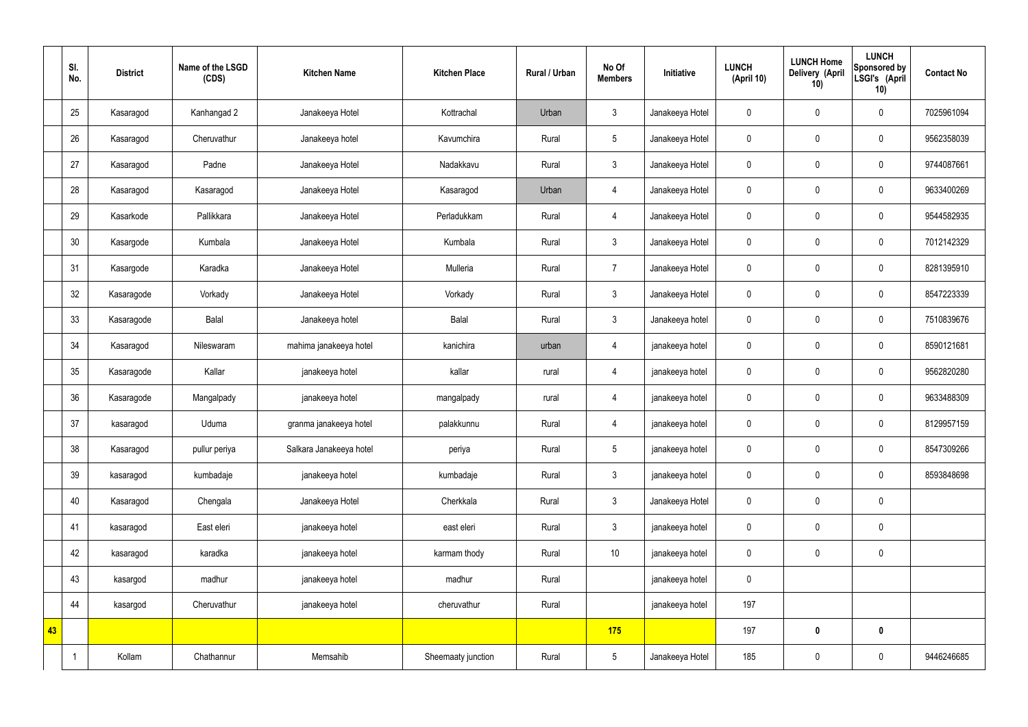|  | Sl. No. | District | Name of the LSGD (CDS) | Kitchen Name | Kitchen Place | Rural / Urban | No Of Members | Initiative | LUNCH (April 10) | LUNCH Home Delivery (April 10) | LUNCH Sponsored by LSGI's (April 10) | Contact No |
|---|---|---|---|---|---|---|---|---|---|---|---|---|
|  | 25 | Kasaragod | Kanhangad 2 | Janakeeya Hotel | Kottrachal | Urban | 3 | Janakeeya Hotel | 0 | 0 | 0 | 7025961094 |
|  | 26 | Kasaragod | Cheruvathur | Janakeeya hotel | Kavumchira | Rural | 5 | Janakeeya Hotel | 0 | 0 | 0 | 9562358039 |
|  | 27 | Kasaragod | Padne | Janakeeya Hotel | Nadakkavu | Rural | 3 | Janakeeya Hotel | 0 | 0 | 0 | 9744087661 |
|  | 28 | Kasaragod | Kasaragod | Janakeeya Hotel | Kasaragod | Urban | 4 | Janakeeya Hotel | 0 | 0 | 0 | 9633400269 |
|  | 29 | Kasarkode | Pallikkara | Janakeeya Hotel | Perladukkam | Rural | 4 | Janakeeya Hotel | 0 | 0 | 0 | 9544582935 |
|  | 30 | Kasargode | Kumbala | Janakeeya Hotel | Kumbala | Rural | 3 | Janakeeya Hotel | 0 | 0 | 0 | 7012142329 |
|  | 31 | Kasargode | Karadka | Janakeeya Hotel | Mulleria | Rural | 7 | Janakeeya Hotel | 0 | 0 | 0 | 8281395910 |
|  | 32 | Kasaragode | Vorkady | Janakeeya Hotel | Vorkady | Rural | 3 | Janakeeya Hotel | 0 | 0 | 0 | 8547223339 |
|  | 33 | Kasaragode | Balal | Janakeeya hotel | Balal | Rural | 3 | Janakeeya hotel | 0 | 0 | 0 | 7510839676 |
|  | 34 | Kasaragod | Nileswaram | mahima janakeeya hotel | kanichira | urban | 4 | janakeeya hotel | 0 | 0 | 0 | 8590121681 |
|  | 35 | Kasaragode | Kallar | janakeeya hotel | kallar | rural | 4 | janakeeya hotel | 0 | 0 | 0 | 9562820280 |
|  | 36 | Kasaragode | Mangalpady | janakeeya hotel | mangalpady | rural | 4 | janakeeya hotel | 0 | 0 | 0 | 9633488309 |
|  | 37 | kasaragod | Uduma | granma janakeeya hotel | palakkunnu | Rural | 4 | janakeeya hotel | 0 | 0 | 0 | 8129957159 |
|  | 38 | Kasaragod | pullur periya | Salkara Janakeeya hotel | periya | Rural | 5 | janakeeya hotel | 0 | 0 | 0 | 8547309266 |
|  | 39 | kasaragod | kumbadaje | janakeeya hotel | kumbadaje | Rural | 3 | janakeeya hotel | 0 | 0 | 0 | 8593848698 |
|  | 40 | Kasaragod | Chengala | Janakeeya Hotel | Cherkkala | Rural | 3 | Janakeeya Hotel | 0 | 0 | 0 |  |
|  | 41 | kasaragod | East eleri | janakeeya hotel | east eleri | Rural | 3 | janakeeya hotel | 0 | 0 | 0 |  |
|  | 42 | kasaragod | karadka | janakeeya hotel | karmam thody | Rural | 10 | janakeeya hotel | 0 | 0 | 0 |  |
|  | 43 | kasargod | madhur | janakeeya hotel | madhur | Rural |  | janakeeya hotel | 0 |  |  |  |
|  | 44 | kasargod | Cheruvathur | janakeeya hotel | cheruvathur | Rural |  | janakeeya hotel | 197 |  |  |  |
| 43 |  |  |  |  |  |  | 175 |  | 197 | 0 | 0 |  |
|  | 1 | Kollam | Chathannur | Memsahib | Sheemaaty junction | Rural | 5 | Janakeeya Hotel | 185 | 0 | 0 | 9446246685 |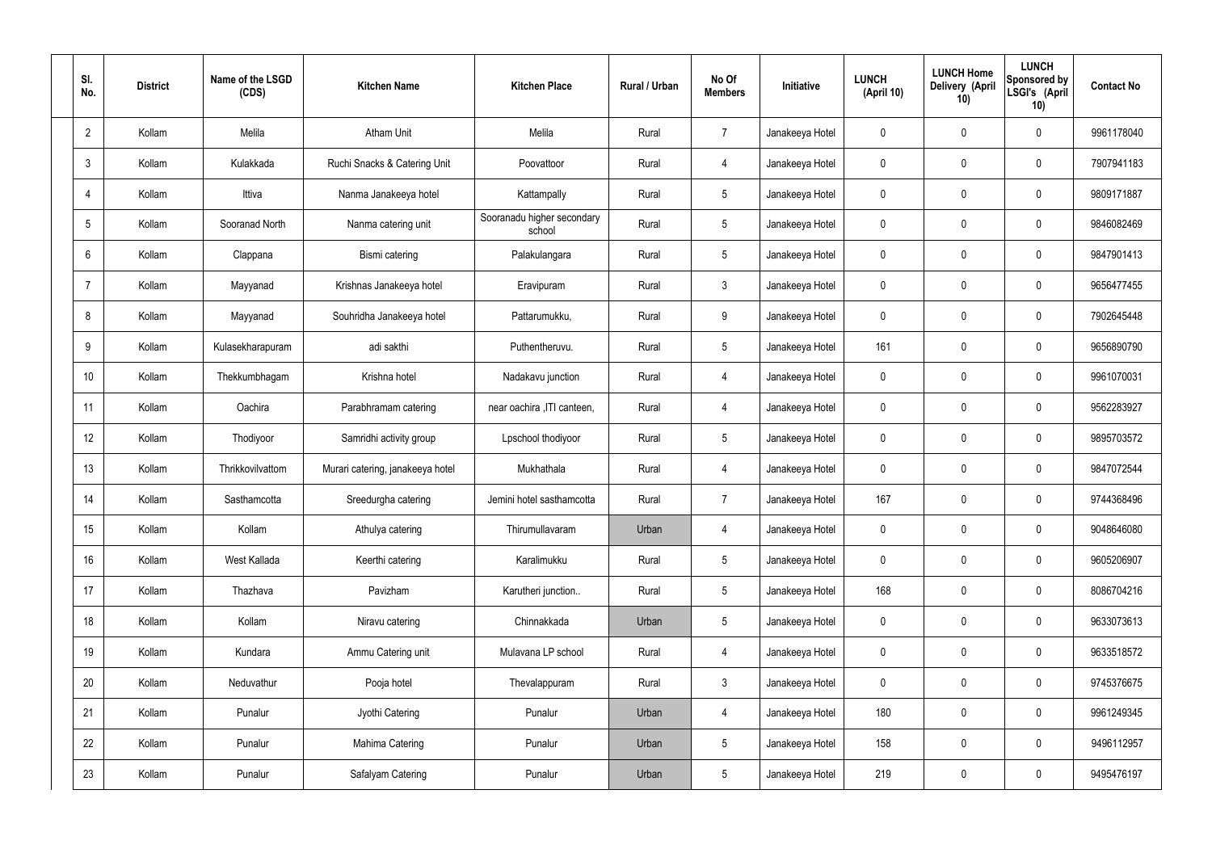| Sl. No. | District | Name of the LSGD (CDS) | Kitchen Name | Kitchen Place | Rural / Urban | No Of Members | Initiative | LUNCH (April 10) | LUNCH Home Delivery (April 10) | LUNCH Sponsored by LSGI's (April 10) | Contact No |
|---|---|---|---|---|---|---|---|---|---|---|---|
| 2 | Kollam | Melila | Atham Unit | Melila | Rural | 7 | Janakeeya Hotel | 0 | 0 | 0 | 9961178040 |
| 3 | Kollam | Kulakkada | Ruchi Snacks & Catering Unit | Poovattoor | Rural | 4 | Janakeeya Hotel | 0 | 0 | 0 | 7907941183 |
| 4 | Kollam | Ittiva | Nanma Janakeeya hotel | Kattampally | Rural | 5 | Janakeeya Hotel | 0 | 0 | 0 | 9809171887 |
| 5 | Kollam | Sooranad North | Nanma catering unit | Sooranadu higher secondary school | Rural | 5 | Janakeeya Hotel | 0 | 0 | 0 | 9846082469 |
| 6 | Kollam | Clappana | Bismi catering | Palakulangara | Rural | 5 | Janakeeya Hotel | 0 | 0 | 0 | 9847901413 |
| 7 | Kollam | Mayyanad | Krishnas Janakeeya hotel | Eravipuram | Rural | 3 | Janakeeya Hotel | 0 | 0 | 0 | 9656477455 |
| 8 | Kollam | Mayyanad | Souhridha Janakeeya hotel | Pattarumukku, | Rural | 9 | Janakeeya Hotel | 0 | 0 | 0 | 7902645448 |
| 9 | Kollam | Kulasekharapuram | adi sakthi | Puthentheruvu. | Rural | 5 | Janakeeya Hotel | 161 | 0 | 0 | 9656890790 |
| 10 | Kollam | Thekkumbhagam | Krishna hotel | Nadakavu junction | Rural | 4 | Janakeeya Hotel | 0 | 0 | 0 | 9961070031 |
| 11 | Kollam | Oachira | Parabhramam catering | near oachira ,ITI canteen, | Rural | 4 | Janakeeya Hotel | 0 | 0 | 0 | 9562283927 |
| 12 | Kollam | Thodiyoor | Samridhi activity group | Lpschool thodiyoor | Rural | 5 | Janakeeya Hotel | 0 | 0 | 0 | 9895703572 |
| 13 | Kollam | Thrikkovilvattom | Murari catering, janakeeya hotel | Mukhathala | Rural | 4 | Janakeeya Hotel | 0 | 0 | 0 | 9847072544 |
| 14 | Kollam | Sasthamcotta | Sreedurgha catering | Jemini hotel sasthamcotta | Rural | 7 | Janakeeya Hotel | 167 | 0 | 0 | 9744368496 |
| 15 | Kollam | Kollam | Athulya catering | Thirumullavaram | Urban | 4 | Janakeeya Hotel | 0 | 0 | 0 | 9048646080 |
| 16 | Kollam | West Kallada | Keerthi catering | Karalimukku | Rural | 5 | Janakeeya Hotel | 0 | 0 | 0 | 9605206907 |
| 17 | Kollam | Thazhava | Pavizham | Karutheri junction.. | Rural | 5 | Janakeeya Hotel | 168 | 0 | 0 | 8086704216 |
| 18 | Kollam | Kollam | Niravu catering | Chinnakkada | Urban | 5 | Janakeeya Hotel | 0 | 0 | 0 | 9633073613 |
| 19 | Kollam | Kundara | Ammu Catering unit | Mulavana LP school | Rural | 4 | Janakeeya Hotel | 0 | 0 | 0 | 9633518572 |
| 20 | Kollam | Neduvathur | Pooja hotel | Thevalappuram | Rural | 3 | Janakeeya Hotel | 0 | 0 | 0 | 9745376675 |
| 21 | Kollam | Punalur | Jyothi Catering | Punalur | Urban | 4 | Janakeeya Hotel | 180 | 0 | 0 | 9961249345 |
| 22 | Kollam | Punalur | Mahima Catering | Punalur | Urban | 5 | Janakeeya Hotel | 158 | 0 | 0 | 9496112957 |
| 23 | Kollam | Punalur | Safalyam Catering | Punalur | Urban | 5 | Janakeeya Hotel | 219 | 0 | 0 | 9495476197 |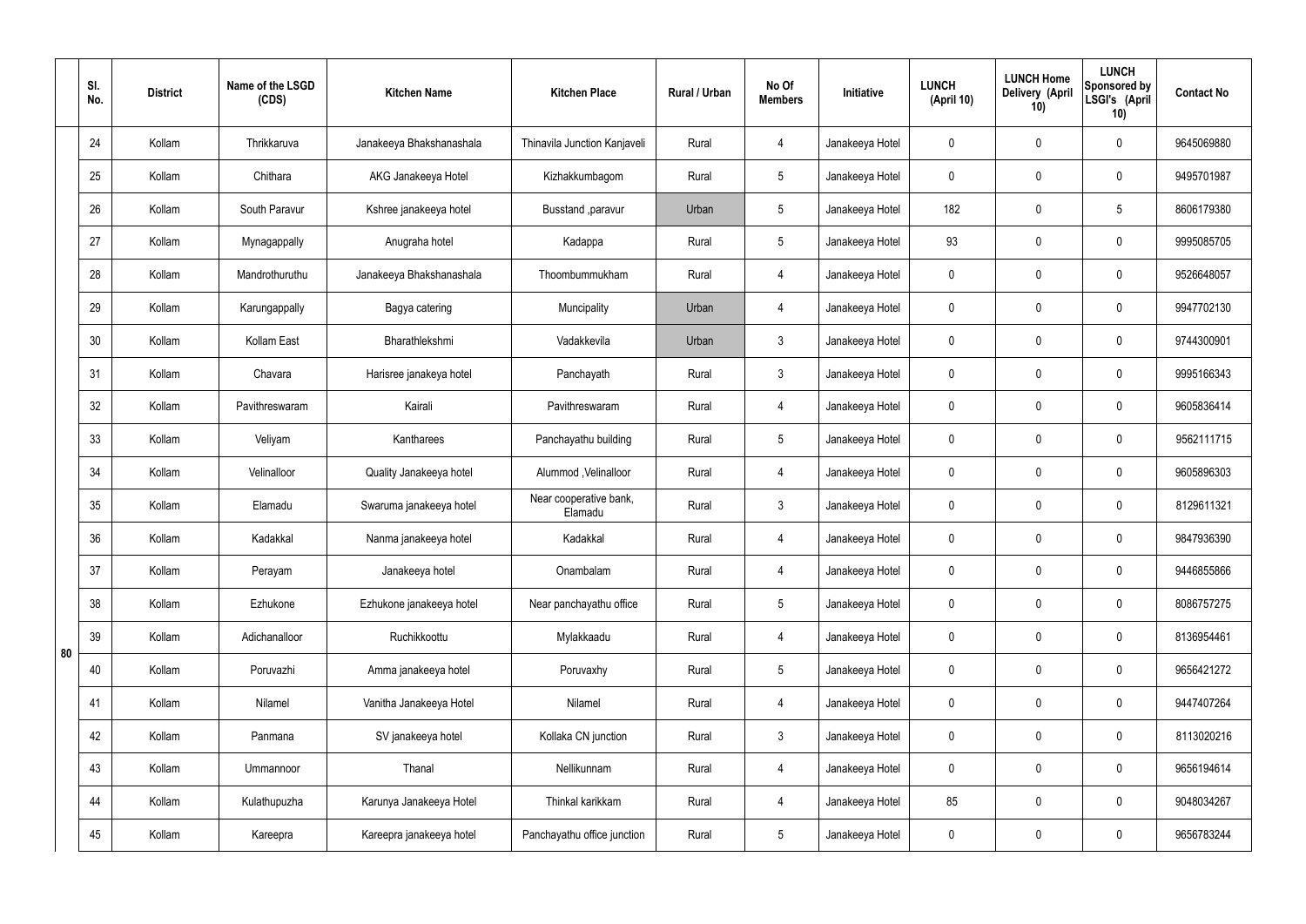|  | Sl. No. | District | Name of the LSGD (CDS) | Kitchen Name | Kitchen Place | Rural / Urban | No Of Members | Initiative | LUNCH (April 10) | LUNCH Home Delivery (April 10) | LUNCH Sponsored by LSGI's (April 10) | Contact No |
|---|---|---|---|---|---|---|---|---|---|---|---|---|
| 80 | 24 | Kollam | Thrikkaruva | Janakeeya Bhakshanashala | Thinavila Junction Kanjaveli | Rural | 4 | Janakeeya Hotel | 0 | 0 | 0 | 9645069880 |
|  | 25 | Kollam | Chithara | AKG Janakeeya Hotel | Kizhakkumbagom | Rural | 5 | Janakeeya Hotel | 0 | 0 | 0 | 9495701987 |
|  | 26 | Kollam | South Paravur | Kshree janakeeya hotel | Busstand ,paravur | Urban | 5 | Janakeeya Hotel | 182 | 0 | 5 | 8606179380 |
|  | 27 | Kollam | Mynagappally | Anugraha hotel | Kadappa | Rural | 5 | Janakeeya Hotel | 93 | 0 | 0 | 9995085705 |
|  | 28 | Kollam | Mandrothuruthu | Janakeeya Bhakshanashala | Thoombummukham | Rural | 4 | Janakeeya Hotel | 0 | 0 | 0 | 9526648057 |
|  | 29 | Kollam | Karungappally | Bagya catering | Muncipality | Urban | 4 | Janakeeya Hotel | 0 | 0 | 0 | 9947702130 |
|  | 30 | Kollam | Kollam East | Bharathlekshmi | Vadakkevila | Urban | 3 | Janakeeya Hotel | 0 | 0 | 0 | 9744300901 |
|  | 31 | Kollam | Chavara | Harisree janakeeya hotel | Panchayath | Rural | 3 | Janakeeya Hotel | 0 | 0 | 0 | 9995166343 |
|  | 32 | Kollam | Pavithreswaram | Kairali | Pavithreswaram | Rural | 4 | Janakeeya Hotel | 0 | 0 | 0 | 9605836414 |
|  | 33 | Kollam | Veliyam | Kantharees | Panchayathu building | Rural | 5 | Janakeeya Hotel | 0 | 0 | 0 | 9562111715 |
|  | 34 | Kollam | Velinalloor | Quality Janakeeya hotel | Alummod ,Velinalloor | Rural | 4 | Janakeeya Hotel | 0 | 0 | 0 | 9605896303 |
|  | 35 | Kollam | Elamadu | Swaruma janakeeya hotel | Near cooperative bank, Elamadu | Rural | 3 | Janakeeya Hotel | 0 | 0 | 0 | 8129611321 |
|  | 36 | Kollam | Kadakkal | Nanma janakeeya hotel | Kadakkal | Rural | 4 | Janakeeya Hotel | 0 | 0 | 0 | 9847936390 |
|  | 37 | Kollam | Perayam | Janakeeya hotel | Onambalam | Rural | 4 | Janakeeya Hotel | 0 | 0 | 0 | 9446855866 |
|  | 38 | Kollam | Ezhukone | Ezhukone janakeeya hotel | Near panchayathu office | Rural | 5 | Janakeeya Hotel | 0 | 0 | 0 | 8086757275 |
|  | 39 | Kollam | Adichanalloor | Ruchikkoottu | Mylakkaadu | Rural | 4 | Janakeeya Hotel | 0 | 0 | 0 | 8136954461 |
|  | 40 | Kollam | Poruvazhi | Amma janakeeya hotel | Poruvaxhy | Rural | 5 | Janakeeya Hotel | 0 | 0 | 0 | 9656421272 |
|  | 41 | Kollam | Nilamel | Vanitha Janakeeya Hotel | Nilamel | Rural | 4 | Janakeeya Hotel | 0 | 0 | 0 | 9447407264 |
|  | 42 | Kollam | Panmana | SV janakeeya hotel | Kollaka CN junction | Rural | 3 | Janakeeya Hotel | 0 | 0 | 0 | 8113020216 |
|  | 43 | Kollam | Ummannoor | Thanal | Nellikunnam | Rural | 4 | Janakeeya Hotel | 0 | 0 | 0 | 9656194614 |
|  | 44 | Kollam | Kulathupuzha | Karunya Janakeeya Hotel | Thinkal karikkam | Rural | 4 | Janakeeya Hotel | 85 | 0 | 0 | 9048034267 |
|  | 45 | Kollam | Kareepra | Kareepra janakeeya hotel | Panchayathu office junction | Rural | 5 | Janakeeya Hotel | 0 | 0 | 0 | 9656783244 |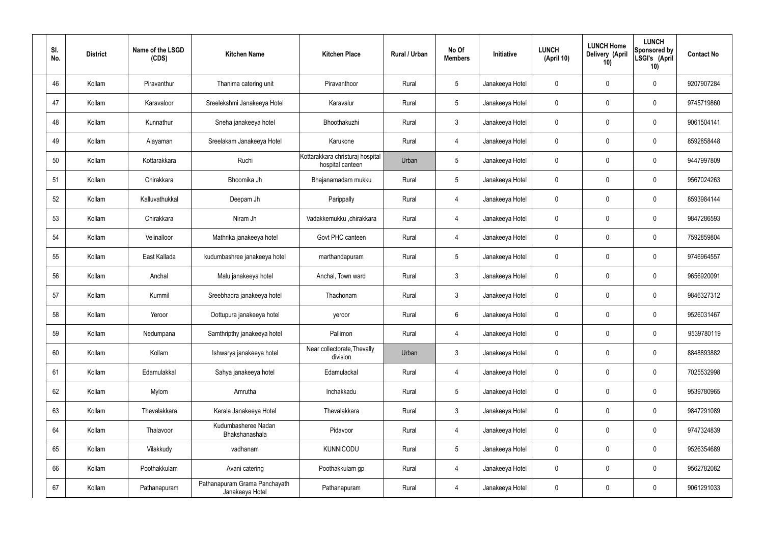| Sl. No. | District | Name of the LSGD (CDS) | Kitchen Name | Kitchen Place | Rural / Urban | No Of Members | Initiative | LUNCH (April 10) | LUNCH Home Delivery (April 10) | LUNCH Sponsored by LSGI's (April 10) | Contact No |
|---|---|---|---|---|---|---|---|---|---|---|---|
| 46 | Kollam | Piravanthur | Thanima catering unit | Piravanthoor | Rural | 5 | Janakeeya Hotel | 0 | 0 | 0 | 9207907284 |
| 47 | Kollam | Karavaloor | Sreelekshmi Janakeeya Hotel | Karavalur | Rural | 5 | Janakeeya Hotel | 0 | 0 | 0 | 9745719860 |
| 48 | Kollam | Kunnathur | Sneha janakeeya hotel | Bhoothakuzhi | Rural | 3 | Janakeeya Hotel | 0 | 0 | 0 | 9061504141 |
| 49 | Kollam | Alayaman | Sreelakam Janakeeya Hotel | Karukone | Rural | 4 | Janakeeya Hotel | 0 | 0 | 0 | 8592858448 |
| 50 | Kollam | Kottarakkara | Ruchi | Kottarakkara christuraj hospital hospital canteen | Urban | 5 | Janakeeya Hotel | 0 | 0 | 0 | 9447997809 |
| 51 | Kollam | Chirakkara | Bhoomika Jh | Bhajanamadam mukku | Rural | 5 | Janakeeya Hotel | 0 | 0 | 0 | 9567024263 |
| 52 | Kollam | Kalluvathukkal | Deepam Jh | Parippally | Rural | 4 | Janakeeya Hotel | 0 | 0 | 0 | 8593984144 |
| 53 | Kollam | Chirakkara | Niram Jh | Vadakkemukku ,chirakkara | Rural | 4 | Janakeeya Hotel | 0 | 0 | 0 | 9847286593 |
| 54 | Kollam | Velinalloor | Mathrika janakeeya hotel | Govt PHC canteen | Rural | 4 | Janakeeya Hotel | 0 | 0 | 0 | 7592859804 |
| 55 | Kollam | East Kallada | kudumbashree janakeeya hotel | marthandapuram | Rural | 5 | Janakeeya Hotel | 0 | 0 | 0 | 9746964557 |
| 56 | Kollam | Anchal | Malu janakeeya hotel | Anchal, Town ward | Rural | 3 | Janakeeya Hotel | 0 | 0 | 0 | 9656920091 |
| 57 | Kollam | Kummil | Sreebhadra janakeeya hotel | Thachonam | Rural | 3 | Janakeeya Hotel | 0 | 0 | 0 | 9846327312 |
| 58 | Kollam | Yeroor | Oottupura janakeeya hotel | yeroor | Rural | 6 | Janakeeya Hotel | 0 | 0 | 0 | 9526031467 |
| 59 | Kollam | Nedumpana | Samthripthy janakeeya hotel | Pallimon | Rural | 4 | Janakeeya Hotel | 0 | 0 | 0 | 9539780119 |
| 60 | Kollam | Kollam | Ishwarya janakeeya hotel | Near collectorate,Thevally division | Urban | 3 | Janakeeya Hotel | 0 | 0 | 0 | 8848893882 |
| 61 | Kollam | Edamulakkal | Sahya janakeeya hotel | Edamulackal | Rural | 4 | Janakeeya Hotel | 0 | 0 | 0 | 7025532998 |
| 62 | Kollam | Mylom | Amrutha | Inchakkadu | Rural | 5 | Janakeeya Hotel | 0 | 0 | 0 | 9539780965 |
| 63 | Kollam | Thevalakkara | Kerala Janakeeya Hotel | Thevalakkara | Rural | 3 | Janakeeya Hotel | 0 | 0 | 0 | 9847291089 |
| 64 | Kollam | Thalavoor | Kudumbasheree Nadan Bhakshanashala | Pidavoor | Rural | 4 | Janakeeya Hotel | 0 | 0 | 0 | 9747324839 |
| 65 | Kollam | Vilakkudy | vadhanam | KUNNICODU | Rural | 5 | Janakeeya Hotel | 0 | 0 | 0 | 9526354689 |
| 66 | Kollam | Poothakkulam | Avani catering | Poothakkulam gp | Rural | 4 | Janakeeya Hotel | 0 | 0 | 0 | 9562782082 |
| 67 | Kollam | Pathanapuram | Pathanapuram Grama Panchayath Janakeeya Hotel | Pathanapuram | Rural | 4 | Janakeeya Hotel | 0 | 0 | 0 | 9061291033 |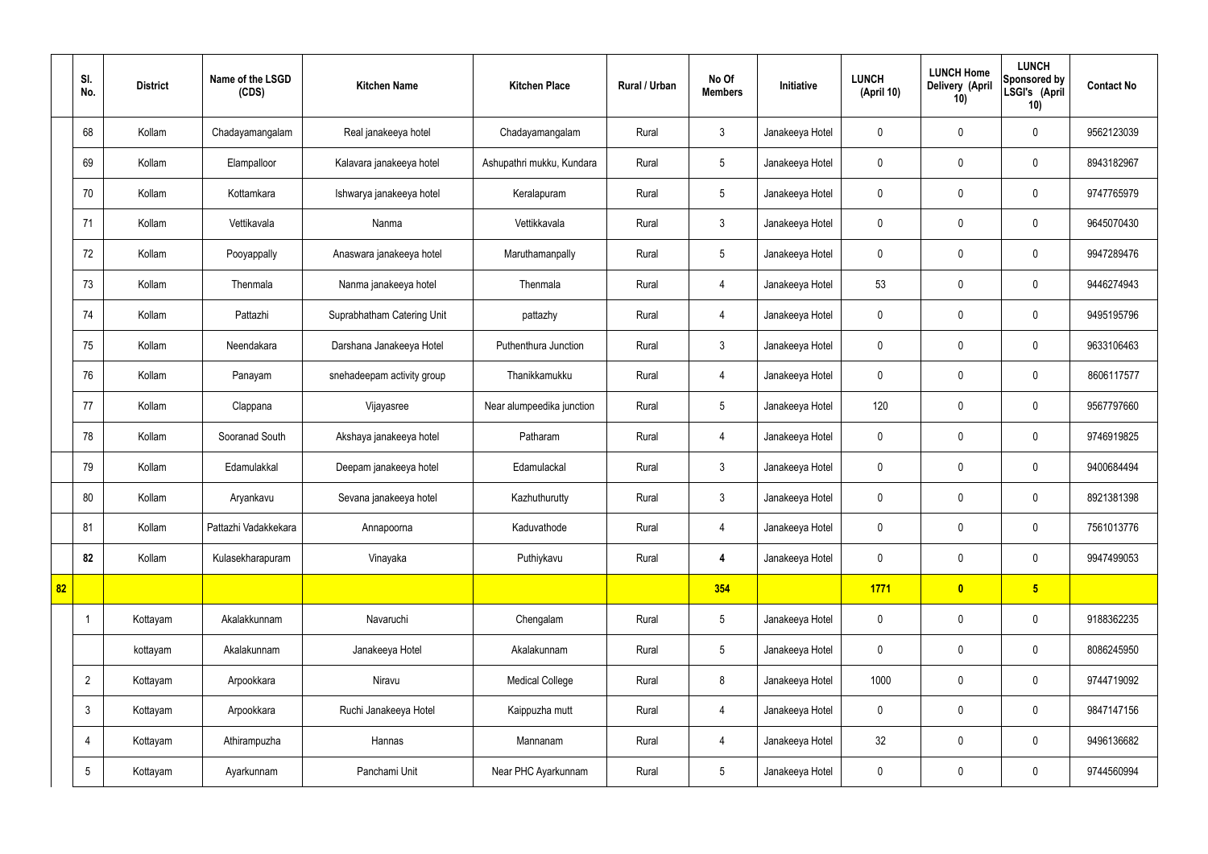| | Sl. No. | District | Name of the LSGD (CDS) | Kitchen Name | Kitchen Place | Rural / Urban | No Of Members | Initiative | LUNCH (April 10) | LUNCH Home Delivery (April 10) | LUNCH Sponsored by LSGI's (April 10) | Contact No |
|---|---|---|---|---|---|---|---|---|---|---|---|---|
| | 68 | Kollam | Chadayamangalam | Real janakeeya hotel | Chadayamangalam | Rural | 3 | Janakeeya Hotel | 0 | 0 | 0 | 9562123039 |
| | 69 | Kollam | Elampalloor | Kalavara janakeeya hotel | Ashupathri mukku, Kundara | Rural | 5 | Janakeeya Hotel | 0 | 0 | 0 | 8943182967 |
| | 70 | Kollam | Kottamkara | Ishwarya janakeeya hotel | Keralapuram | Rural | 5 | Janakeeya Hotel | 0 | 0 | 0 | 9747765979 |
| | 71 | Kollam | Vettikavala | Nanma | Vettikkavala | Rural | 3 | Janakeeya Hotel | 0 | 0 | 0 | 9645070430 |
| | 72 | Kollam | Pooyappally | Anaswara janakeeya hotel | Maruthamanpally | Rural | 5 | Janakeeya Hotel | 0 | 0 | 0 | 9947289476 |
| | 73 | Kollam | Thenmala | Nanma janakeeya hotel | Thenmala | Rural | 4 | Janakeeya Hotel | 53 | 0 | 0 | 9446274943 |
| | 74 | Kollam | Pattazhi | Suprabhatham Catering Unit | pattazhy | Rural | 4 | Janakeeya Hotel | 0 | 0 | 0 | 9495195796 |
| | 75 | Kollam | Neendakara | Darshana Janakeeya Hotel | Puthenthura Junction | Rural | 3 | Janakeeya Hotel | 0 | 0 | 0 | 9633106463 |
| | 76 | Kollam | Panayam | snehadeepam activity group | Thanikkamukku | Rural | 4 | Janakeeya Hotel | 0 | 0 | 0 | 8606117577 |
| | 77 | Kollam | Clappana | Vijayasree | Near alumpeedika junction | Rural | 5 | Janakeeya Hotel | 120 | 0 | 0 | 9567797660 |
| | 78 | Kollam | Sooranad South | Akshaya janakeeya hotel | Patharam | Rural | 4 | Janakeeya Hotel | 0 | 0 | 0 | 9746919825 |
| | 79 | Kollam | Edamulakkal | Deepam janakeeya hotel | Edamulackal | Rural | 3 | Janakeeya Hotel | 0 | 0 | 0 | 9400684494 |
| | 80 | Kollam | Aryankavu | Sevana janakeeya hotel | Kazhuthurutty | Rural | 3 | Janakeeya Hotel | 0 | 0 | 0 | 8921381398 |
| | 81 | Kollam | Pattazhi Vadakkekara | Annapoorna | Kaduvathode | Rural | 4 | Janakeeya Hotel | 0 | 0 | 0 | 7561013776 |
| | **82** | Kollam | Kulasekharapuram | Vinayaka | Puthiykavu | Rural | **4** | Janakeeya Hotel | 0 | 0 | 0 | 9947499053 |
| **82** | | | | | | | **354** | | **1771** | **0** | **5** | |
| | 1 | Kottayam | Akalakkunnam | Navaruchi | Chengalam | Rural | 5 | Janakeeya Hotel | 0 | 0 | 0 | 9188362235 |
| | | kottayam | Akalakunnam | Janakeeya Hotel | Akalakunnam | Rural | 5 | Janakeeya Hotel | 0 | 0 | 0 | 8086245950 |
| | 2 | Kottayam | Arpookkara | Niravu | Medical College | Rural | 8 | Janakeeya Hotel | 1000 | 0 | 0 | 9744719092 |
| | 3 | Kottayam | Arpookkara | Ruchi Janakeeya Hotel | Kaippuzha mutt | Rural | 4 | Janakeeya Hotel | 0 | 0 | 0 | 9847147156 |
| | 4 | Kottayam | Athirampuzha | Hannas | Mannanam | Rural | 4 | Janakeeya Hotel | 32 | 0 | 0 | 9496136682 |
| | 5 | Kottayam | Ayarkunnam | Panchami Unit | Near PHC Ayarkunnam | Rural | 5 | Janakeeya Hotel | 0 | 0 | 0 | 9744560994 |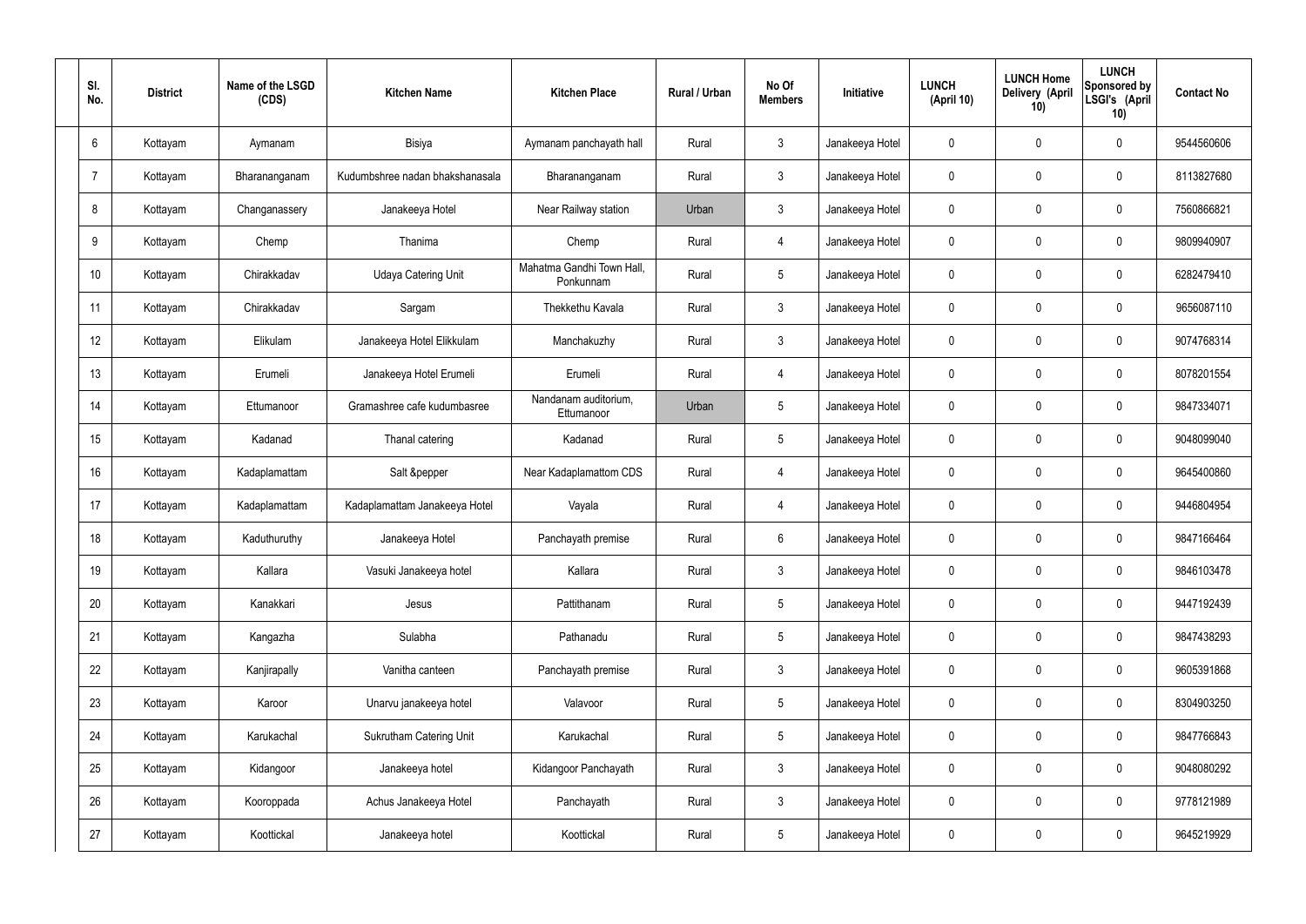| Sl. No. | District | Name of the LSGD (CDS) | Kitchen Name | Kitchen Place | Rural / Urban | No Of Members | Initiative | LUNCH (April 10) | LUNCH Home Delivery (April 10) | LUNCH Sponsored by LSGI's (April 10) | Contact No |
|---|---|---|---|---|---|---|---|---|---|---|---|
| 6 | Kottayam | Aymanam | Bisiya | Aymanam panchayath hall | Rural | 3 | Janakeeya Hotel | 0 | 0 | 0 | 9544560606 |
| 7 | Kottayam | Bharananganam | Kudumbshree nadan bhakshanasala | Bharananganam | Rural | 3 | Janakeeya Hotel | 0 | 0 | 0 | 8113827680 |
| 8 | Kottayam | Changanassery | Janakeeya Hotel | Near Railway station | Urban | 3 | Janakeeya Hotel | 0 | 0 | 0 | 7560866821 |
| 9 | Kottayam | Chemp | Thanima | Chemp | Rural | 4 | Janakeeya Hotel | 0 | 0 | 0 | 9809940907 |
| 10 | Kottayam | Chirakkadav | Udaya Catering Unit | Mahatma Gandhi Town Hall, Ponkunnam | Rural | 5 | Janakeeya Hotel | 0 | 0 | 0 | 6282479410 |
| 11 | Kottayam | Chirakkadav | Sargam | Thekkethu Kavala | Rural | 3 | Janakeeya Hotel | 0 | 0 | 0 | 9656087110 |
| 12 | Kottayam | Elikulam | Janakeeya Hotel Elikkulam | Manchakuzhy | Rural | 3 | Janakeeya Hotel | 0 | 0 | 0 | 9074768314 |
| 13 | Kottayam | Erumeli | Janakeeya Hotel Erumeli | Erumeli | Rural | 4 | Janakeeya Hotel | 0 | 0 | 0 | 8078201554 |
| 14 | Kottayam | Ettumanoor | Gramashree cafe kudumbasree | Nandanam auditorium, Ettumanoor | Urban | 5 | Janakeeya Hotel | 0 | 0 | 0 | 9847334071 |
| 15 | Kottayam | Kadanad | Thanal catering | Kadanad | Rural | 5 | Janakeeya Hotel | 0 | 0 | 0 | 9048099040 |
| 16 | Kottayam | Kadaplamattam | Salt &pepper | Near Kadaplamattom CDS | Rural | 4 | Janakeeya Hotel | 0 | 0 | 0 | 9645400860 |
| 17 | Kottayam | Kadaplamattam | Kadaplamattam Janakeeya Hotel | Vayala | Rural | 4 | Janakeeya Hotel | 0 | 0 | 0 | 9446804954 |
| 18 | Kottayam | Kaduthuruthy | Janakeeya Hotel | Panchayath premise | Rural | 6 | Janakeeya Hotel | 0 | 0 | 0 | 9847166464 |
| 19 | Kottayam | Kallara | Vasuki Janakeeya hotel | Kallara | Rural | 3 | Janakeeya Hotel | 0 | 0 | 0 | 9846103478 |
| 20 | Kottayam | Kanakkari | Jesus | Pattithanam | Rural | 5 | Janakeeya Hotel | 0 | 0 | 0 | 9447192439 |
| 21 | Kottayam | Kangazha | Sulabha | Pathanadu | Rural | 5 | Janakeeya Hotel | 0 | 0 | 0 | 9847438293 |
| 22 | Kottayam | Kanjirapally | Vanitha canteen | Panchayath premise | Rural | 3 | Janakeeya Hotel | 0 | 0 | 0 | 9605391868 |
| 23 | Kottayam | Karoor | Unarvu janakeeya hotel | Valavoor | Rural | 5 | Janakeeya Hotel | 0 | 0 | 0 | 8304903250 |
| 24 | Kottayam | Karukachal | Sukrutham Catering Unit | Karukachal | Rural | 5 | Janakeeya Hotel | 0 | 0 | 0 | 9847766843 |
| 25 | Kottayam | Kidangoor | Janakeeya hotel | Kidangoor Panchayath | Rural | 3 | Janakeeya Hotel | 0 | 0 | 0 | 9048080292 |
| 26 | Kottayam | Kooroppada | Achus Janakeeya Hotel | Panchayath | Rural | 3 | Janakeeya Hotel | 0 | 0 | 0 | 9778121989 |
| 27 | Kottayam | Koottickal | Janakeeya hotel | Koottickal | Rural | 5 | Janakeeya Hotel | 0 | 0 | 0 | 9645219929 |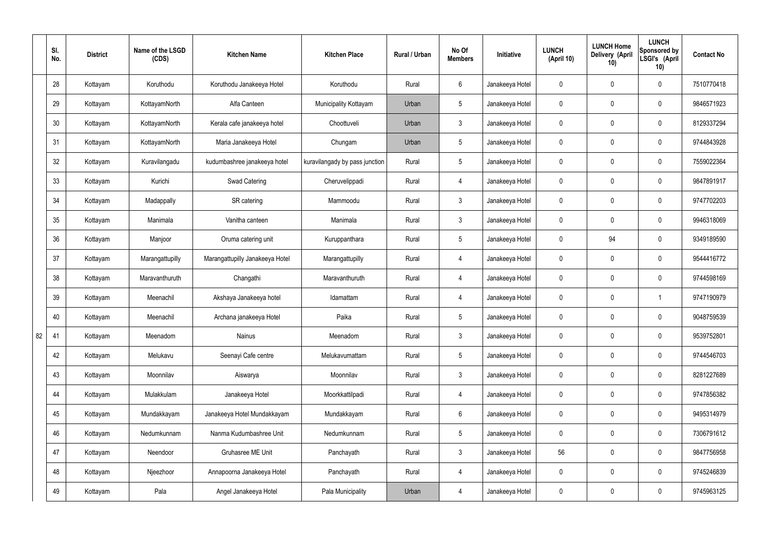| | Sl. No. | District | Name of the LSGD (CDS) | Kitchen Name | Kitchen Place | Rural / Urban | No Of Members | Initiative | LUNCH (April 10) | LUNCH Home Delivery (April 10) | LUNCH Sponsored by LSGI's (April 10) | Contact No |
|---|---|---|---|---|---|---|---|---|---|---|---|---|
| | 28 | Kottayam | Koruthodu | Koruthodu Janakeeya Hotel | Koruthodu | Rural | 6 | Janakeeya Hotel | 0 | 0 | 0 | 7510770418 |
| | 29 | Kottayam | KottayamNorth | Alfa Canteen | Municipality Kottayam | Urban | 5 | Janakeeya Hotel | 0 | 0 | 0 | 9846571923 |
| | 30 | Kottayam | KottayamNorth | Kerala cafe janakeeya hotel | Choottuveli | Urban | 3 | Janakeeya Hotel | 0 | 0 | 0 | 8129337294 |
| | 31 | Kottayam | KottayamNorth | Maria Janakeeya Hotel | Chungam | Urban | 5 | Janakeeya Hotel | 0 | 0 | 0 | 9744843928 |
| | 32 | Kottayam | Kuravilangadu | kudumbashree janakeeya hotel | kuravilangady by pass junction | Rural | 5 | Janakeeya Hotel | 0 | 0 | 0 | 7559022364 |
| | 33 | Kottayam | Kurichi | Swad Catering | Cheruvelippadi | Rural | 4 | Janakeeya Hotel | 0 | 0 | 0 | 9847891917 |
| | 34 | Kottayam | Madappally | SR catering | Mammoodu | Rural | 3 | Janakeeya Hotel | 0 | 0 | 0 | 9747702203 |
| | 35 | Kottayam | Manimala | Vanitha canteen | Manimala | Rural | 3 | Janakeeya Hotel | 0 | 0 | 0 | 9946318069 |
| | 36 | Kottayam | Manjoor | Oruma catering unit | Kuruppanthara | Rural | 5 | Janakeeya Hotel | 0 | 94 | 0 | 9349189590 |
| | 37 | Kottayam | Marangattupilly | Marangattupilly Janakeeya Hotel | Marangattupilly | Rural | 4 | Janakeeya Hotel | 0 | 0 | 0 | 9544416772 |
| | 38 | Kottayam | Maravanthuruth | Changathi | Maravanthuruth | Rural | 4 | Janakeeya Hotel | 0 | 0 | 0 | 9744598169 |
| | 39 | Kottayam | Meenachil | Akshaya Janakeeya hotel | Idamattam | Rural | 4 | Janakeeya Hotel | 0 | 0 | 1 | 9747190979 |
| | 40 | Kottayam | Meenachil | Archana janakeeya Hotel | Paika | Rural | 5 | Janakeeya Hotel | 0 | 0 | 0 | 9048759539 |
| 82 | 41 | Kottayam | Meenadom | Nainus | Meenadom | Rural | 3 | Janakeeya Hotel | 0 | 0 | 0 | 9539752801 |
| | 42 | Kottayam | Melukavu | Seenayi Cafe centre | Melukavumattam | Rural | 5 | Janakeeya Hotel | 0 | 0 | 0 | 9744546703 |
| | 43 | Kottayam | Moonnilav | Aiswarya | Moonnilav | Rural | 3 | Janakeeya Hotel | 0 | 0 | 0 | 8281227689 |
| | 44 | Kottayam | Mulakkulam | Janakeeya Hotel | Moorkkattilpadi | Rural | 4 | Janakeeya Hotel | 0 | 0 | 0 | 9747856382 |
| | 45 | Kottayam | Mundakkayam | Janakeeya Hotel Mundakkayam | Mundakkayam | Rural | 6 | Janakeeya Hotel | 0 | 0 | 0 | 9495314979 |
| | 46 | Kottayam | Nedumkunnam | Nanma Kudumbashree Unit | Nedumkunnam | Rural | 5 | Janakeeya Hotel | 0 | 0 | 0 | 7306791612 |
| | 47 | Kottayam | Neendoor | Gruhasree ME Unit | Panchayath | Rural | 3 | Janakeeya Hotel | 56 | 0 | 0 | 9847756958 |
| | 48 | Kottayam | Njeezhoor | Annapoorna Janakeeya Hotel | Panchayath | Rural | 4 | Janakeeya Hotel | 0 | 0 | 0 | 9745246839 |
| | 49 | Kottayam | Pala | Angel Janakeeya Hotel | Pala Municipality | Urban | 4 | Janakeeya Hotel | 0 | 0 | 0 | 9745963125 |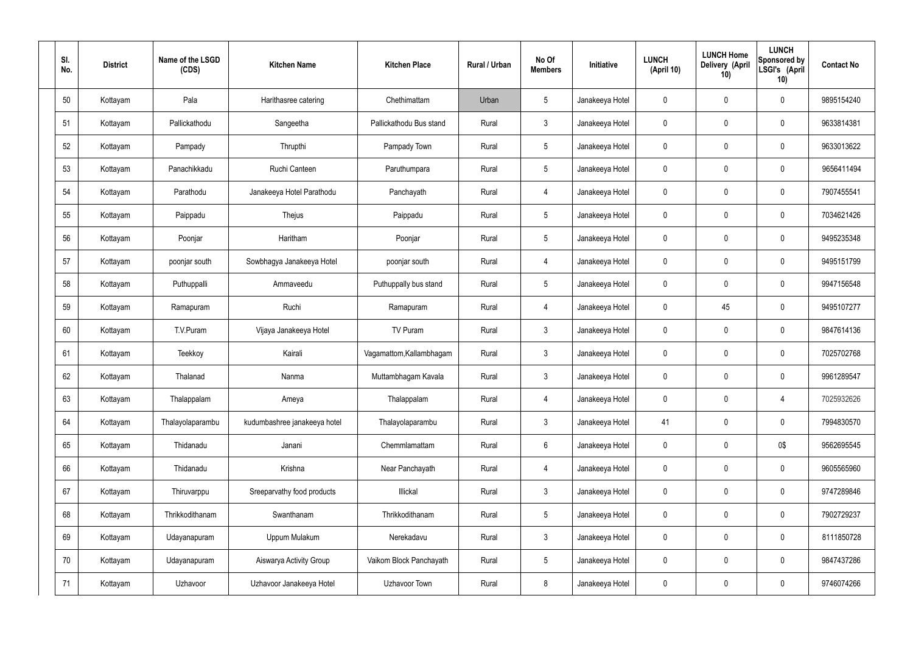| Sl. No. | District | Name of the LSGD (CDS) | Kitchen Name | Kitchen Place | Rural / Urban | No Of Members | Initiative | LUNCH (April 10) | LUNCH Home Delivery (April 10) | LUNCH Sponsored by LSGI's (April 10) | Contact No |
|---|---|---|---|---|---|---|---|---|---|---|---|
| 50 | Kottayam | Pala | Harithasree catering | Chethimattam | Urban | 5 | Janakeeya Hotel | 0 | 0 | 0 | 9895154240 |
| 51 | Kottayam | Pallickathodu | Sangeetha | Pallickathodu Bus stand | Rural | 3 | Janakeeya Hotel | 0 | 0 | 0 | 9633814381 |
| 52 | Kottayam | Pampady | Thrupthi | Pampady Town | Rural | 5 | Janakeeya Hotel | 0 | 0 | 0 | 9633013622 |
| 53 | Kottayam | Panachikkadu | Ruchi Canteen | Paruthumpara | Rural | 5 | Janakeeya Hotel | 0 | 0 | 0 | 9656411494 |
| 54 | Kottayam | Parathodu | Janakeeya Hotel Parathodu | Panchayath | Rural | 4 | Janakeeya Hotel | 0 | 0 | 0 | 7907455541 |
| 55 | Kottayam | Paippadu | Thejus | Paippadu | Rural | 5 | Janakeeya Hotel | 0 | 0 | 0 | 7034621426 |
| 56 | Kottayam | Poonjar | Haritham | Poonjar | Rural | 5 | Janakeeya Hotel | 0 | 0 | 0 | 9495235348 |
| 57 | Kottayam | poonjar south | Sowbhagya Janakeeya Hotel | poonjar south | Rural | 4 | Janakeeya Hotel | 0 | 0 | 0 | 9495151799 |
| 58 | Kottayam | Puthuppalli | Ammaveedu | Puthuppally bus stand | Rural | 5 | Janakeeya Hotel | 0 | 0 | 0 | 9947156548 |
| 59 | Kottayam | Ramapuram | Ruchi | Ramapuram | Rural | 4 | Janakeeya Hotel | 0 | 45 | 0 | 9495107277 |
| 60 | Kottayam | T.V.Puram | Vijaya Janakeeya Hotel | TV Puram | Rural | 3 | Janakeeya Hotel | 0 | 0 | 0 | 9847614136 |
| 61 | Kottayam | Teekkoy | Kairali | Vagamattom,Kallambhagam | Rural | 3 | Janakeeya Hotel | 0 | 0 | 0 | 7025702768 |
| 62 | Kottayam | Thalanad | Nanma | Muttambhagam Kavala | Rural | 3 | Janakeeya Hotel | 0 | 0 | 0 | 9961289547 |
| 63 | Kottayam | Thalappalam | Ameya | Thalappalam | Rural | 4 | Janakeeya Hotel | 0 | 0 | 4 | 7025932626 |
| 64 | Kottayam | Thalayolaparambu | kudumbashree janakeeya hotel | Thalayolaparambu | Rural | 3 | Janakeeya Hotel | 41 | 0 | 0 | 7994830570 |
| 65 | Kottayam | Thidanadu | Janani | Chemmlamattam | Rural | 6 | Janakeeya Hotel | 0 | 0 | 0$ | 9562695545 |
| 66 | Kottayam | Thidanadu | Krishna | Near Panchayath | Rural | 4 | Janakeeya Hotel | 0 | 0 | 0 | 9605565960 |
| 67 | Kottayam | Thiruvarppu | Sreeparvathy food products | Illickal | Rural | 3 | Janakeeya Hotel | 0 | 0 | 0 | 9747289846 |
| 68 | Kottayam | Thrikkodithanam | Swanthanam | Thrikkodithanam | Rural | 5 | Janakeeya Hotel | 0 | 0 | 0 | 7902729237 |
| 69 | Kottayam | Udayanapuram | Uppum Mulakum | Nerekadavu | Rural | 3 | Janakeeya Hotel | 0 | 0 | 0 | 8111850728 |
| 70 | Kottayam | Udayanapuram | Aiswarya Activity Group | Vaikom Block Panchayath | Rural | 5 | Janakeeya Hotel | 0 | 0 | 0 | 9847437286 |
| 71 | Kottayam | Uzhavoor | Uzhavoor Janakeeya Hotel | Uzhavoor Town | Rural | 8 | Janakeeya Hotel | 0 | 0 | 0 | 9746074266 |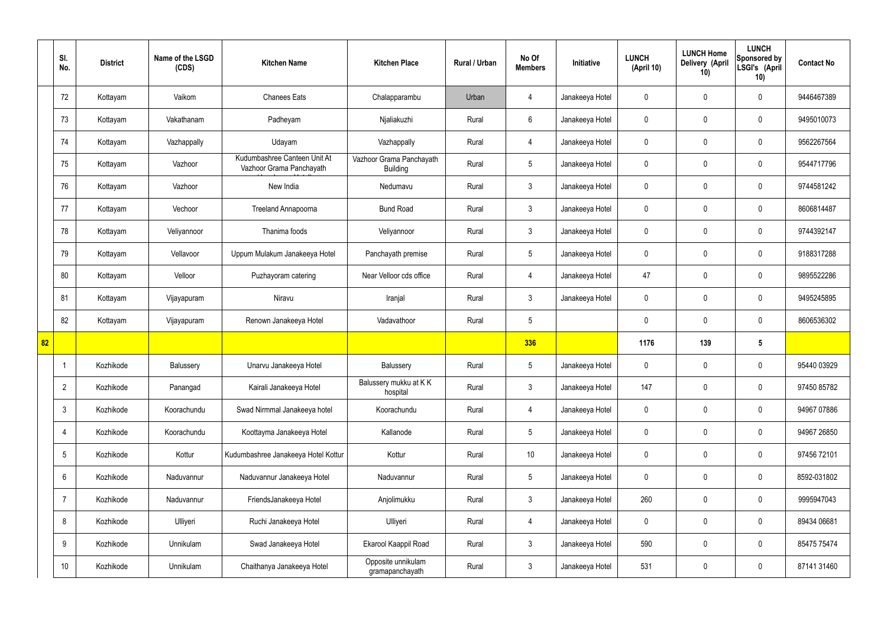|  | Sl. No. | District | Name of the LSGD (CDS) | Kitchen Name | Kitchen Place | Rural / Urban | No Of Members | Initiative | LUNCH (April 10) | LUNCH Home Delivery (April 10) | LUNCH Sponsored by LSGI's (April 10) | Contact No |
|---|---|---|---|---|---|---|---|---|---|---|---|---|
|  | 72 | Kottayam | Vaikom | Chanees Eats | Chalapparambu | Urban | 4 | Janakeeya Hotel | 0 | 0 | 0 | 9446467389 |
|  | 73 | Kottayam | Vakathanam | Padheyam | Njaliakuzhi | Rural | 6 | Janakeeya Hotel | 0 | 0 | 0 | 9495010073 |
|  | 74 | Kottayam | Vazhappally | Udayam | Vazhappally | Rural | 4 | Janakeeya Hotel | 0 | 0 | 0 | 9562267564 |
|  | 75 | Kottayam | Vazhoor | Kudumbashree Canteen Unit At Vazhoor Grama Panchayath | Vazhoor Grama Panchayath Building | Rural | 5 | Janakeeya Hotel | 0 | 0 | 0 | 9544717796 |
|  | 76 | Kottayam | Vazhoor | New India | Nedumavu | Rural | 3 | Janakeeya Hotel | 0 | 0 | 0 | 9744581242 |
|  | 77 | Kottayam | Vechoor | Treeland Annapoorna | Bund Road | Rural | 3 | Janakeeya Hotel | 0 | 0 | 0 | 8606814487 |
|  | 78 | Kottayam | Veliyannoor | Thanima foods | Veliyannoor | Rural | 3 | Janakeeya Hotel | 0 | 0 | 0 | 9744392147 |
|  | 79 | Kottayam | Vellavoor | Uppum Mulakum Janakeeya Hotel | Panchayath premise | Rural | 5 | Janakeeya Hotel | 0 | 0 | 0 | 9188317288 |
|  | 80 | Kottayam | Velloor | Puzhayoram catering | Near Velloor cds office | Rural | 4 | Janakeeya Hotel | 47 | 0 | 0 | 9895522286 |
|  | 81 | Kottayam | Vijayapuram | Niravu | Iranjal | Rural | 3 | Janakeeya Hotel | 0 | 0 | 0 | 9495245895 |
|  | 82 | Kottayam | Vijayapuram | Renown Janakeeya Hotel | Vadavathoor | Rural | 5 |  | 0 | 0 | 0 | 8606536302 |
| 82 |  |  |  |  |  |  | 336 |  | 1176 | 139 | 5 |  |
|  | 1 | Kozhikode | Balussery | Unarvu Janakeeya Hotel | Balussery | Rural | 5 | Janakeeya Hotel | 0 | 0 | 0 | 95440 03929 |
|  | 2 | Kozhikode | Panangad | Kairali Janakeeya Hotel | Balussery mukku at K K hospital | Rural | 3 | Janakeeya Hotel | 147 | 0 | 0 | 97450 85782 |
|  | 3 | Kozhikode | Koorachundu | Swad Nirmmal Janakeeya hotel | Koorachundu | Rural | 4 | Janakeeya Hotel | 0 | 0 | 0 | 94967 07886 |
|  | 4 | Kozhikode | Koorachundu | Koottayma Janakeeya Hotel | Kallanode | Rural | 5 | Janakeeya Hotel | 0 | 0 | 0 | 94967 26850 |
|  | 5 | Kozhikode | Kottur | Kudumbashree Janakeeya Hotel Kottur | Kottur | Rural | 10 | Janakeeya Hotel | 0 | 0 | 0 | 97456 72101 |
|  | 6 | Kozhikode | Naduvannur | Naduvannur Janakeeya Hotel | Naduvannur | Rural | 5 | Janakeeya Hotel | 0 | 0 | 0 | 8592-031802 |
|  | 7 | Kozhikode | Naduvannur | FriendsJanakeeya Hotel | Anjolimukku | Rural | 3 | Janakeeya Hotel | 260 | 0 | 0 | 9995947043 |
|  | 8 | Kozhikode | Ulliyeri | Ruchi Janakeeya Hotel | Ulliyeri | Rural | 4 | Janakeeya Hotel | 0 | 0 | 0 | 89434 06681 |
|  | 9 | Kozhikode | Unnikulam | Swad Janakeeya Hotel | Ekarool Kaappil Road | Rural | 3 | Janakeeya Hotel | 590 | 0 | 0 | 85475 75474 |
|  | 10 | Kozhikode | Unnikulam | Chaithanya Janakeeya Hotel | Opposite unnikulam gramapanchayath | Rural | 3 | Janakeeya Hotel | 531 | 0 | 0 | 87141 31460 |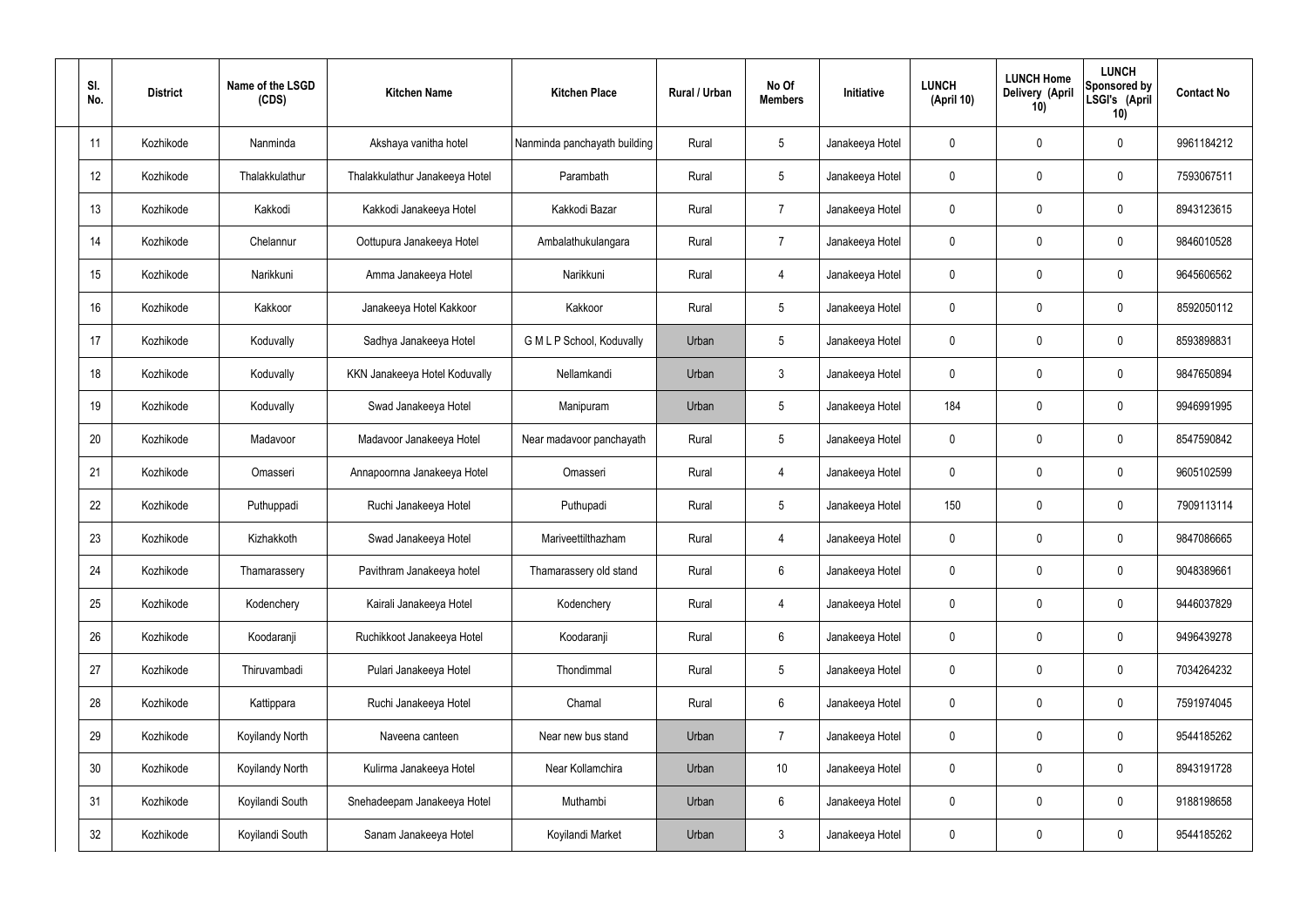| Sl. No. | District | Name of the LSGD (CDS) | Kitchen Name | Kitchen Place | Rural / Urban | No Of Members | Initiative | LUNCH (April 10) | LUNCH Home Delivery (April 10) | LUNCH Sponsored by LSGI's (April 10) | Contact No |
|---|---|---|---|---|---|---|---|---|---|---|---|
| 11 | Kozhikode | Nanminda | Akshaya vanitha hotel | Nanminda panchayath building | Rural | 5 | Janakeeya Hotel | 0 | 0 | 0 | 9961184212 |
| 12 | Kozhikode | Thalakkulathur | Thalakkulathur Janakeeya Hotel | Parambath | Rural | 5 | Janakeeya Hotel | 0 | 0 | 0 | 7593067511 |
| 13 | Kozhikode | Kakkodi | Kakkodi Janakeeya Hotel | Kakkodi Bazar | Rural | 7 | Janakeeya Hotel | 0 | 0 | 0 | 8943123615 |
| 14 | Kozhikode | Chelannur | Oottupura Janakeeya Hotel | Ambalathukulangara | Rural | 7 | Janakeeya Hotel | 0 | 0 | 0 | 9846010528 |
| 15 | Kozhikode | Narikkuni | Amma Janakeeya Hotel | Narikkuni | Rural | 4 | Janakeeya Hotel | 0 | 0 | 0 | 9645606562 |
| 16 | Kozhikode | Kakkoor | Janakeeya Hotel Kakkoor | Kakkoor | Rural | 5 | Janakeeya Hotel | 0 | 0 | 0 | 8592050112 |
| 17 | Kozhikode | Koduvally | Sadhya Janakeeya Hotel | G M L P School, Koduvally | Urban | 5 | Janakeeya Hotel | 0 | 0 | 0 | 8593898831 |
| 18 | Kozhikode | Koduvally | KKN Janakeeya Hotel Koduvally | Nellamkandi | Urban | 3 | Janakeeya Hotel | 0 | 0 | 0 | 9847650894 |
| 19 | Kozhikode | Koduvally | Swad Janakeeya Hotel | Manipuram | Urban | 5 | Janakeeya Hotel | 184 | 0 | 0 | 9946991995 |
| 20 | Kozhikode | Madavoor | Madavoor Janakeeya Hotel | Near madavoor panchayath | Rural | 5 | Janakeeya Hotel | 0 | 0 | 0 | 8547590842 |
| 21 | Kozhikode | Omasseri | Annapoornna Janakeeya Hotel | Omasseri | Rural | 4 | Janakeeya Hotel | 0 | 0 | 0 | 9605102599 |
| 22 | Kozhikode | Puthuppadi | Ruchi Janakeeya Hotel | Puthupadi | Rural | 5 | Janakeeya Hotel | 150 | 0 | 0 | 7909113114 |
| 23 | Kozhikode | Kizhakkoth | Swad Janakeeya Hotel | Mariveettilthazham | Rural | 4 | Janakeeya Hotel | 0 | 0 | 0 | 9847086665 |
| 24 | Kozhikode | Thamarassery | Pavithram Janakeeya hotel | Thamarassery old stand | Rural | 6 | Janakeeya Hotel | 0 | 0 | 0 | 9048389661 |
| 25 | Kozhikode | Kodenchery | Kairali Janakeeya Hotel | Kodenchery | Rural | 4 | Janakeeya Hotel | 0 | 0 | 0 | 9446037829 |
| 26 | Kozhikode | Koodaranji | Ruchikkoot Janakeeya Hotel | Koodaranji | Rural | 6 | Janakeeya Hotel | 0 | 0 | 0 | 9496439278 |
| 27 | Kozhikode | Thiruvambadi | Pulari Janakeeya Hotel | Thondimmal | Rural | 5 | Janakeeya Hotel | 0 | 0 | 0 | 7034264232 |
| 28 | Kozhikode | Kattippara | Ruchi Janakeeya Hotel | Chamal | Rural | 6 | Janakeeya Hotel | 0 | 0 | 0 | 7591974045 |
| 29 | Kozhikode | Koyilandy North | Naveena canteen | Near new bus stand | Urban | 7 | Janakeeya Hotel | 0 | 0 | 0 | 9544185262 |
| 30 | Kozhikode | Koyilandy North | Kulirma Janakeeya Hotel | Near Kollamchira | Urban | 10 | Janakeeya Hotel | 0 | 0 | 0 | 8943191728 |
| 31 | Kozhikode | Koyilandi South | Snehadeepam Janakeeya Hotel | Muthambi | Urban | 6 | Janakeeya Hotel | 0 | 0 | 0 | 9188198658 |
| 32 | Kozhikode | Koyilandi South | Sanam Janakeeya Hotel | Koyilandi Market | Urban | 3 | Janakeeya Hotel | 0 | 0 | 0 | 9544185262 |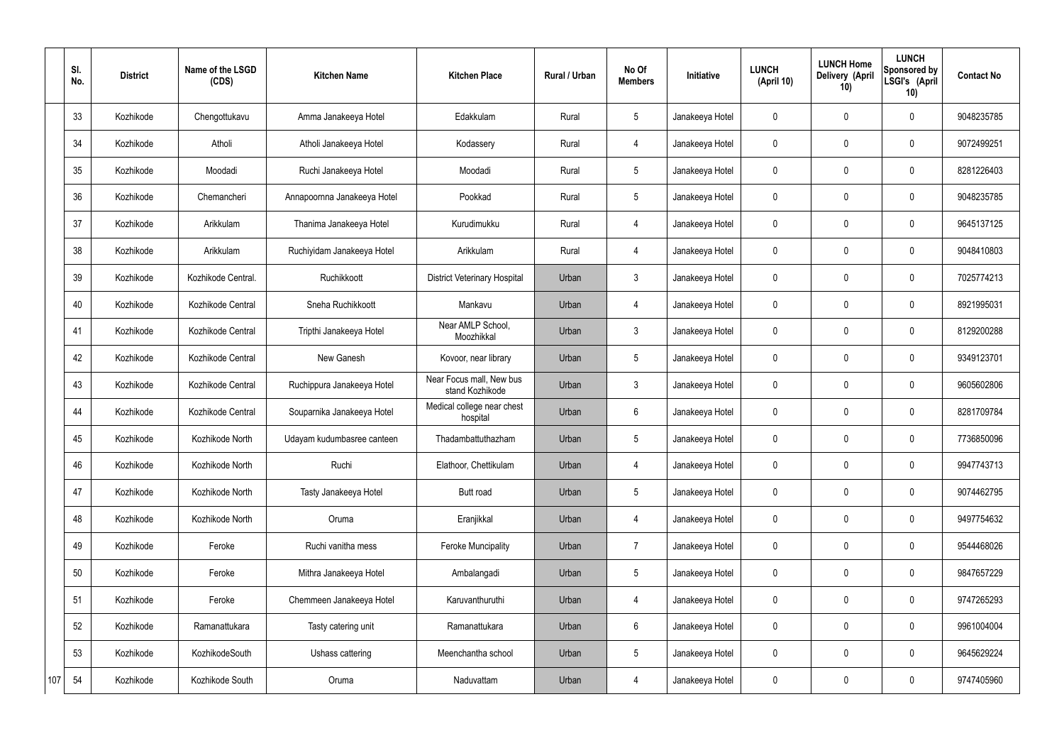| | Sl. No. | District | Name of the LSGD (CDS) | Kitchen Name | Kitchen Place | Rural / Urban | No Of Members | Initiative | LUNCH (April 10) | LUNCH Home Delivery (April 10) | LUNCH Sponsored by LSGI's (April 10) | Contact No |
|---|---|---|---|---|---|---|---|---|---|---|---|---|
| | 33 | Kozhikode | Chengottukavu | Amma Janakeeya Hotel | Edakkulam | Rural | 5 | Janakeeya Hotel | 0 | 0 | 0 | 9048235785 |
| | 34 | Kozhikode | Atholi | Atholi Janakeeya Hotel | Kodassery | Rural | 4 | Janakeeya Hotel | 0 | 0 | 0 | 9072499251 |
| | 35 | Kozhikode | Moodadi | Ruchi Janakeeya Hotel | Moodadi | Rural | 5 | Janakeeya Hotel | 0 | 0 | 0 | 8281226403 |
| | 36 | Kozhikode | Chemancheri | Annapoornna Janakeeya Hotel | Pookkad | Rural | 5 | Janakeeya Hotel | 0 | 0 | 0 | 9048235785 |
| | 37 | Kozhikode | Arikkulam | Thanima Janakeeya Hotel | Kurudimukku | Rural | 4 | Janakeeya Hotel | 0 | 0 | 0 | 9645137125 |
| | 38 | Kozhikode | Arikkulam | Ruchiyidam Janakeeya Hotel | Arikkulam | Rural | 4 | Janakeeya Hotel | 0 | 0 | 0 | 9048410803 |
| | 39 | Kozhikode | Kozhikode Central. | Ruchikkoott | District Veterinary Hospital | Urban | 3 | Janakeeya Hotel | 0 | 0 | 0 | 7025774213 |
| | 40 | Kozhikode | Kozhikode Central | Sneha Ruchikkoott | Mankavu | Urban | 4 | Janakeeya Hotel | 0 | 0 | 0 | 8921995031 |
| | 41 | Kozhikode | Kozhikode Central | Tripthi Janakeeya Hotel | Near AMLP School, Moozhikkal | Urban | 3 | Janakeeya Hotel | 0 | 0 | 0 | 8129200288 |
| | 42 | Kozhikode | Kozhikode Central | New Ganesh | Kovoor, near library | Urban | 5 | Janakeeya Hotel | 0 | 0 | 0 | 9349123701 |
| | 43 | Kozhikode | Kozhikode Central | Ruchippura Janakeeya Hotel | Near Focus mall, New bus stand Kozhikode | Urban | 3 | Janakeeya Hotel | 0 | 0 | 0 | 9605602806 |
| | 44 | Kozhikode | Kozhikode Central | Souparnika Janakeeya Hotel | Medical college near chest hospital | Urban | 6 | Janakeeya Hotel | 0 | 0 | 0 | 8281709784 |
| | 45 | Kozhikode | Kozhikode North | Udayam kudumbasree canteen | Thadambattuthazham | Urban | 5 | Janakeeya Hotel | 0 | 0 | 0 | 7736850096 |
| | 46 | Kozhikode | Kozhikode North | Ruchi | Elathoor, Chettikulam | Urban | 4 | Janakeeya Hotel | 0 | 0 | 0 | 9947743713 |
| | 47 | Kozhikode | Kozhikode North | Tasty Janakeeya Hotel | Butt road | Urban | 5 | Janakeeya Hotel | 0 | 0 | 0 | 9074462795 |
| | 48 | Kozhikode | Kozhikode North | Oruma | Eranjikkal | Urban | 4 | Janakeeya Hotel | 0 | 0 | 0 | 9497754632 |
| | 49 | Kozhikode | Feroke | Ruchi vanitha mess | Feroke Muncipality | Urban | 7 | Janakeeya Hotel | 0 | 0 | 0 | 9544468026 |
| | 50 | Kozhikode | Feroke | Mithra Janakeeya Hotel | Ambalangadi | Urban | 5 | Janakeeya Hotel | 0 | 0 | 0 | 9847657229 |
| | 51 | Kozhikode | Feroke | Chemmeen Janakeeya Hotel | Karuvanthuruthi | Urban | 4 | Janakeeya Hotel | 0 | 0 | 0 | 9747265293 |
| | 52 | Kozhikode | Ramanattukara | Tasty catering unit | Ramanattukara | Urban | 6 | Janakeeya Hotel | 0 | 0 | 0 | 9961004004 |
| | 53 | Kozhikode | KozhikodeSouth | Ushass cattering | Meenchantha school | Urban | 5 | Janakeeya Hotel | 0 | 0 | 0 | 9645629224 |
| 107 | 54 | Kozhikode | Kozhikode South | Oruma | Naduvattam | Urban | 4 | Janakeeya Hotel | 0 | 0 | 0 | 9747405960 |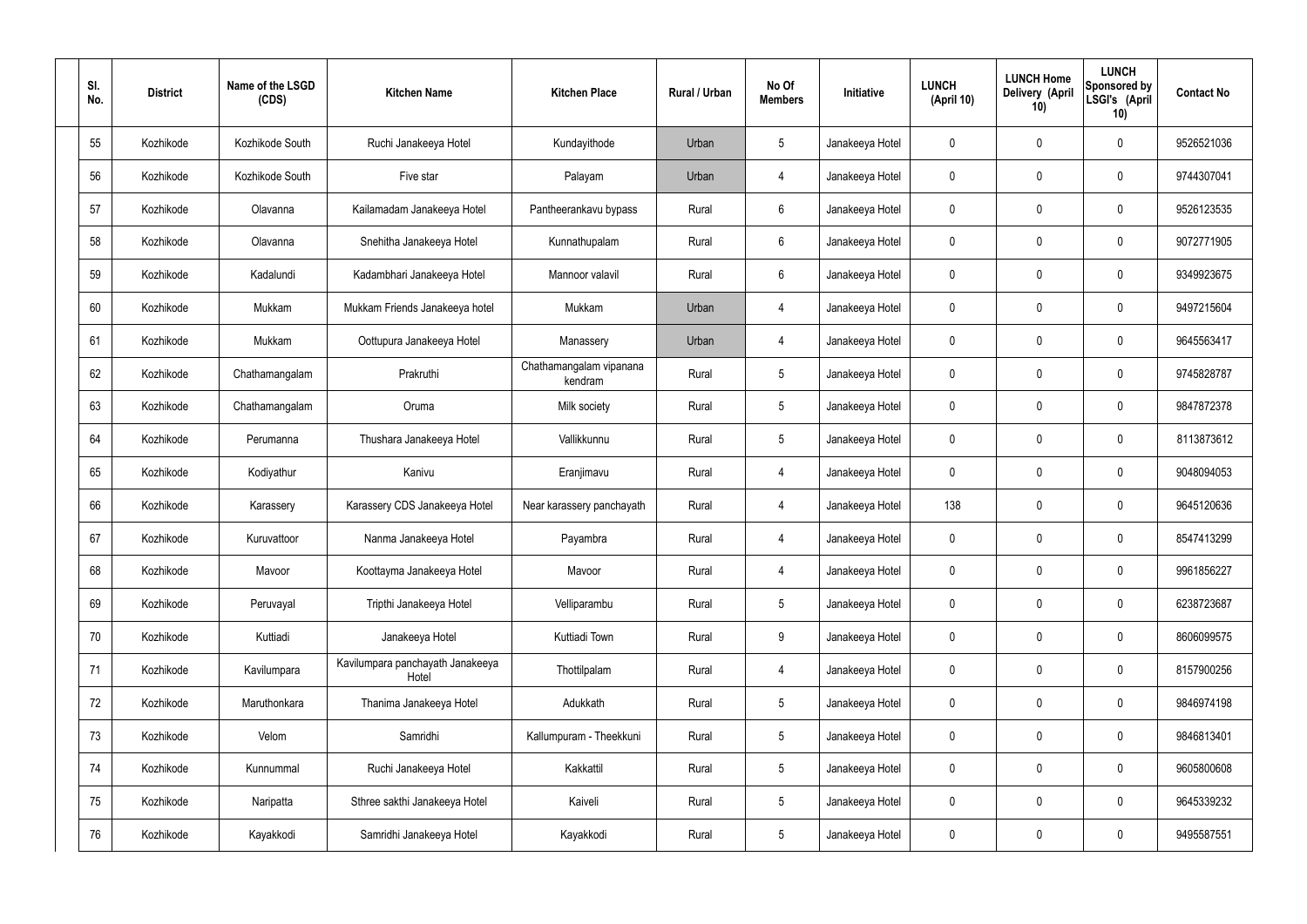| Sl. No. | District | Name of the LSGD (CDS) | Kitchen Name | Kitchen Place | Rural / Urban | No Of Members | Initiative | LUNCH (April 10) | LUNCH Home Delivery (April 10) | LUNCH Sponsored by LSGI's (April 10) | Contact No |
|---|---|---|---|---|---|---|---|---|---|---|---|
| 55 | Kozhikode | Kozhikode South | Ruchi Janakeeya Hotel | Kundayithode | Urban | 5 | Janakeeya Hotel | 0 | 0 | 0 | 9526521036 |
| 56 | Kozhikode | Kozhikode South | Five star | Palayam | Urban | 4 | Janakeeya Hotel | 0 | 0 | 0 | 9744307041 |
| 57 | Kozhikode | Olavanna | Kailamadam Janakeeya Hotel | Pantheerankavu bypass | Rural | 6 | Janakeeya Hotel | 0 | 0 | 0 | 9526123535 |
| 58 | Kozhikode | Olavanna | Snehitha Janakeeya Hotel | Kunnathupalam | Rural | 6 | Janakeeya Hotel | 0 | 0 | 0 | 9072771905 |
| 59 | Kozhikode | Kadalundi | Kadambhari Janakeeya Hotel | Mannoor valavil | Rural | 6 | Janakeeya Hotel | 0 | 0 | 0 | 9349923675 |
| 60 | Kozhikode | Mukkam | Mukkam Friends Janakeeya hotel | Mukkam | Urban | 4 | Janakeeya Hotel | 0 | 0 | 0 | 9497215604 |
| 61 | Kozhikode | Mukkam | Oottupura Janakeeya Hotel | Manassery | Urban | 4 | Janakeeya Hotel | 0 | 0 | 0 | 9645563417 |
| 62 | Kozhikode | Chathamangalam | Prakruthi | Chathamangalam vipanana kendram | Rural | 5 | Janakeeya Hotel | 0 | 0 | 0 | 9745828787 |
| 63 | Kozhikode | Chathamangalam | Oruma | Milk society | Rural | 5 | Janakeeya Hotel | 0 | 0 | 0 | 9847872378 |
| 64 | Kozhikode | Perumanna | Thushara Janakeeya Hotel | Vallikkunnu | Rural | 5 | Janakeeya Hotel | 0 | 0 | 0 | 8113873612 |
| 65 | Kozhikode | Kodiyathur | Kanivu | Eranjimavu | Rural | 4 | Janakeeya Hotel | 0 | 0 | 0 | 9048094053 |
| 66 | Kozhikode | Karassery | Karassery CDS Janakeeya Hotel | Near karassery panchayath | Rural | 4 | Janakeeya Hotel | 138 | 0 | 0 | 9645120636 |
| 67 | Kozhikode | Kuruvattoor | Nanma Janakeeya Hotel | Payambra | Rural | 4 | Janakeeya Hotel | 0 | 0 | 0 | 8547413299 |
| 68 | Kozhikode | Mavoor | Koottayma Janakeeya Hotel | Mavoor | Rural | 4 | Janakeeya Hotel | 0 | 0 | 0 | 9961856227 |
| 69 | Kozhikode | Peruvayal | Tripthi Janakeeya Hotel | Velliparambu | Rural | 5 | Janakeeya Hotel | 0 | 0 | 0 | 6238723687 |
| 70 | Kozhikode | Kuttiadi | Janakeeya Hotel | Kuttiadi Town | Rural | 9 | Janakeeya Hotel | 0 | 0 | 0 | 8606099575 |
| 71 | Kozhikode | Kavilumpara | Kavilumpara panchayath Janakeeya Hotel | Thottilpalam | Rural | 4 | Janakeeya Hotel | 0 | 0 | 0 | 8157900256 |
| 72 | Kozhikode | Maruthonkara | Thanima Janakeeya Hotel | Adukkath | Rural | 5 | Janakeeya Hotel | 0 | 0 | 0 | 9846974198 |
| 73 | Kozhikode | Velom | Samridhi | Kallumpuram - Theekkuni | Rural | 5 | Janakeeya Hotel | 0 | 0 | 0 | 9846813401 |
| 74 | Kozhikode | Kunnummal | Ruchi Janakeeya Hotel | Kakkattil | Rural | 5 | Janakeeya Hotel | 0 | 0 | 0 | 9605800608 |
| 75 | Kozhikode | Naripatta | Sthree sakthi Janakeeya Hotel | Kaiveli | Rural | 5 | Janakeeya Hotel | 0 | 0 | 0 | 9645339232 |
| 76 | Kozhikode | Kayakkodi | Samridhi Janakeeya Hotel | Kayakkodi | Rural | 5 | Janakeeya Hotel | 0 | 0 | 0 | 9495587551 |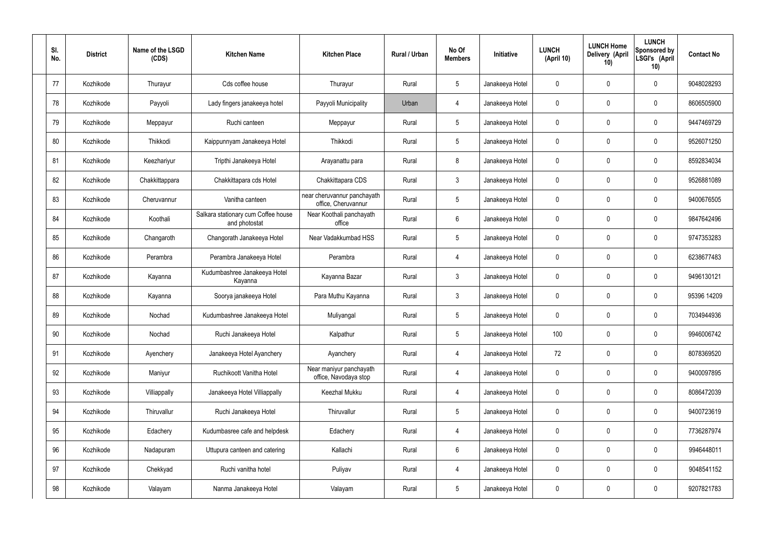| Sl. No. | District | Name of the LSGD (CDS) | Kitchen Name | Kitchen Place | Rural / Urban | No Of Members | Initiative | LUNCH (April 10) | LUNCH Home Delivery (April 10) | LUNCH Sponsored by LSGI's (April 10) | Contact No |
|---|---|---|---|---|---|---|---|---|---|---|---|
| 77 | Kozhikode | Thurayur | Cds coffee house | Thurayur | Rural | 5 | Janakeeya Hotel | 0 | 0 | 0 | 9048028293 |
| 78 | Kozhikode | Payyoli | Lady fingers janakeeya hotel | Payyoli Municipality | Urban | 4 | Janakeeya Hotel | 0 | 0 | 0 | 8606505900 |
| 79 | Kozhikode | Meppayur | Ruchi canteen | Meppayur | Rural | 5 | Janakeeya Hotel | 0 | 0 | 0 | 9447469729 |
| 80 | Kozhikode | Thikkodi | Kaippunnyam Janakeeya Hotel | Thikkodi | Rural | 5 | Janakeeya Hotel | 0 | 0 | 0 | 9526071250 |
| 81 | Kozhikode | Keezhariyur | Tripthi Janakeeya Hotel | Arayanattu para | Rural | 8 | Janakeeya Hotel | 0 | 0 | 0 | 8592834034 |
| 82 | Kozhikode | Chakkittappara | Chakkittapara cds Hotel | Chakkittapara CDS | Rural | 3 | Janakeeya Hotel | 0 | 0 | 0 | 9526881089 |
| 83 | Kozhikode | Cheruvannur | Vanitha canteen | near cheruvannur panchayath office, Cheruvannur | Rural | 5 | Janakeeya Hotel | 0 | 0 | 0 | 9400676505 |
| 84 | Kozhikode | Koothali | Salkara stationary cum Coffee house and photostat | Near Koothali panchayath office | Rural | 6 | Janakeeya Hotel | 0 | 0 | 0 | 9847642496 |
| 85 | Kozhikode | Changaroth | Changorath Janakeeya Hotel | Near Vadakkumbad HSS | Rural | 5 | Janakeeya Hotel | 0 | 0 | 0 | 9747353283 |
| 86 | Kozhikode | Perambra | Perambra Janakeeya Hotel | Perambra | Rural | 4 | Janakeeya Hotel | 0 | 0 | 0 | 6238677483 |
| 87 | Kozhikode | Kayanna | Kudumbashree Janakeeya Hotel Kayanna | Kayanna Bazar | Rural | 3 | Janakeeya Hotel | 0 | 0 | 0 | 9496130121 |
| 88 | Kozhikode | Kayanna | Soorya janakeeya Hotel | Para Muthu Kayanna | Rural | 3 | Janakeeya Hotel | 0 | 0 | 0 | 95396 14209 |
| 89 | Kozhikode | Nochad | Kudumbashree Janakeeya Hotel | Muliyangal | Rural | 5 | Janakeeya Hotel | 0 | 0 | 0 | 7034944936 |
| 90 | Kozhikode | Nochad | Ruchi Janakeeya Hotel | Kalpathur | Rural | 5 | Janakeeya Hotel | 100 | 0 | 0 | 9946006742 |
| 91 | Kozhikode | Ayenchery | Janakeeya Hotel Ayanchery | Ayanchery | Rural | 4 | Janakeeya Hotel | 72 | 0 | 0 | 8078369520 |
| 92 | Kozhikode | Maniyur | Ruchikoott Vanitha Hotel | Near maniyur panchayath office, Navodaya stop | Rural | 4 | Janakeeya Hotel | 0 | 0 | 0 | 9400097895 |
| 93 | Kozhikode | Villiappally | Janakeeya Hotel Villiappally | Keezhal Mukku | Rural | 4 | Janakeeya Hotel | 0 | 0 | 0 | 8086472039 |
| 94 | Kozhikode | Thiruvallur | Ruchi Janakeeya Hotel | Thiruvallur | Rural | 5 | Janakeeya Hotel | 0 | 0 | 0 | 9400723619 |
| 95 | Kozhikode | Edachery | Kudumbasree cafe and helpdesk | Edachery | Rural | 4 | Janakeeya Hotel | 0 | 0 | 0 | 7736287974 |
| 96 | Kozhikode | Nadapuram | Uttupura canteen and catering | Kallachi | Rural | 6 | Janakeeya Hotel | 0 | 0 | 0 | 9946448011 |
| 97 | Kozhikode | Chekkyad | Ruchi vanitha hotel | Puliyav | Rural | 4 | Janakeeya Hotel | 0 | 0 | 0 | 9048541152 |
| 98 | Kozhikode | Valayam | Nanma Janakeeya Hotel | Valayam | Rural | 5 | Janakeeya Hotel | 0 | 0 | 0 | 9207821783 |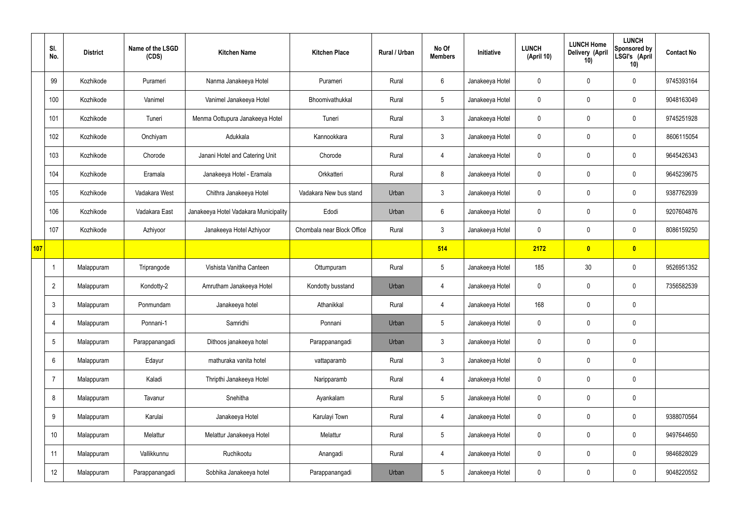|  | Sl. No. | District | Name of the LSGD (CDS) | Kitchen Name | Kitchen Place | Rural / Urban | No Of Members | Initiative | LUNCH (April 10) | LUNCH Home Delivery (April 10) | LUNCH Sponsored by LSGI's (April 10) | Contact No |
|---|---|---|---|---|---|---|---|---|---|---|---|---|
|  | 99 | Kozhikode | Purameri | Nanma Janakeeya Hotel | Purameri | Rural | 6 | Janakeeya Hotel | 0 | 0 | 0 | 9745393164 |
|  | 100 | Kozhikode | Vanimel | Vanimel Janakeeya Hotel | Bhoomivathukkal | Rural | 5 | Janakeeya Hotel | 0 | 0 | 0 | 9048163049 |
|  | 101 | Kozhikode | Tuneri | Menma Oottupura Janakeeya Hotel | Tuneri | Rural | 3 | Janakeeya Hotel | 0 | 0 | 0 | 9745251928 |
|  | 102 | Kozhikode | Onchiyam | Adukkala | Kannookkara | Rural | 3 | Janakeeya Hotel | 0 | 0 | 0 | 8606115054 |
|  | 103 | Kozhikode | Chorode | Janani Hotel and Catering Unit | Chorode | Rural | 4 | Janakeeya Hotel | 0 | 0 | 0 | 9645426343 |
|  | 104 | Kozhikode | Eramala | Janakeeya Hotel - Eramala | Orkkatteri | Rural | 8 | Janakeeya Hotel | 0 | 0 | 0 | 9645239675 |
|  | 105 | Kozhikode | Vadakara West | Chithra Janakeeya Hotel | Vadakara New bus stand | Urban | 3 | Janakeeya Hotel | 0 | 0 | 0 | 9387762939 |
|  | 106 | Kozhikode | Vadakara East | Janakeeya Hotel Vadakara Municipality | Edodi | Urban | 6 | Janakeeya Hotel | 0 | 0 | 0 | 9207604876 |
|  | 107 | Kozhikode | Azhiyoor | Janakeeya Hotel Azhiyoor | Chombala near Block Office | Rural | 3 | Janakeeya Hotel | 0 | 0 | 0 | 8086159250 |
| **107** |  |  |  |  |  |  | **514** |  | **2172** | **0** | **0** |  |
|  | 1 | Malappuram | Triprangode | Vishista Vanitha Canteen | Ottumpuram | Rural | 5 | Janakeeya Hotel | 185 | 30 | 0 | 9526951352 |
|  | 2 | Malappuram | Kondotty-2 | Amrutham Janakeeya Hotel | Kondotty busstand | Urban | 4 | Janakeeya Hotel | 0 | 0 | 0 | 7356582539 |
|  | 3 | Malappuram | Ponmundam | Janakeeya hotel | Athanikkal | Rural | 4 | Janakeeya Hotel | 168 | 0 | 0 |  |
|  | 4 | Malappuram | Ponnani-1 | Samridhi | Ponnani | Urban | 5 | Janakeeya Hotel | 0 | 0 | 0 |  |
|  | 5 | Malappuram | Parappanangadi | Dithoos janakeeya hotel | Parappanangadi | Urban | 3 | Janakeeya Hotel | 0 | 0 | 0 |  |
|  | 6 | Malappuram | Edayur | mathuraka vanita hotel | vattaparamb | Rural | 3 | Janakeeya Hotel | 0 | 0 | 0 |  |
|  | 7 | Malappuram | Kaladi | Thripthi Janakeeya Hotel | Naripparamb | Rural | 4 | Janakeeya Hotel | 0 | 0 | 0 |  |
|  | 8 | Malappuram | Tavanur | Snehitha | Ayankalam | Rural | 5 | Janakeeya Hotel | 0 | 0 | 0 |  |
|  | 9 | Malappuram | Karulai | Janakeeya Hotel | Karulayi Town | Rural | 4 | Janakeeya Hotel | 0 | 0 | 0 | 9388070564 |
|  | 10 | Malappuram | Melattur | Melattur Janakeeya Hotel | Melattur | Rural | 5 | Janakeeya Hotel | 0 | 0 | 0 | 9497644650 |
|  | 11 | Malappuram | Vallikkunnu | Ruchikootu | Anangadi | Rural | 4 | Janakeeya Hotel | 0 | 0 | 0 | 9846828029 |
|  | 12 | Malappuram | Parappanangadi | Sobhika Janakeeya hotel | Parappanangadi | Urban | 5 | Janakeeya Hotel | 0 | 0 | 0 | 9048220552 |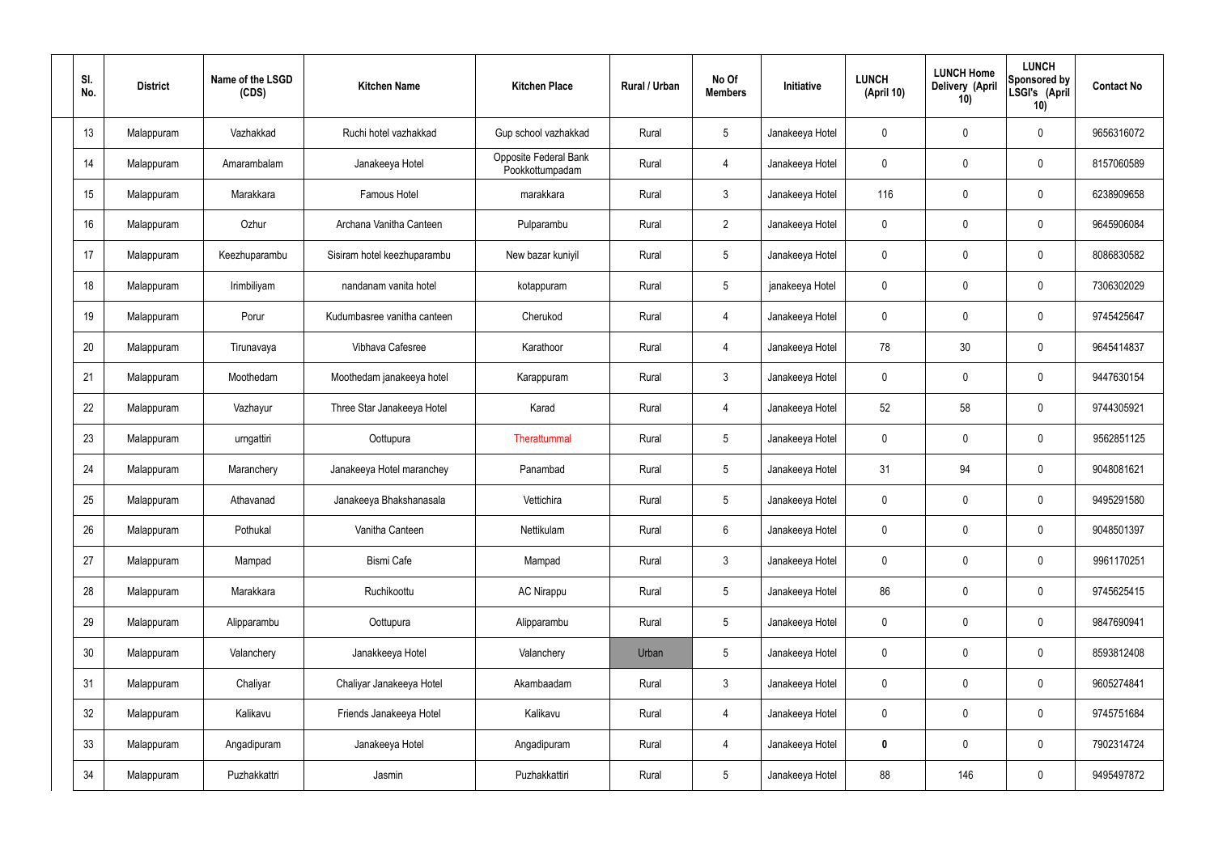| Sl. No. | District | Name of the LSGD (CDS) | Kitchen Name | Kitchen Place | Rural / Urban | No Of Members | Initiative | LUNCH (April 10) | LUNCH Home Delivery (April 10) | LUNCH Sponsored by LSGI's (April 10) | Contact No |
|---|---|---|---|---|---|---|---|---|---|---|---|
| 13 | Malappuram | Vazhakkad | Ruchi hotel vazhakkad | Gup school vazhakkad | Rural | 5 | Janakeeya Hotel | 0 | 0 | 0 | 9656316072 |
| 14 | Malappuram | Amarambalam | Janakeeya Hotel | Opposite Federal Bank Pookkottumpadam | Rural | 4 | Janakeeya Hotel | 0 | 0 | 0 | 8157060589 |
| 15 | Malappuram | Marakkara | Famous Hotel | marakkara | Rural | 3 | Janakeeya Hotel | 116 | 0 | 0 | 6238909658 |
| 16 | Malappuram | Ozhur | Archana Vanitha Canteen | Pulparambu | Rural | 2 | Janakeeya Hotel | 0 | 0 | 0 | 9645906084 |
| 17 | Malappuram | Keezhuparambu | Sisiram hotel keezhuparambu | New bazar kuniyil | Rural | 5 | Janakeeya Hotel | 0 | 0 | 0 | 8086830582 |
| 18 | Malappuram | Irimbiliyam | nandanam vanita hotel | kotappuram | Rural | 5 | janakeeya Hotel | 0 | 0 | 0 | 7306302029 |
| 19 | Malappuram | Porur | Kudumbasree vanitha canteen | Cherukod | Rural | 4 | Janakeeya Hotel | 0 | 0 | 0 | 9745425647 |
| 20 | Malappuram | Tirunavaya | Vibhava Cafesree | Karathoor | Rural | 4 | Janakeeya Hotel | 78 | 30 | 0 | 9645414837 |
| 21 | Malappuram | Moothedam | Moothedam janakeeya hotel | Karappuram | Rural | 3 | Janakeeya Hotel | 0 | 0 | 0 | 9447630154 |
| 22 | Malappuram | Vazhayur | Three Star Janakeeya Hotel | Karad | Rural | 4 | Janakeeya Hotel | 52 | 58 | 0 | 9744305921 |
| 23 | Malappuram | urngattiri | Oottupura | Therattummal | Rural | 5 | Janakeeya Hotel | 0 | 0 | 0 | 9562851125 |
| 24 | Malappuram | Maranchery | Janakeeya Hotel maranchey | Panambad | Rural | 5 | Janakeeya Hotel | 31 | 94 | 0 | 9048081621 |
| 25 | Malappuram | Athavanad | Janakeeya Bhakshanasala | Vettichira | Rural | 5 | Janakeeya Hotel | 0 | 0 | 0 | 9495291580 |
| 26 | Malappuram | Pothukal | Vanitha Canteen | Nettikulam | Rural | 6 | Janakeeya Hotel | 0 | 0 | 0 | 9048501397 |
| 27 | Malappuram | Mampad | Bismi Cafe | Mampad | Rural | 3 | Janakeeya Hotel | 0 | 0 | 0 | 9961170251 |
| 28 | Malappuram | Marakkara | Ruchikoottu | AC Nirappu | Rural | 5 | Janakeeya Hotel | 86 | 0 | 0 | 9745625415 |
| 29 | Malappuram | Alipparambu | Oottupura | Alipparambu | Rural | 5 | Janakeeya Hotel | 0 | 0 | 0 | 9847690941 |
| 30 | Malappuram | Valanchery | Janakkeeya Hotel | Valanchery | Urban | 5 | Janakeeya Hotel | 0 | 0 | 0 | 8593812408 |
| 31 | Malappuram | Chaliyar | Chaliyar Janakeeya Hotel | Akambaadam | Rural | 3 | Janakeeya Hotel | 0 | 0 | 0 | 9605274841 |
| 32 | Malappuram | Kalikavu | Friends Janakeeya Hotel | Kalikavu | Rural | 4 | Janakeeya Hotel | 0 | 0 | 0 | 9745751684 |
| 33 | Malappuram | Angadipuram | Janakeeya Hotel | Angadipuram | Rural | 4 | Janakeeya Hotel | **0** | 0 | 0 | 7902314724 |
| 34 | Malappuram | Puzhakkattri | Jasmin | Puzhakkattiri | Rural | 5 | Janakeeya Hotel | 88 | 146 | 0 | 9495497872 |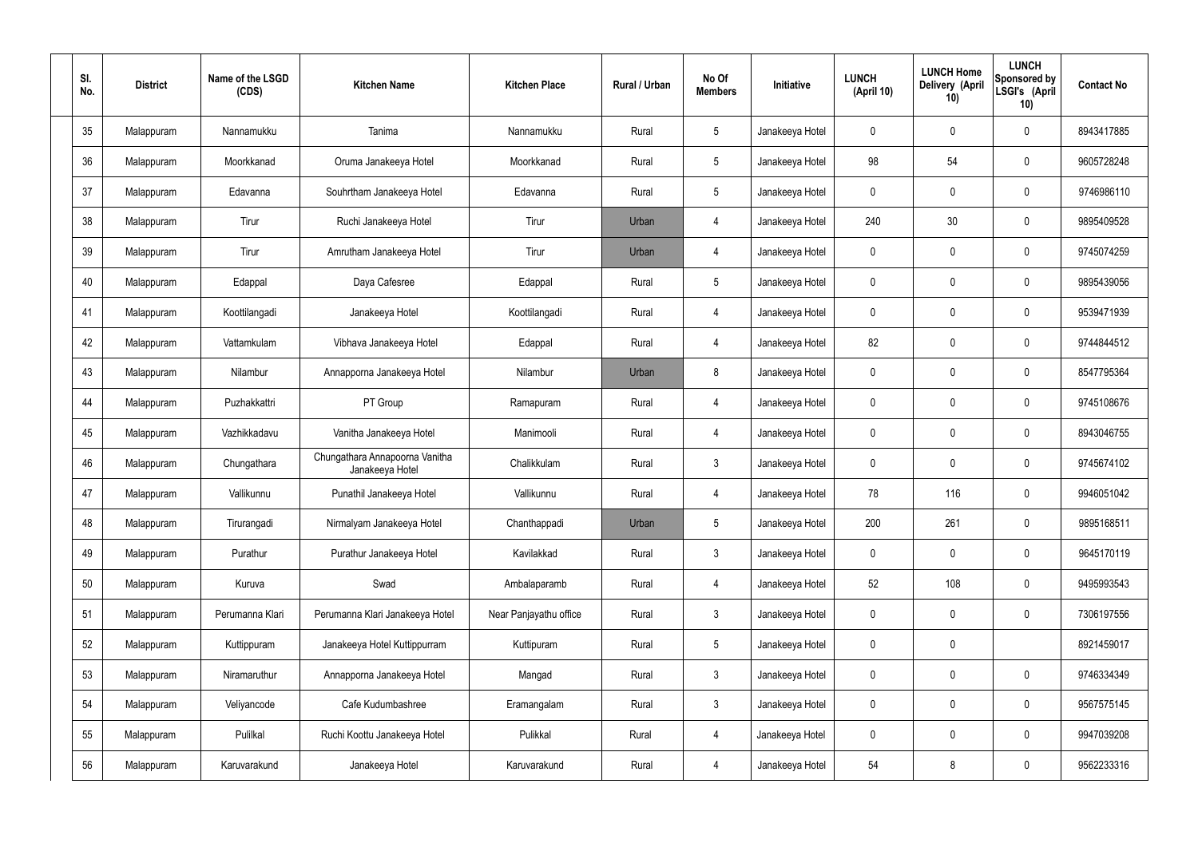| Sl. No. | District | Name of the LSGD (CDS) | Kitchen Name | Kitchen Place | Rural / Urban | No Of Members | Initiative | LUNCH (April 10) | LUNCH Home Delivery (April 10) | LUNCH Sponsored by LSGI's (April 10) | Contact No |
|---|---|---|---|---|---|---|---|---|---|---|---|
| 35 | Malappuram | Nannamukku | Tanima | Nannamukku | Rural | 5 | Janakeeya Hotel | 0 | 0 | 0 | 8943417885 |
| 36 | Malappuram | Moorkkanad | Oruma Janakeeya Hotel | Moorkkanad | Rural | 5 | Janakeeya Hotel | 98 | 54 | 0 | 9605728248 |
| 37 | Malappuram | Edavanna | Souhrtham Janakeeya Hotel | Edavanna | Rural | 5 | Janakeeya Hotel | 0 | 0 | 0 | 9746986110 |
| 38 | Malappuram | Tirur | Ruchi Janakeeya Hotel | Tirur | Urban | 4 | Janakeeya Hotel | 240 | 30 | 0 | 9895409528 |
| 39 | Malappuram | Tirur | Amrutham Janakeeya Hotel | Tirur | Urban | 4 | Janakeeya Hotel | 0 | 0 | 0 | 9745074259 |
| 40 | Malappuram | Edappal | Daya Cafesree | Edappal | Rural | 5 | Janakeeya Hotel | 0 | 0 | 0 | 9895439056 |
| 41 | Malappuram | Koottilangadi | Janakeeya Hotel | Koottilangadi | Rural | 4 | Janakeeya Hotel | 0 | 0 | 0 | 9539471939 |
| 42 | Malappuram | Vattamkulam | Vibhava Janakeeya Hotel | Edappal | Rural | 4 | Janakeeya Hotel | 82 | 0 | 0 | 9744844512 |
| 43 | Malappuram | Nilambur | Annapporna Janakeeya Hotel | Nilambur | Urban | 8 | Janakeeya Hotel | 0 | 0 | 0 | 8547795364 |
| 44 | Malappuram | Puzhakkattri | PT Group | Ramapuram | Rural | 4 | Janakeeya Hotel | 0 | 0 | 0 | 9745108676 |
| 45 | Malappuram | Vazhikkadavu | Vanitha Janakeeya Hotel | Manimooli | Rural | 4 | Janakeeya Hotel | 0 | 0 | 0 | 8943046755 |
| 46 | Malappuram | Chungathara | Chungathara Annapoorna Vanitha Janakeeya Hotel | Chalikkulam | Rural | 3 | Janakeeya Hotel | 0 | 0 | 0 | 9745674102 |
| 47 | Malappuram | Vallikunnu | Punathil Janakeeya Hotel | Vallikunnu | Rural | 4 | Janakeeya Hotel | 78 | 116 | 0 | 9946051042 |
| 48 | Malappuram | Tirurangadi | Nirmalyam Janakeeya Hotel | Chanthappadi | Urban | 5 | Janakeeya Hotel | 200 | 261 | 0 | 9895168511 |
| 49 | Malappuram | Purathur | Purathur Janakeeya Hotel | Kavilakkad | Rural | 3 | Janakeeya Hotel | 0 | 0 | 0 | 9645170119 |
| 50 | Malappuram | Kuruva | Swad | Ambalaparamb | Rural | 4 | Janakeeya Hotel | 52 | 108 | 0 | 9495993543 |
| 51 | Malappuram | Perumanna Klari | Perumanna Klari Janakeeya Hotel | Near Panjayathu office | Rural | 3 | Janakeeya Hotel | 0 | 0 | 0 | 7306197556 |
| 52 | Malappuram | Kuttippuram | Janakeeya Hotel Kuttippurram | Kuttipuram | Rural | 5 | Janakeeya Hotel | 0 | 0 | | 8921459017 |
| 53 | Malappuram | Niramaruthur | Annapporna Janakeeya Hotel | Mangad | Rural | 3 | Janakeeya Hotel | 0 | 0 | 0 | 9746334349 |
| 54 | Malappuram | Veliyancode | Cafe Kudumbashree | Eramangalam | Rural | 3 | Janakeeya Hotel | 0 | 0 | 0 | 9567575145 |
| 55 | Malappuram | Pulilkal | Ruchi Koottu Janakeeya Hotel | Pulikkal | Rural | 4 | Janakeeya Hotel | 0 | 0 | 0 | 9947039208 |
| 56 | Malappuram | Karuvarakund | Janakeeya Hotel | Karuvarakund | Rural | 4 | Janakeeya Hotel | 54 | 8 | 0 | 9562233316 |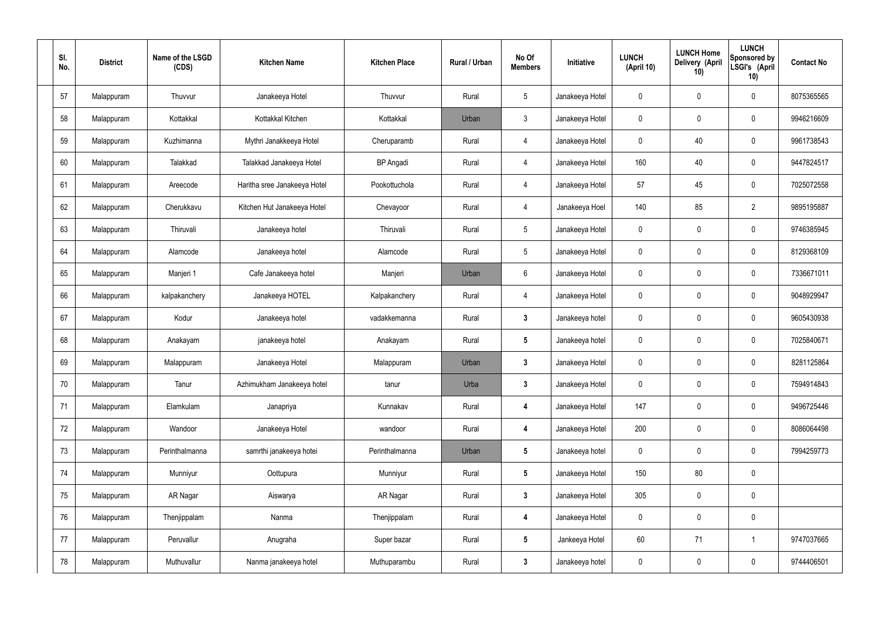| Sl. No. | District | Name of the LSGD (CDS) | Kitchen Name | Kitchen Place | Rural / Urban | No Of Members | Initiative | LUNCH (April 10) | LUNCH Home Delivery (April 10) | LUNCH Sponsored by LSGI's (April 10) | Contact No |
|---|---|---|---|---|---|---|---|---|---|---|---|
| 57 | Malappuram | Thuvvur | Janakeeya Hotel | Thuvvur | Rural | 5 | Janakeeya Hotel | 0 | 0 | 0 | 8075365565 |
| 58 | Malappuram | Kottakkal | Kottakkal Kitchen | Kottakkal | Urban | 3 | Janakeeya Hotel | 0 | 0 | 0 | 9946216609 |
| 59 | Malappuram | Kuzhimanna | Mythri Janakkeeya Hotel | Cheruparamb | Rural | 4 | Janakeeya Hotel | 0 | 40 | 0 | 9961738543 |
| 60 | Malappuram | Talakkad | Talakkad Janakeeya Hotel | BP Angadi | Rural | 4 | Janakeeya Hotel | 160 | 40 | 0 | 9447824517 |
| 61 | Malappuram | Areecode | Haritha sree Janakeeya Hotel | Pookottuchola | Rural | 4 | Janakeeya Hotel | 57 | 45 | 0 | 7025072558 |
| 62 | Malappuram | Cherukkavu | Kitchen Hut Janakeeya Hotel | Chevayoor | Rural | 4 | Janakeeya Hoel | 140 | 85 | 2 | 9895195887 |
| 63 | Malappuram | Thiruvali | Janakeeya hotel | Thiruvali | Rural | 5 | Janakeeya Hotel | 0 | 0 | 0 | 9746385945 |
| 64 | Malappuram | Alamcode | Janakeeya hotel | Alamcode | Rural | 5 | Janakeeya Hotel | 0 | 0 | 0 | 8129368109 |
| 65 | Malappuram | Manjeri 1 | Cafe Janakeeya hotel | Manjeri | Urban | 6 | Janakeeya Hotel | 0 | 0 | 0 | 7336671011 |
| 66 | Malappuram | kalpakanchery | Janakeeya HOTEL | Kalpakanchery | Rural | 4 | Janakeeya Hotel | 0 | 0 | 0 | 9048929947 |
| 67 | Malappuram | Kodur | Janakeeya hotel | vadakkemanna | Rural | 3 | Janakeeya hotel | 0 | 0 | 0 | 9605430938 |
| 68 | Malappuram | Anakayam | janakeeya hotel | Anakayam | Rural | 5 | Janakeeya hotel | 0 | 0 | 0 | 7025840671 |
| 69 | Malappuram | Malappuram | Janakeeya Hotel | Malappuram | Urban | 3 | Janakeeya Hotel | 0 | 0 | 0 | 8281125864 |
| 70 | Malappuram | Tanur | Azhimukham Janakeeya hotel | tanur | Urba | 3 | Janakeeya Hotel | 0 | 0 | 0 | 7594914843 |
| 71 | Malappuram | Elamkulam | Janapriya | Kunnakav | Rural | 4 | Janakeeya Hotel | 147 | 0 | 0 | 9496725446 |
| 72 | Malappuram | Wandoor | Janakeeya Hotel | wandoor | Rural | 4 | Janakeeya Hotel | 200 | 0 | 0 | 8086064498 |
| 73 | Malappuram | Perinthalmanna | samrthi janakeeya hotei | Perinthalmanna | Urban | 5 | Janakeeya hotel | 0 | 0 | 0 | 7994259773 |
| 74 | Malappuram | Munniyur | Oottupura | Munniyur | Rural | 5 | Janakeeya Hotel | 150 | 80 | 0 | |
| 75 | Malappuram | AR Nagar | Aiswarya | AR Nagar | Rural | 3 | Janakeeya Hotel | 305 | 0 | 0 | |
| 76 | Malappuram | Thenjippalam | Nanma | Thenjippalam | Rural | 4 | Janakeeya Hotel | 0 | 0 | 0 | |
| 77 | Malappuram | Peruvallur | Anugraha | Super bazar | Rural | 5 | Jankeeya Hotel | 60 | 71 | 1 | 9747037665 |
| 78 | Malappuram | Muthuvallur | Nanma janakeeya hotel | Muthuparambu | Rural | 3 | Janakeeya hotel | 0 | 0 | 0 | 9744406501 |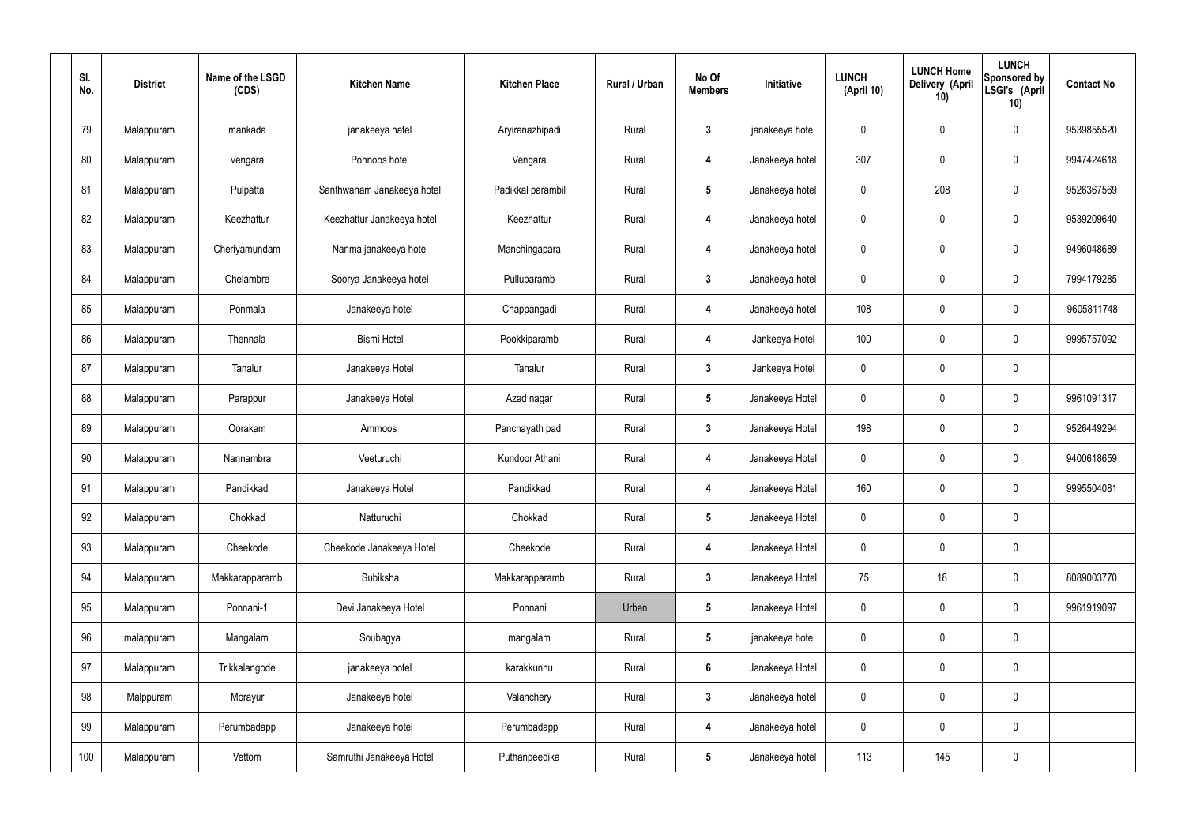| Sl. No. | District | Name of the LSGD (CDS) | Kitchen Name | Kitchen Place | Rural / Urban | No Of Members | Initiative | LUNCH (April 10) | LUNCH Home Delivery (April 10) | LUNCH Sponsored by LSGI's (April 10) | Contact No |
|---|---|---|---|---|---|---|---|---|---|---|---|
| 79 | Malappuram | mankada | janakeeya hatel | Aryiranazhipadi | Rural | 3 | janakeeya hotel | 0 | 0 | 0 | 9539855520 |
| 80 | Malappuram | Vengara | Ponnoos hotel | Vengara | Rural | 4 | Janakeeya hotel | 307 | 0 | 0 | 9947424618 |
| 81 | Malappuram | Pulpatta | Santhwanam Janakeeya hotel | Padikkal parambil | Rural | 5 | Janakeeya hotel | 0 | 208 | 0 | 9526367569 |
| 82 | Malappuram | Keezhattur | Keezhattur Janakeeya hotel | Keezhattur | Rural | 4 | Janakeeya hotel | 0 | 0 | 0 | 9539209640 |
| 83 | Malappuram | Cheriyamundam | Nanma janakeeya hotel | Manchingapara | Rural | 4 | Janakeeya hotel | 0 | 0 | 0 | 9496048689 |
| 84 | Malappuram | Chelambre | Soorya Janakeeya hotel | Pulluparamb | Rural | 3 | Janakeeya hotel | 0 | 0 | 0 | 7994179285 |
| 85 | Malappuram | Ponmala | Janakeeya hotel | Chappangadi | Rural | 4 | Janakeeya hotel | 108 | 0 | 0 | 9605811748 |
| 86 | Malappuram | Thennala | Bismi Hotel | Pookkiparamb | Rural | 4 | Jankeeya Hotel | 100 | 0 | 0 | 9995757092 |
| 87 | Malappuram | Tanalur | Janakeeya Hotel | Tanalur | Rural | 3 | Jankeeya Hotel | 0 | 0 | 0 | |
| 88 | Malappuram | Parappur | Janakeeya Hotel | Azad nagar | Rural | 5 | Janakeeya Hotel | 0 | 0 | 0 | 9961091317 |
| 89 | Malappuram | Oorakam | Ammoos | Panchayath padi | Rural | 3 | Janakeeya Hotel | 198 | 0 | 0 | 9526449294 |
| 90 | Malappuram | Nannambra | Veeturuchi | Kundoor Athani | Rural | 4 | Janakeeya Hotel | 0 | 0 | 0 | 9400618659 |
| 91 | Malappuram | Pandikkad | Janakeeya Hotel | Pandikkad | Rural | 4 | Janakeeya Hotel | 160 | 0 | 0 | 9995504081 |
| 92 | Malappuram | Chokkad | Natturuchi | Chokkad | Rural | 5 | Janakeeya Hotel | 0 | 0 | 0 | |
| 93 | Malappuram | Cheekode | Cheekode Janakeeya Hotel | Cheekode | Rural | 4 | Janakeeya Hotel | 0 | 0 | 0 | |
| 94 | Malappuram | Makkarapparamb | Subiksha | Makkarapparamb | Rural | 3 | Janakeeya Hotel | 75 | 18 | 0 | 8089003770 |
| 95 | Malappuram | Ponnani-1 | Devi Janakeeya Hotel | Ponnani | Urban | 5 | Janakeeya Hotel | 0 | 0 | 0 | 9961919097 |
| 96 | malappuram | Mangalam | Soubagya | mangalam | Rural | 5 | janakeeya hotel | 0 | 0 | 0 | |
| 97 | Malappuram | Trikkalangode | janakeeya hotel | karakkunnu | Rural | 6 | Janakeeya Hotel | 0 | 0 | 0 | |
| 98 | Malppuram | Morayur | Janakeeya hotel | Valanchery | Rural | 3 | Janakeeya hotel | 0 | 0 | 0 | |
| 99 | Malappuram | Perumbadapp | Janakeeya hotel | Perumbadapp | Rural | 4 | Janakeeya hotel | 0 | 0 | 0 | |
| 100 | Malappuram | Vettom | Samruthi Janakeeya Hotel | Puthanpeedika | Rural | 5 | Janakeeya hotel | 113 | 145 | 0 | |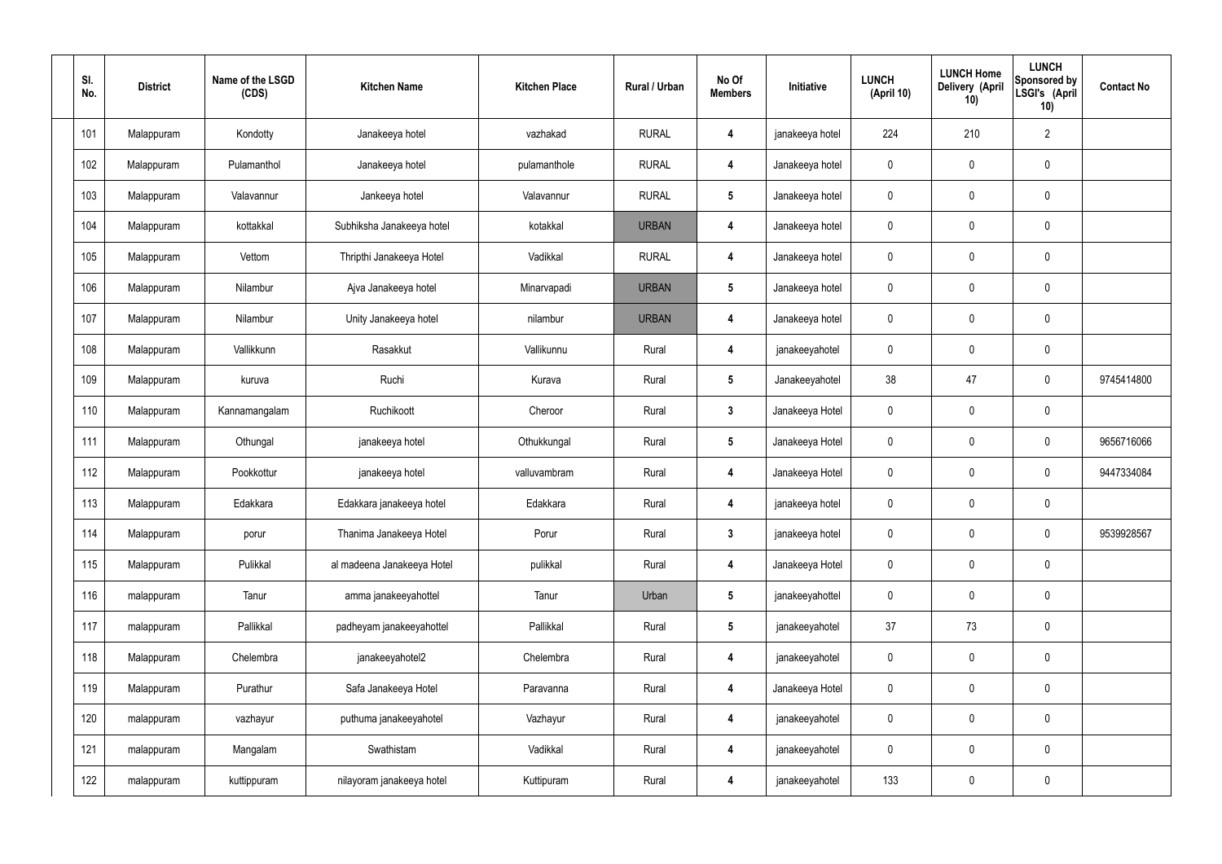| Sl. No. | District | Name of the LSGD (CDS) | Kitchen Name | Kitchen Place | Rural / Urban | No Of Members | Initiative | LUNCH (April 10) | LUNCH Home Delivery (April 10) | LUNCH Sponsored by LSGI's (April 10) | Contact No |
|---|---|---|---|---|---|---|---|---|---|---|---|
| 101 | Malappuram | Kondotty | Janakeeya hotel | vazhakad | RURAL | 4 | janakeeya hotel | 224 | 210 | 2 | |
| 102 | Malappuram | Pulamanthol | Janakeeya hotel | pulamanthole | RURAL | 4 | Janakeeya hotel | 0 | 0 | 0 | |
| 103 | Malappuram | Valavannur | Jankeeya hotel | Valavannur | RURAL | 5 | Janakeeya hotel | 0 | 0 | 0 | |
| 104 | Malappuram | kottakkal | Subhiksha Janakeeya hotel | kotakkal | URBAN | 4 | Janakeeya hotel | 0 | 0 | 0 | |
| 105 | Malappuram | Vettom | Thripthi Janakeeya Hotel | Vadikkal | RURAL | 4 | Janakeeya hotel | 0 | 0 | 0 | |
| 106 | Malappuram | Nilambur | Ajva Janakeeya hotel | Minarvapadi | URBAN | 5 | Janakeeya hotel | 0 | 0 | 0 | |
| 107 | Malappuram | Nilambur | Unity Janakeeya hotel | nilambur | URBAN | 4 | Janakeeya hotel | 0 | 0 | 0 | |
| 108 | Malappuram | Vallikkunn | Rasakkut | Vallikunnu | Rural | 4 | janakeeyahotel | 0 | 0 | 0 | |
| 109 | Malappuram | kuruva | Ruchi | Kurava | Rural | 5 | Janakeeyahotel | 38 | 47 | 0 | 9745414800 |
| 110 | Malappuram | Kannamangalam | Ruchikoott | Cheroor | Rural | 3 | Janakeeya Hotel | 0 | 0 | 0 | |
| 111 | Malappuram | Othungal | janakeeya hotel | Othukkungal | Rural | 5 | Janakeeya Hotel | 0 | 0 | 0 | 9656716066 |
| 112 | Malappuram | Pookkottur | janakeeya hotel | valluvambram | Rural | 4 | Janakeeya Hotel | 0 | 0 | 0 | 9447334084 |
| 113 | Malappuram | Edakkara | Edakkara janakeeya hotel | Edakkara | Rural | 4 | janakeeya hotel | 0 | 0 | 0 | |
| 114 | Malappuram | porur | Thanima Janakeeya Hotel | Porur | Rural | 3 | janakeeya hotel | 0 | 0 | 0 | 9539928567 |
| 115 | Malappuram | Pulikkal | al madeena Janakeeya Hotel | pulikkal | Rural | 4 | Janakeeya Hotel | 0 | 0 | 0 | |
| 116 | malappuram | Tanur | amma janakeeyahottel | Tanur | Urban | 5 | janakeeyahottel | 0 | 0 | 0 | |
| 117 | malappuram | Pallikkal | padheyam janakeeyahottel | Pallikkal | Rural | 5 | janakeeyahotel | 37 | 73 | 0 | |
| 118 | Malappuram | Chelembra | janakeeyahotel2 | Chelembra | Rural | 4 | janakeeyahotel | 0 | 0 | 0 | |
| 119 | Malappuram | Purathur | Safa Janakeeya Hotel | Paravanna | Rural | 4 | Janakeeya Hotel | 0 | 0 | 0 | |
| 120 | malappuram | vazhayur | puthuma janakeeyahotel | Vazhayur | Rural | 4 | janakeeyahotel | 0 | 0 | 0 | |
| 121 | malappuram | Mangalam | Swathistam | Vadikkal | Rural | 4 | janakeeyahotel | 0 | 0 | 0 | |
| 122 | malappuram | kuttippuram | nilayoram janakeeya hotel | Kuttipuram | Rural | 4 | janakeeyahotel | 133 | 0 | 0 | |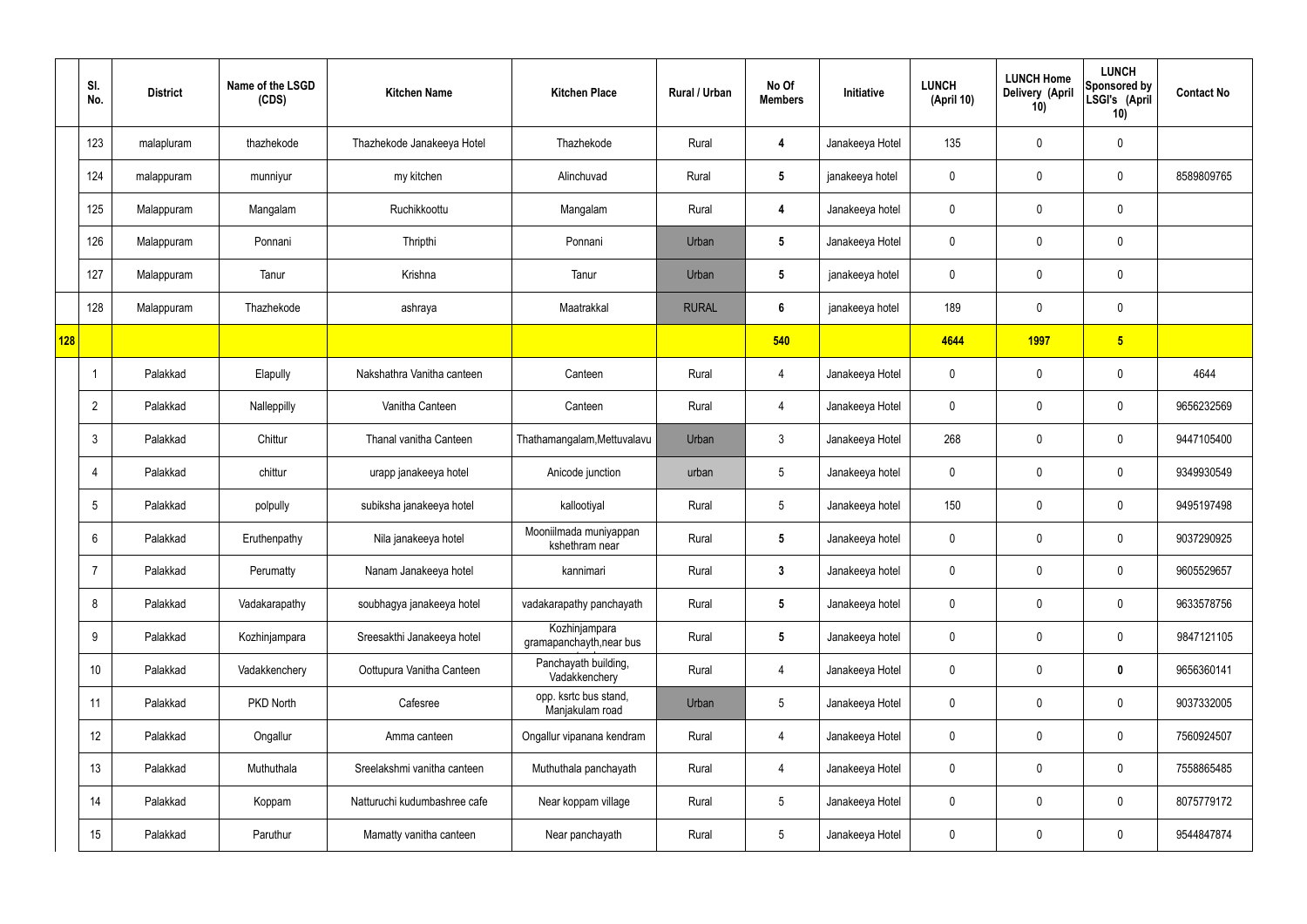|  | Sl. No. | District | Name of the LSGD (CDS) | Kitchen Name | Kitchen Place | Rural / Urban | No Of Members | Initiative | LUNCH (April 10) | LUNCH Home Delivery (April 10) | LUNCH Sponsored by LSGI's (April 10) | Contact No |
|---|---|---|---|---|---|---|---|---|---|---|---|---|
|  | 123 | malapluram | thazhekode | Thazhekode Janakeeya Hotel | Thazhekode | Rural | 4 | Janakeeya Hotel | 135 | 0 | 0 |  |
|  | 124 | malappuram | munniyur | my kitchen | Alinchuvad | Rural | 5 | janakeeya hotel | 0 | 0 | 0 | 8589809765 |
|  | 125 | Malappuram | Mangalam | Ruchikkoottu | Mangalam | Rural | 4 | Janakeeya hotel | 0 | 0 | 0 |  |
|  | 126 | Malappuram | Ponnani | Thripthi | Ponnani | Urban | 5 | Janakeeya Hotel | 0 | 0 | 0 |  |
|  | 127 | Malappuram | Tanur | Krishna | Tanur | Urban | 5 | janakeeya hotel | 0 | 0 | 0 |  |
|  | 128 | Malappuram | Thazhekode | ashraya | Maatrakkal | RURAL | 6 | janakeeya hotel | 189 | 0 | 0 |  |
| 128 |  |  |  |  |  |  | 540 |  | 4644 | 1997 | 5 |  |
|  | 1 | Palakkad | Elapully | Nakshathra Vanitha canteen | Canteen | Rural | 4 | Janakeeya Hotel | 0 | 0 | 0 | 4644 |
|  | 2 | Palakkad | Nalleppilly | Vanitha Canteen | Canteen | Rural | 4 | Janakeeya Hotel | 0 | 0 | 0 | 9656232569 |
|  | 3 | Palakkad | Chittur | Thanal vanitha Canteen | Thathamangalam,Mettuvalavu | Urban | 3 | Janakeeya Hotel | 268 | 0 | 0 | 9447105400 |
|  | 4 | Palakkad | chittur | urapp janakeeya hotel | Anicode junction | urban | 5 | Janakeeya hotel | 0 | 0 | 0 | 9349930549 |
|  | 5 | Palakkad | polpully | subiksha janakeeya hotel | kallootiyal | Rural | 5 | Janakeeya hotel | 150 | 0 | 0 | 9495197498 |
|  | 6 | Palakkad | Eruthenpathy | Nila janakeeya hotel | Mooniilmada muniyappan kshethram near | Rural | 5 | Janakeeya hotel | 0 | 0 | 0 | 9037290925 |
|  | 7 | Palakkad | Perumatty | Nanam Janakeeya hotel | kannimari | Rural | 3 | Janakeeya hotel | 0 | 0 | 0 | 9605529657 |
|  | 8 | Palakkad | Vadakarapathy | soubhagya janakeeya hotel | vadakarapathy panchayath | Rural | 5 | Janakeeya hotel | 0 | 0 | 0 | 9633578756 |
|  | 9 | Palakkad | Kozhinjampara | Sreesakthi Janakeeya hotel | Kozhinjampara gramapanchayth,near bus | Rural | 5 | Janakeeya hotel | 0 | 0 | 0 | 9847121105 |
|  | 10 | Palakkad | Vadakkenchery | Oottupura Vanitha Canteen | Panchayath building, Vadakkenchery | Rural | 4 | Janakeeya Hotel | 0 | 0 | 0 | 9656360141 |
|  | 11 | Palakkad | PKD North | Cafesree | opp. ksrtc bus stand, Manjakulam road | Urban | 5 | Janakeeya Hotel | 0 | 0 | 0 | 9037332005 |
|  | 12 | Palakkad | Ongallur | Amma canteen | Ongallur vipanana kendram | Rural | 4 | Janakeeya Hotel | 0 | 0 | 0 | 7560924507 |
|  | 13 | Palakkad | Muthuthala | Sreelakshmi vanitha canteen | Muthuthala panchayath | Rural | 4 | Janakeeya Hotel | 0 | 0 | 0 | 7558865485 |
|  | 14 | Palakkad | Koppam | Natturuchi kudumbashree cafe | Near koppam village | Rural | 5 | Janakeeya Hotel | 0 | 0 | 0 | 8075779172 |
|  | 15 | Palakkad | Paruthur | Mamatty vanitha canteen | Near panchayath | Rural | 5 | Janakeeya Hotel | 0 | 0 | 0 | 9544847874 |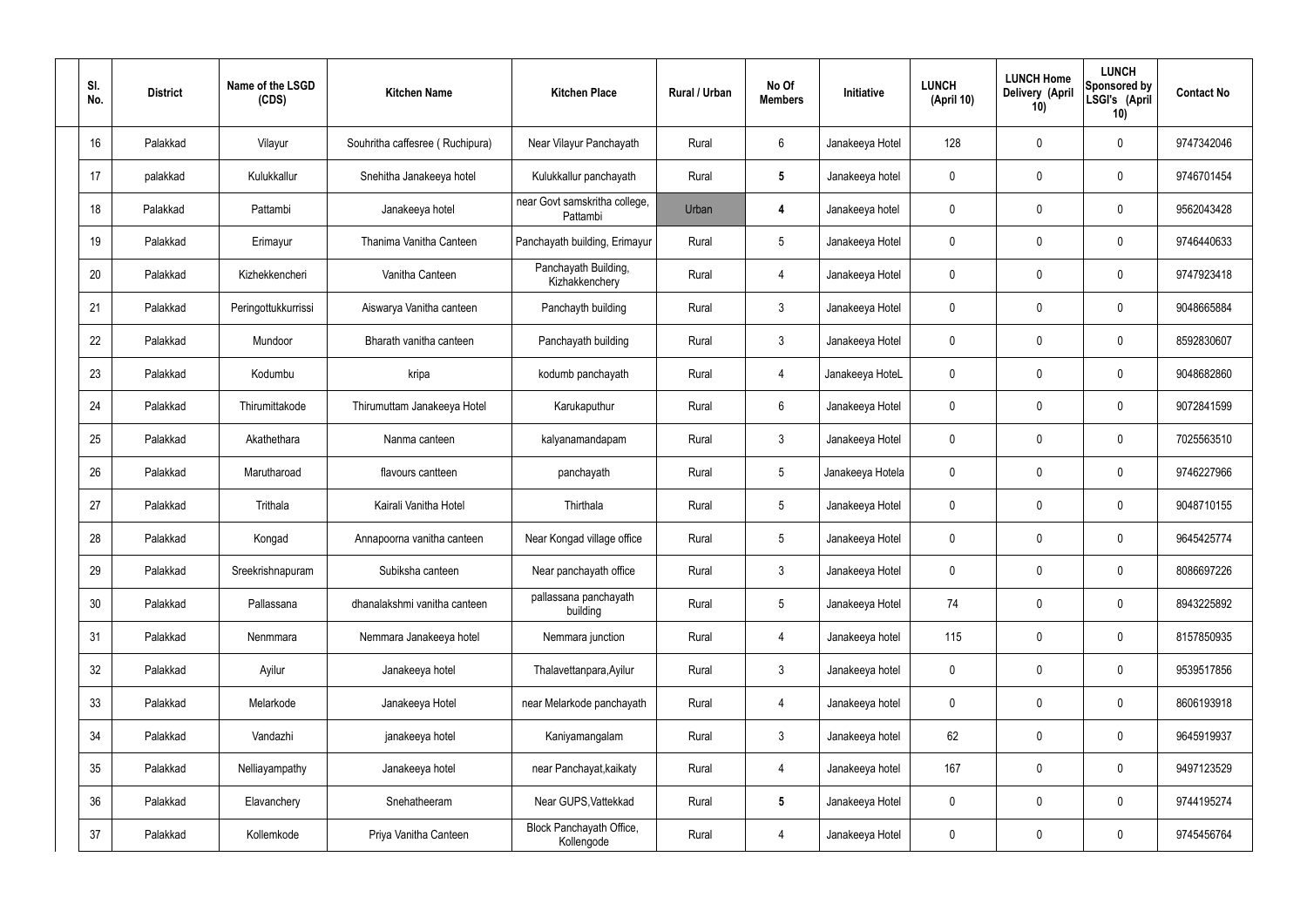| Sl. No. | District | Name of the LSGD (CDS) | Kitchen Name | Kitchen Place | Rural / Urban | No Of Members | Initiative | LUNCH (April 10) | LUNCH Home Delivery (April 10) | LUNCH Sponsored by LSGI's (April 10) | Contact No |
|---|---|---|---|---|---|---|---|---|---|---|---|
| 16 | Palakkad | Vilayur | Souhritha caffesree ( Ruchipura) | Near Vilayur Panchayath | Rural | 6 | Janakeeya Hotel | 128 | 0 | 0 | 9747342046 |
| 17 | palakkad | Kulukkallur | Snehitha Janakeeya hotel | Kulukkallur panchayath | Rural | **5** | Janakeeya hotel | 0 | 0 | 0 | 9746701454 |
| 18 | Palakkad | Pattambi | Janakeeya hotel | near Govt samskritha college, Pattambi | Urban | **4** | Janakeeya hotel | 0 | 0 | 0 | 9562043428 |
| 19 | Palakkad | Erimayur | Thanima Vanitha Canteen | Panchayath building, Erimayur | Rural | 5 | Janakeeya Hotel | 0 | 0 | 0 | 9746440633 |
| 20 | Palakkad | Kizhekkencheri | Vanitha Canteen | Panchayath Building, Kizhakkenchery | Rural | 4 | Janakeeya Hotel | 0 | 0 | 0 | 9747923418 |
| 21 | Palakkad | Peringottukkurrissi | Aiswarya Vanitha canteen | Panchayth building | Rural | 3 | Janakeeya Hotel | 0 | 0 | 0 | 9048665884 |
| 22 | Palakkad | Mundoor | Bharath vanitha canteen | Panchayath building | Rural | 3 | Janakeeya Hotel | 0 | 0 | 0 | 8592830607 |
| 23 | Palakkad | Kodumbu | kripa | kodumb panchayath | Rural | 4 | Janakeeya HoteL | 0 | 0 | 0 | 9048682860 |
| 24 | Palakkad | Thirumittakode | Thirumuttam Janakeeya Hotel | Karukaputhur | Rural | 6 | Janakeeya Hotel | 0 | 0 | 0 | 9072841599 |
| 25 | Palakkad | Akathethara | Nanma canteen | kalyanamandapam | Rural | 3 | Janakeeya Hotel | 0 | 0 | 0 | 7025563510 |
| 26 | Palakkad | Marutharoad | flavours cantteen | panchayath | Rural | 5 | Janakeeya Hotela | 0 | 0 | 0 | 9746227966 |
| 27 | Palakkad | Trithala | Kairali Vanitha Hotel | Thirthala | Rural | 5 | Janakeeya Hotel | 0 | 0 | 0 | 9048710155 |
| 28 | Palakkad | Kongad | Annapoorna vanitha canteen | Near Kongad village office | Rural | 5 | Janakeeya Hotel | 0 | 0 | 0 | 9645425774 |
| 29 | Palakkad | Sreekrishnapuram | Subiksha canteen | Near panchayath office | Rural | 3 | Janakeeya Hotel | 0 | 0 | 0 | 8086697226 |
| 30 | Palakkad | Pallassana | dhanalakshmi vanitha canteen | pallassana panchayath building | Rural | 5 | Janakeeya Hotel | 74 | 0 | 0 | 8943225892 |
| 31 | Palakkad | Nenmmara | Nemmara Janakeeya hotel | Nemmara junction | Rural | 4 | Janakeeya hotel | 115 | 0 | 0 | 8157850935 |
| 32 | Palakkad | Ayilur | Janakeeya hotel | Thalavettanpara,Ayilur | Rural | 3 | Janakeeya hotel | 0 | 0 | 0 | 9539517856 |
| 33 | Palakkad | Melarkode | Janakeeya Hotel | near Melarkode panchayath | Rural | 4 | Janakeeya hotel | 0 | 0 | 0 | 8606193918 |
| 34 | Palakkad | Vandazhi | janakeeya hotel | Kaniyamangalam | Rural | 3 | Janakeeya hotel | 62 | 0 | 0 | 9645919937 |
| 35 | Palakkad | Nelliayampathy | Janakeeya hotel | near Panchayat,kaikaty | Rural | 4 | Janakeeya hotel | 167 | 0 | 0 | 9497123529 |
| 36 | Palakkad | Elavanchery | Snehatheeram | Near GUPS,Vattekkad | Rural | **5** | Janakeeya Hotel | 0 | 0 | 0 | 9744195274 |
| 37 | Palakkad | Kollemkode | Priya Vanitha Canteen | Block Panchayath Office, Kollengode | Rural | 4 | Janakeeya Hotel | 0 | 0 | 0 | 9745456764 |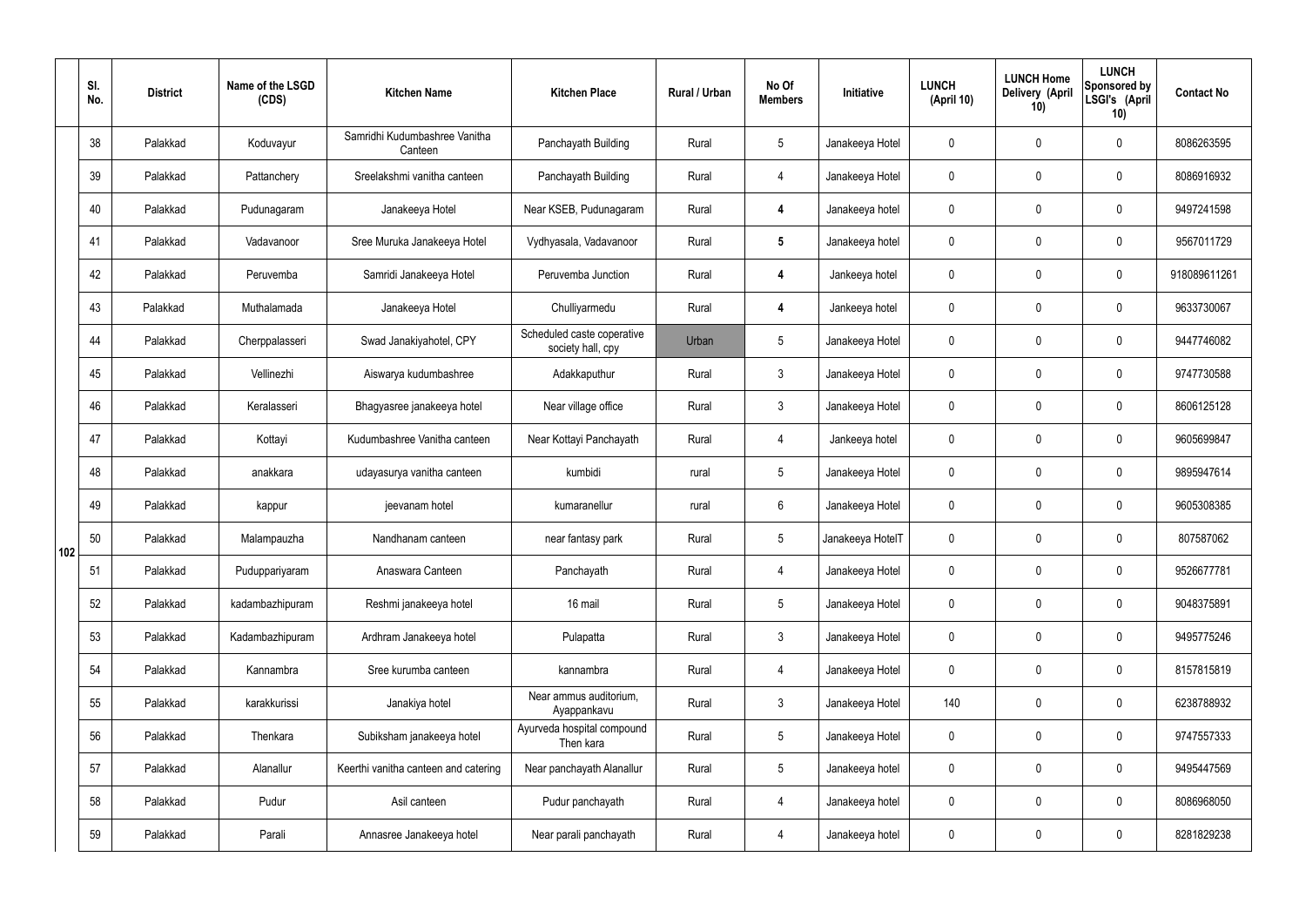|  | Sl. No. | District | Name of the LSGD (CDS) | Kitchen Name | Kitchen Place | Rural / Urban | No Of Members | Initiative | LUNCH (April 10) | LUNCH Home Delivery (April 10) | LUNCH Sponsored by LSGI's (April 10) | Contact No |
|---|---|---|---|---|---|---|---|---|---|---|---|---|
| 102 | 38 | Palakkad | Koduvayur | Samridhi Kudumbashree Vanitha Canteen | Panchayath Building | Rural | 5 | Janakeeya Hotel | 0 | 0 | 0 | 8086263595 |
|  | 39 | Palakkad | Pattanchery | Sreelakshmi vanitha canteen | Panchayath Building | Rural | 4 | Janakeeya Hotel | 0 | 0 | 0 | 8086916932 |
|  | 40 | Palakkad | Pudunagaram | Janakeeya Hotel | Near KSEB, Pudunagaram | Rural | **4** | Janakeeya hotel | 0 | 0 | 0 | 9497241598 |
|  | 41 | Palakkad | Vadavanoor | Sree Muruka Janakeeya Hotel | Vydhyasala, Vadavanoor | Rural | **5** | Janakeeya hotel | 0 | 0 | 0 | 9567011729 |
|  | 42 | Palakkad | Peruvemba | Samridi Janakeeya Hotel | Peruvemba Junction | Rural | **4** | Jankeeya hotel | 0 | 0 | 0 | 918089611261 |
|  | 43 | Palakkad | Muthalamada | Janakeeya Hotel | Chulliyarmedu | Rural | **4** | Jankeeya hotel | 0 | 0 | 0 | 9633730067 |
|  | 44 | Palakkad | Cherppalasseri | Swad Janakiyahotel, CPY | Scheduled caste coperative society hall, cpy | Urban | 5 | Janakeeya Hotel | 0 | 0 | 0 | 9447746082 |
|  | 45 | Palakkad | Vellinezhi | Aiswarya kudumbashree | Adakkaputhur | Rural | 3 | Janakeeya Hotel | 0 | 0 | 0 | 9747730588 |
|  | 46 | Palakkad | Keralasseri | Bhagyasree janakeeya hotel | Near village office | Rural | 3 | Janakeeya Hotel | 0 | 0 | 0 | 8606125128 |
|  | 47 | Palakkad | Kottayi | Kudumbashree Vanitha canteen | Near Kottayi Panchayath | Rural | 4 | Jankeeya hotel | 0 | 0 | 0 | 9605699847 |
|  | 48 | Palakkad | anakkara | udayasurya vanitha canteen | kumbidi | rural | 5 | Janakeeya Hotel | 0 | 0 | 0 | 9895947614 |
|  | 49 | Palakkad | kappur | jeevanam hotel | kumaranellur | rural | 6 | Janakeeya Hotel | 0 | 0 | 0 | 9605308385 |
|  | 50 | Palakkad | Malampauzha | Nandhanam canteen | near fantasy park | Rural | 5 | Janakeeya HotelT | 0 | 0 | 0 | 807587062 |
|  | 51 | Palakkad | Puduppariyaram | Anaswara Canteen | Panchayath | Rural | 4 | Janakeeya Hotel | 0 | 0 | 0 | 9526677781 |
|  | 52 | Palakkad | kadambazhipuram | Reshmi janakeeya hotel | 16 mail | Rural | 5 | Janakeeya Hotel | 0 | 0 | 0 | 9048375891 |
|  | 53 | Palakkad | Kadambazhipuram | Ardhram Janakeeya hotel | Pulapatta | Rural | 3 | Janakeeya Hotel | 0 | 0 | 0 | 9495775246 |
|  | 54 | Palakkad | Kannambra | Sree kurumba canteen | kannambra | Rural | 4 | Janakeeya Hotel | 0 | 0 | 0 | 8157815819 |
|  | 55 | Palakkad | karakkurissi | Janakiya hotel | Near ammus auditorium, Ayappankavu | Rural | 3 | Janakeeya Hotel | 140 | 0 | 0 | 6238788932 |
|  | 56 | Palakkad | Thenkara | Subiksham janakeeya hotel | Ayurveda hospital compound Then kara | Rural | 5 | Janakeeya Hotel | 0 | 0 | 0 | 9747557333 |
|  | 57 | Palakkad | Alanallur | Keerthi vanitha canteen and catering | Near panchayath Alanallur | Rural | 5 | Janakeeya hotel | 0 | 0 | 0 | 9495447569 |
|  | 58 | Palakkad | Pudur | Asil canteen | Pudur panchayath | Rural | 4 | Janakeeya hotel | 0 | 0 | 0 | 8086968050 |
|  | 59 | Palakkad | Parali | Annasree Janakeeya hotel | Near parali panchayath | Rural | 4 | Janakeeya hotel | 0 | 0 | 0 | 8281829238 |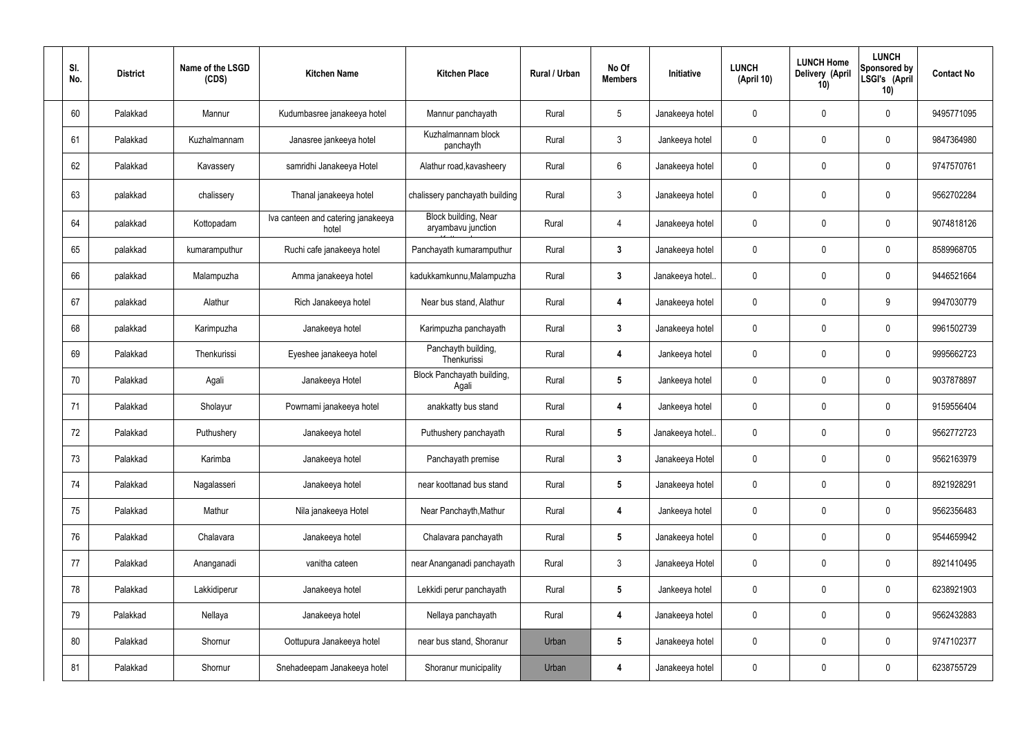| Sl. No. | District | Name of the LSGD (CDS) | Kitchen Name | Kitchen Place | Rural / Urban | No Of Members | Initiative | LUNCH (April 10) | LUNCH Home Delivery (April 10) | LUNCH Sponsored by LSGI's (April 10) | Contact No |
|---|---|---|---|---|---|---|---|---|---|---|---|
| 60 | Palakkad | Mannur | Kudumbasree janakeeya hotel | Mannur panchayath | Rural | 5 | Janakeeya hotel | 0 | 0 | 0 | 9495771095 |
| 61 | Palakkad | Kuzhalmannam | Janasree jankeeya hotel | Kuzhalmannam block panchayth | Rural | 3 | Jankeeya hotel | 0 | 0 | 0 | 9847364980 |
| 62 | Palakkad | Kavassery | samridhi Janakeeya Hotel | Alathur road,kavasheery | Rural | 6 | Janakeeya hotel | 0 | 0 | 0 | 9747570761 |
| 63 | palakkad | chalissery | Thanal janakeeya hotel | chalissery panchayath building | Rural | 3 | Janakeeya hotel | 0 | 0 | 0 | 9562702284 |
| 64 | palakkad | Kottopadam | Iva canteen and catering janakeeya hotel | Block building, Near aryambavu junction | Rural | 4 | Janakeeya hotel | 0 | 0 | 0 | 9074818126 |
| 65 | palakkad | kumaramputhur | Ruchi cafe janakeeya hotel | Panchayath kumaramputhur | Rural | 3 | Janakeeya hotel | 0 | 0 | 0 | 8589968705 |
| 66 | palakkad | Malampuzha | Amma janakeeya hotel | kadukkamkunnu,Malampuzha | Rural | 3 | Janakeeya hotel.. | 0 | 0 | 0 | 9446521664 |
| 67 | palakkad | Alathur | Rich Janakeeya hotel | Near bus stand, Alathur | Rural | 4 | Janakeeya hotel | 0 | 0 | 9 | 9947030779 |
| 68 | palakkad | Karimpuzha | Janakeeya hotel | Karimpuzha panchayath | Rural | 3 | Janakeeya hotel | 0 | 0 | 0 | 9961502739 |
| 69 | Palakkad | Thenkurissi | Eyeshee janakeeya hotel | Panchayth building, Thenkurissi | Rural | 4 | Jankeeya hotel | 0 | 0 | 0 | 9995662723 |
| 70 | Palakkad | Agali | Janakeeya Hotel | Block Panchayath building, Agali | Rural | 5 | Jankeeya hotel | 0 | 0 | 0 | 9037878897 |
| 71 | Palakkad | Sholayur | Powrnami janakeeya hotel | anakkatty bus stand | Rural | 4 | Jankeeya hotel | 0 | 0 | 0 | 9159556404 |
| 72 | Palakkad | Puthushery | Janakeeya hotel | Puthushery panchayath | Rural | 5 | Janakeeya hotel.. | 0 | 0 | 0 | 9562772723 |
| 73 | Palakkad | Karimba | Janakeeya hotel | Panchayath premise | Rural | 3 | Janakeeya Hotel | 0 | 0 | 0 | 9562163979 |
| 74 | Palakkad | Nagalasseri | Janakeeya hotel | near koottanad bus stand | Rural | 5 | Janakeeya hotel | 0 | 0 | 0 | 8921928291 |
| 75 | Palakkad | Mathur | Nila janakeeya Hotel | Near Panchayth,Mathur | Rural | 4 | Jankeeya hotel | 0 | 0 | 0 | 9562356483 |
| 76 | Palakkad | Chalavara | Janakeeya hotel | Chalavara panchayath | Rural | 5 | Janakeeya hotel | 0 | 0 | 0 | 9544659942 |
| 77 | Palakkad | Ananganadi | vanitha cateen | near Ananganadi panchayath | Rural | 3 | Janakeeya Hotel | 0 | 0 | 0 | 8921410495 |
| 78 | Palakkad | Lakkidiperur | Janakeeya hotel | Lekkidi perur panchayath | Rural | 5 | Jankeeya hotel | 0 | 0 | 0 | 6238921903 |
| 79 | Palakkad | Nellaya | Janakeeya hotel | Nellaya panchayath | Rural | 4 | Janakeeya hotel | 0 | 0 | 0 | 9562432883 |
| 80 | Palakkad | Shornur | Oottupura Janakeeya hotel | near bus stand, Shoranur | Urban | 5 | Janakeeya hotel | 0 | 0 | 0 | 9747102377 |
| 81 | Palakkad | Shornur | Snehadeepam Janakeeya hotel | Shoranur municipality | Urban | 4 | Janakeeya hotel | 0 | 0 | 0 | 6238755729 |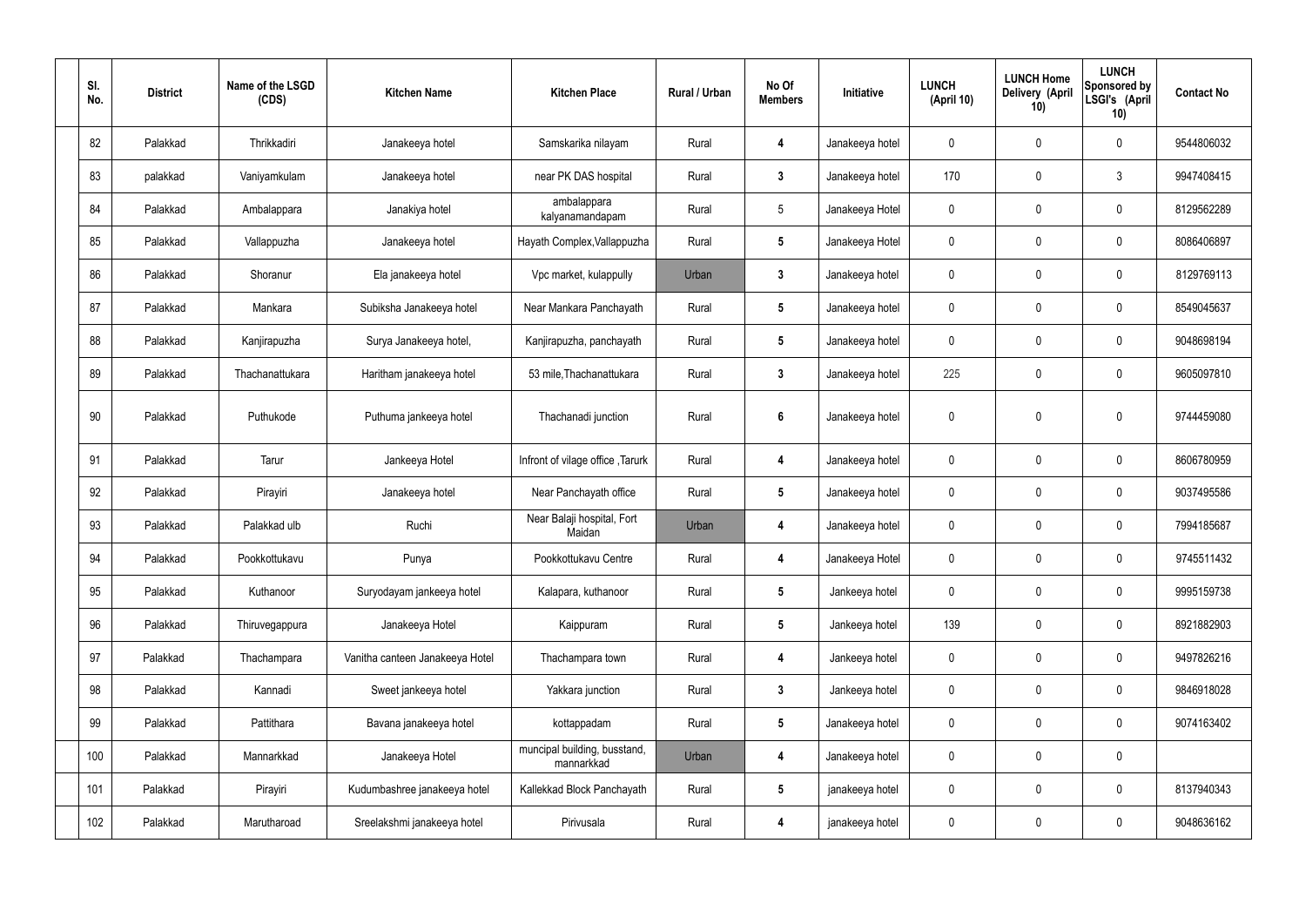| Sl. No. | District | Name of the LSGD (CDS) | Kitchen Name | Kitchen Place | Rural / Urban | No Of Members | Initiative | LUNCH (April 10) | LUNCH Home Delivery (April 10) | LUNCH Sponsored by LSGI's (April 10) | Contact No |
|---|---|---|---|---|---|---|---|---|---|---|---|
| 82 | Palakkad | Thrikkadiri | Janakeeya hotel | Samskarika nilayam | Rural | 4 | Janakeeya hotel | 0 | 0 | 0 | 9544806032 |
| 83 | palakkad | Vaniyamkulam | Janakeeya hotel | near PK DAS hospital | Rural | 3 | Janakeeya hotel | 170 | 0 | 3 | 9947408415 |
| 84 | Palakkad | Ambalappara | Janakiya hotel | ambalappara kalyanamandapam | Rural | 5 | Janakeeya Hotel | 0 | 0 | 0 | 8129562289 |
| 85 | Palakkad | Vallappuzha | Janakeeya hotel | Hayath Complex,Vallappuzha | Rural | 5 | Janakeeya Hotel | 0 | 0 | 0 | 8086406897 |
| 86 | Palakkad | Shoranur | Ela janakeeya hotel | Vpc market, kulappully | Urban | 3 | Janakeeya hotel | 0 | 0 | 0 | 8129769113 |
| 87 | Palakkad | Mankara | Subiksha Janakeeya hotel | Near Mankara Panchayath | Rural | 5 | Janakeeya hotel | 0 | 0 | 0 | 8549045637 |
| 88 | Palakkad | Kanjirapuzha | Surya Janakeeya hotel, | Kanjirapuzha, panchayath | Rural | 5 | Janakeeya hotel | 0 | 0 | 0 | 9048698194 |
| 89 | Palakkad | Thachanattukara | Haritham janakeeya hotel | 53 mile,Thachanattukara | Rural | 3 | Janakeeya hotel | 225 | 0 | 0 | 9605097810 |
| 90 | Palakkad | Puthukode | Puthuma jankeeya hotel | Thachanadi junction | Rural | 6 | Janakeeya hotel | 0 | 0 | 0 | 9744459080 |
| 91 | Palakkad | Tarur | Jankeeya Hotel | Infront of vilage office ,Tarurk | Rural | 4 | Janakeeya hotel | 0 | 0 | 0 | 8606780959 |
| 92 | Palakkad | Pirayiri | Janakeeya hotel | Near Panchayath office | Rural | 5 | Janakeeya hotel | 0 | 0 | 0 | 9037495586 |
| 93 | Palakkad | Palakkad ulb | Ruchi | Near Balaji hospital, Fort Maidan | Urban | 4 | Janakeeya hotel | 0 | 0 | 0 | 7994185687 |
| 94 | Palakkad | Pookkottukavu | Punya | Pookkottukavu Centre | Rural | 4 | Janakeeya Hotel | 0 | 0 | 0 | 9745511432 |
| 95 | Palakkad | Kuthanoor | Suryodayam jankeeya hotel | Kalapara, kuthanoor | Rural | 5 | Jankeeya hotel | 0 | 0 | 0 | 9995159738 |
| 96 | Palakkad | Thiruvegappura | Janakeeya Hotel | Kaippuram | Rural | 5 | Jankeeya hotel | 139 | 0 | 0 | 8921882903 |
| 97 | Palakkad | Thachampara | Vanitha canteen Janakeeya Hotel | Thachampara town | Rural | 4 | Jankeeya hotel | 0 | 0 | 0 | 9497826216 |
| 98 | Palakkad | Kannadi | Sweet jankeeya hotel | Yakkara junction | Rural | 3 | Jankeeya hotel | 0 | 0 | 0 | 9846918028 |
| 99 | Palakkad | Pattithara | Bavana janakeeya hotel | kottappadam | Rural | 5 | Janakeeya hotel | 0 | 0 | 0 | 9074163402 |
| 100 | Palakkad | Mannarkkad | Janakeeya Hotel | muncipal building, busstand, mannarkkad | Urban | 4 | Janakeeya hotel | 0 | 0 | 0 | |
| 101 | Palakkad | Pirayiri | Kudumbashree janakeeya hotel | Kallekkad Block Panchayath | Rural | 5 | janakeeya hotel | 0 | 0 | 0 | 8137940343 |
| 102 | Palakkad | Marutharoad | Sreelakshmi janakeeya hotel | Pirivusala | Rural | 4 | janakeeya hotel | 0 | 0 | 0 | 9048636162 |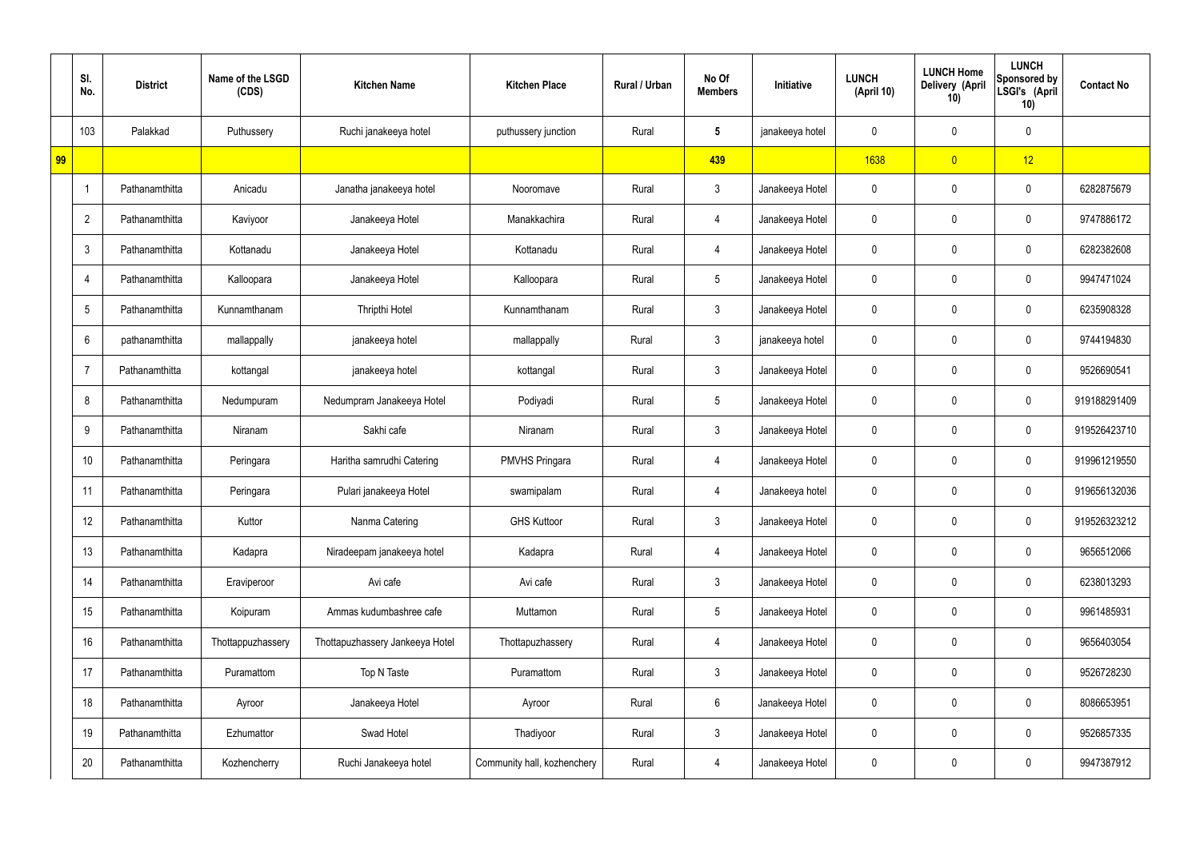|  | Sl. No. | District | Name of the LSGD (CDS) | Kitchen Name | Kitchen Place | Rural / Urban | No Of Members | Initiative | LUNCH (April 10) | LUNCH Home Delivery (April 10) | LUNCH Sponsored by LSGI's (April 10) | Contact No |
|---|---|---|---|---|---|---|---|---|---|---|---|---|
|  | 103 | Palakkad | Puthussery | Ruchi janakeeya hotel | puthussery junction | Rural | 5 | janakeeya hotel | 0 | 0 | 0 |  |
| 99 |  |  |  |  |  |  | 439 |  | 1638 | 0 | 12 |  |
|  | 1 | Pathanamthitta | Anicadu | Janatha janakeeya hotel | Nooromave | Rural | 3 | Janakeeya Hotel | 0 | 0 | 0 | 6282875679 |
|  | 2 | Pathanamthitta | Kaviyoor | Janakeeya Hotel | Manakkachira | Rural | 4 | Janakeeya Hotel | 0 | 0 | 0 | 9747886172 |
|  | 3 | Pathanamthitta | Kottanadu | Janakeeya Hotel | Kottanadu | Rural | 4 | Janakeeya Hotel | 0 | 0 | 0 | 6282382608 |
|  | 4 | Pathanamthitta | Kalloopara | Janakeeya Hotel | Kalloopara | Rural | 5 | Janakeeya Hotel | 0 | 0 | 0 | 9947471024 |
|  | 5 | Pathanamthitta | Kunnamthanam | Thripthi Hotel | Kunnamthanam | Rural | 3 | Janakeeya Hotel | 0 | 0 | 0 | 6235908328 |
|  | 6 | pathanamthitta | mallappally | janakeeya hotel | mallappally | Rural | 3 | janakeeya hotel | 0 | 0 | 0 | 9744194830 |
|  | 7 | Pathanamthitta | kottangal | janakeeya hotel | kottangal | Rural | 3 | Janakeeya Hotel | 0 | 0 | 0 | 9526690541 |
|  | 8 | Pathanamthitta | Nedumpuram | Nedumpram Janakeeya Hotel | Podiyadi | Rural | 5 | Janakeeya Hotel | 0 | 0 | 0 | 919188291409 |
|  | 9 | Pathanamthitta | Niranam | Sakhi cafe | Niranam | Rural | 3 | Janakeeya Hotel | 0 | 0 | 0 | 919526423710 |
|  | 10 | Pathanamthitta | Peringara | Haritha samrudhi Catering | PMVHS Pringara | Rural | 4 | Janakeeya Hotel | 0 | 0 | 0 | 919961219550 |
|  | 11 | Pathanamthitta | Peringara | Pulari janakeeya Hotel | swamipalam | Rural | 4 | Janakeeya hotel | 0 | 0 | 0 | 919656132036 |
|  | 12 | Pathanamthitta | Kuttor | Nanma Catering | GHS Kuttoor | Rural | 3 | Janakeeya Hotel | 0 | 0 | 0 | 919526323212 |
|  | 13 | Pathanamthitta | Kadapra | Niradeepam janakeeya hotel | Kadapra | Rural | 4 | Janakeeya Hotel | 0 | 0 | 0 | 9656512066 |
|  | 14 | Pathanamthitta | Eraviperoor | Avi cafe | Avi cafe | Rural | 3 | Janakeeya Hotel | 0 | 0 | 0 | 6238013293 |
|  | 15 | Pathanamthitta | Koipuram | Ammas kudumbashree cafe | Muttamon | Rural | 5 | Janakeeya Hotel | 0 | 0 | 0 | 9961485931 |
|  | 16 | Pathanamthitta | Thottappuzhassery | Thottapuzhassery Jankeeya Hotel | Thottapuzhassery | Rural | 4 | Janakeeya Hotel | 0 | 0 | 0 | 9656403054 |
|  | 17 | Pathanamthitta | Puramattom | Top N Taste | Puramattom | Rural | 3 | Janakeeya Hotel | 0 | 0 | 0 | 9526728230 |
|  | 18 | Pathanamthitta | Ayroor | Janakeeya Hotel | Ayroor | Rural | 6 | Janakeeya Hotel | 0 | 0 | 0 | 8086653951 |
|  | 19 | Pathanamthitta | Ezhumattor | Swad Hotel | Thadiyoor | Rural | 3 | Janakeeya Hotel | 0 | 0 | 0 | 9526857335 |
|  | 20 | Pathanamthitta | Kozhencherry | Ruchi Janakeeya hotel | Community hall, kozhenchery | Rural | 4 | Janakeeya Hotel | 0 | 0 | 0 | 9947387912 |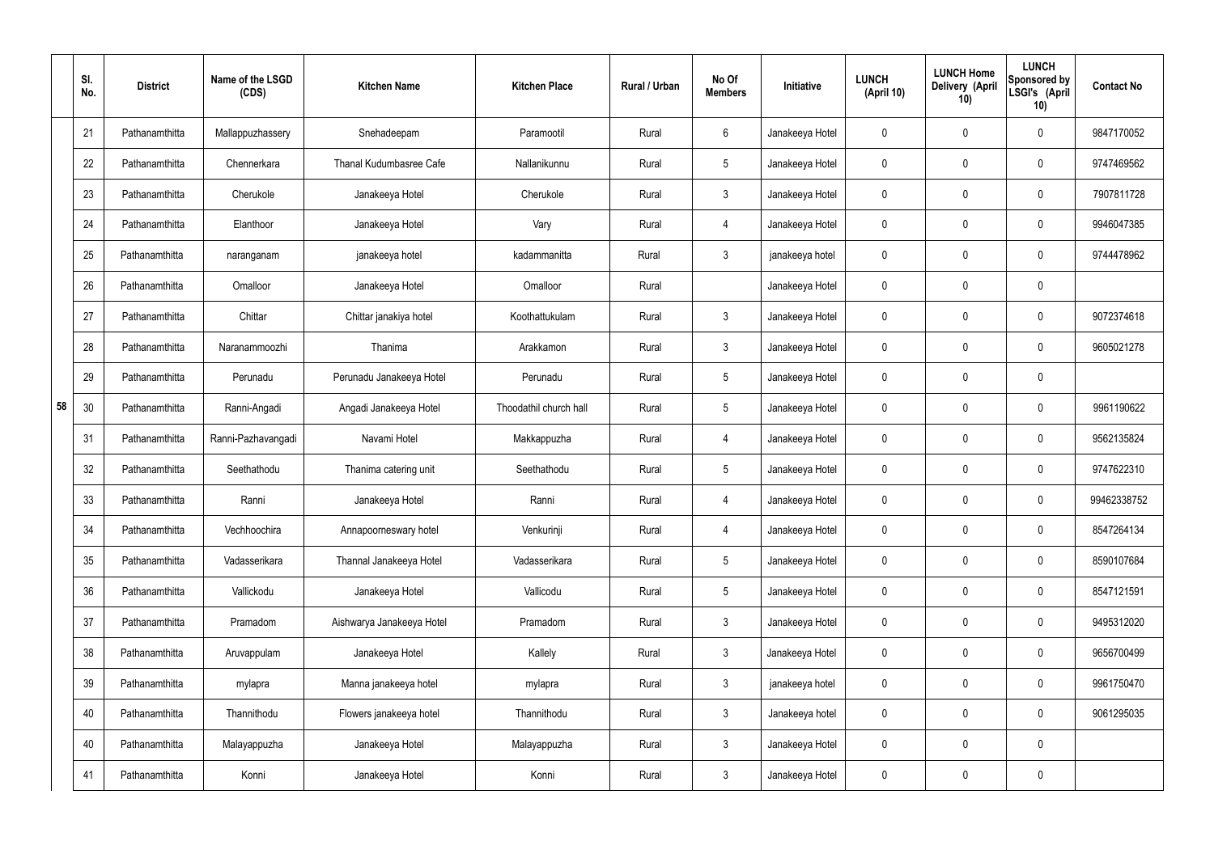| | Sl. No. | District | Name of the LSGD (CDS) | Kitchen Name | Kitchen Place | Rural / Urban | No Of Members | Initiative | LUNCH (April 10) | LUNCH Home Delivery (April 10) | LUNCH Sponsored by LSGI's (April 10) | Contact No |
|---|---|---|---|---|---|---|---|---|---|---|---|---|
| 58 | 21 | Pathanamthitta | Mallappuzhassery | Snehadeepam | Paramootil | Rural | 6 | Janakeeya Hotel | 0 | 0 | 0 | 9847170052 |
| | 22 | Pathanamthitta | Chennerkara | Thanal Kudumbasree Cafe | Nallanikunnu | Rural | 5 | Janakeeya Hotel | 0 | 0 | 0 | 9747469562 |
| | 23 | Pathanamthitta | Cherukole | Janakeeya Hotel | Cherukole | Rural | 3 | Janakeeya Hotel | 0 | 0 | 0 | 7907811728 |
| | 24 | Pathanamthitta | Elanthoor | Janakeeya Hotel | Vary | Rural | 4 | Janakeeya Hotel | 0 | 0 | 0 | 9946047385 |
| | 25 | Pathanamthitta | naranganam | janakeeya hotel | kadammanitta | Rural | 3 | janakeeya hotel | 0 | 0 | 0 | 9744478962 |
| | 26 | Pathanamthitta | Omalloor | Janakeeya Hotel | Omalloor | Rural | | Janakeeya Hotel | 0 | 0 | 0 | |
| | 27 | Pathanamthitta | Chittar | Chittar janakiya hotel | Koothattukulam | Rural | 3 | Janakeeya Hotel | 0 | 0 | 0 | 9072374618 |
| | 28 | Pathanamthitta | Naranammoozhi | Thanima | Arakkamon | Rural | 3 | Janakeeya Hotel | 0 | 0 | 0 | 9605021278 |
| | 29 | Pathanamthitta | Perunadu | Perunadu Janakeeya Hotel | Perunadu | Rural | 5 | Janakeeya Hotel | 0 | 0 | 0 | |
| | 30 | Pathanamthitta | Ranni-Angadi | Angadi Janakeeya Hotel | Thoodathil church hall | Rural | 5 | Janakeeya Hotel | 0 | 0 | 0 | 9961190622 |
| | 31 | Pathanamthitta | Ranni-Pazhavangadi | Navami Hotel | Makkappuzha | Rural | 4 | Janakeeya Hotel | 0 | 0 | 0 | 9562135824 |
| | 32 | Pathanamthitta | Seethathodu | Thanima catering unit | Seethathodu | Rural | 5 | Janakeeya Hotel | 0 | 0 | 0 | 9747622310 |
| | 33 | Pathanamthitta | Ranni | Janakeeya Hotel | Ranni | Rural | 4 | Janakeeya Hotel | 0 | 0 | 0 | 99462338752 |
| | 34 | Pathanamthitta | Vechhoochira | Annapoorneswary hotel | Venkurinji | Rural | 4 | Janakeeya Hotel | 0 | 0 | 0 | 8547264134 |
| | 35 | Pathanamthitta | Vadasserikara | Thannal Janakeeya Hotel | Vadasserikara | Rural | 5 | Janakeeya Hotel | 0 | 0 | 0 | 8590107684 |
| | 36 | Pathanamthitta | Vallickodu | Janakeeya Hotel | Vallicodu | Rural | 5 | Janakeeya Hotel | 0 | 0 | 0 | 8547121591 |
| | 37 | Pathanamthitta | Pramadom | Aishwarya Janakeeya Hotel | Pramadom | Rural | 3 | Janakeeya Hotel | 0 | 0 | 0 | 9495312020 |
| | 38 | Pathanamthitta | Aruvappulam | Janakeeya Hotel | Kallely | Rural | 3 | Janakeeya Hotel | 0 | 0 | 0 | 9656700499 |
| | 39 | Pathanamthitta | mylapra | Manna janakeeya hotel | mylapra | Rural | 3 | janakeeya hotel | 0 | 0 | 0 | 9961750470 |
| | 40 | Pathanamthitta | Thannithodu | Flowers janakeeya hotel | Thannithodu | Rural | 3 | Janakeeya hotel | 0 | 0 | 0 | 9061295035 |
| | 40 | Pathanamthitta | Malayappuzha | Janakeeya Hotel | Malayappuzha | Rural | 3 | Janakeeya Hotel | 0 | 0 | 0 | |
| | 41 | Pathanamthitta | Konni | Janakeeya Hotel | Konni | Rural | 3 | Janakeeya Hotel | 0 | 0 | 0 | |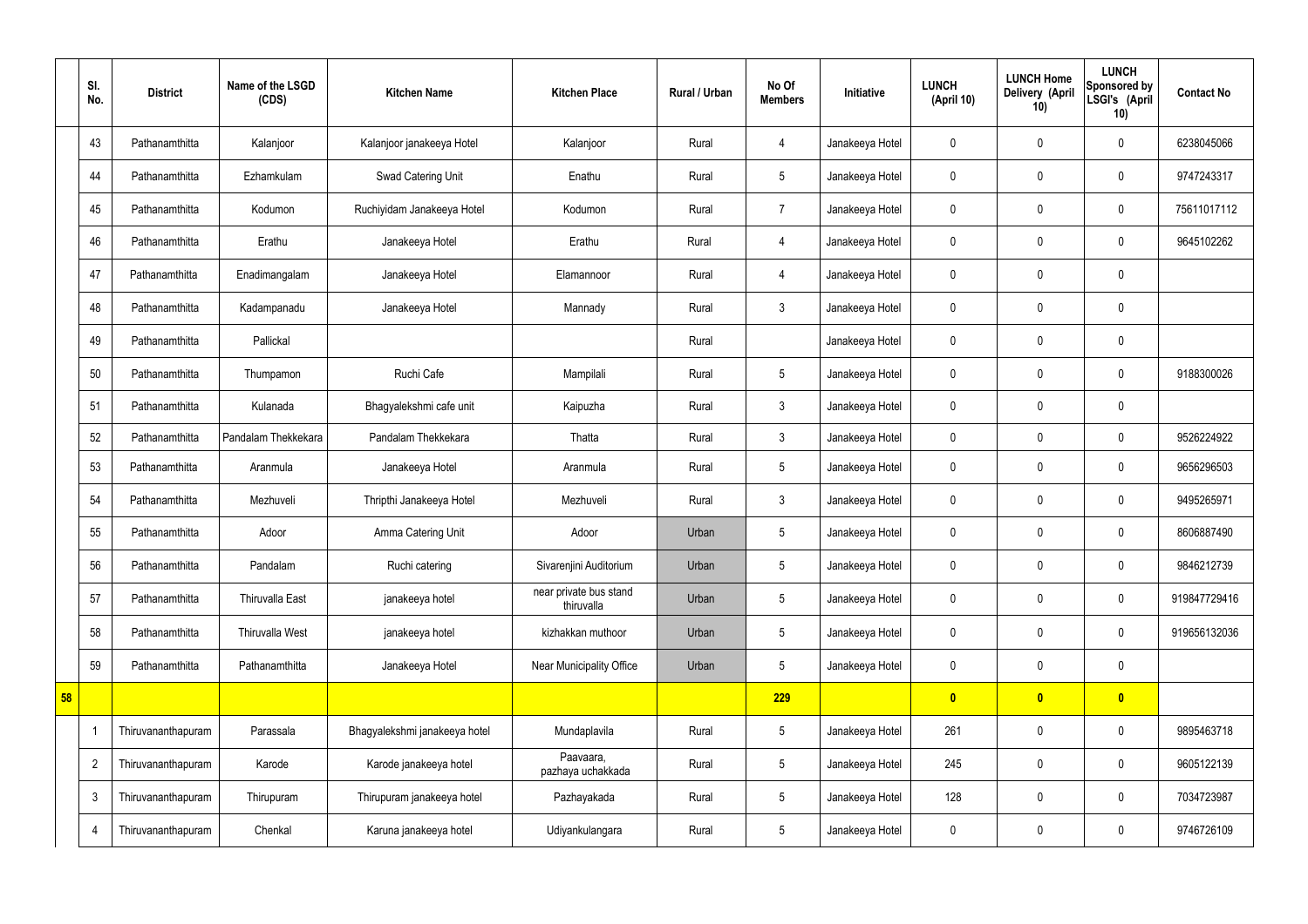| | Sl. No. | District | Name of the LSGD (CDS) | Kitchen Name | Kitchen Place | Rural / Urban | No Of Members | Initiative | LUNCH (April 10) | LUNCH Home Delivery (April 10) | LUNCH Sponsored by LSGI's (April 10) | Contact No |
|---|---|---|---|---|---|---|---|---|---|---|---|---|
| | 43 | Pathanamthitta | Kalanjoor | Kalanjoor janakeeya Hotel | Kalanjoor | Rural | 4 | Janakeeya Hotel | 0 | 0 | 0 | 6238045066 |
| | 44 | Pathanamthitta | Ezhamkulam | Swad Catering Unit | Enathu | Rural | 5 | Janakeeya Hotel | 0 | 0 | 0 | 9747243317 |
| | 45 | Pathanamthitta | Kodumon | Ruchiyidam Janakeeya Hotel | Kodumon | Rural | 7 | Janakeeya Hotel | 0 | 0 | 0 | 75611017112 |
| | 46 | Pathanamthitta | Erathu | Janakeeya Hotel | Erathu | Rural | 4 | Janakeeya Hotel | 0 | 0 | 0 | 9645102262 |
| | 47 | Pathanamthitta | Enadimangalam | Janakeeya Hotel | Elamannoor | Rural | 4 | Janakeeya Hotel | 0 | 0 | 0 | |
| | 48 | Pathanamthitta | Kadampanadu | Janakeeya Hotel | Mannady | Rural | 3 | Janakeeya Hotel | 0 | 0 | 0 | |
| | 49 | Pathanamthitta | Pallickal | | | Rural | | Janakeeya Hotel | 0 | 0 | 0 | |
| | 50 | Pathanamthitta | Thumpamon | Ruchi Cafe | Mampilali | Rural | 5 | Janakeeya Hotel | 0 | 0 | 0 | 9188300026 |
| | 51 | Pathanamthitta | Kulanada | Bhagyalekshmi cafe unit | Kaipuzha | Rural | 3 | Janakeeya Hotel | 0 | 0 | 0 | |
| | 52 | Pathanamthitta | Pandalam Thekkekara | Pandalam Thekkekara | Thatta | Rural | 3 | Janakeeya Hotel | 0 | 0 | 0 | 9526224922 |
| | 53 | Pathanamthitta | Aranmula | Janakeeya Hotel | Aranmula | Rural | 5 | Janakeeya Hotel | 0 | 0 | 0 | 9656296503 |
| | 54 | Pathanamthitta | Mezhuveli | Thripthi Janakeeya Hotel | Mezhuveli | Rural | 3 | Janakeeya Hotel | 0 | 0 | 0 | 9495265971 |
| | 55 | Pathanamthitta | Adoor | Amma Catering Unit | Adoor | Urban | 5 | Janakeeya Hotel | 0 | 0 | 0 | 8606887490 |
| | 56 | Pathanamthitta | Pandalam | Ruchi catering | Sivarenjini Auditorium | Urban | 5 | Janakeeya Hotel | 0 | 0 | 0 | 9846212739 |
| | 57 | Pathanamthitta | Thiruvalla East | janakeeya hotel | near private bus stand thiruvalla | Urban | 5 | Janakeeya Hotel | 0 | 0 | 0 | 919847729416 |
| | 58 | Pathanamthitta | Thiruvalla West | janakeeya hotel | kizhakkan muthoor | Urban | 5 | Janakeeya Hotel | 0 | 0 | 0 | 919656132036 |
| | 59 | Pathanamthitta | Pathanamthitta | Janakeeya Hotel | Near Municipality Office | Urban | 5 | Janakeeya Hotel | 0 | 0 | 0 | |
| **58** | | | | | | | **229** | | **0** | **0** | **0** | |
| | 1 | Thiruvananthapuram | Parassala | Bhagyalekshmi janakeeya hotel | Mundaplavila | Rural | 5 | Janakeeya Hotel | 261 | 0 | 0 | 9895463718 |
| | 2 | Thiruvananthapuram | Karode | Karode janakeeya hotel | Paavaara, pazhaya uchakkada | Rural | 5 | Janakeeya Hotel | 245 | 0 | 0 | 9605122139 |
| | 3 | Thiruvananthapuram | Thirupuram | Thirupuram janakeeya hotel | Pazhayakada | Rural | 5 | Janakeeya Hotel | 128 | 0 | 0 | 7034723987 |
| | 4 | Thiruvananthapuram | Chenkal | Karuna janakeeya hotel | Udiyankulangara | Rural | 5 | Janakeeya Hotel | 0 | 0 | 0 | 9746726109 |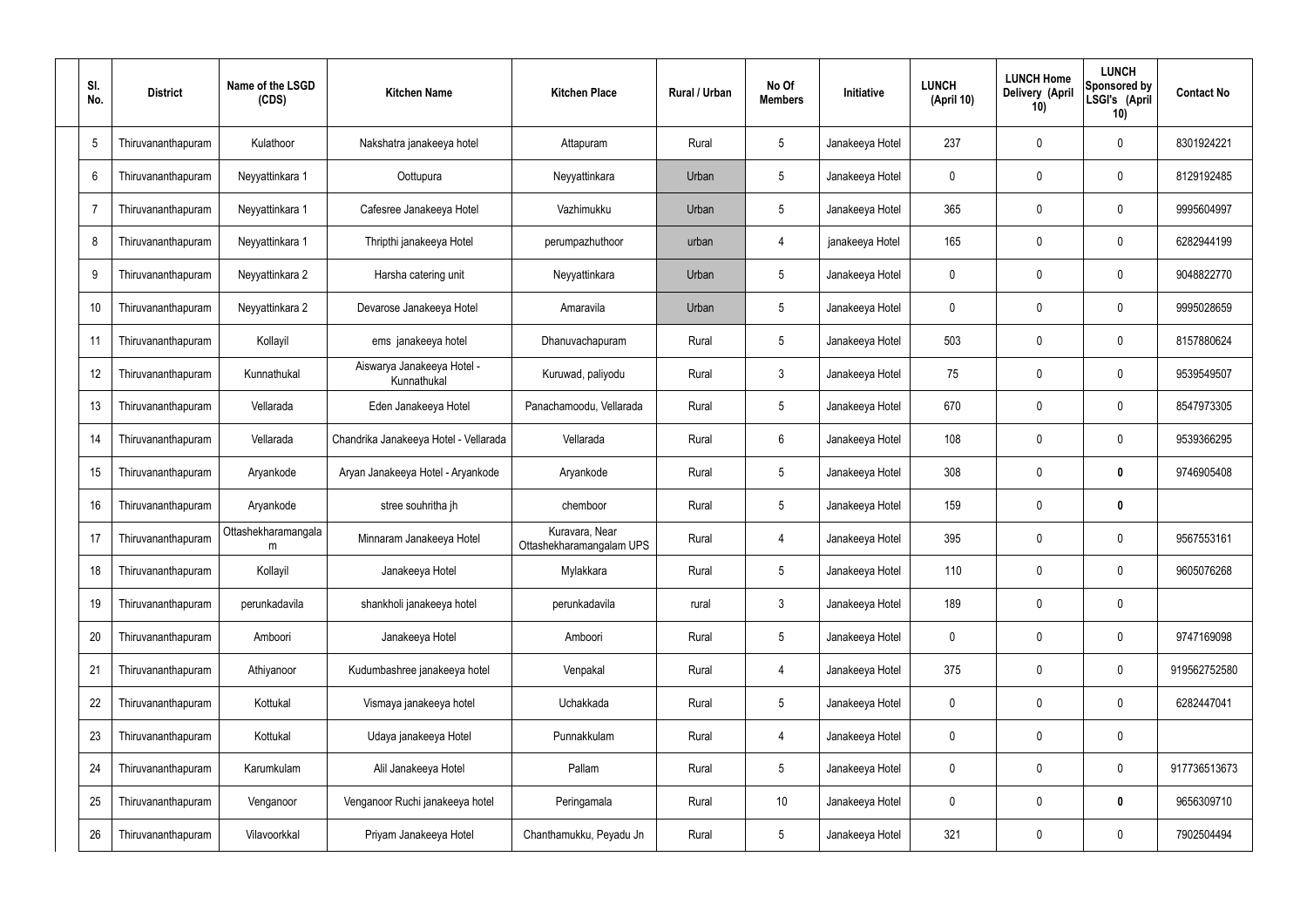| Sl. No. | District | Name of the LSGD (CDS) | Kitchen Name | Kitchen Place | Rural / Urban | No Of Members | Initiative | LUNCH (April 10) | LUNCH Home Delivery (April 10) | LUNCH Sponsored by LSGI's (April 10) | Contact No |
|---|---|---|---|---|---|---|---|---|---|---|---|
| 5 | Thiruvananthapuram | Kulathoor | Nakshatra janakeeya hotel | Attapuram | Rural | 5 | Janakeeya Hotel | 237 | 0 | 0 | 8301924221 |
| 6 | Thiruvananthapuram | Neyyattinkara 1 | Oottupura | Neyyattinkara | Urban | 5 | Janakeeya Hotel | 0 | 0 | 0 | 8129192485 |
| 7 | Thiruvananthapuram | Neyyattinkara 1 | Cafesree Janakeeya Hotel | Vazhimukku | Urban | 5 | Janakeeya Hotel | 365 | 0 | 0 | 9995604997 |
| 8 | Thiruvananthapuram | Neyyattinkara 1 | Thripthi janakeeya Hotel | perumpazhuthoor | urban | 4 | janakeeya Hotel | 165 | 0 | 0 | 6282944199 |
| 9 | Thiruvananthapuram | Neyyattinkara 2 | Harsha catering unit | Neyyattinkara | Urban | 5 | Janakeeya Hotel | 0 | 0 | 0 | 9048822770 |
| 10 | Thiruvananthapuram | Neyyattinkara 2 | Devarose Janakeeya Hotel | Amaravila | Urban | 5 | Janakeeya Hotel | 0 | 0 | 0 | 9995028659 |
| 11 | Thiruvananthapuram | Kollayil | ems janakeeya hotel | Dhanuvachapuram | Rural | 5 | Janakeeya Hotel | 503 | 0 | 0 | 8157880624 |
| 12 | Thiruvananthapuram | Kunnathukal | Aiswarya Janakeeya Hotel - Kunnathukal | Kuruwad, paliyodu | Rural | 3 | Janakeeya Hotel | 75 | 0 | 0 | 9539549507 |
| 13 | Thiruvananthapuram | Vellarada | Eden Janakeeya Hotel | Panachamoodu, Vellarada | Rural | 5 | Janakeeya Hotel | 670 | 0 | 0 | 8547973305 |
| 14 | Thiruvananthapuram | Vellarada | Chandrika Janakeeya Hotel - Vellarada | Vellarada | Rural | 6 | Janakeeya Hotel | 108 | 0 | 0 | 9539366295 |
| 15 | Thiruvananthapuram | Aryankode | Aryan Janakeeya Hotel - Aryankode | Aryankode | Rural | 5 | Janakeeya Hotel | 308 | 0 | **0** | 9746905408 |
| 16 | Thiruvananthapuram | Aryankode | stree souhritha jh | chemboor | Rural | 5 | Janakeeya Hotel | 159 | 0 | **0** | |
| 17 | Thiruvananthapuram | Ottashekharamangalam | Minnaram Janakeeya Hotel | Kuravara, Near Ottashekharamangalam UPS | Rural | 4 | Janakeeya Hotel | 395 | 0 | 0 | 9567553161 |
| 18 | Thiruvananthapuram | Kollayil | Janakeeya Hotel | Mylakkara | Rural | 5 | Janakeeya Hotel | 110 | 0 | 0 | 9605076268 |
| 19 | Thiruvananthapuram | perunkadavila | shankholi janakeeya hotel | perunkadavila | rural | 3 | Janakeeya Hotel | 189 | 0 | 0 | |
| 20 | Thiruvananthapuram | Amboori | Janakeeya Hotel | Amboori | Rural | 5 | Janakeeya Hotel | 0 | 0 | 0 | 9747169098 |
| 21 | Thiruvananthapuram | Athiyanoor | Kudumbashree janakeeya hotel | Venpakal | Rural | 4 | Janakeeya Hotel | 375 | 0 | 0 | 919562752580 |
| 22 | Thiruvananthapuram | Kottukal | Vismaya janakeeya hotel | Uchakkada | Rural | 5 | Janakeeya Hotel | 0 | 0 | 0 | 6282447041 |
| 23 | Thiruvananthapuram | Kottukal | Udaya janakeeya Hotel | Punnakkulam | Rural | 4 | Janakeeya Hotel | 0 | 0 | 0 | |
| 24 | Thiruvananthapuram | Karumkulam | Alil Janakeeya Hotel | Pallam | Rural | 5 | Janakeeya Hotel | 0 | 0 | 0 | 917736513673 |
| 25 | Thiruvananthapuram | Venganoor | Venganoor Ruchi janakeeya hotel | Peringamala | Rural | 10 | Janakeeya Hotel | 0 | 0 | **0** | 9656309710 |
| 26 | Thiruvananthapuram | Vilavoorkkal | Priyam Janakeeya Hotel | Chanthamukku, Peyadu Jn | Rural | 5 | Janakeeya Hotel | 321 | 0 | 0 | 7902504494 |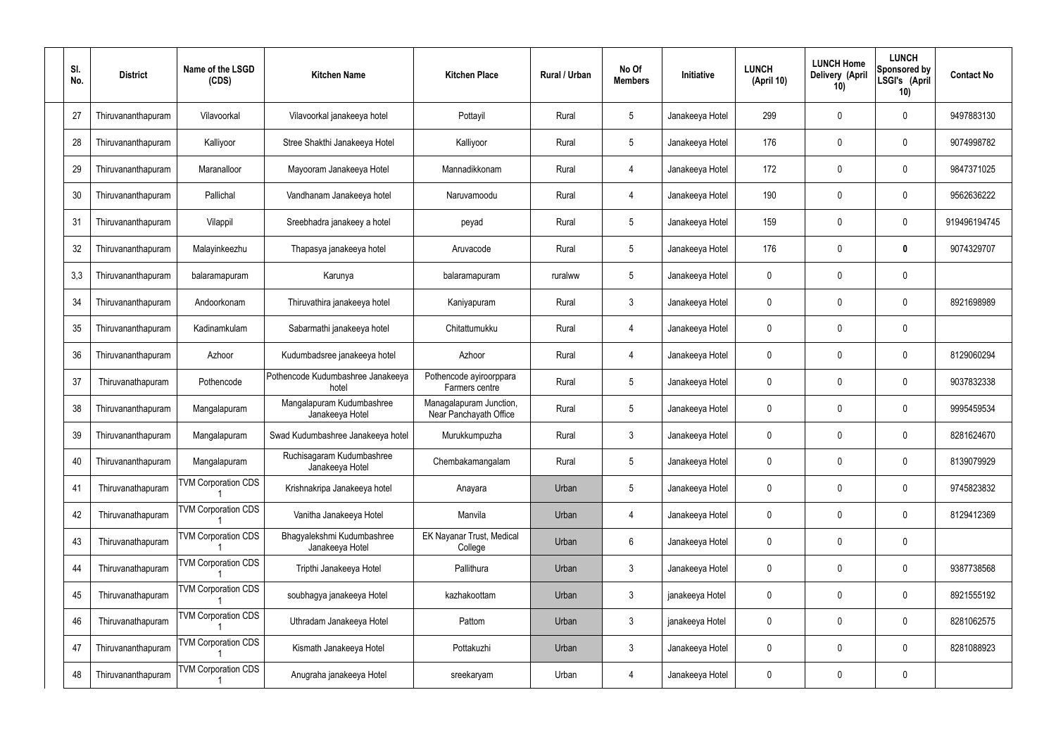| Sl. No. | District | Name of the LSGD (CDS) | Kitchen Name | Kitchen Place | Rural / Urban | No Of Members | Initiative | LUNCH (April 10) | LUNCH Home Delivery (April 10) | LUNCH Sponsored by LSGI's (April 10) | Contact No |
|---|---|---|---|---|---|---|---|---|---|---|---|
| 27 | Thiruvananthapuram | Vilavoorkal | Vilavoorkal janakeeya hotel | Pottayil | Rural | 5 | Janakeeya Hotel | 299 | 0 | 0 | 9497883130 |
| 28 | Thiruvananthapuram | Kalliyoor | Stree Shakthi Janakeeya Hotel | Kalliyoor | Rural | 5 | Janakeeya Hotel | 176 | 0 | 0 | 9074998782 |
| 29 | Thiruvananthapuram | Maranalloor | Mayooram Janakeeya Hotel | Mannadikkonam | Rural | 4 | Janakeeya Hotel | 172 | 0 | 0 | 9847371025 |
| 30 | Thiruvananthapuram | Pallichal | Vandhanam Janakeeya hotel | Naruvamoodu | Rural | 4 | Janakeeya Hotel | 190 | 0 | 0 | 9562636222 |
| 31 | Thiruvananthapuram | Vilappil | Sreebhadra janakeey a hotel | peyad | Rural | 5 | Janakeeya Hotel | 159 | 0 | 0 | 919496194745 |
| 32 | Thiruvananthapuram | Malayinkeezhu | Thapasya janakeeya hotel | Aruvacode | Rural | 5 | Janakeeya Hotel | 176 | 0 | **0** | 9074329707 |
| 3,3 | Thiruvananthapuram | balaramapuram | Karunya | balaramapuram | ruralww | 5 | Janakeeya Hotel | 0 | 0 | 0 | |
| 34 | Thiruvananthapuram | Andoorkonam | Thiruvathira janakeeya hotel | Kaniyapuram | Rural | 3 | Janakeeya Hotel | 0 | 0 | 0 | 8921698989 |
| 35 | Thiruvananthapuram | Kadinamkulam | Sabarmathi janakeeya hotel | Chitattumukku | Rural | 4 | Janakeeya Hotel | 0 | 0 | 0 | |
| 36 | Thiruvananthapuram | Azhoor | Kudumbadsree janakeeya hotel | Azhoor | Rural | 4 | Janakeeya Hotel | 0 | 0 | 0 | 8129060294 |
| 37 | Thiruvanathapuram | Pothencode | Pothencode Kudumbashree Janakeeya hotel | Pothencode ayiroorppara Farmers centre | Rural | 5 | Janakeeya Hotel | 0 | 0 | 0 | 9037832338 |
| 38 | Thiruvananthapuram | Mangalapuram | Mangalapuram Kudumbashree Janakeeya Hotel | Managalapuram Junction, Near Panchayath Office | Rural | 5 | Janakeeya Hotel | 0 | 0 | 0 | 9995459534 |
| 39 | Thiruvananthapuram | Mangalapuram | Swad Kudumbashree Janakeeya hotel | Murukkumpuzha | Rural | 3 | Janakeeya Hotel | 0 | 0 | 0 | 8281624670 |
| 40 | Thiruvananthapuram | Mangalapuram | Ruchisagaram Kudumbashree Janakeeya Hotel | Chembakamangalam | Rural | 5 | Janakeeya Hotel | 0 | 0 | 0 | 8139079929 |
| 41 | Thiruvanathapuram | TVM Corporation CDS 1 | Krishnakripa Janakeeya hotel | Anayara | Urban | 5 | Janakeeya Hotel | 0 | 0 | 0 | 9745823832 |
| 42 | Thiruvanathapuram | TVM Corporation CDS 1 | Vanitha Janakeeya Hotel | Manvila | Urban | 4 | Janakeeya Hotel | 0 | 0 | 0 | 8129412369 |
| 43 | Thiruvanathapuram | TVM Corporation CDS 1 | Bhagyalekshmi Kudumbashree Janakeeya Hotel | EK Nayanar Trust, Medical College | Urban | 6 | Janakeeya Hotel | 0 | 0 | 0 | |
| 44 | Thiruvanathapuram | TVM Corporation CDS 1 | Tripthi Janakeeya Hotel | Pallithura | Urban | 3 | Janakeeya Hotel | 0 | 0 | 0 | 9387738568 |
| 45 | Thiruvanathapuram | TVM Corporation CDS 1 | soubhagya janakeeya Hotel | kazhakoottam | Urban | 3 | janakeeya Hotel | 0 | 0 | 0 | 8921555192 |
| 46 | Thiruvanathapuram | TVM Corporation CDS 1 | Uthradam Janakeeya Hotel | Pattom | Urban | 3 | janakeeya Hotel | 0 | 0 | 0 | 8281062575 |
| 47 | Thiruvananthapuram | TVM Corporation CDS 1 | Kismath Janakeeya Hotel | Pottakuzhi | Urban | 3 | Janakeeya Hotel | 0 | 0 | 0 | 8281088923 |
| 48 | Thiruvananthapuram | TVM Corporation CDS 1 | Anugraha janakeeya Hotel | sreekaryam | Urban | 4 | Janakeeya Hotel | 0 | 0 | 0 | |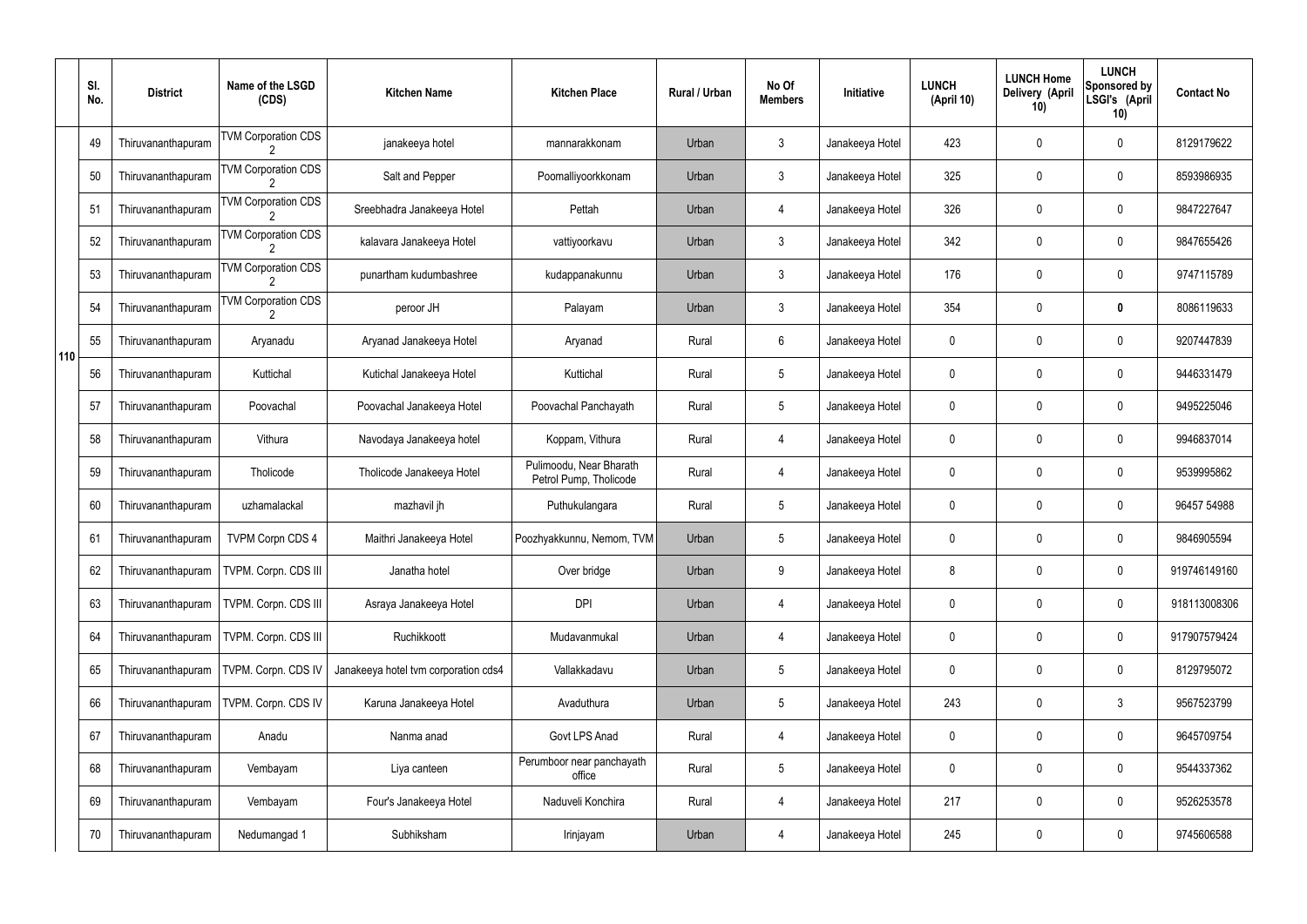|  | Sl. No. | District | Name of the LSGD (CDS) | Kitchen Name | Kitchen Place | Rural / Urban | No Of Members | Initiative | LUNCH (April 10) | LUNCH Home Delivery (April 10) | LUNCH Sponsored by LSGI's (April 10) | Contact No |
|---|---|---|---|---|---|---|---|---|---|---|---|---|
| 110 | 49 | Thiruvananthapuram | TVM Corporation CDS 2 | janakeeya hotel | mannarakkonam | Urban | 3 | Janakeeya Hotel | 423 | 0 | 0 | 8129179622 |
|  | 50 | Thiruvananthapuram | TVM Corporation CDS 2 | Salt and Pepper | Poomalliyoorkkonam | Urban | 3 | Janakeeya Hotel | 325 | 0 | 0 | 8593986935 |
|  | 51 | Thiruvananthapuram | TVM Corporation CDS 2 | Sreebhadra Janakeeya Hotel | Pettah | Urban | 4 | Janakeeya Hotel | 326 | 0 | 0 | 9847227647 |
|  | 52 | Thiruvananthapuram | TVM Corporation CDS 2 | kalavara Janakeeya Hotel | vattiyoorkavu | Urban | 3 | Janakeeya Hotel | 342 | 0 | 0 | 9847655426 |
|  | 53 | Thiruvananthapuram | TVM Corporation CDS 2 | punartham kudumbashree | kudappanakunnu | Urban | 3 | Janakeeya Hotel | 176 | 0 | 0 | 9747115789 |
|  | 54 | Thiruvananthapuram | TVM Corporation CDS 2 | peroor JH | Palayam | Urban | 3 | Janakeeya Hotel | 354 | 0 | **0** | 8086119633 |
|  | 55 | Thiruvananthapuram | Aryanadu | Aryanad Janakeeya Hotel | Aryanad | Rural | 6 | Janakeeya Hotel | 0 | 0 | 0 | 9207447839 |
|  | 56 | Thiruvananthapuram | Kuttichal | Kutichal Janakeeya Hotel | Kuttichal | Rural | 5 | Janakeeya Hotel | 0 | 0 | 0 | 9446331479 |
|  | 57 | Thiruvananthapuram | Poovachal | Poovachal Janakeeya Hotel | Poovachal Panchayath | Rural | 5 | Janakeeya Hotel | 0 | 0 | 0 | 9495225046 |
|  | 58 | Thiruvananthapuram | Vithura | Navodaya Janakeeya hotel | Koppam, Vithura | Rural | 4 | Janakeeya Hotel | 0 | 0 | 0 | 9946837014 |
|  | 59 | Thiruvananthapuram | Tholicode | Tholicode Janakeeya Hotel | Pulimoodu, Near Bharath Petrol Pump, Tholicode | Rural | 4 | Janakeeya Hotel | 0 | 0 | 0 | 9539995862 |
|  | 60 | Thiruvananthapuram | uzhamalackal | mazhavil jh | Puthukulangara | Rural | 5 | Janakeeya Hotel | 0 | 0 | 0 | 96457 54988 |
|  | 61 | Thiruvananthapuram | TVPM Corpn CDS 4 | Maithri Janakeeya Hotel | Poozhyakkunnu, Nemom, TVM | Urban | 5 | Janakeeya Hotel | 0 | 0 | 0 | 9846905594 |
|  | 62 | Thiruvananthapuram | TVPM. Corpn. CDS III | Janatha hotel | Over bridge | Urban | 9 | Janakeeya Hotel | 8 | 0 | 0 | 919746149160 |
|  | 63 | Thiruvananthapuram | TVPM. Corpn. CDS III | Asraya Janakeeya Hotel | DPI | Urban | 4 | Janakeeya Hotel | 0 | 0 | 0 | 918113008306 |
|  | 64 | Thiruvananthapuram | TVPM. Corpn. CDS III | Ruchikkoott | Mudavanmukal | Urban | 4 | Janakeeya Hotel | 0 | 0 | 0 | 917907579424 |
|  | 65 | Thiruvananthapuram | TVPM. Corpn. CDS IV | Janakeeya hotel tvm corporation cds4 | Vallakkadavu | Urban | 5 | Janakeeya Hotel | 0 | 0 | 0 | 8129795072 |
|  | 66 | Thiruvananthapuram | TVPM. Corpn. CDS IV | Karuna Janakeeya Hotel | Avaduthura | Urban | 5 | Janakeeya Hotel | 243 | 0 | 3 | 9567523799 |
|  | 67 | Thiruvananthapuram | Anadu | Nanma anad | Govt LPS Anad | Rural | 4 | Janakeeya Hotel | 0 | 0 | 0 | 9645709754 |
|  | 68 | Thiruvananthapuram | Vembayam | Liya canteen | Perumboor near panchayath office | Rural | 5 | Janakeeya Hotel | 0 | 0 | 0 | 9544337362 |
|  | 69 | Thiruvananthapuram | Vembayam | Four's Janakeeya Hotel | Naduveli Konchira | Rural | 4 | Janakeeya Hotel | 217 | 0 | 0 | 9526253578 |
|  | 70 | Thiruvananthapuram | Nedumangad 1 | Subhiksham | Irinjayam | Urban | 4 | Janakeeya Hotel | 245 | 0 | 0 | 9745606588 |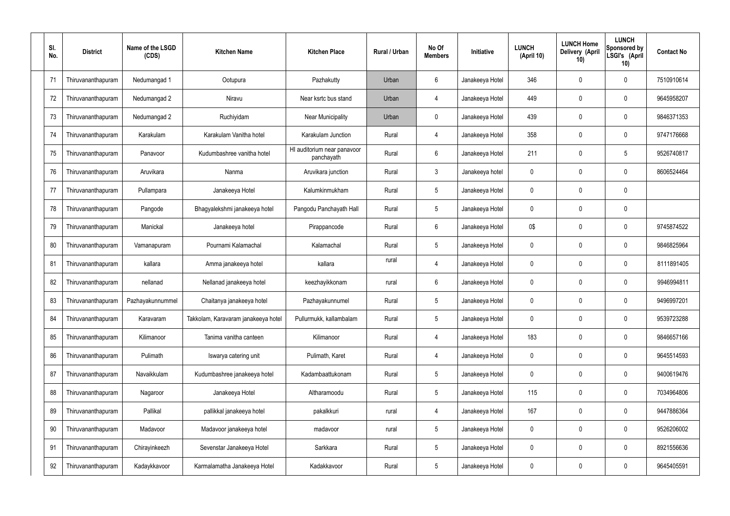| Sl. No. | District | Name of the LSGD (CDS) | Kitchen Name | Kitchen Place | Rural / Urban | No Of Members | Initiative | LUNCH (April 10) | LUNCH Home Delivery (April 10) | LUNCH Sponsored by LSGI's (April 10) | Contact No |
|---|---|---|---|---|---|---|---|---|---|---|---|
| 71 | Thiruvananthapuram | Nedumangad 1 | Ootupura | Pazhakutty | Urban | 6 | Janakeeya Hotel | 346 | 0 | 0 | 7510910614 |
| 72 | Thiruvananthapuram | Nedumangad 2 | Niravu | Near ksrtc bus stand | Urban | 4 | Janakeeya Hotel | 449 | 0 | 0 | 9645958207 |
| 73 | Thiruvananthapuram | Nedumangad 2 | Ruchiyidam | Near Municipality | Urban | 0 | Janakeeya Hotel | 439 | 0 | 0 | 9846371353 |
| 74 | Thiruvananthapuram | Karakulam | Karakulam Vanitha hotel | Karakulam Junction | Rural | 4 | Janakeeya Hotel | 358 | 0 | 0 | 9747176668 |
| 75 | Thiruvananthapuram | Panavoor | Kudumbashree vanitha hotel | HI auditorium near panavoor panchayath | Rural | 6 | Janakeeya Hotel | 211 | 0 | 5 | 9526740817 |
| 76 | Thiruvananthapuram | Aruvikara | Nanma | Aruvikara junction | Rural | 3 | Janakeeya hotel | 0 | 0 | 0 | 8606524464 |
| 77 | Thiruvananthapuram | Pullampara | Janakeeya Hotel | Kalumkinmukham | Rural | 5 | Janakeeya Hotel | 0 | 0 | 0 | |
| 78 | Thiruvananthapuram | Pangode | Bhagyalekshmi janakeeya hotel | Pangodu Panchayath Hall | Rural | 5 | Janakeeya Hotel | 0 | 0 | 0 | |
| 79 | Thiruvananthapuram | Manickal | Janakeeya hotel | Pirappancode | Rural | 6 | Janakeeya Hotel | 0$ | 0 | 0 | 9745874522 |
| 80 | Thiruvananthapuram | Vamanapuram | Pournami Kalamachal | Kalamachal | Rural | 5 | Janakeeya Hotel | 0 | 0 | 0 | 9846825964 |
| 81 | Thiruvananthapuram | kallara | Amma janakeeya hotel | kallara | rural | 4 | Janakeeya Hotel | 0 | 0 | 0 | 8111891405 |
| 82 | Thiruvananthapuram | nellanad | Nellanad janakeeya hotel | keezhayikkonam | rural | 6 | Janakeeya Hotel | 0 | 0 | 0 | 9946994811 |
| 83 | Thiruvananthapuram | Pazhayakunnummel | Chaitanya janakeeya hotel | Pazhayakunnumel | Rural | 5 | Janakeeya Hotel | 0 | 0 | 0 | 9496997201 |
| 84 | Thiruvananthapuram | Karavaram | Takkolam, Karavaram janakeeya hotel | Pullurmukk, kallambalam | Rural | 5 | Janakeeya Hotel | 0 | 0 | 0 | 9539723288 |
| 85 | Thiruvananthapuram | Kilimanoor | Tanima vanitha canteen | Kilimanoor | Rural | 4 | Janakeeya Hotel | 183 | 0 | 0 | 9846657166 |
| 86 | Thiruvananthapuram | Pulimath | Iswarya catering unit | Pulimath, Karet | Rural | 4 | Janakeeya Hotel | 0 | 0 | 0 | 9645514593 |
| 87 | Thiruvananthapuram | Navaikkulam | Kudumbashree janakeeya hotel | Kadambaattukonam | Rural | 5 | Janakeeya Hotel | 0 | 0 | 0 | 9400619476 |
| 88 | Thiruvananthapuram | Nagaroor | Janakeeya Hotel | Altharamoodu | Rural | 5 | Janakeeya Hotel | 115 | 0 | 0 | 7034964806 |
| 89 | Thiruvananthapuram | Pallikal | pallikkal janakeeya hotel | pakalkkuri | rural | 4 | Janakeeya Hotel | 167 | 0 | 0 | 9447886364 |
| 90 | Thiruvananthapuram | Madavoor | Madavoor janakeeya hotel | madavoor | rural | 5 | Janakeeya Hotel | 0 | 0 | 0 | 9526206002 |
| 91 | Thiruvananthapuram | Chirayinkeezh | Sevenstar Janakeeya Hotel | Sarkkara | Rural | 5 | Janakeeya Hotel | 0 | 0 | 0 | 8921556636 |
| 92 | Thiruvananthapuram | Kadaykkavoor | Karmalamatha Janakeeya Hotel | Kadakkavoor | Rural | 5 | Janakeeya Hotel | 0 | 0 | 0 | 9645405591 |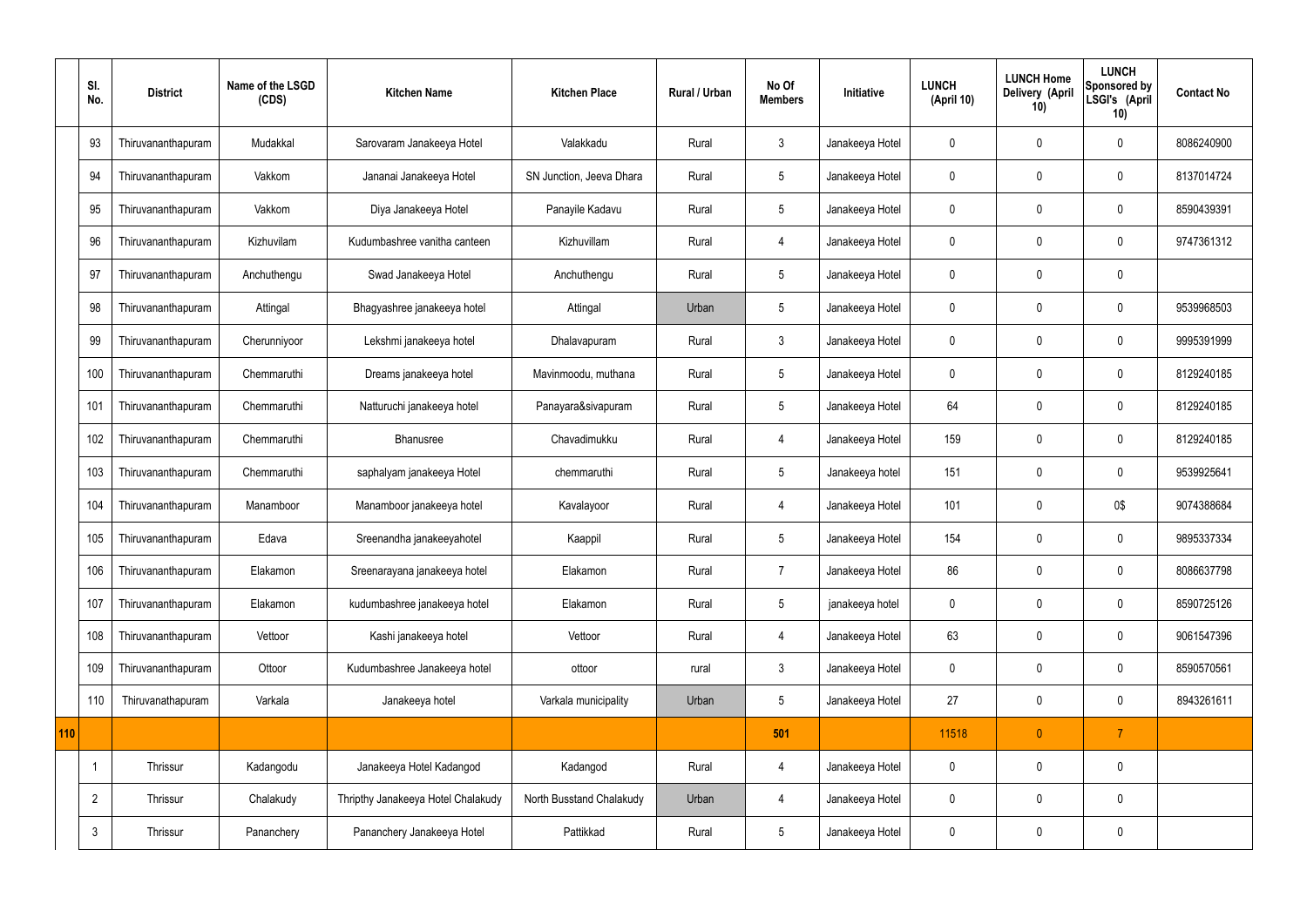| | Sl. No. | District | Name of the LSGD (CDS) | Kitchen Name | Kitchen Place | Rural / Urban | No Of Members | Initiative | LUNCH (April 10) | LUNCH Home Delivery (April 10) | LUNCH Sponsored by LSGI's (April 10) | Contact No |
|---|---|---|---|---|---|---|---|---|---|---|---|---|
| | 93 | Thiruvananthapuram | Mudakkal | Sarovaram Janakeeya Hotel | Valakkadu | Rural | 3 | Janakeeya Hotel | 0 | 0 | 0 | 8086240900 |
| | 94 | Thiruvananthapuram | Vakkom | Jananai Janakeeya Hotel | SN Junction, Jeeva Dhara | Rural | 5 | Janakeeya Hotel | 0 | 0 | 0 | 8137014724 |
| | 95 | Thiruvananthapuram | Vakkom | Diya Janakeeya Hotel | Panayile Kadavu | Rural | 5 | Janakeeya Hotel | 0 | 0 | 0 | 8590439391 |
| | 96 | Thiruvananthapuram | Kizhuvilam | Kudumbashree vanitha canteen | Kizhuvillam | Rural | 4 | Janakeeya Hotel | 0 | 0 | 0 | 9747361312 |
| | 97 | Thiruvananthapuram | Anchuthengu | Swad Janakeeya Hotel | Anchuthengu | Rural | 5 | Janakeeya Hotel | 0 | 0 | 0 | |
| | 98 | Thiruvananthapuram | Attingal | Bhagyashree janakeeya hotel | Attingal | Urban | 5 | Janakeeya Hotel | 0 | 0 | 0 | 9539968503 |
| | 99 | Thiruvananthapuram | Cherunniyoor | Lekshmi janakeeya hotel | Dhalavapuram | Rural | 3 | Janakeeya Hotel | 0 | 0 | 0 | 9995391999 |
| | 100 | Thiruvananthapuram | Chemmaruthi | Dreams janakeeya hotel | Mavinmoodu, muthana | Rural | 5 | Janakeeya Hotel | 0 | 0 | 0 | 8129240185 |
| | 101 | Thiruvananthapuram | Chemmaruthi | Natturuchi janakeeya hotel | Panayara&sivapuram | Rural | 5 | Janakeeya Hotel | 64 | 0 | 0 | 8129240185 |
| | 102 | Thiruvananthapuram | Chemmaruthi | Bhanusree | Chavadimukku | Rural | 4 | Janakeeya Hotel | 159 | 0 | 0 | 8129240185 |
| | 103 | Thiruvananthapuram | Chemmaruthi | saphalyam janakeeya Hotel | chemmaruthi | Rural | 5 | Janakeeya hotel | 151 | 0 | 0 | 9539925641 |
| | 104 | Thiruvananthapuram | Manamboor | Manamboor janakeeya hotel | Kavalayoor | Rural | 4 | Janakeeya Hotel | 101 | 0 | 0$ | 9074388684 |
| | 105 | Thiruvananthapuram | Edava | Sreenandha janakeeyahotel | Kaappil | Rural | 5 | Janakeeya Hotel | 154 | 0 | 0 | 9895337334 |
| | 106 | Thiruvananthapuram | Elakamon | Sreenarayana janakeeya hotel | Elakamon | Rural | 7 | Janakeeya Hotel | 86 | 0 | 0 | 8086637798 |
| | 107 | Thiruvananthapuram | Elakamon | kudumbashree janakeeya hotel | Elakamon | Rural | 5 | janakeeya hotel | 0 | 0 | 0 | 8590725126 |
| | 108 | Thiruvananthapuram | Vettoor | Kashi janakeeya hotel | Vettoor | Rural | 4 | Janakeeya Hotel | 63 | 0 | 0 | 9061547396 |
| | 109 | Thiruvananthapuram | Ottoor | Kudumbashree Janakeeya hotel | ottoor | rural | 3 | Janakeeya Hotel | 0 | 0 | 0 | 8590570561 |
| | 110 | Thiruvanathapuram | Varkala | Janakeeya hotel | Varkala municipality | Urban | 5 | Janakeeya Hotel | 27 | 0 | 0 | 8943261611 |
| 110 | | | | | | | 501 | | 11518 | 0 | 7 | |
| | 1 | Thrissur | Kadangodu | Janakeeya Hotel Kadangod | Kadangod | Rural | 4 | Janakeeya Hotel | 0 | 0 | 0 | |
| | 2 | Thrissur | Chalakudy | Thripthy Janakeeya Hotel Chalakudy | North Busstand Chalakudy | Urban | 4 | Janakeeya Hotel | 0 | 0 | 0 | |
| | 3 | Thrissur | Pananchery | Pananchery Janakeeya Hotel | Pattikkad | Rural | 5 | Janakeeya Hotel | 0 | 0 | 0 | |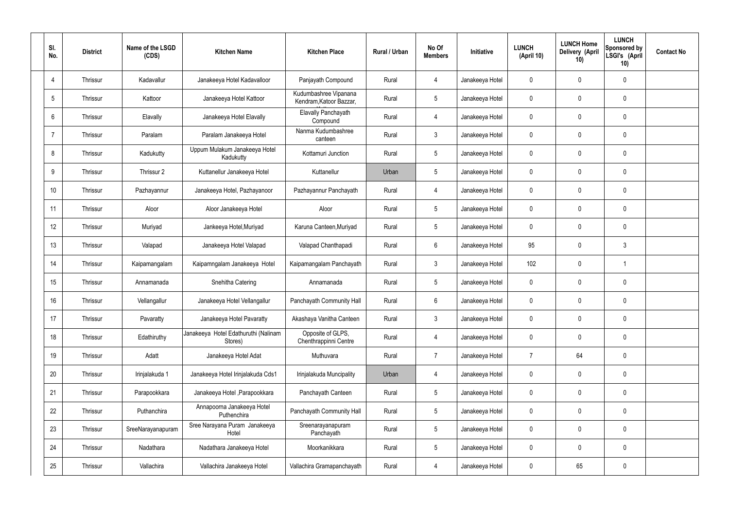| Sl. No. | District | Name of the LSGD (CDS) | Kitchen Name | Kitchen Place | Rural / Urban | No Of Members | Initiative | LUNCH (April 10) | LUNCH Home Delivery (April 10) | LUNCH Sponsored by LSGI's (April 10) | Contact No |
|---|---|---|---|---|---|---|---|---|---|---|---|
| 4 | Thrissur | Kadavallur | Janakeeya Hotel Kadavalloor | Panjayath Compound | Rural | 4 | Janakeeya Hotel | 0 | 0 | 0 | |
| 5 | Thrissur | Kattoor | Janakeeya Hotel Kattoor | Kudumbashree Vipanana Kendram,Katoor Bazzar, | Rural | 5 | Janakeeya Hotel | 0 | 0 | 0 | |
| 6 | Thrissur | Elavally | Janakeeya Hotel Elavally | Elavally Panchayath Compound | Rural | 4 | Janakeeya Hotel | 0 | 0 | 0 | |
| 7 | Thrissur | Paralam | Paralam Janakeeya Hotel | Nanma Kudumbashree canteen | Rural | 3 | Janakeeya Hotel | 0 | 0 | 0 | |
| 8 | Thrissur | Kadukutty | Uppum Mulakum Janakeeya Hotel Kadukutty | Kottamuri Junction | Rural | 5 | Janakeeya Hotel | 0 | 0 | 0 | |
| 9 | Thrissur | Thrissur 2 | Kuttanellur Janakeeya Hotel | Kuttanellur | Urban | 5 | Janakeeya Hotel | 0 | 0 | 0 | |
| 10 | Thrissur | Pazhayannur | Janakeeya Hotel, Pazhayanoor | Pazhayannur Panchayath | Rural | 4 | Janakeeya Hotel | 0 | 0 | 0 | |
| 11 | Thrissur | Aloor | Aloor Janakeeya Hotel | Aloor | Rural | 5 | Janakeeya Hotel | 0 | 0 | 0 | |
| 12 | Thrissur | Muriyad | Jankeeya Hotel,Muriyad | Karuna Canteen,Muriyad | Rural | 5 | Janakeeya Hotel | 0 | 0 | 0 | |
| 13 | Thrissur | Valapad | Janakeeya Hotel Valapad | Valapad Chanthapadi | Rural | 6 | Janakeeya Hotel | 95 | 0 | 3 | |
| 14 | Thrissur | Kaipamangalam | Kaipamngalam Janakeeya Hotel | Kaipamangalam Panchayath | Rural | 3 | Janakeeya Hotel | 102 | 0 | 1 | |
| 15 | Thrissur | Annamanada | Snehitha Catering | Annamanada | Rural | 5 | Janakeeya Hotel | 0 | 0 | 0 | |
| 16 | Thrissur | Vellangallur | Janakeeya Hotel Vellangallur | Panchayath Community Hall | Rural | 6 | Janakeeya Hotel | 0 | 0 | 0 | |
| 17 | Thrissur | Pavaratty | Janakeeya Hotel Pavaratty | Akashaya Vanitha Canteen | Rural | 3 | Janakeeya Hotel | 0 | 0 | 0 | |
| 18 | Thrissur | Edathiruthy | Janakeeya Hotel Edathuruthi (Nalinam Stores) | Opposite of GLPS, Chenthrappinni Centre | Rural | 4 | Janakeeya Hotel | 0 | 0 | 0 | |
| 19 | Thrissur | Adatt | Janakeeya Hotel Adat | Muthuvara | Rural | 7 | Janakeeya Hotel | 7 | 64 | 0 | |
| 20 | Thrissur | Irinjalakuda 1 | Janakeeya Hotel Irinjalakuda Cds1 | Irinjalakuda Muncipality | Urban | 4 | Janakeeya Hotel | 0 | 0 | 0 | |
| 21 | Thrissur | Parapookkara | Janakeeya Hotel ,Parapookkara | Panchayath Canteen | Rural | 5 | Janakeeya Hotel | 0 | 0 | 0 | |
| 22 | Thrissur | Puthanchira | Annapoorna Janakeeya Hotel Puthenchira | Panchayath Community Hall | Rural | 5 | Janakeeya Hotel | 0 | 0 | 0 | |
| 23 | Thrissur | SreeNarayanapuram | Sree Narayana Puram Janakeeya Hotel | Sreenarayanapuram Panchayath | Rural | 5 | Janakeeya Hotel | 0 | 0 | 0 | |
| 24 | Thrissur | Nadathara | Nadathara Janakeeya Hotel | Moorkanikkara | Rural | 5 | Janakeeya Hotel | 0 | 0 | 0 | |
| 25 | Thrissur | Vallachira | Vallachira Janakeeya Hotel | Vallachira Gramapanchayath | Rural | 4 | Janakeeya Hotel | 0 | 65 | 0 | |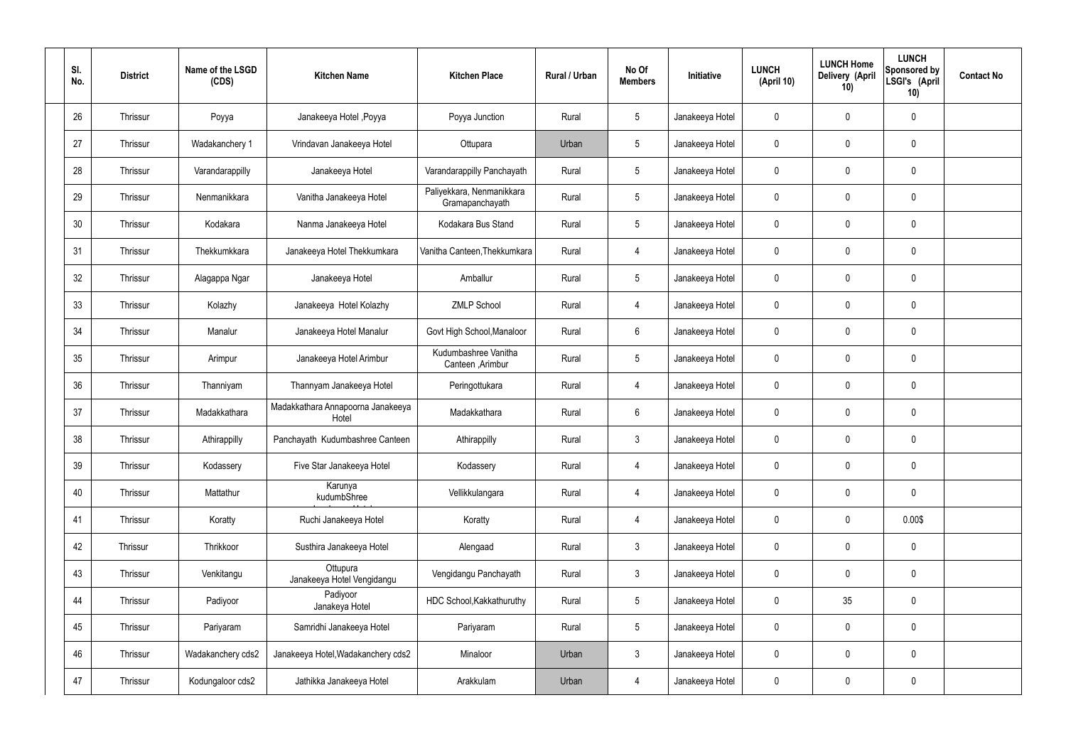| Sl. No. | District | Name of the LSGD (CDS) | Kitchen Name | Kitchen Place | Rural / Urban | No Of Members | Initiative | LUNCH (April 10) | LUNCH Home Delivery (April 10) | LUNCH Sponsored by LSGI's (April 10) | Contact No |
|---|---|---|---|---|---|---|---|---|---|---|---|
| 26 | Thrissur | Poyya | Janakeeya Hotel ,Poyya | Poyya Junction | Rural | 5 | Janakeeya Hotel | 0 | 0 | 0 | |
| 27 | Thrissur | Wadakanchery 1 | Vrindavan Janakeeya Hotel | Ottupara | Urban | 5 | Janakeeya Hotel | 0 | 0 | 0 | |
| 28 | Thrissur | Varandarappilly | Janakeeya Hotel | Varandarappilly Panchayath | Rural | 5 | Janakeeya Hotel | 0 | 0 | 0 | |
| 29 | Thrissur | Nenmanikkara | Vanitha Janakeeya Hotel | Paliyekkara, Nenmanikkara Gramapanchayath | Rural | 5 | Janakeeya Hotel | 0 | 0 | 0 | |
| 30 | Thrissur | Kodakara | Nanma Janakeeya Hotel | Kodakara Bus Stand | Rural | 5 | Janakeeya Hotel | 0 | 0 | 0 | |
| 31 | Thrissur | Thekkumkkara | Janakeeya Hotel Thekkumkara | Vanitha Canteen,Thekkumkara | Rural | 4 | Janakeeya Hotel | 0 | 0 | 0 | |
| 32 | Thrissur | Alagappa Ngar | Janakeeya Hotel | Amballur | Rural | 5 | Janakeeya Hotel | 0 | 0 | 0 | |
| 33 | Thrissur | Kolazhy | Janakeeya Hotel Kolazhy | ZMLP School | Rural | 4 | Janakeeya Hotel | 0 | 0 | 0 | |
| 34 | Thrissur | Manalur | Janakeeya Hotel Manalur | Govt High School,Manaloor | Rural | 6 | Janakeeya Hotel | 0 | 0 | 0 | |
| 35 | Thrissur | Arimpur | Janakeeya Hotel Arimbur | Kudumbashree Vanitha Canteen ,Arimbur | Rural | 5 | Janakeeya Hotel | 0 | 0 | 0 | |
| 36 | Thrissur | Thanniyam | Thannyam Janakeeya Hotel | Peringottukara | Rural | 4 | Janakeeya Hotel | 0 | 0 | 0 | |
| 37 | Thrissur | Madakkathara | Madakkathara Annapoorna Janakeeya Hotel | Madakkathara | Rural | 6 | Janakeeya Hotel | 0 | 0 | 0 | |
| 38 | Thrissur | Athirappilly | Panchayath Kudumbashree Canteen | Athirappilly | Rural | 3 | Janakeeya Hotel | 0 | 0 | 0 | |
| 39 | Thrissur | Kodassery | Five Star Janakeeya Hotel | Kodassery | Rural | 4 | Janakeeya Hotel | 0 | 0 | 0 | |
| 40 | Thrissur | Mattathur | Karunya kudumbShree | Vellikkulangara | Rural | 4 | Janakeeya Hotel | 0 | 0 | 0 | |
| 41 | Thrissur | Koratty | Ruchi Janakeeya Hotel | Koratty | Rural | 4 | Janakeeya Hotel | 0 | 0 | 0.00$ | |
| 42 | Thrissur | Thrikkoor | Susthira Janakeeya Hotel | Alengaad | Rural | 3 | Janakeeya Hotel | 0 | 0 | 0 | |
| 43 | Thrissur | Venkitangu | Ottupura Janakeeya Hotel Vengidangu | Vengidangu Panchayath | Rural | 3 | Janakeeya Hotel | 0 | 0 | 0 | |
| 44 | Thrissur | Padiyoor | Padiyoor Janakeya Hotel | HDC School,Kakkathuruthy | Rural | 5 | Janakeeya Hotel | 0 | 35 | 0 | |
| 45 | Thrissur | Pariyaram | Samridhi Janakeeya Hotel | Pariyaram | Rural | 5 | Janakeeya Hotel | 0 | 0 | 0 | |
| 46 | Thrissur | Wadakanchery cds2 | Janakeeya Hotel,Wadakanchery cds2 | Minaloor | Urban | 3 | Janakeeya Hotel | 0 | 0 | 0 | |
| 47 | Thrissur | Kodungaloor cds2 | Jathikka Janakeeya Hotel | Arakkulam | Urban | 4 | Janakeeya Hotel | 0 | 0 | 0 | |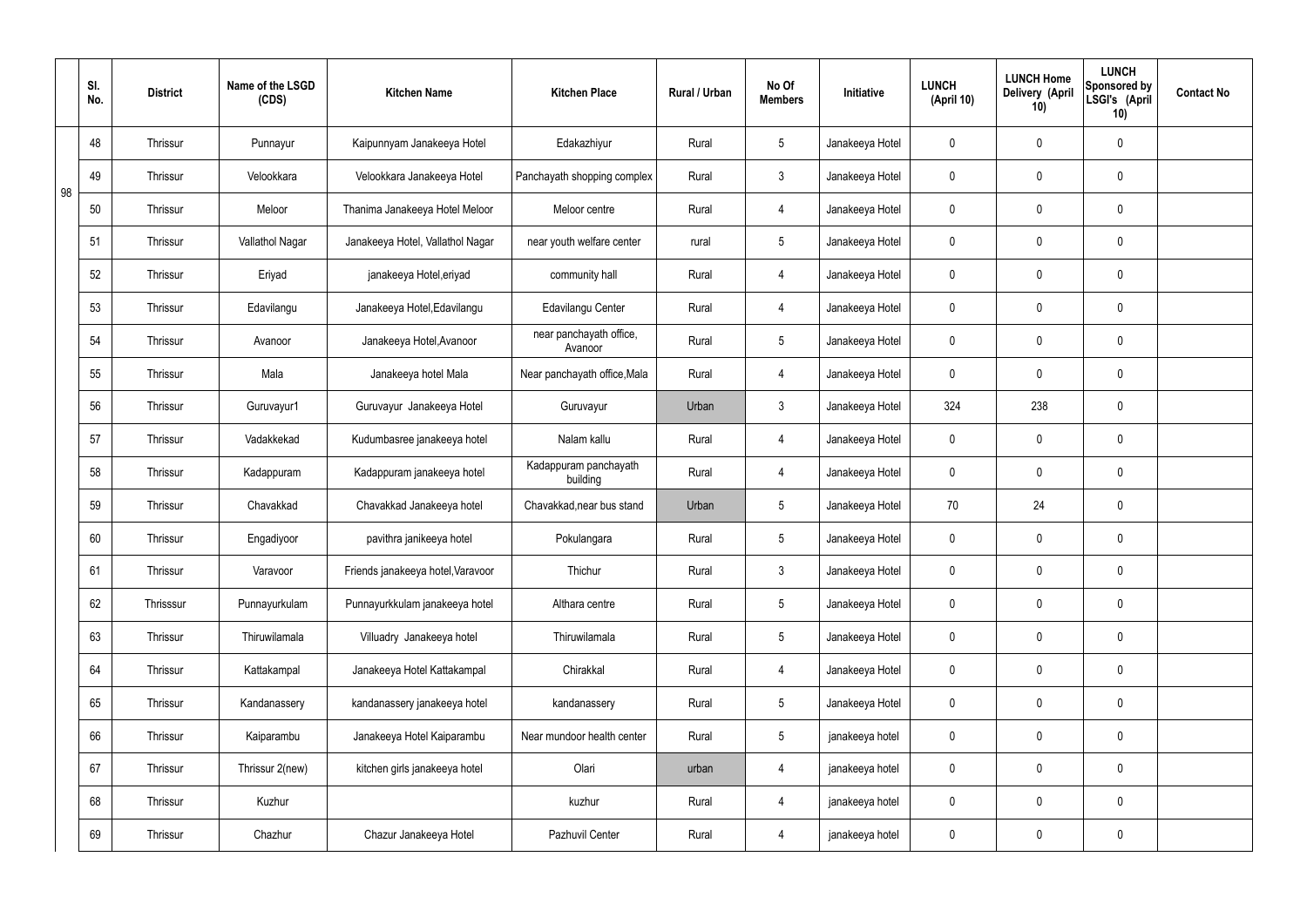| | Sl. No. | District | Name of the LSGD (CDS) | Kitchen Name | Kitchen Place | Rural / Urban | No Of Members | Initiative | LUNCH (April 10) | LUNCH Home Delivery (April 10) | LUNCH Sponsored by LSGI's (April 10) | Contact No |
|---|---|---|---|---|---|---|---|---|---|---|---|---|
| 98 | 48 | Thrissur | Punnayur | Kaipunnyam Janakeeya Hotel | Edakazhiyur | Rural | 5 | Janakeeya Hotel | 0 | 0 | 0 | |
| | 49 | Thrissur | Velookkara | Velookkara Janakeeya Hotel | Panchayath shopping complex | Rural | 3 | Janakeeya Hotel | 0 | 0 | 0 | |
| | 50 | Thrissur | Meloor | Thanima Janakeeya Hotel Meloor | Meloor centre | Rural | 4 | Janakeeya Hotel | 0 | 0 | 0 | |
| | 51 | Thrissur | Vallathol Nagar | Janakeeya Hotel, Vallathol Nagar | near youth welfare center | rural | 5 | Janakeeya Hotel | 0 | 0 | 0 | |
| | 52 | Thrissur | Eriyad | janakeeya Hotel,eriyad | community hall | Rural | 4 | Janakeeya Hotel | 0 | 0 | 0 | |
| | 53 | Thrissur | Edavilangu | Janakeeya Hotel,Edavilangu | Edavilangu Center | Rural | 4 | Janakeeya Hotel | 0 | 0 | 0 | |
| | 54 | Thrissur | Avanoor | Janakeeya Hotel,Avanoor | near panchayath office, Avanoor | Rural | 5 | Janakeeya Hotel | 0 | 0 | 0 | |
| | 55 | Thrissur | Mala | Janakeeya hotel Mala | Near panchayath office,Mala | Rural | 4 | Janakeeya Hotel | 0 | 0 | 0 | |
| | 56 | Thrissur | Guruvayur1 | Guruvayur Janakeeya Hotel | Guruvayur | Urban | 3 | Janakeeya Hotel | 324 | 238 | 0 | |
| | 57 | Thrissur | Vadakkekad | Kudumbasree janakeeya hotel | Nalam kallu | Rural | 4 | Janakeeya Hotel | 0 | 0 | 0 | |
| | 58 | Thrissur | Kadappuram | Kadappuram janakeeya hotel | Kadappuram panchayath building | Rural | 4 | Janakeeya Hotel | 0 | 0 | 0 | |
| | 59 | Thrissur | Chavakkad | Chavakkad Janakeeya hotel | Chavakkad,near bus stand | Urban | 5 | Janakeeya Hotel | 70 | 24 | 0 | |
| | 60 | Thrissur | Engadiyoor | pavithra janikeeya hotel | Pokulangara | Rural | 5 | Janakeeya Hotel | 0 | 0 | 0 | |
| | 61 | Thrissur | Varavoor | Friends janakeeya hotel,Varavoor | Thichur | Rural | 3 | Janakeeya Hotel | 0 | 0 | 0 | |
| | 62 | Thrisssur | Punnayurkulam | Punnayurkkulam janakeeya hotel | Althara centre | Rural | 5 | Janakeeya Hotel | 0 | 0 | 0 | |
| | 63 | Thrissur | Thiruwilamala | Villuadry Janakeeya hotel | Thiruwilamala | Rural | 5 | Janakeeya Hotel | 0 | 0 | 0 | |
| | 64 | Thrissur | Kattakampal | Janakeeya Hotel Kattakampal | Chirakkal | Rural | 4 | Janakeeya Hotel | 0 | 0 | 0 | |
| | 65 | Thrissur | Kandanassery | kandanassery janakeeya hotel | kandanassery | Rural | 5 | Janakeeya Hotel | 0 | 0 | 0 | |
| | 66 | Thrissur | Kaiparambu | Janakeeya Hotel Kaiparambu | Near mundoor health center | Rural | 5 | janakeeya hotel | 0 | 0 | 0 | |
| | 67 | Thrissur | Thrissur 2(new) | kitchen girls janakeeya hotel | Olari | urban | 4 | janakeeya hotel | 0 | 0 | 0 | |
| | 68 | Thrissur | Kuzhur | | kuzhur | Rural | 4 | janakeeya hotel | 0 | 0 | 0 | |
| | 69 | Thrissur | Chazhur | Chazur Janakeeya Hotel | Pazhuvil Center | Rural | 4 | janakeeya hotel | 0 | 0 | 0 | |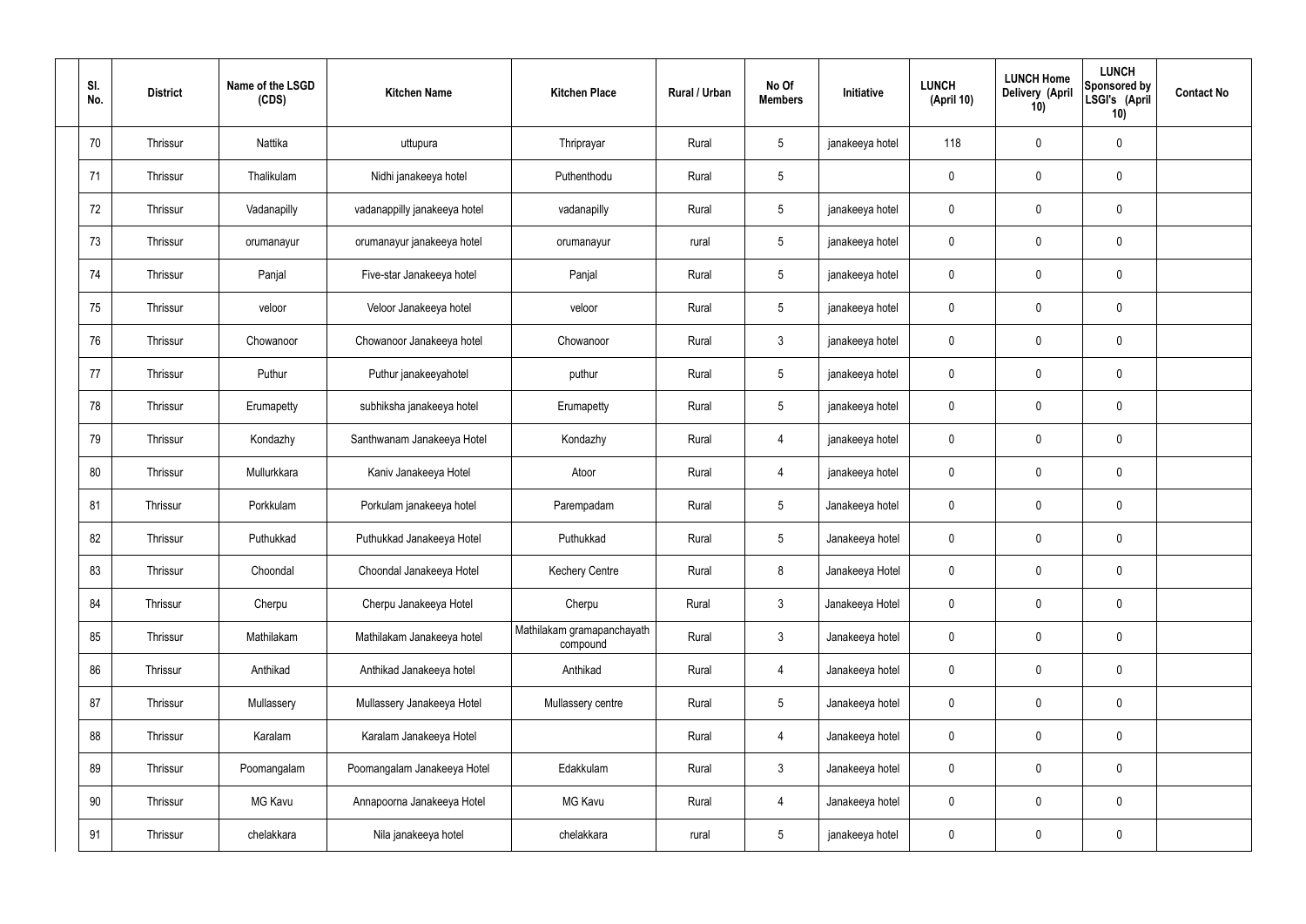| Sl. No. | District | Name of the LSGD (CDS) | Kitchen Name | Kitchen Place | Rural / Urban | No Of Members | Initiative | LUNCH (April 10) | LUNCH Home Delivery (April 10) | LUNCH Sponsored by LSGI's (April 10) | Contact No |
|---|---|---|---|---|---|---|---|---|---|---|---|
| 70 | Thrissur | Nattika | uttupura | Thriprayar | Rural | 5 | janakeeya hotel | 118 | 0 | 0 | |
| 71 | Thrissur | Thalikulam | Nidhi janakeeya hotel | Puthenthodu | Rural | 5 | | 0 | 0 | 0 | |
| 72 | Thrissur | Vadanapilly | vadanappilly janakeeya hotel | vadanapilly | Rural | 5 | janakeeya hotel | 0 | 0 | 0 | |
| 73 | Thrissur | orumanayur | orumanayur janakeeya hotel | orumanayur | rural | 5 | janakeeya hotel | 0 | 0 | 0 | |
| 74 | Thrissur | Panjal | Five-star Janakeeya hotel | Panjal | Rural | 5 | janakeeya hotel | 0 | 0 | 0 | |
| 75 | Thrissur | veloor | Veloor Janakeeya hotel | veloor | Rural | 5 | janakeeya hotel | 0 | 0 | 0 | |
| 76 | Thrissur | Chowanoor | Chowanoor Janakeeya hotel | Chowanoor | Rural | 3 | janakeeya hotel | 0 | 0 | 0 | |
| 77 | Thrissur | Puthur | Puthur janakeeyahotel | puthur | Rural | 5 | janakeeya hotel | 0 | 0 | 0 | |
| 78 | Thrissur | Erumapetty | subhiksha janakeeya hotel | Erumapetty | Rural | 5 | janakeeya hotel | 0 | 0 | 0 | |
| 79 | Thrissur | Kondazhy | Santhwanam Janakeeya Hotel | Kondazhy | Rural | 4 | janakeeya hotel | 0 | 0 | 0 | |
| 80 | Thrissur | Mullurkkara | Kaniv Janakeeya Hotel | Atoor | Rural | 4 | janakeeya hotel | 0 | 0 | 0 | |
| 81 | Thrissur | Porkkulam | Porkulam janakeeya hotel | Parempadam | Rural | 5 | Janakeeya hotel | 0 | 0 | 0 | |
| 82 | Thrissur | Puthukkad | Puthukkad Janakeeya Hotel | Puthukkad | Rural | 5 | Janakeeya hotel | 0 | 0 | 0 | |
| 83 | Thrissur | Choondal | Choondal Janakeeya Hotel | Kechery Centre | Rural | 8 | Janakeeya Hotel | 0 | 0 | 0 | |
| 84 | Thrissur | Cherpu | Cherpu Janakeeya Hotel | Cherpu | Rural | 3 | Janakeeya Hotel | 0 | 0 | 0 | |
| 85 | Thrissur | Mathilakam | Mathilakam Janakeeya hotel | Mathilakam gramapanchayath compound | Rural | 3 | Janakeeya hotel | 0 | 0 | 0 | |
| 86 | Thrissur | Anthikad | Anthikad Janakeeya hotel | Anthikad | Rural | 4 | Janakeeya hotel | 0 | 0 | 0 | |
| 87 | Thrissur | Mullassery | Mullassery Janakeeya Hotel | Mullassery centre | Rural | 5 | Janakeeya hotel | 0 | 0 | 0 | |
| 88 | Thrissur | Karalam | Karalam Janakeeya Hotel | | Rural | 4 | Janakeeya hotel | 0 | 0 | 0 | |
| 89 | Thrissur | Poomangalam | Poomangalam Janakeeya Hotel | Edakkulam | Rural | 3 | Janakeeya hotel | 0 | 0 | 0 | |
| 90 | Thrissur | MG Kavu | Annapoorna Janakeeya Hotel | MG Kavu | Rural | 4 | Janakeeya hotel | 0 | 0 | 0 | |
| 91 | Thrissur | chelakkara | Nila janakeeya hotel | chelakkara | rural | 5 | janakeeya hotel | 0 | 0 | 0 | |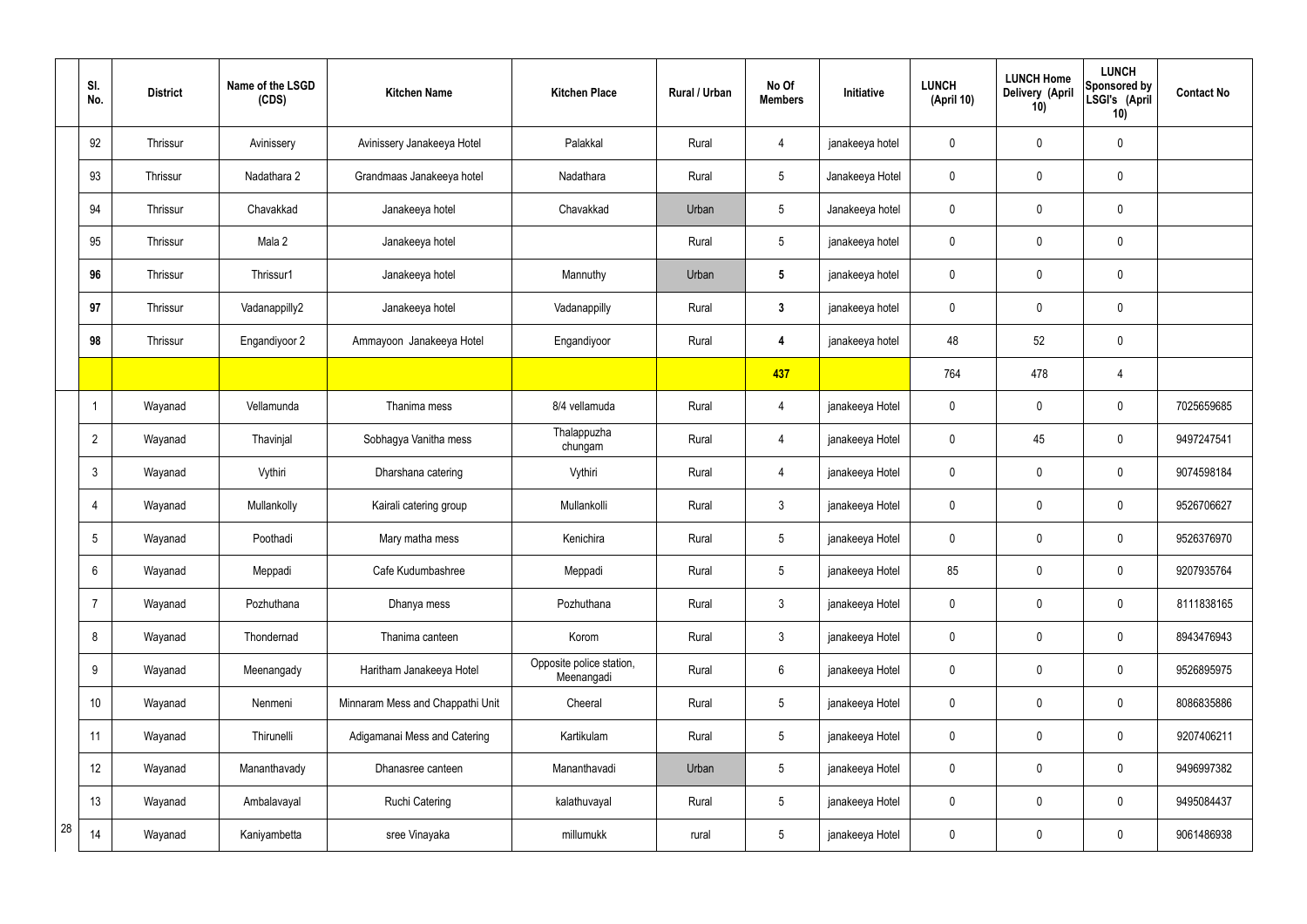| | Sl. No. | District | Name of the LSGD (CDS) | Kitchen Name | Kitchen Place | Rural / Urban | No Of Members | Initiative | LUNCH (April 10) | LUNCH Home Delivery (April 10) | LUNCH Sponsored by LSGI's (April 10) | Contact No |
|---|---|---|---|---|---|---|---|---|---|---|---|---|
| | 92 | Thrissur | Avinissery | Avinissery Janakeeya Hotel | Palakkal | Rural | 4 | janakeeya hotel | 0 | 0 | 0 | |
| | 93 | Thrissur | Nadathara 2 | Grandmaas Janakeeya hotel | Nadathara | Rural | 5 | Janakeeya Hotel | 0 | 0 | 0 | |
| | 94 | Thrissur | Chavakkad | Janakeeya hotel | Chavakkad | Urban | 5 | Janakeeya hotel | 0 | 0 | 0 | |
| | 95 | Thrissur | Mala 2 | Janakeeya hotel | | Rural | 5 | janakeeya hotel | 0 | 0 | 0 | |
| | **96** | Thrissur | Thrissur1 | Janakeeya hotel | Mannuthy | Urban | **5** | janakeeya hotel | 0 | 0 | 0 | |
| | **97** | Thrissur | Vadanappilly2 | Janakeeya hotel | Vadanappilly | Rural | **3** | janakeeya hotel | 0 | 0 | 0 | |
| | **98** | Thrissur | Engandiyoor 2 | Ammayoon Janakeeya Hotel | Engandiyoor | Rural | **4** | janakeeya hotel | 48 | 52 | 0 | |
| | | | | | | | **437** | | 764 | 478 | 4 | |
| | 1 | Wayanad | Vellamunda | Thanima mess | 8/4 vellamuda | Rural | 4 | janakeeya Hotel | 0 | 0 | 0 | 7025659685 |
| | 2 | Wayanad | Thavinjal | Sobhagya Vanitha mess | Thalappuzha chungam | Rural | 4 | janakeeya Hotel | 0 | 45 | 0 | 9497247541 |
| | 3 | Wayanad | Vythiri | Dharshana catering | Vythiri | Rural | 4 | janakeeya Hotel | 0 | 0 | 0 | 9074598184 |
| | 4 | Wayanad | Mullankolly | Kairali catering group | Mullankolli | Rural | 3 | janakeeya Hotel | 0 | 0 | 0 | 9526706627 |
| | 5 | Wayanad | Poothadi | Mary matha mess | Kenichira | Rural | 5 | janakeeya Hotel | 0 | 0 | 0 | 9526376970 |
| | 6 | Wayanad | Meppadi | Cafe Kudumbashree | Meppadi | Rural | 5 | janakeeya Hotel | 85 | 0 | 0 | 9207935764 |
| | 7 | Wayanad | Pozhuthana | Dhanya mess | Pozhuthana | Rural | 3 | janakeeya Hotel | 0 | 0 | 0 | 8111838165 |
| | 8 | Wayanad | Thondernad | Thanima canteen | Korom | Rural | 3 | janakeeya Hotel | 0 | 0 | 0 | 8943476943 |
| | 9 | Wayanad | Meenangady | Haritham Janakeeya Hotel | Opposite police station, Meenangadi | Rural | 6 | janakeeya Hotel | 0 | 0 | 0 | 9526895975 |
| | 10 | Wayanad | Nenmeni | Minnaram Mess and Chappathi Unit | Cheeral | Rural | 5 | janakeeya Hotel | 0 | 0 | 0 | 8086835886 |
| | 11 | Wayanad | Thirunelli | Adigamanai Mess and Catering | Kartikulam | Rural | 5 | janakeeya Hotel | 0 | 0 | 0 | 9207406211 |
| | 12 | Wayanad | Mananthavady | Dhanasree canteen | Mananthavadi | Urban | 5 | janakeeya Hotel | 0 | 0 | 0 | 9496997382 |
| | 13 | Wayanad | Ambalavayal | Ruchi Catering | kalathuvayal | Rural | 5 | janakeeya Hotel | 0 | 0 | 0 | 9495084437 |
| 28 | 14 | Wayanad | Kaniyambetta | sree Vinayaka | millumukk | rural | 5 | janakeeya Hotel | 0 | 0 | 0 | 9061486938 |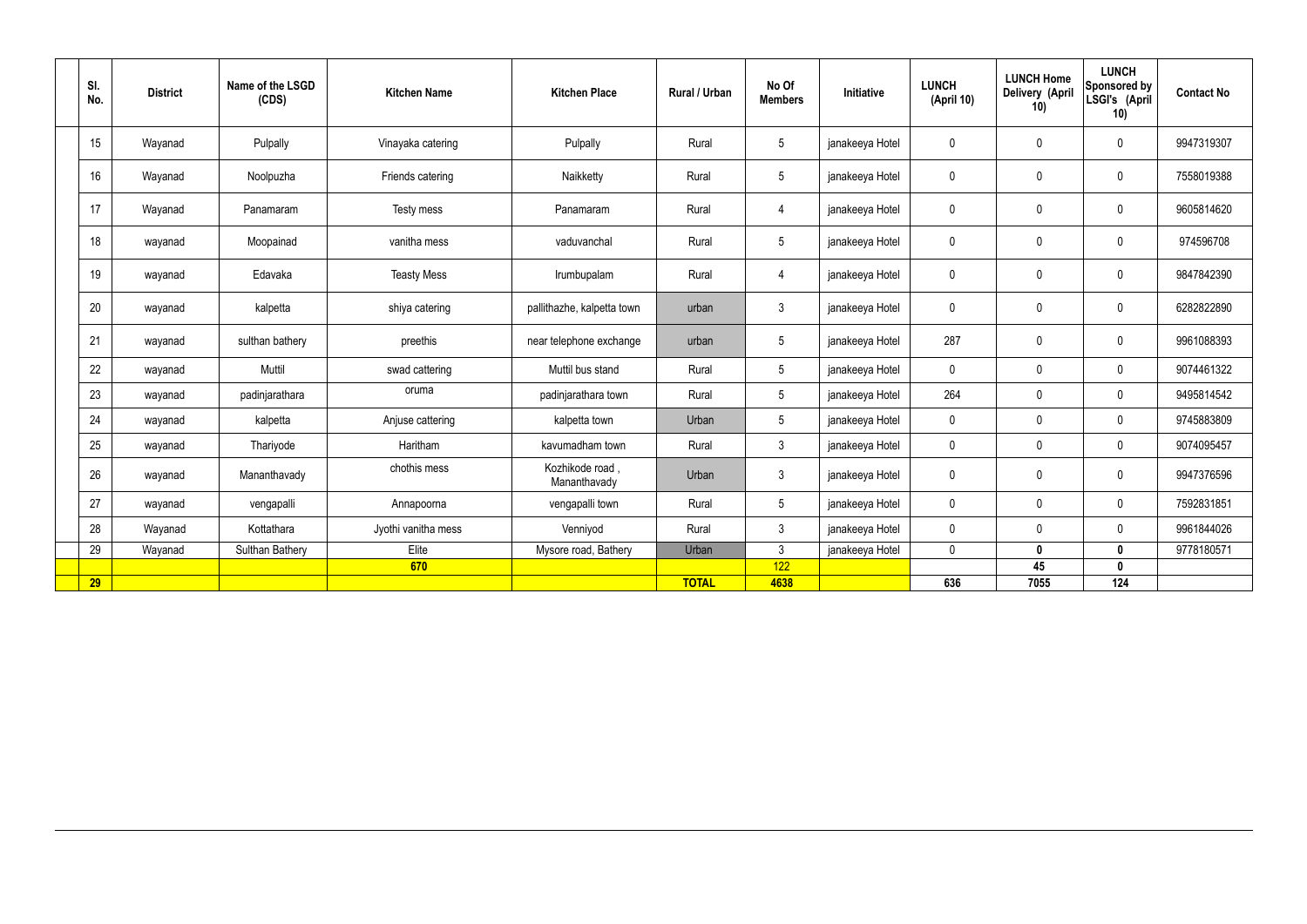| Sl. No. | District | Name of the LSGD (CDS) | Kitchen Name | Kitchen Place | Rural / Urban | No Of Members | Initiative | LUNCH (April 10) | LUNCH Home Delivery (April 10) | LUNCH Sponsored by LSGI's (April 10) | Contact No |
|---|---|---|---|---|---|---|---|---|---|---|---|
| 15 | Wayanad | Pulpally | Vinayaka catering | Pulpally | Rural | 5 | janakeeya Hotel | 0 | 0 | 0 | 9947319307 |
| 16 | Wayanad | Noolpuzha | Friends catering | Naikketty | Rural | 5 | janakeeya Hotel | 0 | 0 | 0 | 7558019388 |
| 17 | Wayanad | Panamaram | Testy mess | Panamaram | Rural | 4 | janakeeya Hotel | 0 | 0 | 0 | 9605814620 |
| 18 | wayanad | Moopainad | vanitha mess | vaduvanchal | Rural | 5 | janakeeya Hotel | 0 | 0 | 0 | 974596708 |
| 19 | wayanad | Edavaka | Teasty Mess | Irumbupalam | Rural | 4 | janakeeya Hotel | 0 | 0 | 0 | 9847842390 |
| 20 | wayanad | kalpetta | shiya catering | pallithazhe, kalpetta town | urban | 3 | janakeeya Hotel | 0 | 0 | 0 | 6282822890 |
| 21 | wayanad | sulthan bathery | preethis | near telephone exchange | urban | 5 | janakeeya Hotel | 287 | 0 | 0 | 9961088393 |
| 22 | wayanad | Muttil | swad cattering | Muttil bus stand | Rural | 5 | janakeeya Hotel | 0 | 0 | 0 | 9074461322 |
| 23 | wayanad | padinjarathara | oruma | padinjarathara town | Rural | 5 | janakeeya Hotel | 264 | 0 | 0 | 9495814542 |
| 24 | wayanad | kalpetta | Anjuse cattering | kalpetta town | Urban | 5 | janakeeya Hotel | 0 | 0 | 0 | 9745883809 |
| 25 | wayanad | Thariyode | Haritham | kavumadham town | Rural | 3 | janakeeya Hotel | 0 | 0 | 0 | 9074095457 |
| 26 | wayanad | Mananthavady | chothis mess | Kozhikode road , Mananthavady | Urban | 3 | janakeeya Hotel | 0 | 0 | 0 | 9947376596 |
| 27 | wayanad | vengapalli | Annapoorna | vengapalli town | Rural | 5 | janakeeya Hotel | 0 | 0 | 0 | 7592831851 |
| 28 | Wayanad | Kottathara | Jyothi vanitha mess | Venniyod | Rural | 3 | janakeeya Hotel | 0 | 0 | 0 | 9961844026 |
| 29 | Wayanad | Sulthan Bathery | Elite | Mysore road, Bathery | Urban | 3 | janakeeya Hotel | 0 | **0** | **0** | 9778180571 |
| | | | **670** | | | 122 | | | **45** | **0** | |
| **29** | | | | | **TOTAL** | **4638** | | **636** | **7055** | **124** | |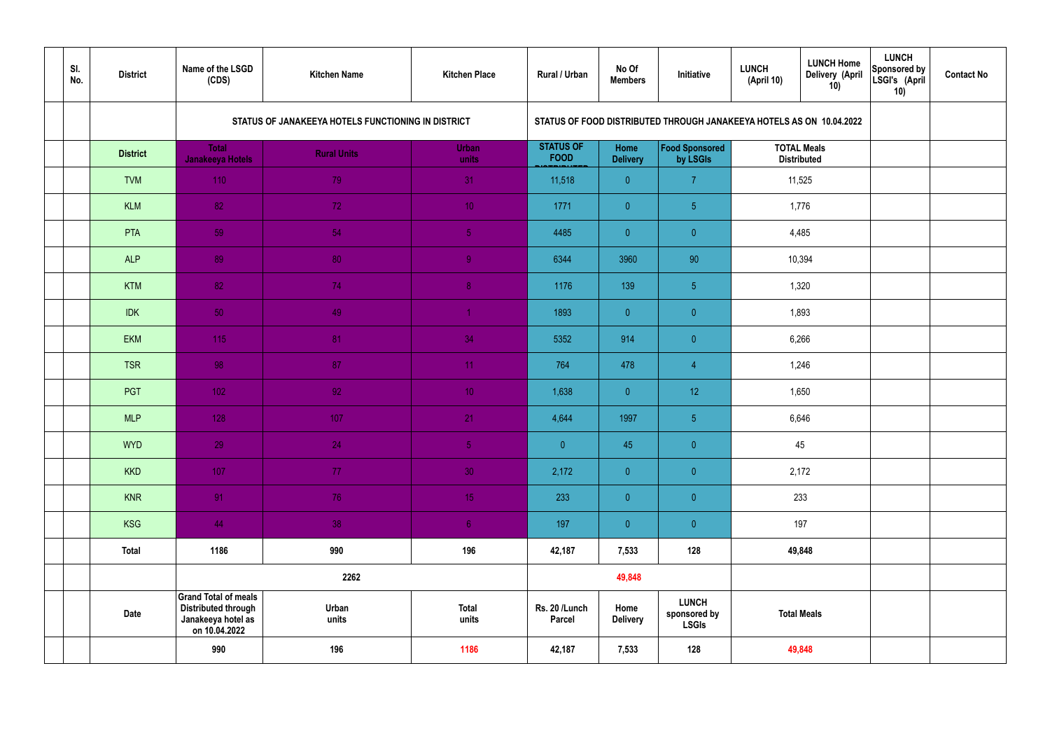| Sl. No. | District | Name of the LSGD (CDS) | Kitchen Name | Kitchen Place | Rural / Urban | No Of Members | Initiative | LUNCH (April 10) | LUNCH Home Delivery (April 10) | LUNCH Sponsored by LSGI's (April 10) | Contact No |
|---|---|---|---|---|---|---|---|---|---|---|---|
| | | STATUS OF JANAKEEYA HOTELS FUNCTIONING IN DISTRICT | | | STATUS OF FOOD DISTRIBUTED THROUGH JANAKEEYA HOTELS AS ON 10.04.2022 | | | | | | |
| | District | Total Janakeeya Hotels | Rural Units | Urban units | STATUS OF FOOD DISTRIBUTED | Home Delivery | Food Sponsored by LSGIs | TOTAL Meals Distributed | | | |
| | TVM | 110 | 79 | 31 | 11,518 | 0 | 7 | 11,525 | | | |
| | KLM | 82 | 72 | 10 | 1771 | 0 | 5 | 1,776 | | | |
| | PTA | 59 | 54 | 5 | 4485 | 0 | 0 | 4,485 | | | |
| | ALP | 89 | 80 | 9 | 6344 | 3960 | 90 | 10,394 | | | |
| | KTM | 82 | 74 | 8 | 1176 | 139 | 5 | 1,320 | | | |
| | IDK | 50 | 49 | 1 | 1893 | 0 | 0 | 1,893 | | | |
| | EKM | 115 | 81 | 34 | 5352 | 914 | 0 | 6,266 | | | |
| | TSR | 98 | 87 | 11 | 764 | 478 | 4 | 1,246 | | | |
| | PGT | 102 | 92 | 10 | 1,638 | 0 | 12 | 1,650 | | | |
| | MLP | 128 | 107 | 21 | 4,644 | 1997 | 5 | 6,646 | | | |
| | WYD | 29 | 24 | 5 | 0 | 45 | 0 | 45 | | | |
| | KKD | 107 | 77 | 30 | 2,172 | 0 | 0 | 2,172 | | | |
| | KNR | 91 | 76 | 15 | 233 | 0 | 0 | 233 | | | |
| | KSG | 44 | 38 | 6 | 197 | 0 | 0 | 197 | | | |
| | Total | 1186 | 990 | 196 | 42,187 | 7,533 | 128 | 49,848 | | | |
| | | | 2262 | | | 49,848 | | | | | |
| | Date | Grand Total of meals Distributed through Janakeeya hotel as on 10.04.2022 | Urban units | Total units | Rs. 20 /Lunch Parcel | Home Delivery | LUNCH sponsored by LSGIs | Total Meals | | | |
| | | 990 | 196 | 1186 | 42,187 | 7,533 | 128 | 49,848 | | | |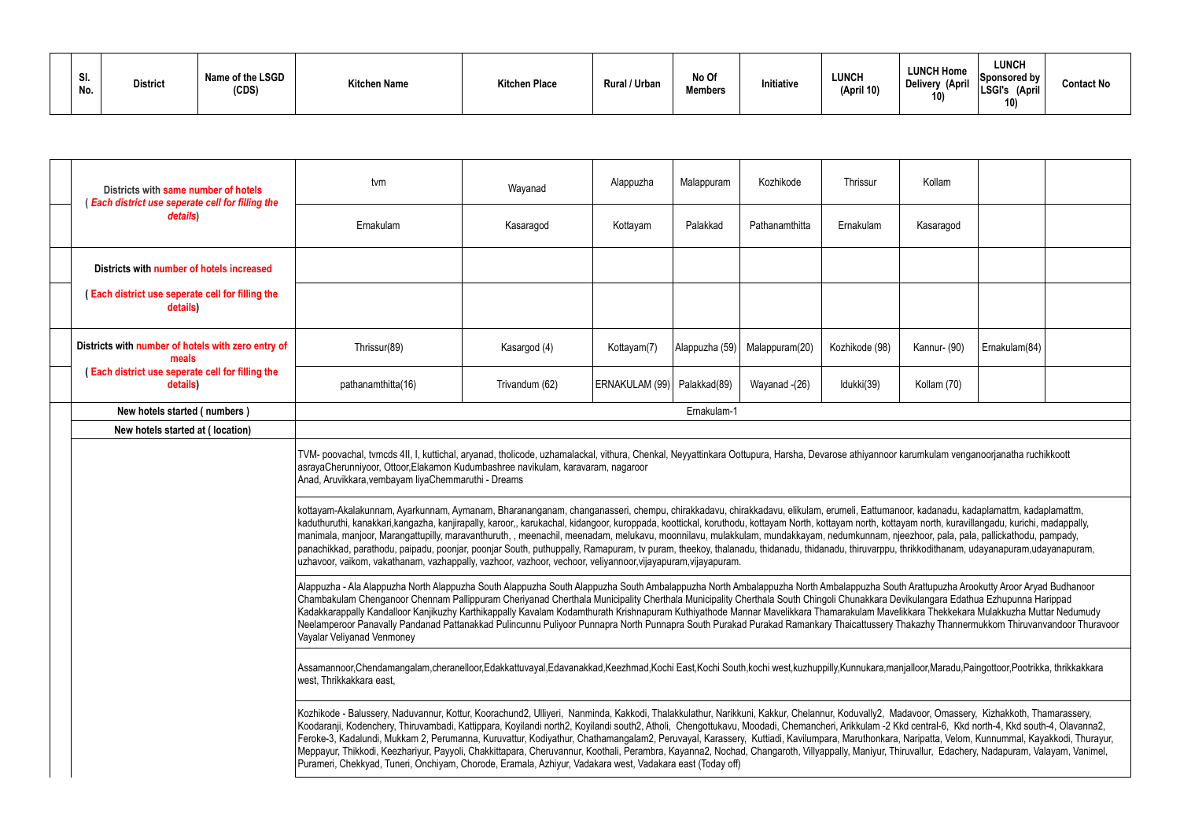| Sl. No. | District | Name of the LSGD (CDS) | Kitchen Name | Kitchen Place | Rural / Urban | No Of Members | Initiative | LUNCH (April 10) | LUNCH Home Delivery (April 10) | LUNCH Sponsored by LSGI's (April 10) | Contact No |
|---|---|---|---|---|---|---|---|---|---|---|---|

| | | | | | | | | | | |
|---|---|---|---|---|---|---|---|---|---|---|
| | Districts with same number of hotels ( *Each district use seperate cell for filling the details*) | tvm | Wayanad | Alappuzha | Malappuram | Kozhikode | Thrissur | Kollam | | |
| | | Ernakulam | Kasaragod | Kottayam | Palakkad | Pathanamthitta | Ernakulam | Kasaragod | | |
| | Districts with number of hotels increased | | | | | | | | | |
| | ( Each district use seperate cell for filling the details) | | | | | | | | | |
| | Districts with number of hotels with zero entry of meals ( Each district use seperate cell for filling the details) | Thrissur(89) | Kasargod (4) | Kottayam(7) | Alappuzha (59) | Malappuram(20) | Kozhikode (98) | Kannur- (90) | Ernakulam(84) | |
| | | pathanamthitta(16) | Trivandum (62) | ERNAKULAM (99) | Palakkad(89) | Wayanad -(26) | Idukki(39) | Kollam (70) | | |
| | New hotels started ( numbers ) | Ernakulam-1 | | | | | | | | |
| | New hotels started at ( location) | | | | | | | | | |
| | | TVM- poovachal, tvmcds 4II, I, kuttichal, aryanad, tholicode, uzhamalackal, vithura, Chenkal, Neyyattinkara Oottupura, Harsha, Devarose athiyannoor karumkulam venganoorjanatha ruchikkoott asrayaCherunniyoor, Ottoor,Elakamon Kudumbashree navikulam, karavaram, nagaroor Anad, Aruvikkara,vembayam liyaChemmaruthi - Dreams | | | | | | | | |
| | | kottayam-Akalakunnam, Ayarkunnam, Aymanam, Bharananganam, changanasseri, chempu, chirakkadavu, chirakkadavu, elikulam, erumeli, Eattumanoor, kadanadu, kadaplamattm, kadaplamattm, kaduthuruthi, kanakkari,kangazha, kanjirapally, karoor,, karukachal, kidangoor, kuroppada, koottickal, koruthodu, kottayam North, kottayam north, kottayam north, kuravillangadu, kurichi, madappally, manimala, manjoor, Marangattupilly, maravanthuruth, , meenachil, meenadam, melukavu, moonnilavu, mulakkulam, mundakkayam, nedumkunnam, njeezhoor, pala, pala, pallickathodu, pampady, panachikkad, parathodu, paipadu, poonjar, poonjar South, puthuppally, Ramapuram, tv puram, theekoy, thalanadu, thidanadu, thidanadu, thiruvarppu, thrikkodithanam, udayanapuram,udayanapuram, uzhavoor, vaikom, vakathanam, vazhappally, vazhoor, vazhoor, vechoor, veliyannoor,vijayapuram,vijayapuram. | | | | | | | | |
| | | Alappuzha - Ala Alappuzha North Alappuzha South Alappuzha South Alappuzha South Ambalappuzha North Ambalappuzha North Ambalappuzha South Arattupuzha Arookutty Aroor Aryad Budhanoor Chambakulam Chenganoor Chennam Pallippuram Cheriyanad Cherthala Municipality Cherthala Municipality Cherthala South Chingoli Chunakkara Devikulangara Edathua Ezhupunna Harippad Kadakkarappally Kandalloor Kanjikuzhy Karthikappally Kavalam Kodamthurath Krishnapuram Kuthiyathode Mannar Mavelikkara Thamarakulam Mavelikkara Thekkekara Mulakkuzha Muttar Nedumudy Neelamperoor Panavally Pandanad Pattanakkad Pulincunnu Puliyoor Punnapra North Punnapra South Purakad Purakad Ramankary Thaicattussery Thakazhy Thannermukkom Thiruvanvandoor Thuravoor Vayalar Veliyanad Venmoney | | | | | | | | |
| | | Assamannoor,Chendamangalam,cheranelloor,Edakkattuvayal,Edavanakkad,Keezhmad,Kochi East,Kochi South,kochi west,kuzhuppilly,Kunnukara,manjalloor,Maradu,Paingottoor,Pootrikka, thrikkakkara west, Thrikkakkara east, | | | | | | | | |
| | | Kozhikode - Balussery, Naduvannur, Kottur, Koorachund2, Ulliyeri, Nanminda, Kakkodi, Thalakkulathur, Narikkuni, Kakkur, Chelannur, Koduvally2, Madavoor, Omassery, Kizhakkoth, Thamarassery, Koodaranji, Kodenchery, Thiruvambadi, Kattippara, Koyilandi north2, Koyilandi south2, Atholi, Chengottukavu, Moodadi, Chemancheri, Arikkulam -2 Kkd central-6, Kkd north-4, Kkd south-4, Olavanna2, Feroke-3, Kadalundi, Mukkam 2, Perumanna, Kuruvattur, Kodiyathur, Chathamangalam2, Peruvayal, Karassery, Kuttiadi, Kavilumpara, Maruthonkara, Naripatta, Velom, Kunnummal, Kayakkodi, Thurayur, Meppayur, Thikkodi, Keezhariyur, Payyoli, Chakkittapara, Cheruvannur, Koothali, Perambra, Kayanna2, Nochad, Changaroth, Villyappally, Maniyur, Thiruvallur, Edachery, Nadapuram, Valayam, Vanimel, Purameri, Chekkyad, Tuneri, Onchiyam, Chorode, Eramala, Azhiyur, Vadakara west, Vadakara east (Today off) | | | | | | | | |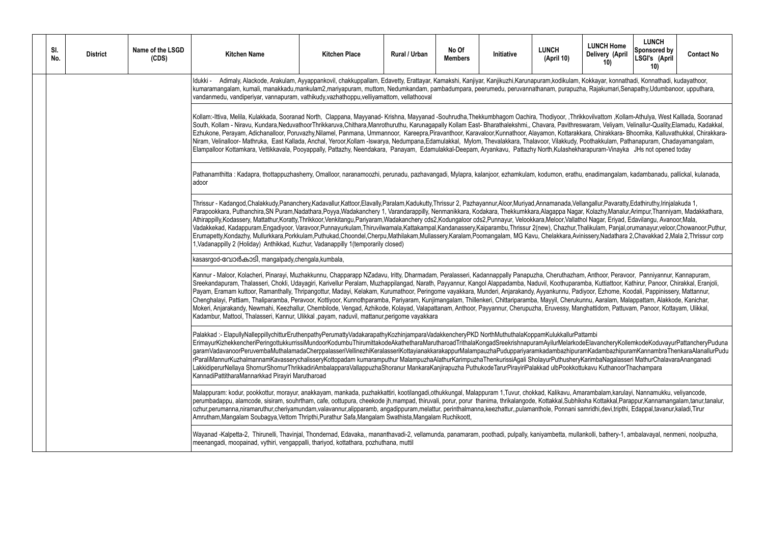| | Sl. No. | District | Name of the LSGD (CDS) | Kitchen Name | Kitchen Place | Rural / Urban | No Of Members | Initiative | LUNCH (April 10) | LUNCH Home Delivery (April 10) | LUNCH Sponsored by LSGI's (April 10) | Contact No |
|---|---|---|---|---|---|---|---|---|---|---|---|---|
| | | | | Idukki - Adimaly, Alackode, Arakulam, Ayyappankovil, chakkuppallam, Edavetty, Erattayar, Kamakshi, Kanjiyar, Kanjikuzhi,Karunapuram,kodikulam, Kokkayar, konnathadi, Konnathadi, kudayathoor, kumaramangalam, kumali, manakkadu,mankulam2,mariyapuram, muttom, Nedumkandam, pambadumpara, peerumedu, peruvannathanam, purapuzha, Rajakumari,Senapathy,Udumbanoor, upputhara, vandanmedu, vandiperiyar, vannapuram, vathikudy,vazhathoppu,velliyamattom, vellathooval | | | | | | | | |
| | | | | Kollam:-Ittiva, Melila, Kulakkada, Sooranad North, Clappana, Mayyanad- Krishna, Mayyanad -Souhrudha,Thekkumbhagom Oachira, Thodiyoor, ,Thrikkovilvattom ,Kollam-Athulya, West Kalllada, Sooranad South, Kollam - Niravu, Kundara,NeduvathoorThrikkaruva,Chithara,Manrothuruthu, Karunagapally Kollam East- Bharathalekshmi,, Chavara, Pavithreswaram, Veliyam, Velinallur-Quality,Elamadu, Kadakkal, Ezhukone, Perayam, Adichanalloor, Poruvazhy,Nilamel, Panmana, Ummannoor, Kareepra,Piravanthoor, Karavaloor,Kunnathoor, Alayamon, Kottarakkara, Chirakkara- Bhoomika, Kalluvathukkal, Chirakkara-Niram, Velinalloor- Mathruka, East Kallada, Anchal, Yeroor,Kollam -Iswarya, Nedumpana,Edamulakkal, Mylom, Thevalakkara, Thalavoor, Vilakkudy, Poothakkulam, Pathanapuram, Chadayamangalam, Elampalloor Kottamkara, Vettikkavala, Pooyappally, Pattazhy, Neendakara, Panayam, Edamulakkal-Deepam, Aryankavu, Pattazhy North,Kulashekharapuram-Vinayka JHs not opened today | | | | | | | | |
| | | | | Pathanamthitta : Kadapra, thottappuzhasherry, Omalloor, naranamoozhi, perunadu, pazhavangadi, Mylapra, kalanjoor, ezhamkulam, kodumon, erathu, enadimangalam, kadambanadu, pallickal, kulanada, adoor | | | | | | | | |
| | | | | Thrissur - Kadangod,Chalakkudy,Pananchery,Kadavallur,Kattoor,Elavally,Paralam,Kadukutty,Thrissur 2, Pazhayannur,Aloor,Muriyad,Annamanada,Vellangallur,Pavaratty,Edathiruthy,Irinjalakuda 1, Parapookkara, Puthanchira,SN Puram,Nadathara,Poyya,Wadakanchery 1, Varandarappilly, Nenmanikkara, Kodakara, Thekkumkkara,Alagappa Nagar, Kolazhy,Manalur,Arimpur,Thanniyam, Madakkathara, Athirappilly,Kodassery, Mattathur,Koratty,Thrikkoor,Venkitangu,Pariyaram,Wadakanchery cds2,Kodungaloor cds2,Punnayur, Velookkara,Meloor,Vallathol Nagar, Eriyad, Edavilangu, Avanoor,Mala, Vadakkekad, Kadappuram,Engadiyoor, Varavoor,Punnayurkulam,Thiruvilwamala,Kattakampal,Kandanassery,Kaiparambu,Thrissur 2(new), Chazhur,Thalikulam, Panjal,orumanayur,veloor,Chowanoor,Puthur, Erumapetty,Kondazhy, Mullurkkara,Porkkulam,Puthukad,Choondel,Cherpu,Mathilakam,Mullassery,Karalam,Poomangalam, MG Kavu, Chelakkara,Avinissery,Nadathara 2,Chavakkad 2,Mala 2,Thrissur corp 1,Vadanappilly 2 (Holiday) Anthikkad, Kuzhur, Vadanappilly 1(temporarily closed) | | | | | | | | |
| | | | | kasasrgod-വോർകാടി, mangalpady,chengala,kumbala, | | | | | | | | |
| | | | | Kannur - Maloor, Kolacheri, Pinarayi, Muzhakkunnu, Chapparapp NZadavu, Iritty, Dharmadam, Peralasseri, Kadannappally Panapuzha, Cheruthazham, Anthoor, Peravoor, Panniyannur, Kannapuram, Sreekandapuram, Thalasseri, Chokli, Udayagiri, Karivellur Peralam, Muzhappilangad, Narath, Payyannur, Kangol Alappadamba, Naduvil, Koothuparamba, Kuttiattoor, Kathirur, Panoor, Chirakkal, Eranjoli, Payam, Eramam kuttoor, Ramanthally, Thripangottur, Madayi, Kelakam, Kurumathoor, Peringome vayakkara, Munderi, Anjarakandy, Ayyankunnu, Padiyoor, Ezhome, Koodali, Pappinissery, Mattannur, Chenghalayi, Pattiam, Thaliparamba, Peravoor, Kottiyoor, Kunnothparamba, Pariyaram, Kunjimangalam, Thillenkeri, Chittariparamba, Mayyil, Cherukunnu, Aaralam, Malappattam, Alakkode, Kanichar, Mokeri, Anjarakandy, Newmahi, Keezhallur, Chembilode, Vengad, Azhikode, Kolayad, Valapattanam, Anthoor, Payyannur, Cherupuzha, Eruvessy, Manghattidom, Pattuvam, Panoor, Kottayam, Ulikkal, Kadambur, Mattool, Thalasseri, Kannur, Ulikkal ,payam, naduvil, mattanur,perigome vayakkara | | | | | | | | |
| | | | | Palakkad :- ElapullyNalleppillychitturEruthenpathyPerumattyVadakarapathyKozhinjamparaVadakkencheryPKD NorthMuthuthalaKoppamKulukkallurPattambi ErimayurKizhekkencheriPeringottukkurissiMundoorKodumbuThirumittakodeAkathetharaMarutharoadTrithalaKongadSreekrishnapuramAyilurMelarkodeElavancheryKollemkodeKoduvayurPattancheryPudunagaramVadavanoorPeruvembaMuthalamadaCherppalasseriVellinezhiKeralasseriKottayianakkarakappurMalampauzhaPuduppariyaramkadambazhipuramKadambazhipuramKannambraThenkaraAlanallurPudurParaliMannurKuzhalmannamKavasserychalisseryKottopadam kumaramputhur MalampuzhaAlathurKarimpuzhaThenkurissiAgali SholayurPuthusheryKarimbaNagalasseri MathurChalavaraAnanganadi LakkidiperurNellaya ShornurShornurThrikkadiriAmbalapparaVallappuzhaShoranur MankaraKanjirapuzha PuthukodeTarurPirayiriPalakkad ulbPookkottukavu KuthanoorThachampara KannadiPattitharaMannarkkad Pirayiri Marutharoad | | | | | | | | |
| | | | | Malappuram: kodur, pookkottur, morayur, anakkayam, mankada, puzhakkattiri, kootilangadi,othukkungal, Malappuram 1,Tuvur, chokkad, Kalikavu, Amarambalam,karulayi, Nannamukku, veliyancode, perumbadappu, alamcode, sisiram, souhrtham, cafe, oottupura, cheekode jh,mampad, thiruvali, porur, porur thanima, thrikalangode, Kottakkal,Subhiksha Kottakkal,Parappur,Kannamangalam,tanur,tanalur, ozhur,perumanna,niramaruthur,cheriyamundam,valavannur,alipparamb, angadippuram,melattur, perinthalmanna,keezhattur,,pulamanthole, Ponnani samridhi,devi,tripthi, Edappal,tavanur,kaladi,Tirur Amrutham,Mangalam Soubagya,Vettom Thripthi,Purathur Safa,Mangalam Swathista,Mangalam Ruchikoott, | | | | | | | | |
| | | | | Wayanad -Kalpetta-2, Thirunelli, Thavinjal, Thondernad, Edavaka,, mananthavadi-2, vellamunda, panamaram, poothadi, pulpally, kaniyambetta, mullankolli, bathery-1, ambalavayal, nenmeni, noolpuzha, meenangadi, moopainad, vythiri, vengappalli, thariyod, kottathara, pozhuthana, muttil | | | | | | | | |